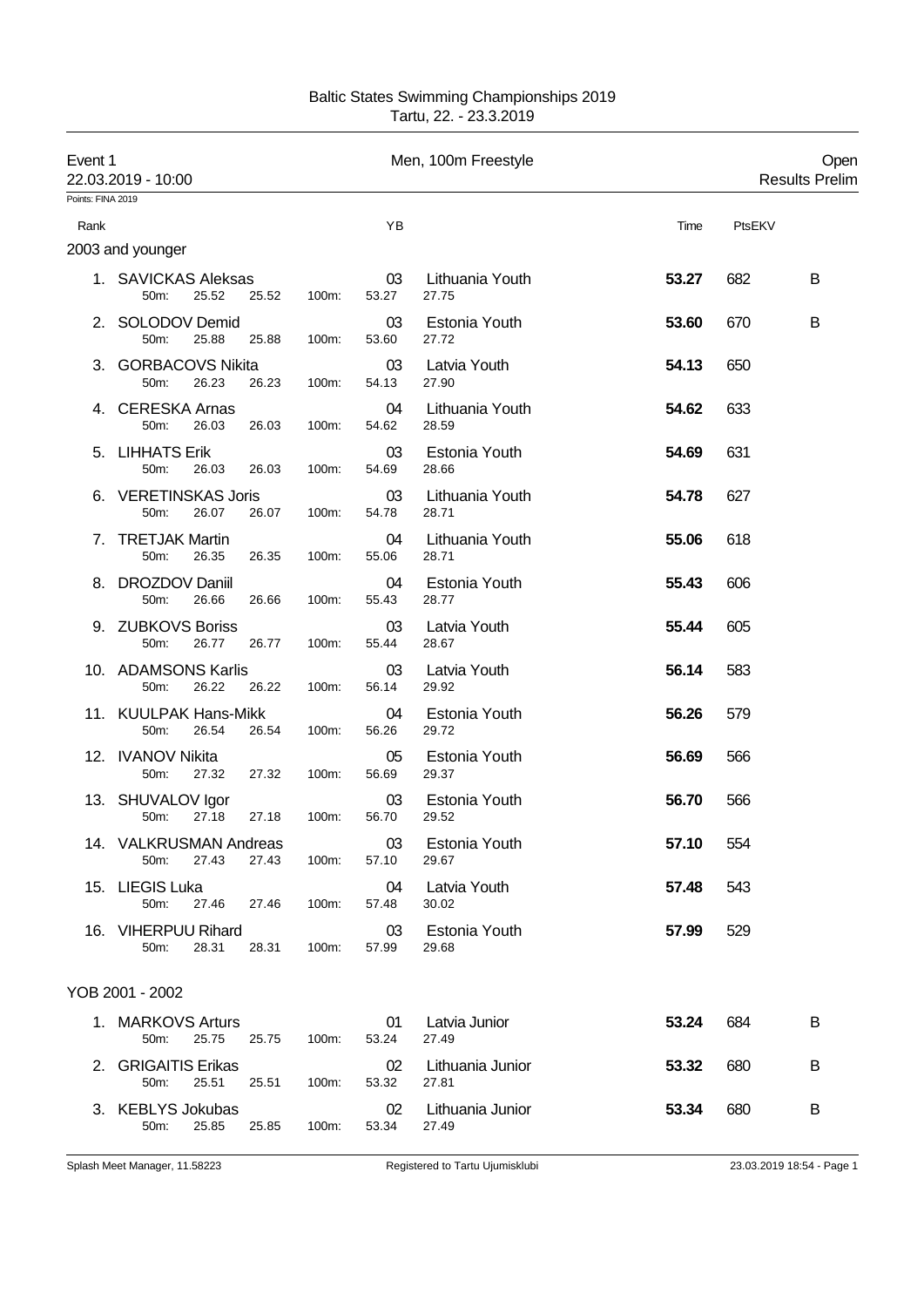# Baltic States Swimming Championships 2019

Tartu, 22. - 23.3.2019

**Event 1** — Men, 100m Freestyle — Open

22.03.2019 - 10:00 — Results Prelim

Points: FINA 2019

## 2003 and younger

| Rank | Name | YB | Club | Time | PtsEKV | |
|---|---|---|---|---|---|---|
| 1. | SAVICKAS Aleksas | 03 | Lithuania Youth | **53.27** | 682 | B |
| | 50m: 25.52 25.52 100m: 53.27 27.75 | | | | | |
| 2. | SOLODOV Demid | 03 | Estonia Youth | **53.60** | 670 | B |
| | 50m: 25.88 25.88 100m: 53.60 27.72 | | | | | |
| 3. | GORBACOVS Nikita | 03 | Latvia Youth | **54.13** | 650 | |
| | 50m: 26.23 26.23 100m: 54.13 27.90 | | | | | |
| 4. | CERESKA Arnas | 04 | Lithuania Youth | **54.62** | 633 | |
| | 50m: 26.03 26.03 100m: 54.62 28.59 | | | | | |
| 5. | LIHHATS Erik | 03 | Estonia Youth | **54.69** | 631 | |
| | 50m: 26.03 26.03 100m: 54.69 28.66 | | | | | |
| 6. | VERETINSKAS Joris | 03 | Lithuania Youth | **54.78** | 627 | |
| | 50m: 26.07 26.07 100m: 54.78 28.71 | | | | | |
| 7. | TRETJAK Martin | 04 | Lithuania Youth | **55.06** | 618 | |
| | 50m: 26.35 26.35 100m: 55.06 28.71 | | | | | |
| 8. | DROZDOV Daniil | 04 | Estonia Youth | **55.43** | 606 | |
| | 50m: 26.66 26.66 100m: 55.43 28.77 | | | | | |
| 9. | ZUBKOVS Boriss | 03 | Latvia Youth | **55.44** | 605 | |
| | 50m: 26.77 26.77 100m: 55.44 28.67 | | | | | |
| 10. | ADAMSONS Karlis | 03 | Latvia Youth | **56.14** | 583 | |
| | 50m: 26.22 26.22 100m: 56.14 29.92 | | | | | |
| 11. | KUULPAK Hans-Mikk | 04 | Estonia Youth | **56.26** | 579 | |
| | 50m: 26.54 26.54 100m: 56.26 29.72 | | | | | |
| 12. | IVANOV Nikita | 05 | Estonia Youth | **56.69** | 566 | |
| | 50m: 27.32 27.32 100m: 56.69 29.37 | | | | | |
| 13. | SHUVALOV Igor | 03 | Estonia Youth | **56.70** | 566 | |
| | 50m: 27.18 27.18 100m: 56.70 29.52 | | | | | |
| 14. | VALKRUSMAN Andreas | 03 | Estonia Youth | **57.10** | 554 | |
| | 50m: 27.43 27.43 100m: 57.10 29.67 | | | | | |
| 15. | LIEGIS Luka | 04 | Latvia Youth | **57.48** | 543 | |
| | 50m: 27.46 27.46 100m: 57.48 30.02 | | | | | |
| 16. | VIHERPUU Rihard | 03 | Estonia Youth | **57.99** | 529 | |
| | 50m: 28.31 28.31 100m: 57.99 29.68 | | | | | |

## YOB 2001 - 2002

| Rank | Name | YB | Club | Time | PtsEKV | |
|---|---|---|---|---|---|---|
| 1. | MARKOVS Arturs | 01 | Latvia Junior | **53.24** | 684 | B |
| | 50m: 25.75 25.75 100m: 53.24 27.49 | | | | | |
| 2. | GRIGAITIS Erikas | 02 | Lithuania Junior | **53.32** | 680 | B |
| | 50m: 25.51 25.51 100m: 53.32 27.81 | | | | | |
| 3. | KEBLYS Jokubas | 02 | Lithuania Junior | **53.34** | 680 | B |
| | 50m: 25.85 25.85 100m: 53.34 27.49 | | | | | |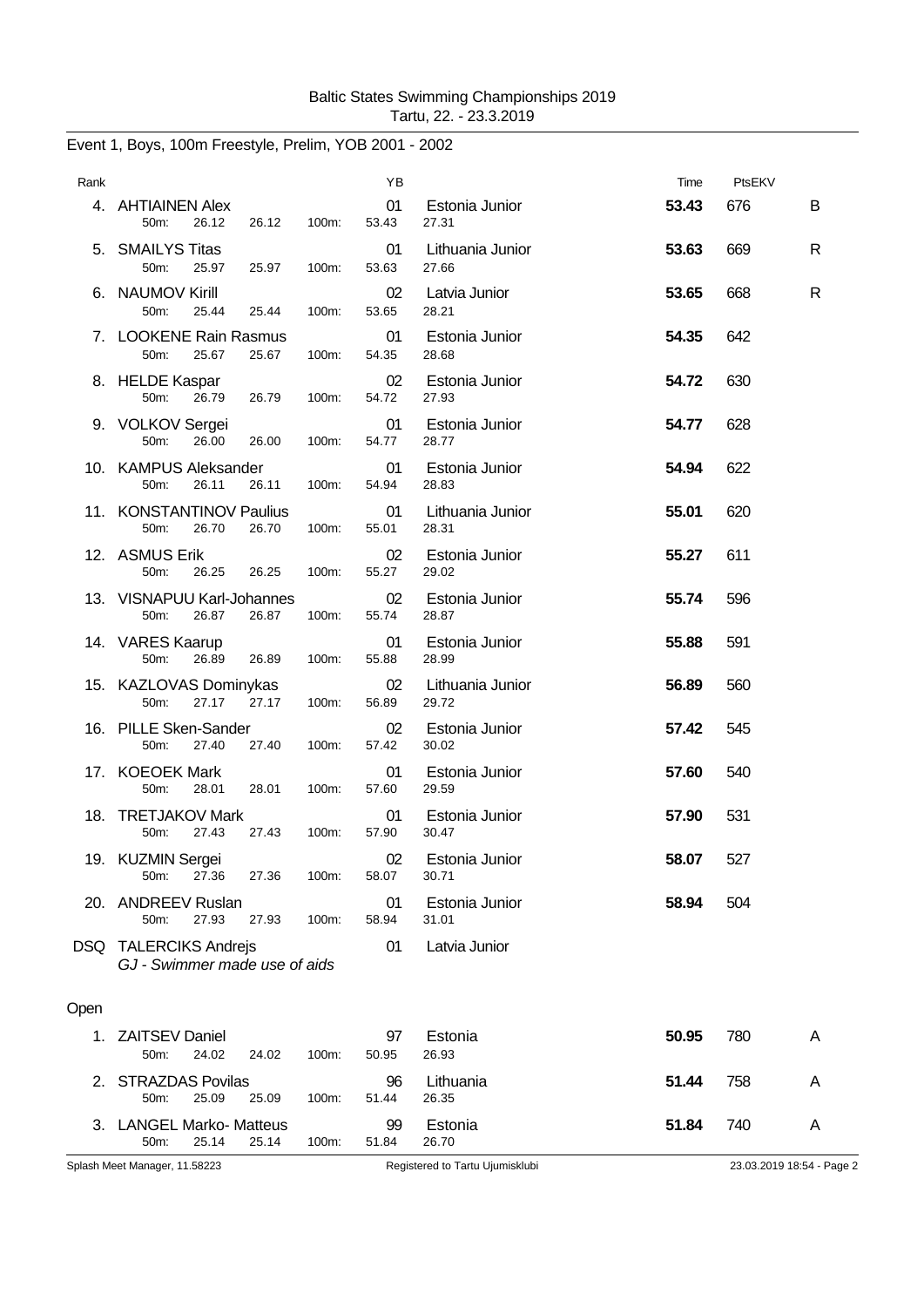Baltic States Swimming Championships 2019
Tartu, 22. - 23.3.2019

## Event 1, Boys, 100m Freestyle, Prelim, YOB 2001 - 2002

| Rank | Name | YB | Club | Time | PtsEKV | |
|---|---|---|---|---|---|---|
| 4. | AHTIAINEN Alex<br>50m: 26.12 26.12 100m: 53.43 27.31 | 01 | Estonia Junior | **53.43** | 676 | B |
| 5. | SMAILYS Titas<br>50m: 25.97 25.97 100m: 53.63 27.66 | 01 | Lithuania Junior | **53.63** | 669 | R |
| 6. | NAUMOV Kirill<br>50m: 25.44 25.44 100m: 53.65 28.21 | 02 | Latvia Junior | **53.65** | 668 | R |
| 7. | LOOKENE Rain Rasmus<br>50m: 25.67 25.67 100m: 54.35 28.68 | 01 | Estonia Junior | **54.35** | 642 | |
| 8. | HELDE Kaspar<br>50m: 26.79 26.79 100m: 54.72 27.93 | 02 | Estonia Junior | **54.72** | 630 | |
| 9. | VOLKOV Sergei<br>50m: 26.00 26.00 100m: 54.77 28.77 | 01 | Estonia Junior | **54.77** | 628 | |
| 10. | KAMPUS Aleksander<br>50m: 26.11 26.11 100m: 54.94 28.83 | 01 | Estonia Junior | **54.94** | 622 | |
| 11. | KONSTANTINOV Paulius<br>50m: 26.70 26.70 100m: 55.01 28.31 | 01 | Lithuania Junior | **55.01** | 620 | |
| 12. | ASMUS Erik<br>50m: 26.25 26.25 100m: 55.27 29.02 | 02 | Estonia Junior | **55.27** | 611 | |
| 13. | VISNAPUU Karl-Johannes<br>50m: 26.87 26.87 100m: 55.74 28.87 | 02 | Estonia Junior | **55.74** | 596 | |
| 14. | VARES Kaarup<br>50m: 26.89 26.89 100m: 55.88 28.99 | 01 | Estonia Junior | **55.88** | 591 | |
| 15. | KAZLOVAS Dominykas<br>50m: 27.17 27.17 100m: 56.89 29.72 | 02 | Lithuania Junior | **56.89** | 560 | |
| 16. | PILLE Sken-Sander<br>50m: 27.40 27.40 100m: 57.42 30.02 | 02 | Estonia Junior | **57.42** | 545 | |
| 17. | KOEOEK Mark<br>50m: 28.01 28.01 100m: 57.60 29.59 | 01 | Estonia Junior | **57.60** | 540 | |
| 18. | TRETJAKOV Mark<br>50m: 27.43 27.43 100m: 57.90 30.47 | 01 | Estonia Junior | **57.90** | 531 | |
| 19. | KUZMIN Sergei<br>50m: 27.36 27.36 100m: 58.07 30.71 | 02 | Estonia Junior | **58.07** | 527 | |
| 20. | ANDREEV Ruslan<br>50m: 27.93 27.93 100m: 58.94 31.01 | 01 | Estonia Junior | **58.94** | 504 | |
| DSQ | TALERCIKS Andrejs<br>*GJ - Swimmer made use of aids* | 01 | Latvia Junior | | | |

### Open

| Rank | Name | YB | Club | Time | PtsEKV | |
|---|---|---|---|---|---|---|
| 1. | ZAITSEV Daniel<br>50m: 24.02 24.02 100m: 50.95 26.93 | 97 | Estonia | **50.95** | 780 | A |
| 2. | STRAZDAS Povilas<br>50m: 25.09 25.09 100m: 51.44 26.35 | 96 | Lithuania | **51.44** | 758 | A |
| 3. | LANGEL Marko- Matteus<br>50m: 25.14 25.14 100m: 51.84 26.70 | 99 | Estonia | **51.84** | 740 | A |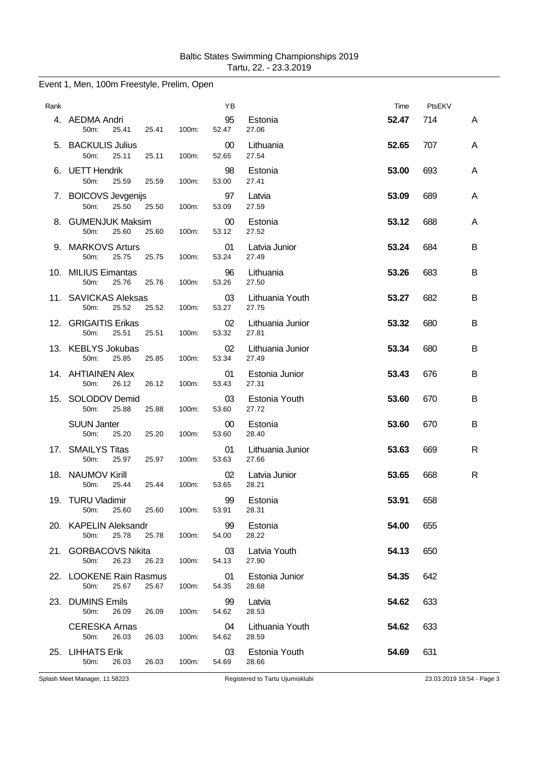Event 1, Men, 100m Freestyle, Prelim, Open

| Rank | | YB | | Time | PtsEKV | |
|---|---|---|---|---|---|---|
| 4. | AEDMA Andri | 95 | Estonia | **52.47** | 714 | A |
| | 50m: 25.41 25.41 100m: 52.47 27.06 | | | | | |
| 5. | BACKULIS Julius | 00 | Lithuania | **52.65** | 707 | A |
| | 50m: 25.11 25.11 100m: 52.65 27.54 | | | | | |
| 6. | UETT Hendrik | 98 | Estonia | **53.00** | 693 | A |
| | 50m: 25.59 25.59 100m: 53.00 27.41 | | | | | |
| 7. | BOICOVS Jevgenijs | 97 | Latvia | **53.09** | 689 | A |
| | 50m: 25.50 25.50 100m: 53.09 27.59 | | | | | |
| 8. | GUMENJUK Maksim | 00 | Estonia | **53.12** | 688 | A |
| | 50m: 25.60 25.60 100m: 53.12 27.52 | | | | | |
| 9. | MARKOVS Arturs | 01 | Latvia Junior | **53.24** | 684 | B |
| | 50m: 25.75 25.75 100m: 53.24 27.49 | | | | | |
| 10. | MILIUS Eimantas | 96 | Lithuania | **53.26** | 683 | B |
| | 50m: 25.76 25.76 100m: 53.26 27.50 | | | | | |
| 11. | SAVICKAS Aleksas | 03 | Lithuania Youth | **53.27** | 682 | B |
| | 50m: 25.52 25.52 100m: 53.27 27.75 | | | | | |
| 12. | GRIGAITIS Erikas | 02 | Lithuania Junior | **53.32** | 680 | B |
| | 50m: 25.51 25.51 100m: 53.32 27.81 | | | | | |
| 13. | KEBLYS Jokubas | 02 | Lithuania Junior | **53.34** | 680 | B |
| | 50m: 25.85 25.85 100m: 53.34 27.49 | | | | | |
| 14. | AHTIAINEN Alex | 01 | Estonia Junior | **53.43** | 676 | B |
| | 50m: 26.12 26.12 100m: 53.43 27.31 | | | | | |
| 15. | SOLODOV Demid | 03 | Estonia Youth | **53.60** | 670 | B |
| | 50m: 25.88 25.88 100m: 53.60 27.72 | | | | | |
| | SUUN Janter | 00 | Estonia | **53.60** | 670 | B |
| | 50m: 25.20 25.20 100m: 53.60 28.40 | | | | | |
| 17. | SMAILYS Titas | 01 | Lithuania Junior | **53.63** | 669 | R |
| | 50m: 25.97 25.97 100m: 53.63 27.66 | | | | | |
| 18. | NAUMOV Kirill | 02 | Latvia Junior | **53.65** | 668 | R |
| | 50m: 25.44 25.44 100m: 53.65 28.21 | | | | | |
| 19. | TURU Vladimir | 99 | Estonia | **53.91** | 658 | |
| | 50m: 25.60 25.60 100m: 53.91 28.31 | | | | | |
| 20. | KAPELIN Aleksandr | 99 | Estonia | **54.00** | 655 | |
| | 50m: 25.78 25.78 100m: 54.00 28.22 | | | | | |
| 21. | GORBACOVS Nikita | 03 | Latvia Youth | **54.13** | 650 | |
| | 50m: 26.23 26.23 100m: 54.13 27.90 | | | | | |
| 22. | LOOKENE Rain Rasmus | 01 | Estonia Junior | **54.35** | 642 | |
| | 50m: 25.67 25.67 100m: 54.35 28.68 | | | | | |
| 23. | DUMINS Emils | 99 | Latvia | **54.62** | 633 | |
| | 50m: 26.09 26.09 100m: 54.62 28.53 | | | | | |
| | CERESKA Arnas | 04 | Lithuania Youth | **54.62** | 633 | |
| | 50m: 26.03 26.03 100m: 54.62 28.59 | | | | | |
| 25. | LIHHATS Erik | 03 | Estonia Youth | **54.69** | 631 | |
| | 50m: 26.03 26.03 100m: 54.69 28.66 | | | | | |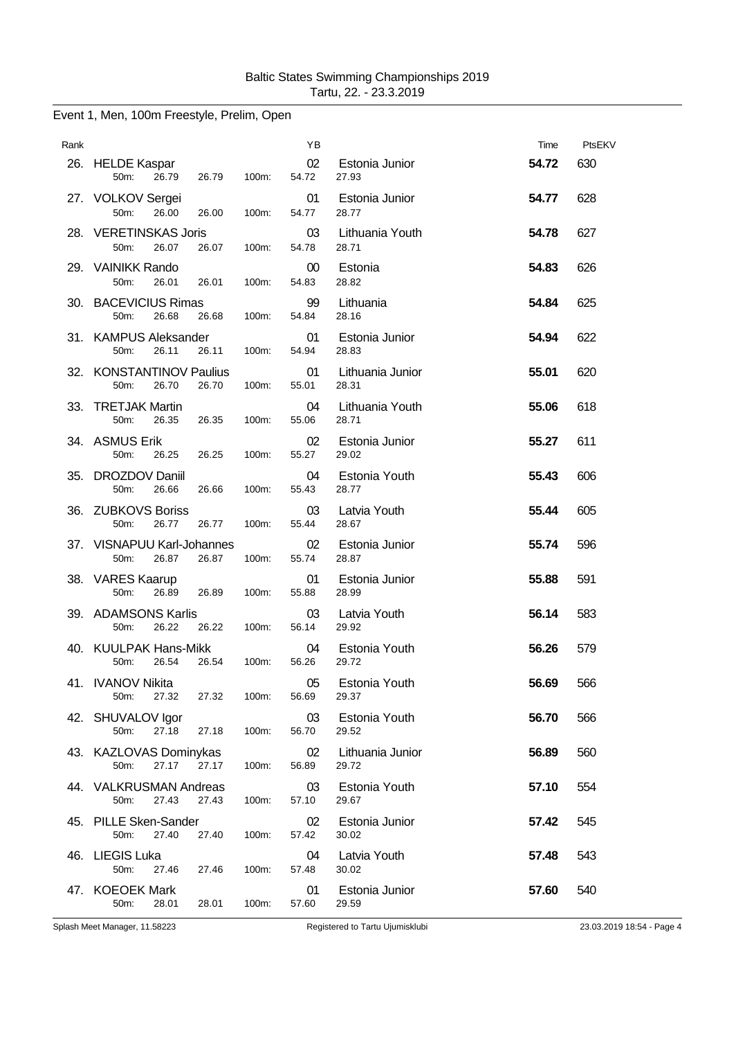Baltic States Swimming Championships 2019
Tartu, 22. - 23.3.2019

## Event 1, Men, 100m Freestyle, Prelim, Open

| Rank | Name | YB | Team | Time | PtsEKV |
|---|---|---|---|---|---|
| 26. | HELDE Kaspar | 02 | Estonia Junior | **54.72** | 630 |
| | 50m: 26.79 26.79 100m: 54.72 27.93 | | | | |
| 27. | VOLKOV Sergei | 01 | Estonia Junior | **54.77** | 628 |
| | 50m: 26.00 26.00 100m: 54.77 28.77 | | | | |
| 28. | VERETINSKAS Joris | 03 | Lithuania Youth | **54.78** | 627 |
| | 50m: 26.07 26.07 100m: 54.78 28.71 | | | | |
| 29. | VAINIKK Rando | 00 | Estonia | **54.83** | 626 |
| | 50m: 26.01 26.01 100m: 54.83 28.82 | | | | |
| 30. | BACEVICIUS Rimas | 99 | Lithuania | **54.84** | 625 |
| | 50m: 26.68 26.68 100m: 54.84 28.16 | | | | |
| 31. | KAMPUS Aleksander | 01 | Estonia Junior | **54.94** | 622 |
| | 50m: 26.11 26.11 100m: 54.94 28.83 | | | | |
| 32. | KONSTANTINOV Paulius | 01 | Lithuania Junior | **55.01** | 620 |
| | 50m: 26.70 26.70 100m: 55.01 28.31 | | | | |
| 33. | TRETJAK Martin | 04 | Lithuania Youth | **55.06** | 618 |
| | 50m: 26.35 26.35 100m: 55.06 28.71 | | | | |
| 34. | ASMUS Erik | 02 | Estonia Junior | **55.27** | 611 |
| | 50m: 26.25 26.25 100m: 55.27 29.02 | | | | |
| 35. | DROZDOV Daniil | 04 | Estonia Youth | **55.43** | 606 |
| | 50m: 26.66 26.66 100m: 55.43 28.77 | | | | |
| 36. | ZUBKOVS Boriss | 03 | Latvia Youth | **55.44** | 605 |
| | 50m: 26.77 26.77 100m: 55.44 28.67 | | | | |
| 37. | VISNAPUU Karl-Johannes | 02 | Estonia Junior | **55.74** | 596 |
| | 50m: 26.87 26.87 100m: 55.74 28.87 | | | | |
| 38. | VARES Kaarup | 01 | Estonia Junior | **55.88** | 591 |
| | 50m: 26.89 26.89 100m: 55.88 28.99 | | | | |
| 39. | ADAMSONS Karlis | 03 | Latvia Youth | **56.14** | 583 |
| | 50m: 26.22 26.22 100m: 56.14 29.92 | | | | |
| 40. | KUULPAK Hans-Mikk | 04 | Estonia Youth | **56.26** | 579 |
| | 50m: 26.54 26.54 100m: 56.26 29.72 | | | | |
| 41. | IVANOV Nikita | 05 | Estonia Youth | **56.69** | 566 |
| | 50m: 27.32 27.32 100m: 56.69 29.37 | | | | |
| 42. | SHUVALOV Igor | 03 | Estonia Youth | **56.70** | 566 |
| | 50m: 27.18 27.18 100m: 56.70 29.52 | | | | |
| 43. | KAZLOVAS Dominykas | 02 | Lithuania Junior | **56.89** | 560 |
| | 50m: 27.17 27.17 100m: 56.89 29.72 | | | | |
| 44. | VALKRUSMAN Andreas | 03 | Estonia Youth | **57.10** | 554 |
| | 50m: 27.43 27.43 100m: 57.10 29.67 | | | | |
| 45. | PILLE Sken-Sander | 02 | Estonia Junior | **57.42** | 545 |
| | 50m: 27.40 27.40 100m: 57.42 30.02 | | | | |
| 46. | LIEGIS Luka | 04 | Latvia Youth | **57.48** | 543 |
| | 50m: 27.46 27.46 100m: 57.48 30.02 | | | | |
| 47. | KOEOEK Mark | 01 | Estonia Junior | **57.60** | 540 |
| | 50m: 28.01 28.01 100m: 57.60 29.59 | | | | |

Splash Meet Manager, 11.58223 — Registered to Tartu Ujumisklubi — 23.03.2019 18:54 - Page 4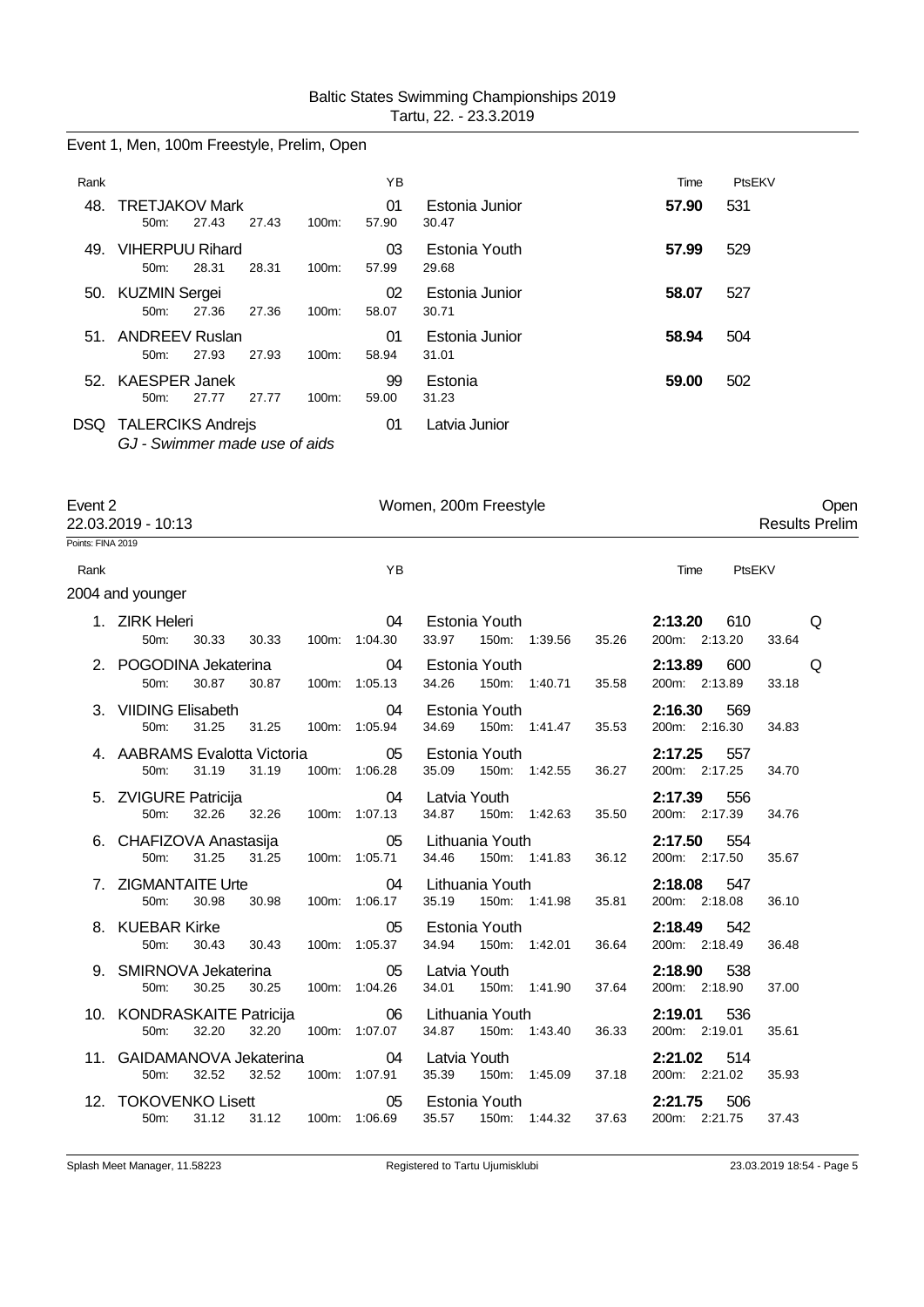Event 1, Men, 100m Freestyle, Prelim, Open

| Rank | Name | YB | Team | Time | PtsEKV |
|---|---|---|---|---|---|
| 48. | TRETJAKOV Mark | 01 | Estonia Junior | **57.90** | 531 |
| | 50m: 27.43 27.43 100m: 57.90 30.47 | | | | |
| 49. | VIHERPUU Rihard | 03 | Estonia Youth | **57.99** | 529 |
| | 50m: 28.31 28.31 100m: 57.99 29.68 | | | | |
| 50. | KUZMIN Sergei | 02 | Estonia Junior | **58.07** | 527 |
| | 50m: 27.36 27.36 100m: 58.07 30.71 | | | | |
| 51. | ANDREEV Ruslan | 01 | Estonia Junior | **58.94** | 504 |
| | 50m: 27.93 27.93 100m: 58.94 31.01 | | | | |
| 52. | KAESPER Janek | 99 | Estonia | **59.00** | 502 |
| | 50m: 27.77 27.77 100m: 59.00 31.23 | | | | |
| DSQ | TALERCIKS Andrejs | 01 | Latvia Junior | | |
| | *GJ - Swimmer made use of aids* | | | | |

## Event 2 — Women, 200m Freestyle — Open

22.03.2019 - 10:13 — Results Prelim

Points: FINA 2019

2004 and younger

| Rank | Name | YB | Team | Time | PtsEKV | |
|---|---|---|---|---|---|---|
| 1. | ZIRK Heleri | 04 | Estonia Youth | **2:13.20** | 610 | Q |
| | 50m: 30.33 30.33 100m: 1:04.30 33.97 150m: 1:39.56 35.26 200m: 2:13.20 33.64 | | | | | |
| 2. | POGODINA Jekaterina | 04 | Estonia Youth | **2:13.89** | 600 | Q |
| | 50m: 30.87 30.87 100m: 1:05.13 34.26 150m: 1:40.71 35.58 200m: 2:13.89 33.18 | | | | | |
| 3. | VIIDING Elisabeth | 04 | Estonia Youth | **2:16.30** | 569 | |
| | 50m: 31.25 31.25 100m: 1:05.94 34.69 150m: 1:41.47 35.53 200m: 2:16.30 34.83 | | | | | |
| 4. | AABRAMS Evalotta Victoria | 05 | Estonia Youth | **2:17.25** | 557 | |
| | 50m: 31.19 31.19 100m: 1:06.28 35.09 150m: 1:42.55 36.27 200m: 2:17.25 34.70 | | | | | |
| 5. | ZVIGURE Patricija | 04 | Latvia Youth | **2:17.39** | 556 | |
| | 50m: 32.26 32.26 100m: 1:07.13 34.87 150m: 1:42.63 35.50 200m: 2:17.39 34.76 | | | | | |
| 6. | CHAFIZOVA Anastasija | 05 | Lithuania Youth | **2:17.50** | 554 | |
| | 50m: 31.25 31.25 100m: 1:05.71 34.46 150m: 1:41.83 36.12 200m: 2:17.50 35.67 | | | | | |
| 7. | ZIGMANTAITE Urte | 04 | Lithuania Youth | **2:18.08** | 547 | |
| | 50m: 30.98 30.98 100m: 1:06.17 35.19 150m: 1:41.98 35.81 200m: 2:18.08 36.10 | | | | | |
| 8. | KUEBAR Kirke | 05 | Estonia Youth | **2:18.49** | 542 | |
| | 50m: 30.43 30.43 100m: 1:05.37 34.94 150m: 1:42.01 36.64 200m: 2:18.49 36.48 | | | | | |
| 9. | SMIRNOVA Jekaterina | 05 | Latvia Youth | **2:18.90** | 538 | |
| | 50m: 30.25 30.25 100m: 1:04.26 34.01 150m: 1:41.90 37.64 200m: 2:18.90 37.00 | | | | | |
| 10. | KONDRASKAITE Patricija | 06 | Lithuania Youth | **2:19.01** | 536 | |
| | 50m: 32.20 32.20 100m: 1:07.07 34.87 150m: 1:43.40 36.33 200m: 2:19.01 35.61 | | | | | |
| 11. | GAIDAMANOVA Jekaterina | 04 | Latvia Youth | **2:21.02** | 514 | |
| | 50m: 32.52 32.52 100m: 1:07.91 35.39 150m: 1:45.09 37.18 200m: 2:21.02 35.93 | | | | | |
| 12. | TOKOVENKO Lisett | 05 | Estonia Youth | **2:21.75** | 506 | |
| | 50m: 31.12 31.12 100m: 1:06.69 35.57 150m: 1:44.32 37.63 200m: 2:21.75 37.43 | | | | | |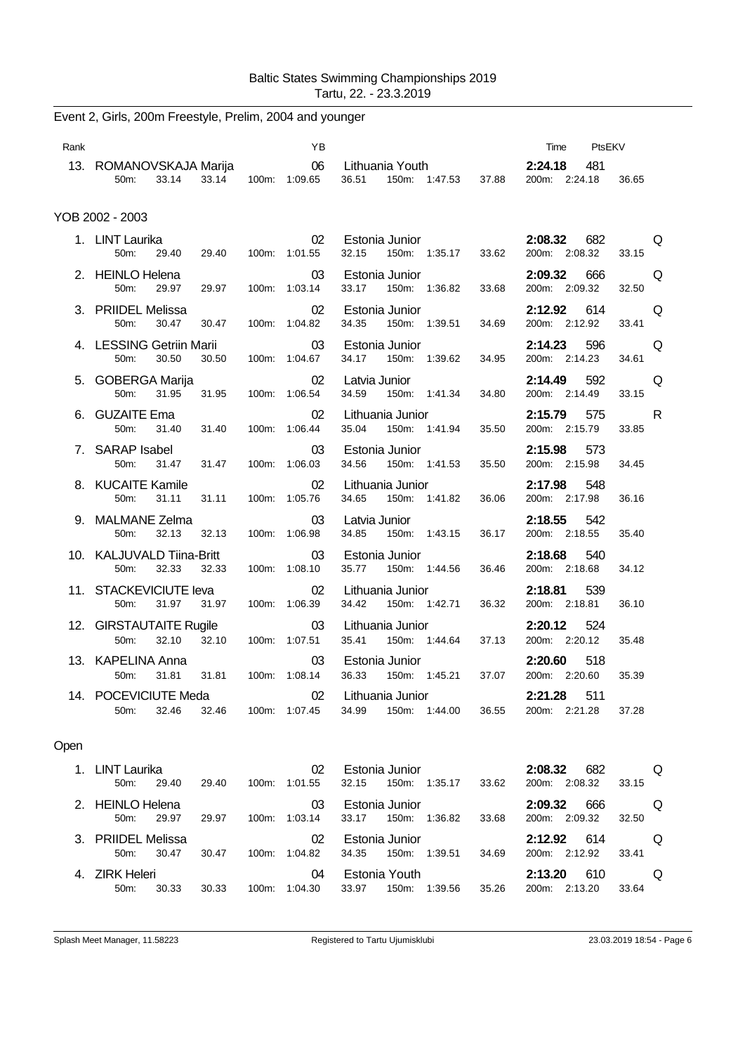Baltic States Swimming Championships 2019
Tartu, 22. - 23.3.2019

## Event 2, Girls, 200m Freestyle, Prelim, 2004 and younger

| Rank | Name | YB | Team | Time | PtsEKV | |
|---|---|---|---|---|---|---|
| 13. | ROMANOVSKAJA Marija | 06 | Lithuania Youth | **2:24.18** | 481 | |
| | 50m: 33.14 33.14 | 100m: 1:09.65 36.51 | 150m: 1:47.53 37.88 | 200m: 2:24.18 36.65 | | |

### YOB 2002 - 2003

| Rank | Name | YB | Team | Time | PtsEKV | |
|---|---|---|---|---|---|---|
| 1. | LINT Laurika | 02 | Estonia Junior | **2:08.32** | 682 | Q |
| | 50m: 29.40 29.40 | 100m: 1:01.55 32.15 | 150m: 1:35.17 33.62 | 200m: 2:08.32 33.15 | | |
| 2. | HEINLO Helena | 03 | Estonia Junior | **2:09.32** | 666 | Q |
| | 50m: 29.97 29.97 | 100m: 1:03.14 33.17 | 150m: 1:36.82 33.68 | 200m: 2:09.32 32.50 | | |
| 3. | PRIIDEL Melissa | 02 | Estonia Junior | **2:12.92** | 614 | Q |
| | 50m: 30.47 30.47 | 100m: 1:04.82 34.35 | 150m: 1:39.51 34.69 | 200m: 2:12.92 33.41 | | |
| 4. | LESSING Getriin Marii | 03 | Estonia Junior | **2:14.23** | 596 | Q |
| | 50m: 30.50 30.50 | 100m: 1:04.67 34.17 | 150m: 1:39.62 34.95 | 200m: 2:14.23 34.61 | | |
| 5. | GOBERGA Marija | 02 | Latvia Junior | **2:14.49** | 592 | Q |
| | 50m: 31.95 31.95 | 100m: 1:06.54 34.59 | 150m: 1:41.34 34.80 | 200m: 2:14.49 33.15 | | |
| 6. | GUZAITE Ema | 02 | Lithuania Junior | **2:15.79** | 575 | R |
| | 50m: 31.40 31.40 | 100m: 1:06.44 35.04 | 150m: 1:41.94 35.50 | 200m: 2:15.79 33.85 | | |
| 7. | SARAP Isabel | 03 | Estonia Junior | **2:15.98** | 573 | |
| | 50m: 31.47 31.47 | 100m: 1:06.03 34.56 | 150m: 1:41.53 35.50 | 200m: 2:15.98 34.45 | | |
| 8. | KUCAITE Kamile | 02 | Lithuania Junior | **2:17.98** | 548 | |
| | 50m: 31.11 31.11 | 100m: 1:05.76 34.65 | 150m: 1:41.82 36.06 | 200m: 2:17.98 36.16 | | |
| 9. | MALMANE Zelma | 03 | Latvia Junior | **2:18.55** | 542 | |
| | 50m: 32.13 32.13 | 100m: 1:06.98 34.85 | 150m: 1:43.15 36.17 | 200m: 2:18.55 35.40 | | |
| 10. | KALJUVALD Tiina-Britt | 03 | Estonia Junior | **2:18.68** | 540 | |
| | 50m: 32.33 32.33 | 100m: 1:08.10 35.77 | 150m: 1:44.56 36.46 | 200m: 2:18.68 34.12 | | |
| 11. | STACKEVICIUTE Ieva | 02 | Lithuania Junior | **2:18.81** | 539 | |
| | 50m: 31.97 31.97 | 100m: 1:06.39 34.42 | 150m: 1:42.71 36.32 | 200m: 2:18.81 36.10 | | |
| 12. | GIRSTAUTAITE Rugile | 03 | Lithuania Junior | **2:20.12** | 524 | |
| | 50m: 32.10 32.10 | 100m: 1:07.51 35.41 | 150m: 1:44.64 37.13 | 200m: 2:20.12 35.48 | | |
| 13. | KAPELINA Anna | 03 | Estonia Junior | **2:20.60** | 518 | |
| | 50m: 31.81 31.81 | 100m: 1:08.14 36.33 | 150m: 1:45.21 37.07 | 200m: 2:20.60 35.39 | | |
| 14. | POCEVICIUTE Meda | 02 | Lithuania Junior | **2:21.28** | 511 | |
| | 50m: 32.46 32.46 | 100m: 1:07.45 34.99 | 150m: 1:44.00 36.55 | 200m: 2:21.28 37.28 | | |

### Open

| Rank | Name | YB | Team | Time | PtsEKV | |
|---|---|---|---|---|---|---|
| 1. | LINT Laurika | 02 | Estonia Junior | **2:08.32** | 682 | Q |
| | 50m: 29.40 29.40 | 100m: 1:01.55 32.15 | 150m: 1:35.17 33.62 | 200m: 2:08.32 33.15 | | |
| 2. | HEINLO Helena | 03 | Estonia Junior | **2:09.32** | 666 | Q |
| | 50m: 29.97 29.97 | 100m: 1:03.14 33.17 | 150m: 1:36.82 33.68 | 200m: 2:09.32 32.50 | | |
| 3. | PRIIDEL Melissa | 02 | Estonia Junior | **2:12.92** | 614 | Q |
| | 50m: 30.47 30.47 | 100m: 1:04.82 34.35 | 150m: 1:39.51 34.69 | 200m: 2:12.92 33.41 | | |
| 4. | ZIRK Heleri | 04 | Estonia Youth | **2:13.20** | 610 | Q |
| | 50m: 30.33 30.33 | 100m: 1:04.30 33.97 | 150m: 1:39.56 35.26 | 200m: 2:13.20 33.64 | | |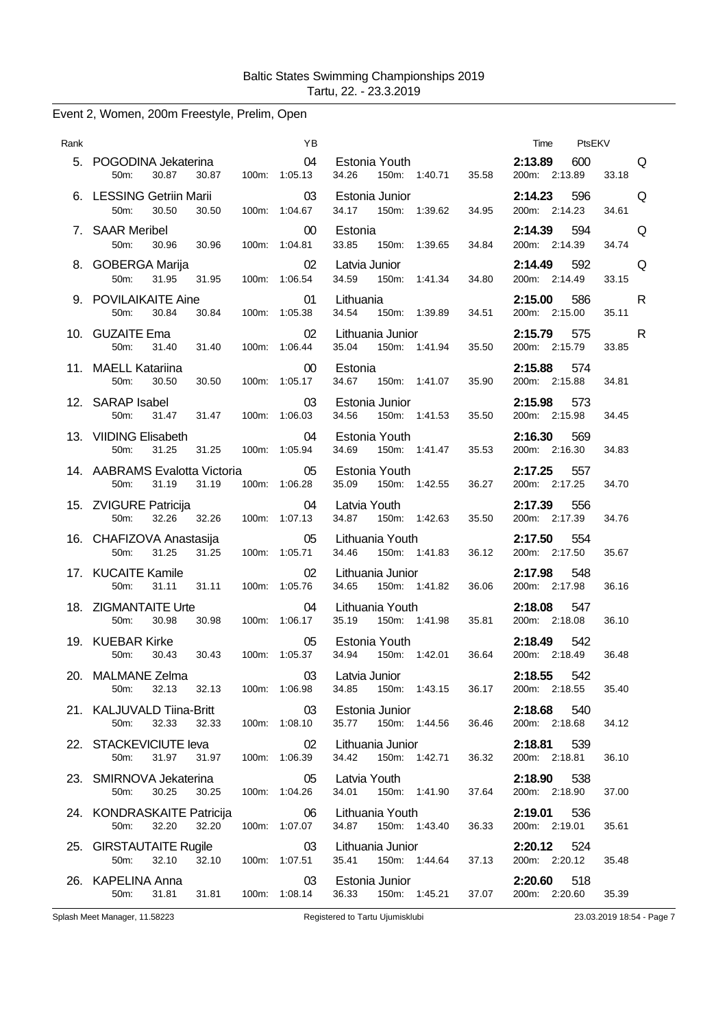Baltic States Swimming Championships 2019
Tartu, 22. - 23.3.2019

## Event 2, Women, 200m Freestyle, Prelim, Open

| Rank | Name | YB | Club | Time | PtsEKV | |
|---|---|---|---|---|---|---|
| 5. | POGODINA Jekaterina | 04 | Estonia Youth | 2:13.89 | 600 | Q |
| | 50m: 30.87 30.87 | 100m: 1:05.13 | 34.26 150m: 1:40.71 35.58 | 200m: 2:13.89 | 33.18 | |
| 6. | LESSING Getriin Marii | 03 | Estonia Junior | 2:14.23 | 596 | Q |
| | 50m: 30.50 30.50 | 100m: 1:04.67 | 34.17 150m: 1:39.62 34.95 | 200m: 2:14.23 | 34.61 | |
| 7. | SAAR Meribel | 00 | Estonia | 2:14.39 | 594 | Q |
| | 50m: 30.96 30.96 | 100m: 1:04.81 | 33.85 150m: 1:39.65 34.84 | 200m: 2:14.39 | 34.74 | |
| 8. | GOBERGA Marija | 02 | Latvia Junior | 2:14.49 | 592 | Q |
| | 50m: 31.95 31.95 | 100m: 1:06.54 | 34.59 150m: 1:41.34 34.80 | 200m: 2:14.49 | 33.15 | |
| 9. | POVILAIKAITE Aine | 01 | Lithuania | 2:15.00 | 586 | R |
| | 50m: 30.84 30.84 | 100m: 1:05.38 | 34.54 150m: 1:39.89 34.51 | 200m: 2:15.00 | 35.11 | |
| 10. | GUZAITE Ema | 02 | Lithuania Junior | 2:15.79 | 575 | R |
| | 50m: 31.40 31.40 | 100m: 1:06.44 | 35.04 150m: 1:41.94 35.50 | 200m: 2:15.79 | 33.85 | |
| 11. | MAELL Katariina | 00 | Estonia | 2:15.88 | 574 | |
| | 50m: 30.50 30.50 | 100m: 1:05.17 | 34.67 150m: 1:41.07 35.90 | 200m: 2:15.88 | 34.81 | |
| 12. | SARAP Isabel | 03 | Estonia Junior | 2:15.98 | 573 | |
| | 50m: 31.47 31.47 | 100m: 1:06.03 | 34.56 150m: 1:41.53 35.50 | 200m: 2:15.98 | 34.45 | |
| 13. | VIIDING Elisabeth | 04 | Estonia Youth | 2:16.30 | 569 | |
| | 50m: 31.25 31.25 | 100m: 1:05.94 | 34.69 150m: 1:41.47 35.53 | 200m: 2:16.30 | 34.83 | |
| 14. | AABRAMS Evalotta Victoria | 05 | Estonia Youth | 2:17.25 | 557 | |
| | 50m: 31.19 31.19 | 100m: 1:06.28 | 35.09 150m: 1:42.55 36.27 | 200m: 2:17.25 | 34.70 | |
| 15. | ZVIGURE Patricija | 04 | Latvia Youth | 2:17.39 | 556 | |
| | 50m: 32.26 32.26 | 100m: 1:07.13 | 34.87 150m: 1:42.63 35.50 | 200m: 2:17.39 | 34.76 | |
| 16. | CHAFIZOVA Anastasija | 05 | Lithuania Youth | 2:17.50 | 554 | |
| | 50m: 31.25 31.25 | 100m: 1:05.71 | 34.46 150m: 1:41.83 36.12 | 200m: 2:17.50 | 35.67 | |
| 17. | KUCAITE Kamile | 02 | Lithuania Junior | 2:17.98 | 548 | |
| | 50m: 31.11 31.11 | 100m: 1:05.76 | 34.65 150m: 1:41.82 36.06 | 200m: 2:17.98 | 36.16 | |
| 18. | ZIGMANTAITE Urte | 04 | Lithuania Youth | 2:18.08 | 547 | |
| | 50m: 30.98 30.98 | 100m: 1:06.17 | 35.19 150m: 1:41.98 35.81 | 200m: 2:18.08 | 36.10 | |
| 19. | KUEBAR Kirke | 05 | Estonia Youth | 2:18.49 | 542 | |
| | 50m: 30.43 30.43 | 100m: 1:05.37 | 34.94 150m: 1:42.01 36.64 | 200m: 2:18.49 | 36.48 | |
| 20. | MALMANE Zelma | 03 | Latvia Junior | 2:18.55 | 542 | |
| | 50m: 32.13 32.13 | 100m: 1:06.98 | 34.85 150m: 1:43.15 36.17 | 200m: 2:18.55 | 35.40 | |
| 21. | KALJUVALD Tiina-Britt | 03 | Estonia Junior | 2:18.68 | 540 | |
| | 50m: 32.33 32.33 | 100m: 1:08.10 | 35.77 150m: 1:44.56 36.46 | 200m: 2:18.68 | 34.12 | |
| 22. | STACKEVICIUTE Ieva | 02 | Lithuania Junior | 2:18.81 | 539 | |
| | 50m: 31.97 31.97 | 100m: 1:06.39 | 34.42 150m: 1:42.71 36.32 | 200m: 2:18.81 | 36.10 | |
| 23. | SMIRNOVA Jekaterina | 05 | Latvia Youth | 2:18.90 | 538 | |
| | 50m: 30.25 30.25 | 100m: 1:04.26 | 34.01 150m: 1:41.90 37.64 | 200m: 2:18.90 | 37.00 | |
| 24. | KONDRASKAITE Patricija | 06 | Lithuania Youth | 2:19.01 | 536 | |
| | 50m: 32.20 32.20 | 100m: 1:07.07 | 34.87 150m: 1:43.40 36.33 | 200m: 2:19.01 | 35.61 | |
| 25. | GIRSTAUTAITE Rugile | 03 | Lithuania Junior | 2:20.12 | 524 | |
| | 50m: 32.10 32.10 | 100m: 1:07.51 | 35.41 150m: 1:44.64 37.13 | 200m: 2:20.12 | 35.48 | |
| 26. | KAPELINA Anna | 03 | Estonia Junior | 2:20.60 | 518 | |
| | 50m: 31.81 31.81 | 100m: 1:08.14 | 36.33 150m: 1:45.21 37.07 | 200m: 2:20.60 | 35.39 | |

Splash Meet Manager, 11.58223 — Registered to Tartu Ujumisklubi — 23.03.2019 18:54 - Page 7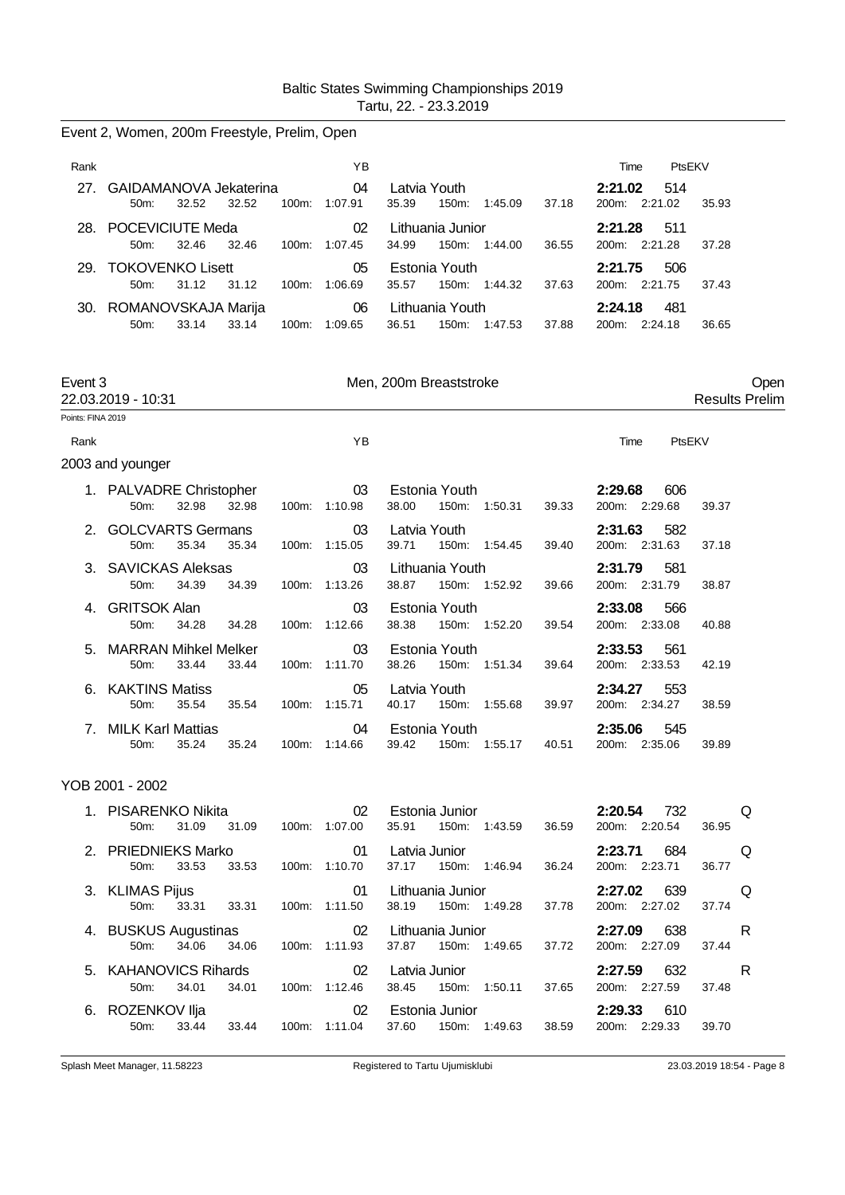Baltic States Swimming Championships 2019
Tartu, 22. - 23.3.2019

## Event 2, Women, 200m Freestyle, Prelim, Open

| Rank | Name | YB | Club | Time | PtsEKV | |
|---|---|---|---|---|---|---|
| 27. | GAIDAMANOVA Jekaterina | 04 | Latvia Youth | 2:21.02 | 514 | |
| | 50m: 32.52 32.52 | 100m: 1:07.91 35.39 | 150m: 1:45.09 37.18 | 200m: 2:21.02 35.93 | | |
| 28. | POCEVICIUTE Meda | 02 | Lithuania Junior | 2:21.28 | 511 | |
| | 50m: 32.46 32.46 | 100m: 1:07.45 34.99 | 150m: 1:44.00 36.55 | 200m: 2:21.28 37.28 | | |
| 29. | TOKOVENKO Lisett | 05 | Estonia Youth | 2:21.75 | 506 | |
| | 50m: 31.12 31.12 | 100m: 1:06.69 35.57 | 150m: 1:44.32 37.63 | 200m: 2:21.75 37.43 | | |
| 30. | ROMANOVSKAJA Marija | 06 | Lithuania Youth | 2:24.18 | 481 | |
| | 50m: 33.14 33.14 | 100m: 1:09.65 36.51 | 150m: 1:47.53 37.88 | 200m: 2:24.18 36.65 | | |

## Event 3 Men, 200m Breaststroke Open

22.03.2019 - 10:31 Results Prelim

Points: FINA 2019

### 2003 and younger

| Rank | Name | YB | Club | Time | PtsEKV | |
|---|---|---|---|---|---|---|
| 1. | PALVADRE Christopher | 03 | Estonia Youth | 2:29.68 | 606 | |
| | 50m: 32.98 32.98 | 100m: 1:10.98 38.00 | 150m: 1:50.31 39.33 | 200m: 2:29.68 39.37 | | |
| 2. | GOLCVARTS Germans | 03 | Latvia Youth | 2:31.63 | 582 | |
| | 50m: 35.34 35.34 | 100m: 1:15.05 39.71 | 150m: 1:54.45 39.40 | 200m: 2:31.63 37.18 | | |
| 3. | SAVICKAS Aleksas | 03 | Lithuania Youth | 2:31.79 | 581 | |
| | 50m: 34.39 34.39 | 100m: 1:13.26 38.87 | 150m: 1:52.92 39.66 | 200m: 2:31.79 38.87 | | |
| 4. | GRITSOK Alan | 03 | Estonia Youth | 2:33.08 | 566 | |
| | 50m: 34.28 34.28 | 100m: 1:12.66 38.38 | 150m: 1:52.20 39.54 | 200m: 2:33.08 40.88 | | |
| 5. | MARRAN Mihkel Melker | 03 | Estonia Youth | 2:33.53 | 561 | |
| | 50m: 33.44 33.44 | 100m: 1:11.70 38.26 | 150m: 1:51.34 39.64 | 200m: 2:33.53 42.19 | | |
| 6. | KAKTINS Matiss | 05 | Latvia Youth | 2:34.27 | 553 | |
| | 50m: 35.54 35.54 | 100m: 1:15.71 40.17 | 150m: 1:55.68 39.97 | 200m: 2:34.27 38.59 | | |
| 7. | MILK Karl Mattias | 04 | Estonia Youth | 2:35.06 | 545 | |
| | 50m: 35.24 35.24 | 100m: 1:14.66 39.42 | 150m: 1:55.17 40.51 | 200m: 2:35.06 39.89 | | |

### YOB 2001 - 2002

| Rank | Name | YB | Club | Time | PtsEKV | |
|---|---|---|---|---|---|---|
| 1. | PISARENKO Nikita | 02 | Estonia Junior | 2:20.54 | 732 | Q |
| | 50m: 31.09 31.09 | 100m: 1:07.00 35.91 | 150m: 1:43.59 36.59 | 200m: 2:20.54 36.95 | | |
| 2. | PRIEDNIEKS Marko | 01 | Latvia Junior | 2:23.71 | 684 | Q |
| | 50m: 33.53 33.53 | 100m: 1:10.70 37.17 | 150m: 1:46.94 36.24 | 200m: 2:23.71 36.77 | | |
| 3. | KLIMAS Pijus | 01 | Lithuania Junior | 2:27.02 | 639 | Q |
| | 50m: 33.31 33.31 | 100m: 1:11.50 38.19 | 150m: 1:49.28 37.78 | 200m: 2:27.02 37.74 | | |
| 4. | BUSKUS Augustinas | 02 | Lithuania Junior | 2:27.09 | 638 | R |
| | 50m: 34.06 34.06 | 100m: 1:11.93 37.87 | 150m: 1:49.65 37.72 | 200m: 2:27.09 37.44 | | |
| 5. | KAHANOVICS Rihards | 02 | Latvia Junior | 2:27.59 | 632 | R |
| | 50m: 34.01 34.01 | 100m: 1:12.46 38.45 | 150m: 1:50.11 37.65 | 200m: 2:27.59 37.48 | | |
| 6. | ROZENKOV Ilja | 02 | Estonia Junior | 2:29.33 | 610 | |
| | 50m: 33.44 33.44 | 100m: 1:11.04 37.60 | 150m: 1:49.63 38.59 | 200m: 2:29.33 39.70 | | |

Splash Meet Manager, 11.58223 Registered to Tartu Ujumisklubi 23.03.2019 18:54 - Page 8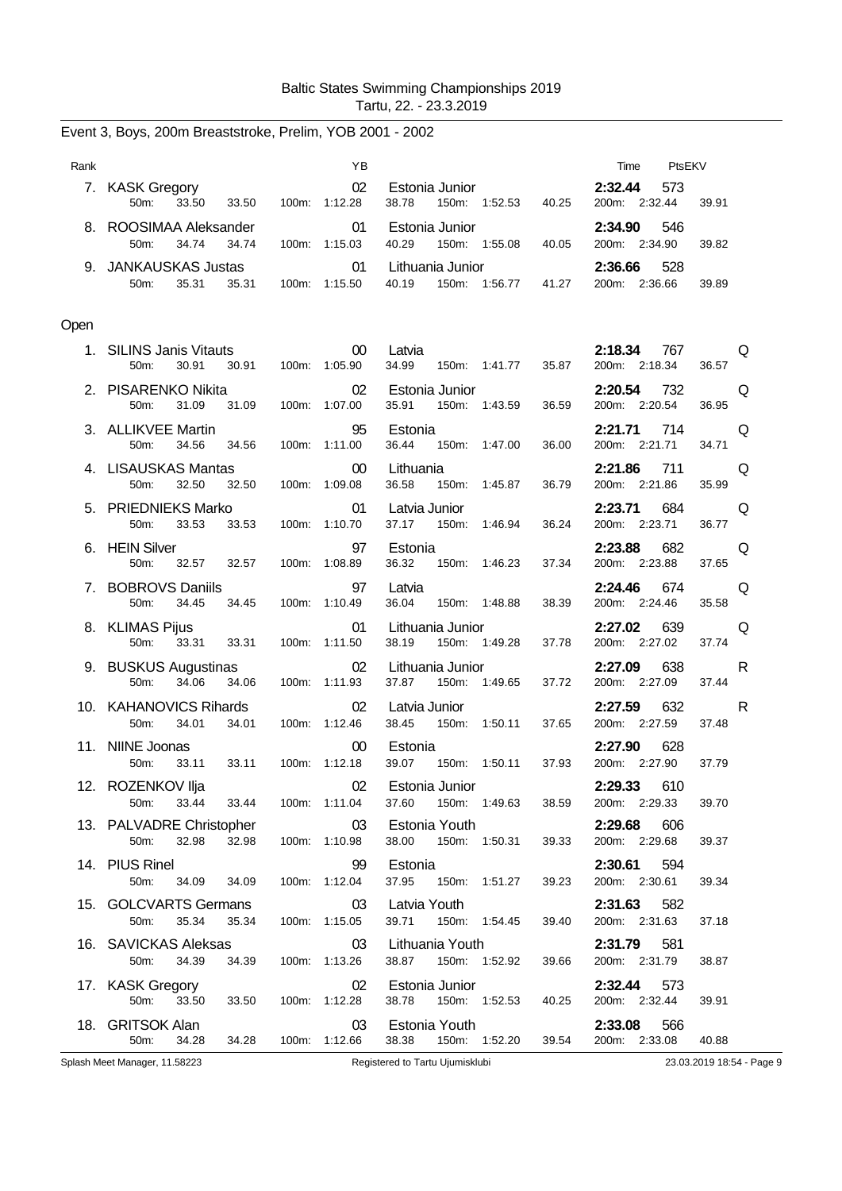Baltic States Swimming Championships 2019
Tartu, 22. - 23.3.2019

## Event 3, Boys, 200m Breaststroke, Prelim, YOB 2001 - 2002

| Rank | Name | YB | Club | Time | PtsEKV | |
|---|---|---|---|---|---|---|
| 7. | KASK Gregory | 02 | Estonia Junior | **2:32.44** | 573 | |
| | 50m: 33.50 33.50 | 100m: 1:12.28 | 38.78 150m: 1:52.53 40.25 | 200m: 2:32.44 | 39.91 | |
| 8. | ROOSIMAA Aleksander | 01 | Estonia Junior | **2:34.90** | 546 | |
| | 50m: 34.74 34.74 | 100m: 1:15.03 | 40.29 150m: 1:55.08 40.05 | 200m: 2:34.90 | 39.82 | |
| 9. | JANKAUSKAS Justas | 01 | Lithuania Junior | **2:36.66** | 528 | |
| | 50m: 35.31 35.31 | 100m: 1:15.50 | 40.19 150m: 1:56.77 41.27 | 200m: 2:36.66 | 39.89 | |

### Open

| Rank | Name | YB | Club | Time | PtsEKV | |
|---|---|---|---|---|---|---|
| 1. | SILINS Janis Vitauts | 00 | Latvia | **2:18.34** | 767 | Q |
| | 50m: 30.91 30.91 | 100m: 1:05.90 | 34.99 150m: 1:41.77 35.87 | 200m: 2:18.34 | 36.57 | |
| 2. | PISARENKO Nikita | 02 | Estonia Junior | **2:20.54** | 732 | Q |
| | 50m: 31.09 31.09 | 100m: 1:07.00 | 35.91 150m: 1:43.59 36.59 | 200m: 2:20.54 | 36.95 | |
| 3. | ALLIKVEE Martin | 95 | Estonia | **2:21.71** | 714 | Q |
| | 50m: 34.56 34.56 | 100m: 1:11.00 | 36.44 150m: 1:47.00 36.00 | 200m: 2:21.71 | 34.71 | |
| 4. | LISAUSKAS Mantas | 00 | Lithuania | **2:21.86** | 711 | Q |
| | 50m: 32.50 32.50 | 100m: 1:09.08 | 36.58 150m: 1:45.87 36.79 | 200m: 2:21.86 | 35.99 | |
| 5. | PRIEDNIEKS Marko | 01 | Latvia Junior | **2:23.71** | 684 | Q |
| | 50m: 33.53 33.53 | 100m: 1:10.70 | 37.17 150m: 1:46.94 36.24 | 200m: 2:23.71 | 36.77 | |
| 6. | HEIN Silver | 97 | Estonia | **2:23.88** | 682 | Q |
| | 50m: 32.57 32.57 | 100m: 1:08.89 | 36.32 150m: 1:46.23 37.34 | 200m: 2:23.88 | 37.65 | |
| 7. | BOBROVS Daniils | 97 | Latvia | **2:24.46** | 674 | Q |
| | 50m: 34.45 34.45 | 100m: 1:10.49 | 36.04 150m: 1:48.88 38.39 | 200m: 2:24.46 | 35.58 | |
| 8. | KLIMAS Pijus | 01 | Lithuania Junior | **2:27.02** | 639 | Q |
| | 50m: 33.31 33.31 | 100m: 1:11.50 | 38.19 150m: 1:49.28 37.78 | 200m: 2:27.02 | 37.74 | |
| 9. | BUSKUS Augustinas | 02 | Lithuania Junior | **2:27.09** | 638 | R |
| | 50m: 34.06 34.06 | 100m: 1:11.93 | 37.87 150m: 1:49.65 37.72 | 200m: 2:27.09 | 37.44 | |
| 10. | KAHANOVICS Rihards | 02 | Latvia Junior | **2:27.59** | 632 | R |
| | 50m: 34.01 34.01 | 100m: 1:12.46 | 38.45 150m: 1:50.11 37.65 | 200m: 2:27.59 | 37.48 | |
| 11. | NIINE Joonas | 00 | Estonia | **2:27.90** | 628 | |
| | 50m: 33.11 33.11 | 100m: 1:12.18 | 39.07 150m: 1:50.11 37.93 | 200m: 2:27.90 | 37.79 | |
| 12. | ROZENKOV Ilja | 02 | Estonia Junior | **2:29.33** | 610 | |
| | 50m: 33.44 33.44 | 100m: 1:11.04 | 37.60 150m: 1:49.63 38.59 | 200m: 2:29.33 | 39.70 | |
| 13. | PALVADRE Christopher | 03 | Estonia Youth | **2:29.68** | 606 | |
| | 50m: 32.98 32.98 | 100m: 1:10.98 | 38.00 150m: 1:50.31 39.33 | 200m: 2:29.68 | 39.37 | |
| 14. | PIUS Rinel | 99 | Estonia | **2:30.61** | 594 | |
| | 50m: 34.09 34.09 | 100m: 1:12.04 | 37.95 150m: 1:51.27 39.23 | 200m: 2:30.61 | 39.34 | |
| 15. | GOLCVARTS Germans | 03 | Latvia Youth | **2:31.63** | 582 | |
| | 50m: 35.34 35.34 | 100m: 1:15.05 | 39.71 150m: 1:54.45 39.40 | 200m: 2:31.63 | 37.18 | |
| 16. | SAVICKAS Aleksas | 03 | Lithuania Youth | **2:31.79** | 581 | |
| | 50m: 34.39 34.39 | 100m: 1:13.26 | 38.87 150m: 1:52.92 39.66 | 200m: 2:31.79 | 38.87 | |
| 17. | KASK Gregory | 02 | Estonia Junior | **2:32.44** | 573 | |
| | 50m: 33.50 33.50 | 100m: 1:12.28 | 38.78 150m: 1:52.53 40.25 | 200m: 2:32.44 | 39.91 | |
| 18. | GRITSOK Alan | 03 | Estonia Youth | **2:33.08** | 566 | |
| | 50m: 34.28 34.28 | 100m: 1:12.66 | 38.38 150m: 1:52.20 39.54 | 200m: 2:33.08 | 40.88 | |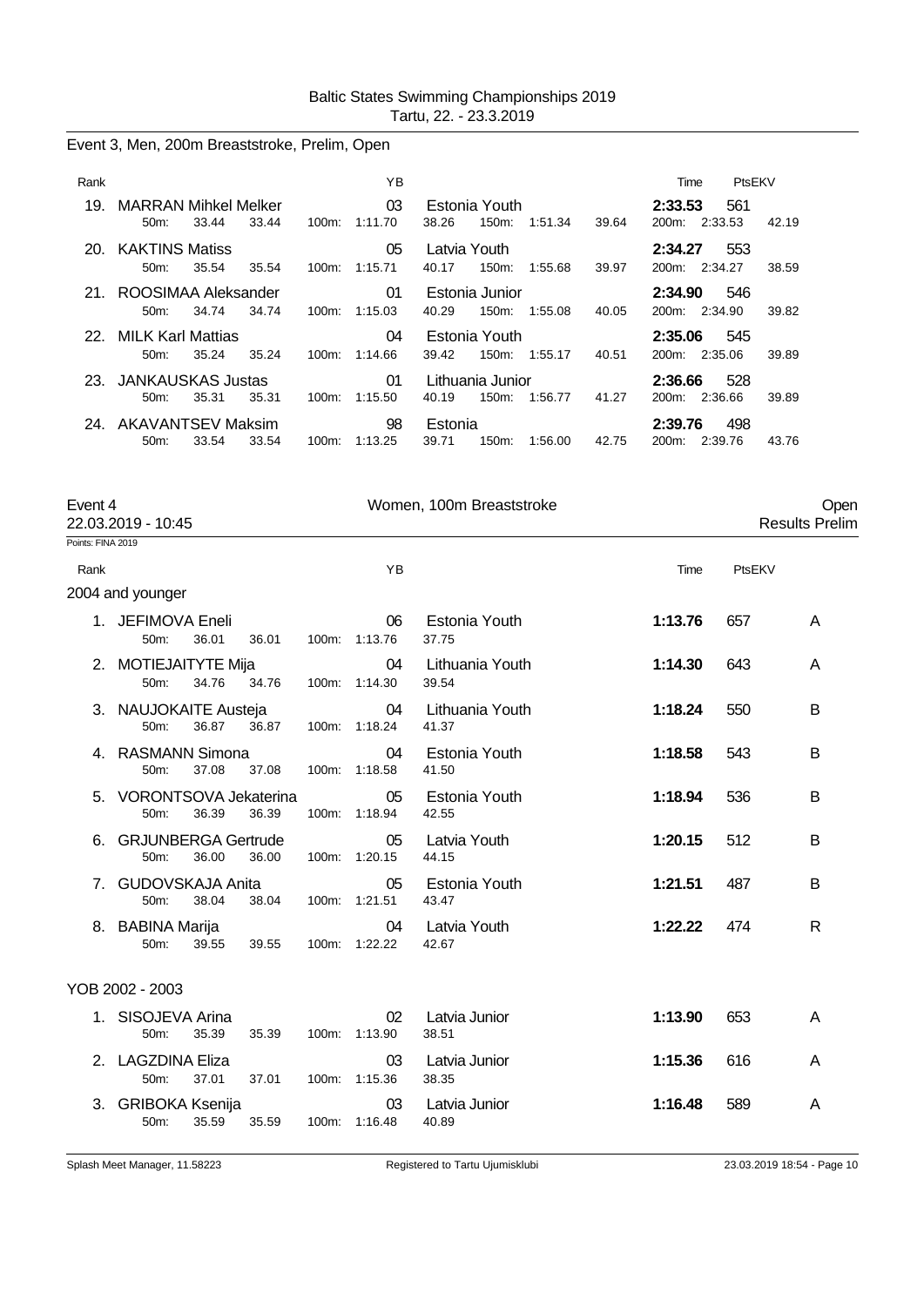Baltic States Swimming Championships 2019
Tartu, 22. - 23.3.2019

## Event 3, Men, 200m Breaststroke, Prelim, Open

| Rank | Name | YB | Team | Time | PtsEKV |
|---|---|---|---|---|---|
| 19. | MARRAN Mihkel Melker | 03 | Estonia Youth | **2:33.53** | 561 |
| | 50m: 33.44 33.44 | 100m: 1:11.70 38.26 | 150m: 1:51.34 39.64 | 200m: 2:33.53 42.19 | |
| 20. | KAKTINS Matiss | 05 | Latvia Youth | **2:34.27** | 553 |
| | 50m: 35.54 35.54 | 100m: 1:15.71 40.17 | 150m: 1:55.68 39.97 | 200m: 2:34.27 38.59 | |
| 21. | ROOSIMAA Aleksander | 01 | Estonia Junior | **2:34.90** | 546 |
| | 50m: 34.74 34.74 | 100m: 1:15.03 40.29 | 150m: 1:55.08 40.05 | 200m: 2:34.90 39.82 | |
| 22. | MILK Karl Mattias | 04 | Estonia Youth | **2:35.06** | 545 |
| | 50m: 35.24 35.24 | 100m: 1:14.66 39.42 | 150m: 1:55.17 40.51 | 200m: 2:35.06 39.89 | |
| 23. | JANKAUSKAS Justas | 01 | Lithuania Junior | **2:36.66** | 528 |
| | 50m: 35.31 35.31 | 100m: 1:15.50 40.19 | 150m: 1:56.77 41.27 | 200m: 2:36.66 39.89 | |
| 24. | AKAVANTSEV Maksim | 98 | Estonia | **2:39.76** | 498 |
| | 50m: 33.54 33.54 | 100m: 1:13.25 39.71 | 150m: 1:56.00 42.75 | 200m: 2:39.76 43.76 | |

## Event 4 — Women, 100m Breaststroke — Open

22.03.2019 - 10:45 — Results Prelim

Points: FINA 2019

### 2004 and younger

| Rank | Name | YB | Team | Time | PtsEKV | |
|---|---|---|---|---|---|---|
| 1. | JEFIMOVA Eneli | 06 | Estonia Youth | **1:13.76** | 657 | A |
| | 50m: 36.01 36.01 | 100m: 1:13.76 | 37.75 | | | |
| 2. | MOTIEJAITYTE Mija | 04 | Lithuania Youth | **1:14.30** | 643 | A |
| | 50m: 34.76 34.76 | 100m: 1:14.30 | 39.54 | | | |
| 3. | NAUJOKAITE Austeja | 04 | Lithuania Youth | **1:18.24** | 550 | B |
| | 50m: 36.87 36.87 | 100m: 1:18.24 | 41.37 | | | |
| 4. | RASMANN Simona | 04 | Estonia Youth | **1:18.58** | 543 | B |
| | 50m: 37.08 37.08 | 100m: 1:18.58 | 41.50 | | | |
| 5. | VORONTSOVA Jekaterina | 05 | Estonia Youth | **1:18.94** | 536 | B |
| | 50m: 36.39 36.39 | 100m: 1:18.94 | 42.55 | | | |
| 6. | GRJUNBERGA Gertrude | 05 | Latvia Youth | **1:20.15** | 512 | B |
| | 50m: 36.00 36.00 | 100m: 1:20.15 | 44.15 | | | |
| 7. | GUDOVSKAJA Anita | 05 | Estonia Youth | **1:21.51** | 487 | B |
| | 50m: 38.04 38.04 | 100m: 1:21.51 | 43.47 | | | |
| 8. | BABINA Marija | 04 | Latvia Youth | **1:22.22** | 474 | R |
| | 50m: 39.55 39.55 | 100m: 1:22.22 | 42.67 | | | |

### YOB 2002 - 2003

| Rank | Name | YB | Team | Time | PtsEKV | |
|---|---|---|---|---|---|---|
| 1. | SISOJEVA Arina | 02 | Latvia Junior | **1:13.90** | 653 | A |
| | 50m: 35.39 35.39 | 100m: 1:13.90 | 38.51 | | | |
| 2. | LAGZDINA Eliza | 03 | Latvia Junior | **1:15.36** | 616 | A |
| | 50m: 37.01 37.01 | 100m: 1:15.36 | 38.35 | | | |
| 3. | GRIBOKA Ksenija | 03 | Latvia Junior | **1:16.48** | 589 | A |
| | 50m: 35.59 35.59 | 100m: 1:16.48 | 40.89 | | | |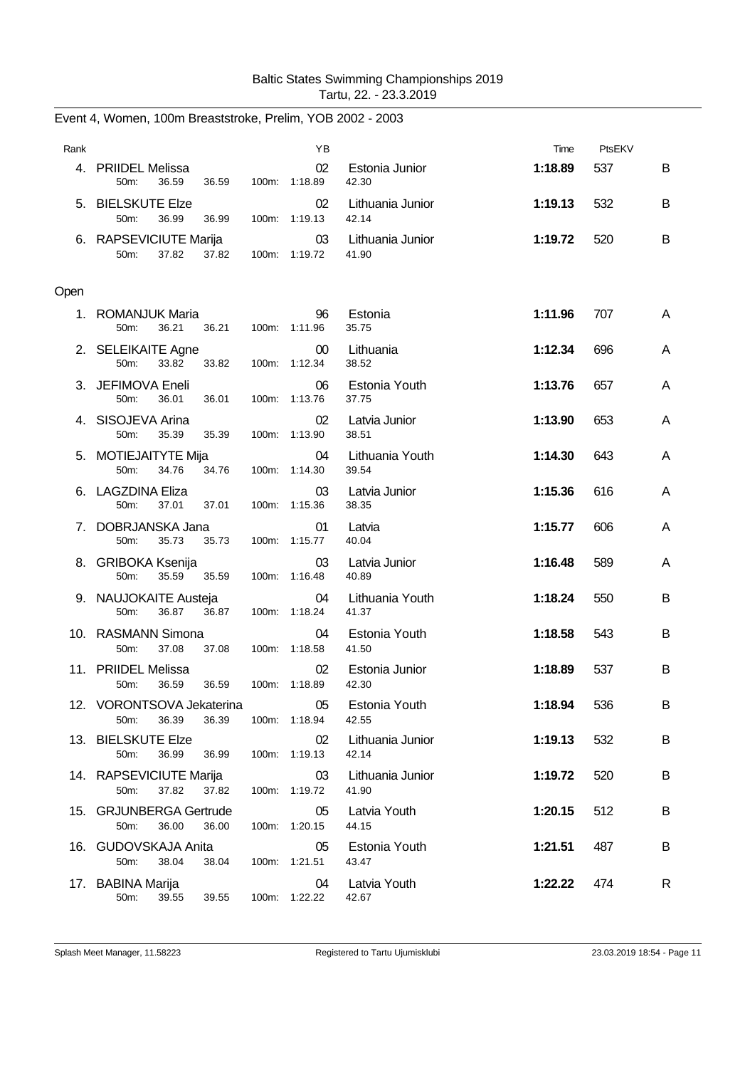Baltic States Swimming Championships 2019
Tartu, 22. - 23.3.2019

## Event 4, Women, 100m Breaststroke, Prelim, YOB 2002 - 2003

| Rank | | YB | | Time | PtsEKV | |
|---|---|---|---|---|---|---|
| 4. | PRIIDEL Melissa | 02 | Estonia Junior | **1:18.89** | 537 | B |
| | 50m: 36.59 36.59 100m: 1:18.89 | | 42.30 | | | |
| 5. | BIELSKUTE Elze | 02 | Lithuania Junior | **1:19.13** | 532 | B |
| | 50m: 36.99 36.99 100m: 1:19.13 | | 42.14 | | | |
| 6. | RAPSEVICIUTE Marija | 03 | Lithuania Junior | **1:19.72** | 520 | B |
| | 50m: 37.82 37.82 100m: 1:19.72 | | 41.90 | | | |

### Open

| Rank | | YB | | Time | PtsEKV | |
|---|---|---|---|---|---|---|
| 1. | ROMANJUK Maria | 96 | Estonia | **1:11.96** | 707 | A |
| | 50m: 36.21 36.21 100m: 1:11.96 | | 35.75 | | | |
| 2. | SELEIKAITE Agne | 00 | Lithuania | **1:12.34** | 696 | A |
| | 50m: 33.82 33.82 100m: 1:12.34 | | 38.52 | | | |
| 3. | JEFIMOVA Eneli | 06 | Estonia Youth | **1:13.76** | 657 | A |
| | 50m: 36.01 36.01 100m: 1:13.76 | | 37.75 | | | |
| 4. | SISOJEVA Arina | 02 | Latvia Junior | **1:13.90** | 653 | A |
| | 50m: 35.39 35.39 100m: 1:13.90 | | 38.51 | | | |
| 5. | MOTIEJAITYTE Mija | 04 | Lithuania Youth | **1:14.30** | 643 | A |
| | 50m: 34.76 34.76 100m: 1:14.30 | | 39.54 | | | |
| 6. | LAGZDINA Eliza | 03 | Latvia Junior | **1:15.36** | 616 | A |
| | 50m: 37.01 37.01 100m: 1:15.36 | | 38.35 | | | |
| 7. | DOBRJANSKA Jana | 01 | Latvia | **1:15.77** | 606 | A |
| | 50m: 35.73 35.73 100m: 1:15.77 | | 40.04 | | | |
| 8. | GRIBOKA Ksenija | 03 | Latvia Junior | **1:16.48** | 589 | A |
| | 50m: 35.59 35.59 100m: 1:16.48 | | 40.89 | | | |
| 9. | NAUJOKAITE Austeja | 04 | Lithuania Youth | **1:18.24** | 550 | B |
| | 50m: 36.87 36.87 100m: 1:18.24 | | 41.37 | | | |
| 10. | RASMANN Simona | 04 | Estonia Youth | **1:18.58** | 543 | B |
| | 50m: 37.08 37.08 100m: 1:18.58 | | 41.50 | | | |
| 11. | PRIIDEL Melissa | 02 | Estonia Junior | **1:18.89** | 537 | B |
| | 50m: 36.59 36.59 100m: 1:18.89 | | 42.30 | | | |
| 12. | VORONTSOVA Jekaterina | 05 | Estonia Youth | **1:18.94** | 536 | B |
| | 50m: 36.39 36.39 100m: 1:18.94 | | 42.55 | | | |
| 13. | BIELSKUTE Elze | 02 | Lithuania Junior | **1:19.13** | 532 | B |
| | 50m: 36.99 36.99 100m: 1:19.13 | | 42.14 | | | |
| 14. | RAPSEVICIUTE Marija | 03 | Lithuania Junior | **1:19.72** | 520 | B |
| | 50m: 37.82 37.82 100m: 1:19.72 | | 41.90 | | | |
| 15. | GRJUNBERGA Gertrude | 05 | Latvia Youth | **1:20.15** | 512 | B |
| | 50m: 36.00 36.00 100m: 1:20.15 | | 44.15 | | | |
| 16. | GUDOVSKAJA Anita | 05 | Estonia Youth | **1:21.51** | 487 | B |
| | 50m: 38.04 38.04 100m: 1:21.51 | | 43.47 | | | |
| 17. | BABINA Marija | 04 | Latvia Youth | **1:22.22** | 474 | R |
| | 50m: 39.55 39.55 100m: 1:22.22 | | 42.67 | | | |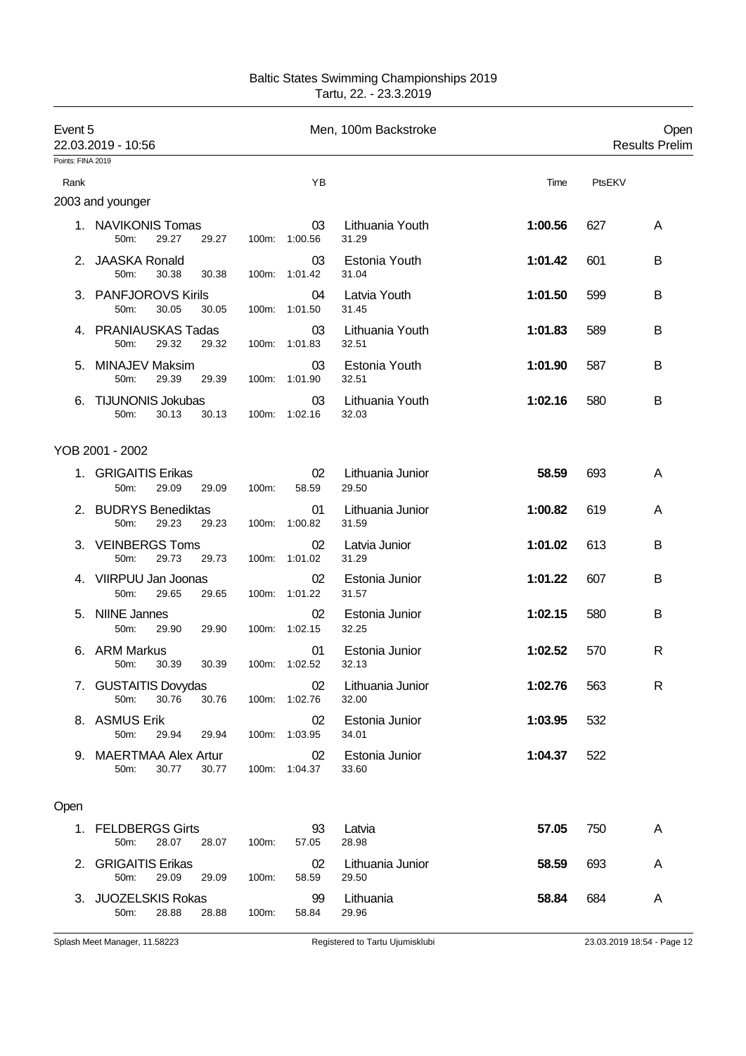Baltic States Swimming Championships 2019
Tartu, 22. - 23.3.2019

Event 5 — Men, 100m Backstroke — Open
22.03.2019 - 10:56 — Results Prelim

Points: FINA 2019

| Rank | | YB | | Time | PtsEKV | |
|---|---|---|---|---|---|---|
| **2003 and younger** | | | | | | |
| 1. NAVIKONIS Tomas | 50m: 29.27 29.27 100m: 1:00.56 31.29 | 03 | Lithuania Youth | **1:00.56** | 627 | A |
| 2. JAASKA Ronald | 50m: 30.38 30.38 100m: 1:01.42 31.04 | 03 | Estonia Youth | **1:01.42** | 601 | B |
| 3. PANFJOROVS Kirils | 50m: 30.05 30.05 100m: 1:01.50 31.45 | 04 | Latvia Youth | **1:01.50** | 599 | B |
| 4. PRANIAUSKAS Tadas | 50m: 29.32 29.32 100m: 1:01.83 32.51 | 03 | Lithuania Youth | **1:01.83** | 589 | B |
| 5. MINAJEV Maksim | 50m: 29.39 29.39 100m: 1:01.90 32.51 | 03 | Estonia Youth | **1:01.90** | 587 | B |
| 6. TIJUNONIS Jokubas | 50m: 30.13 30.13 100m: 1:02.16 32.03 | 03 | Lithuania Youth | **1:02.16** | 580 | B |
| **YOB 2001 - 2002** | | | | | | |
| 1. GRIGAITIS Erikas | 50m: 29.09 29.09 100m: 58.59 29.50 | 02 | Lithuania Junior | **58.59** | 693 | A |
| 2. BUDRYS Benediktas | 50m: 29.23 29.23 100m: 1:00.82 31.59 | 01 | Lithuania Junior | **1:00.82** | 619 | A |
| 3. VEINBERGS Toms | 50m: 29.73 29.73 100m: 1:01.02 31.29 | 02 | Latvia Junior | **1:01.02** | 613 | B |
| 4. VIIRPUU Jan Joonas | 50m: 29.65 29.65 100m: 1:01.22 31.57 | 02 | Estonia Junior | **1:01.22** | 607 | B |
| 5. NIINE Jannes | 50m: 29.90 29.90 100m: 1:02.15 32.25 | 02 | Estonia Junior | **1:02.15** | 580 | B |
| 6. ARM Markus | 50m: 30.39 30.39 100m: 1:02.52 32.13 | 01 | Estonia Junior | **1:02.52** | 570 | R |
| 7. GUSTAITIS Dovydas | 50m: 30.76 30.76 100m: 1:02.76 32.00 | 02 | Lithuania Junior | **1:02.76** | 563 | R |
| 8. ASMUS Erik | 50m: 29.94 29.94 100m: 1:03.95 34.01 | 02 | Estonia Junior | **1:03.95** | 532 | |
| 9. MAERTMAA Alex Artur | 50m: 30.77 30.77 100m: 1:04.37 33.60 | 02 | Estonia Junior | **1:04.37** | 522 | |
| **Open** | | | | | | |
| 1. FELDBERGS Girts | 50m: 28.07 28.07 100m: 57.05 28.98 | 93 | Latvia | **57.05** | 750 | A |
| 2. GRIGAITIS Erikas | 50m: 29.09 29.09 100m: 58.59 29.50 | 02 | Lithuania Junior | **58.59** | 693 | A |
| 3. JUOZELSKIS Rokas | 50m: 28.88 28.88 100m: 58.84 29.96 | 99 | Lithuania | **58.84** | 684 | A |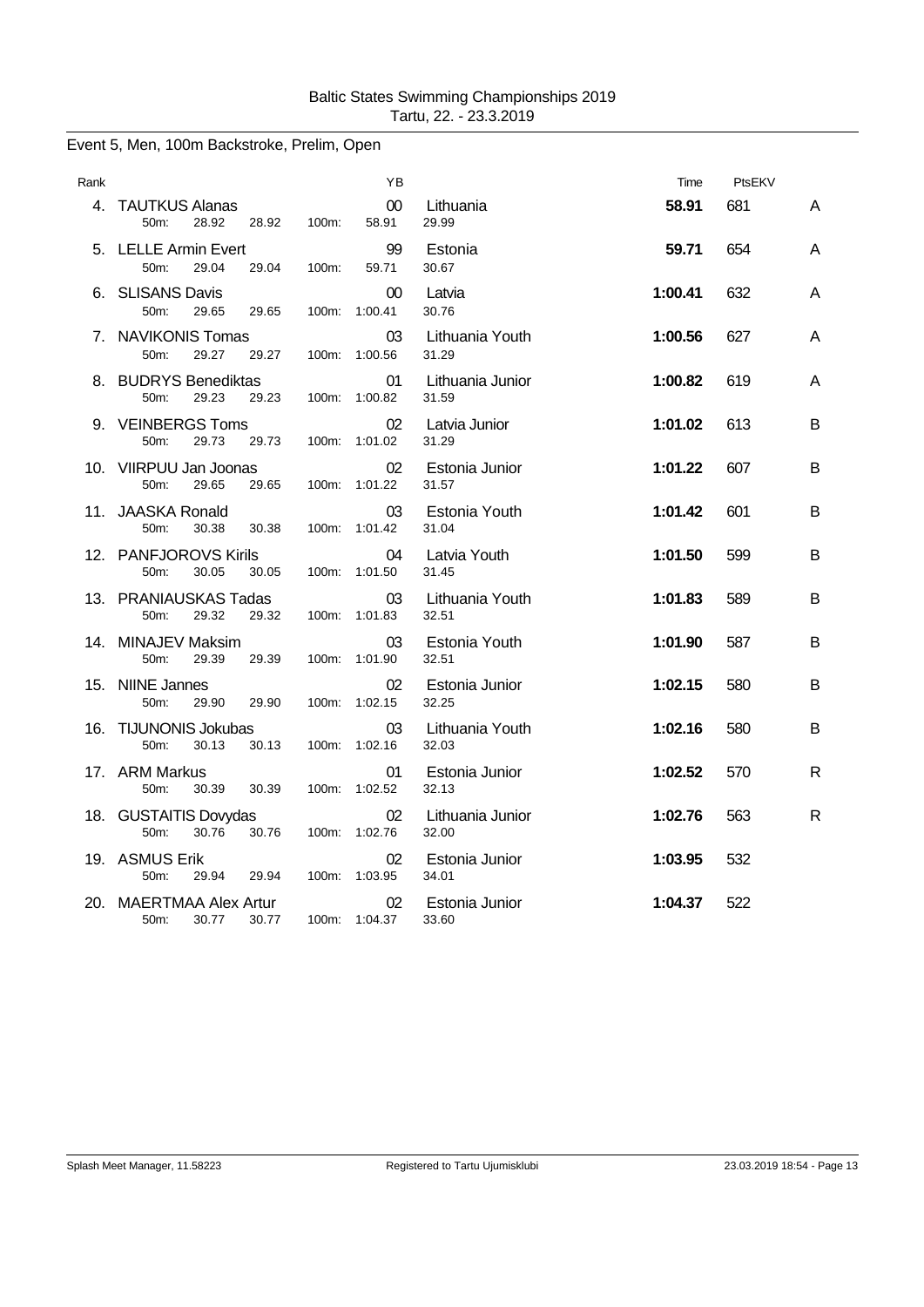Baltic States Swimming Championships 2019
Tartu, 22. - 23.3.2019

## Event 5, Men, 100m Backstroke, Prelim, Open

| Rank | | YB | | Time | PtsEKV | |
|---|---|---|---|---|---|---|
| 4. | TAUTKUS Alanas | 00 | Lithuania | **58.91** | 681 | A |
| | 50m: 28.92 28.92 100m: 58.91 29.99 | | | | | |
| 5. | LELLE Armin Evert | 99 | Estonia | **59.71** | 654 | A |
| | 50m: 29.04 29.04 100m: 59.71 30.67 | | | | | |
| 6. | SLISANS Davis | 00 | Latvia | **1:00.41** | 632 | A |
| | 50m: 29.65 29.65 100m: 1:00.41 30.76 | | | | | |
| 7. | NAVIKONIS Tomas | 03 | Lithuania Youth | **1:00.56** | 627 | A |
| | 50m: 29.27 29.27 100m: 1:00.56 31.29 | | | | | |
| 8. | BUDRYS Benediktas | 01 | Lithuania Junior | **1:00.82** | 619 | A |
| | 50m: 29.23 29.23 100m: 1:00.82 31.59 | | | | | |
| 9. | VEINBERGS Toms | 02 | Latvia Junior | **1:01.02** | 613 | B |
| | 50m: 29.73 29.73 100m: 1:01.02 31.29 | | | | | |
| 10. | VIIRPUU Jan Joonas | 02 | Estonia Junior | **1:01.22** | 607 | B |
| | 50m: 29.65 29.65 100m: 1:01.22 31.57 | | | | | |
| 11. | JAASKA Ronald | 03 | Estonia Youth | **1:01.42** | 601 | B |
| | 50m: 30.38 30.38 100m: 1:01.42 31.04 | | | | | |
| 12. | PANFJOROVS Kirils | 04 | Latvia Youth | **1:01.50** | 599 | B |
| | 50m: 30.05 30.05 100m: 1:01.50 31.45 | | | | | |
| 13. | PRANIAUSKAS Tadas | 03 | Lithuania Youth | **1:01.83** | 589 | B |
| | 50m: 29.32 29.32 100m: 1:01.83 32.51 | | | | | |
| 14. | MINAJEV Maksim | 03 | Estonia Youth | **1:01.90** | 587 | B |
| | 50m: 29.39 29.39 100m: 1:01.90 32.51 | | | | | |
| 15. | NIINE Jannes | 02 | Estonia Junior | **1:02.15** | 580 | B |
| | 50m: 29.90 29.90 100m: 1:02.15 32.25 | | | | | |
| 16. | TIJUNONIS Jokubas | 03 | Lithuania Youth | **1:02.16** | 580 | B |
| | 50m: 30.13 30.13 100m: 1:02.16 32.03 | | | | | |
| 17. | ARM Markus | 01 | Estonia Junior | **1:02.52** | 570 | R |
| | 50m: 30.39 30.39 100m: 1:02.52 32.13 | | | | | |
| 18. | GUSTAITIS Dovydas | 02 | Lithuania Junior | **1:02.76** | 563 | R |
| | 50m: 30.76 30.76 100m: 1:02.76 32.00 | | | | | |
| 19. | ASMUS Erik | 02 | Estonia Junior | **1:03.95** | 532 | |
| | 50m: 29.94 29.94 100m: 1:03.95 34.01 | | | | | |
| 20. | MAERTMAA Alex Artur | 02 | Estonia Junior | **1:04.37** | 522 | |
| | 50m: 30.77 30.77 100m: 1:04.37 33.60 | | | | | |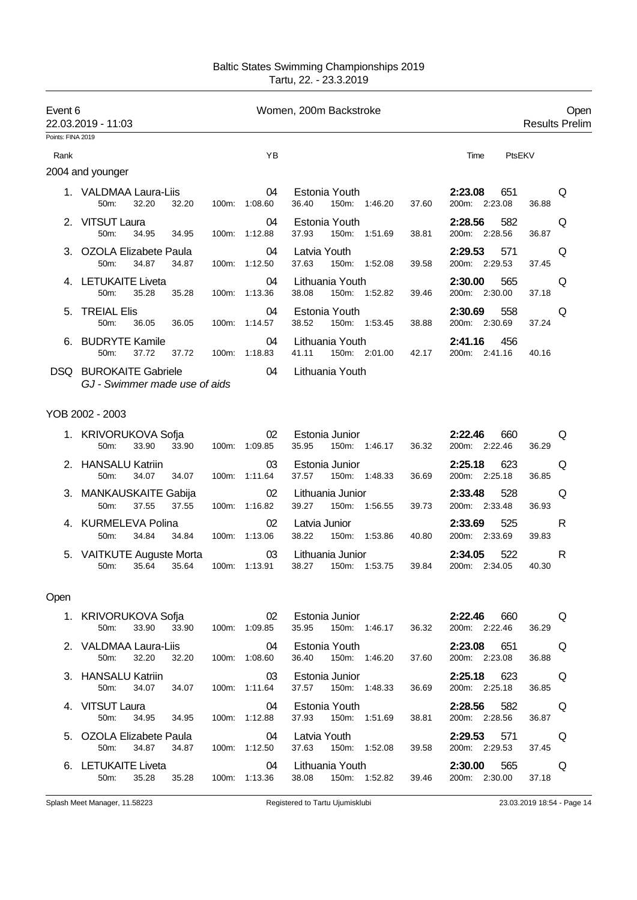# Baltic States Swimming Championships 2019

Tartu, 22. - 23.3.2019

**Event 6** — Women, 200m Backstroke — Open

22.03.2019 - 11:03 — Results Prelim

Points: FINA 2019

## 2004 and younger

| Rank | Name | YB | Club | Time | PtsEKV | |
|---|---|---|---|---|---|---|
| 1. | VALDMAA Laura-Liis | 04 | Estonia Youth | **2:23.08** | 651 | Q |
| | 50m: 32.20 32.20 / 100m: 1:08.60 36.40 / 150m: 1:46.20 37.60 / 200m: 2:23.08 36.88 | | | | | |
| 2. | VITSUT Laura | 04 | Estonia Youth | **2:28.56** | 582 | Q |
| | 50m: 34.95 34.95 / 100m: 1:12.88 37.93 / 150m: 1:51.69 38.81 / 200m: 2:28.56 36.87 | | | | | |
| 3. | OZOLA Elizabete Paula | 04 | Latvia Youth | **2:29.53** | 571 | Q |
| | 50m: 34.87 34.87 / 100m: 1:12.50 37.63 / 150m: 1:52.08 39.58 / 200m: 2:29.53 37.45 | | | | | |
| 4. | LETUKAITE Liveta | 04 | Lithuania Youth | **2:30.00** | 565 | Q |
| | 50m: 35.28 35.28 / 100m: 1:13.36 38.08 / 150m: 1:52.82 39.46 / 200m: 2:30.00 37.18 | | | | | |
| 5. | TREIAL Elis | 04 | Estonia Youth | **2:30.69** | 558 | Q |
| | 50m: 36.05 36.05 / 100m: 1:14.57 38.52 / 150m: 1:53.45 38.88 / 200m: 2:30.69 37.24 | | | | | |
| 6. | BUDRYTE Kamile | 04 | Lithuania Youth | **2:41.16** | 456 | |
| | 50m: 37.72 37.72 / 100m: 1:18.83 41.11 / 150m: 2:01.00 42.17 / 200m: 2:41.16 40.16 | | | | | |
| DSQ | BUROKAITE Gabriele | 04 | Lithuania Youth | | | |
| | *GJ - Swimmer made use of aids* | | | | | |

## YOB 2002 - 2003

| Rank | Name | YB | Club | Time | PtsEKV | |
|---|---|---|---|---|---|---|
| 1. | KRIVORUKOVA Sofja | 02 | Estonia Junior | **2:22.46** | 660 | Q |
| | 50m: 33.90 33.90 / 100m: 1:09.85 35.95 / 150m: 1:46.17 36.32 / 200m: 2:22.46 36.29 | | | | | |
| 2. | HANSALU Katriin | 03 | Estonia Junior | **2:25.18** | 623 | Q |
| | 50m: 34.07 34.07 / 100m: 1:11.64 37.57 / 150m: 1:48.33 36.69 / 200m: 2:25.18 36.85 | | | | | |
| 3. | MANKAUSKAITE Gabija | 02 | Lithuania Junior | **2:33.48** | 528 | Q |
| | 50m: 37.55 37.55 / 100m: 1:16.82 39.27 / 150m: 1:56.55 39.73 / 200m: 2:33.48 36.93 | | | | | |
| 4. | KURMELEVA Polina | 02 | Latvia Junior | **2:33.69** | 525 | R |
| | 50m: 34.84 34.84 / 100m: 1:13.06 38.22 / 150m: 1:53.86 40.80 / 200m: 2:33.69 39.83 | | | | | |
| 5. | VAITKUTE Auguste Morta | 03 | Lithuania Junior | **2:34.05** | 522 | R |
| | 50m: 35.64 35.64 / 100m: 1:13.91 38.27 / 150m: 1:53.75 39.84 / 200m: 2:34.05 40.30 | | | | | |

## Open

| Rank | Name | YB | Club | Time | PtsEKV | |
|---|---|---|---|---|---|---|
| 1. | KRIVORUKOVA Sofja | 02 | Estonia Junior | **2:22.46** | 660 | Q |
| | 50m: 33.90 33.90 / 100m: 1:09.85 35.95 / 150m: 1:46.17 36.32 / 200m: 2:22.46 36.29 | | | | | |
| 2. | VALDMAA Laura-Liis | 04 | Estonia Youth | **2:23.08** | 651 | Q |
| | 50m: 32.20 32.20 / 100m: 1:08.60 36.40 / 150m: 1:46.20 37.60 / 200m: 2:23.08 36.88 | | | | | |
| 3. | HANSALU Katriin | 03 | Estonia Junior | **2:25.18** | 623 | Q |
| | 50m: 34.07 34.07 / 100m: 1:11.64 37.57 / 150m: 1:48.33 36.69 / 200m: 2:25.18 36.85 | | | | | |
| 4. | VITSUT Laura | 04 | Estonia Youth | **2:28.56** | 582 | Q |
| | 50m: 34.95 34.95 / 100m: 1:12.88 37.93 / 150m: 1:51.69 38.81 / 200m: 2:28.56 36.87 | | | | | |
| 5. | OZOLA Elizabete Paula | 04 | Latvia Youth | **2:29.53** | 571 | Q |
| | 50m: 34.87 34.87 / 100m: 1:12.50 37.63 / 150m: 1:52.08 39.58 / 200m: 2:29.53 37.45 | | | | | |
| 6. | LETUKAITE Liveta | 04 | Lithuania Youth | **2:30.00** | 565 | Q |
| | 50m: 35.28 35.28 / 100m: 1:13.36 38.08 / 150m: 1:52.82 39.46 / 200m: 2:30.00 37.18 | | | | | |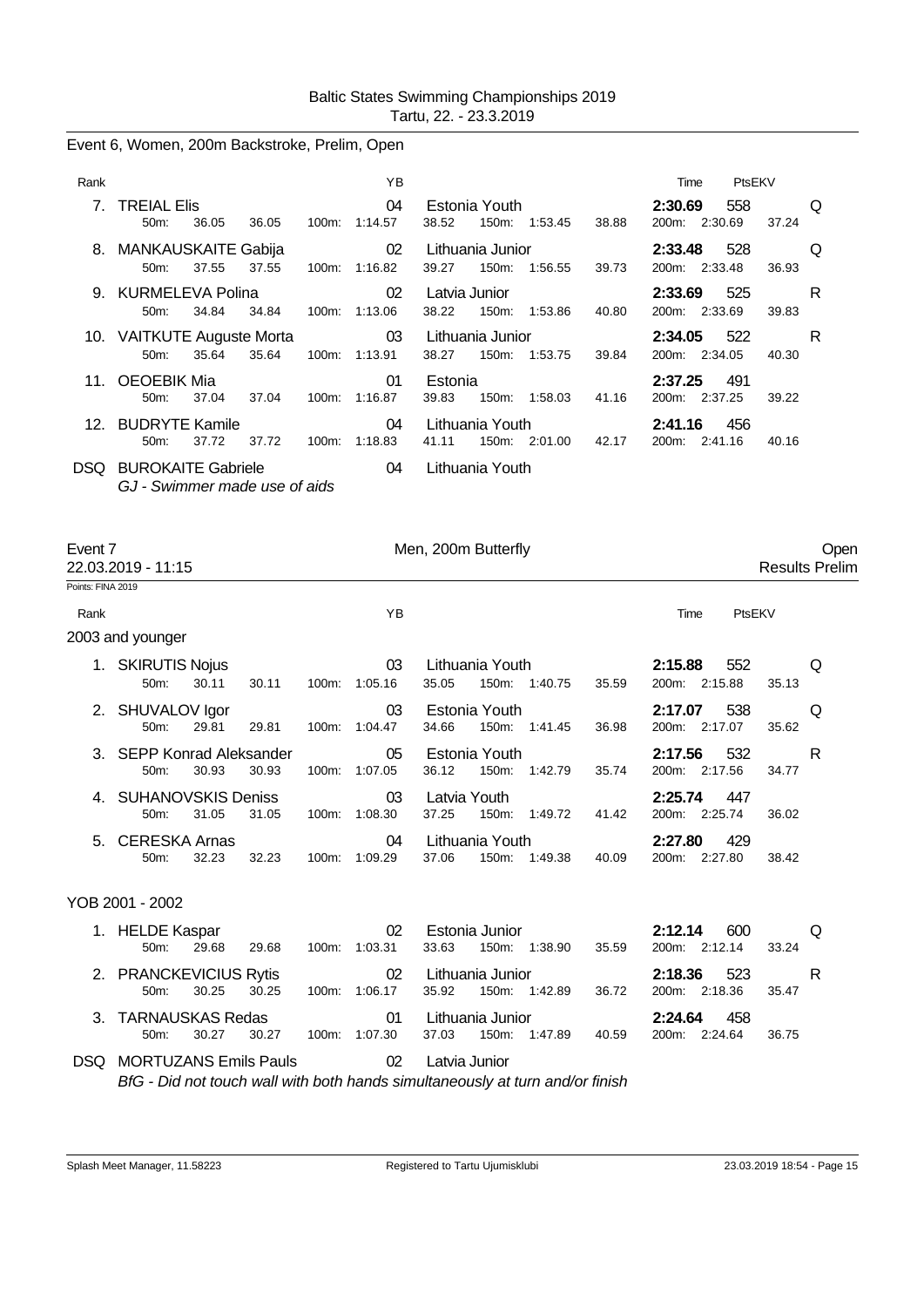Baltic States Swimming Championships 2019
Tartu, 22. - 23.3.2019

## Event 6, Women, 200m Backstroke, Prelim, Open

| Rank | Name | YB | Club | Time | PtsEKV | |
|---|---|---|---|---|---|---|
| 7. | TREIAL Elis | 04 | Estonia Youth | **2:30.69** | 558 | Q |
| | 50m: 36.05 36.05 100m: 1:14.57 38.52 150m: 1:53.45 38.88 200m: 2:30.69 37.24 | | | | | |
| 8. | MANKAUSKAITE Gabija | 02 | Lithuania Junior | **2:33.48** | 528 | Q |
| | 50m: 37.55 37.55 100m: 1:16.82 39.27 150m: 1:56.55 39.73 200m: 2:33.48 36.93 | | | | | |
| 9. | KURMELEVA Polina | 02 | Latvia Junior | **2:33.69** | 525 | R |
| | 50m: 34.84 34.84 100m: 1:13.06 38.22 150m: 1:53.86 40.80 200m: 2:33.69 39.83 | | | | | |
| 10. | VAITKUTE Auguste Morta | 03 | Lithuania Junior | **2:34.05** | 522 | R |
| | 50m: 35.64 35.64 100m: 1:13.91 38.27 150m: 1:53.75 39.84 200m: 2:34.05 40.30 | | | | | |
| 11. | OEOEBIK Mia | 01 | Estonia | **2:37.25** | 491 | |
| | 50m: 37.04 37.04 100m: 1:16.87 39.83 150m: 1:58.03 41.16 200m: 2:37.25 39.22 | | | | | |
| 12. | BUDRYTE Kamile | 04 | Lithuania Youth | **2:41.16** | 456 | |
| | 50m: 37.72 37.72 100m: 1:18.83 41.11 150m: 2:01.00 42.17 200m: 2:41.16 40.16 | | | | | |
| DSQ | BUROKAITE Gabriele | 04 | Lithuania Youth | | | |
| | *GJ - Swimmer made use of aids* | | | | | |

## Event 7 — Men, 200m Butterfly — Open

22.03.2019 - 11:15 — Results Prelim

Points: FINA 2019

### 2003 and younger

| Rank | Name | YB | Club | Time | PtsEKV | |
|---|---|---|---|---|---|---|
| 1. | SKIRUTIS Nojus | 03 | Lithuania Youth | **2:15.88** | 552 | Q |
| | 50m: 30.11 30.11 100m: 1:05.16 35.05 150m: 1:40.75 35.59 200m: 2:15.88 35.13 | | | | | |
| 2. | SHUVALOV Igor | 03 | Estonia Youth | **2:17.07** | 538 | Q |
| | 50m: 29.81 29.81 100m: 1:04.47 34.66 150m: 1:41.45 36.98 200m: 2:17.07 35.62 | | | | | |
| 3. | SEPP Konrad Aleksander | 05 | Estonia Youth | **2:17.56** | 532 | R |
| | 50m: 30.93 30.93 100m: 1:07.05 36.12 150m: 1:42.79 35.74 200m: 2:17.56 34.77 | | | | | |
| 4. | SUHANOVSKIS Deniss | 03 | Latvia Youth | **2:25.74** | 447 | |
| | 50m: 31.05 31.05 100m: 1:08.30 37.25 150m: 1:49.72 41.42 200m: 2:25.74 36.02 | | | | | |
| 5. | CERESKA Arnas | 04 | Lithuania Youth | **2:27.80** | 429 | |
| | 50m: 32.23 32.23 100m: 1:09.29 37.06 150m: 1:49.38 40.09 200m: 2:27.80 38.42 | | | | | |

### YOB 2001 - 2002

| Rank | Name | YB | Club | Time | PtsEKV | |
|---|---|---|---|---|---|---|
| 1. | HELDE Kaspar | 02 | Estonia Junior | **2:12.14** | 600 | Q |
| | 50m: 29.68 29.68 100m: 1:03.31 33.63 150m: 1:38.90 35.59 200m: 2:12.14 33.24 | | | | | |
| 2. | PRANCKEVICIUS Rytis | 02 | Lithuania Junior | **2:18.36** | 523 | R |
| | 50m: 30.25 30.25 100m: 1:06.17 35.92 150m: 1:42.89 36.72 200m: 2:18.36 35.47 | | | | | |
| 3. | TARNAUSKAS Redas | 01 | Lithuania Junior | **2:24.64** | 458 | |
| | 50m: 30.27 30.27 100m: 1:07.30 37.03 150m: 1:47.89 40.59 200m: 2:24.64 36.75 | | | | | |
| DSQ | MORTUZANS Emils Pauls | 02 | Latvia Junior | | | |
| | *BfG - Did not touch wall with both hands simultaneously at turn and/or finish* | | | | | |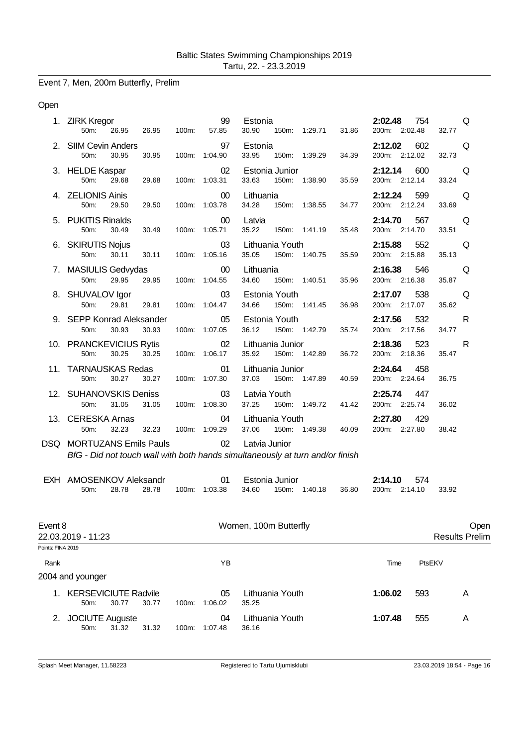Baltic States Swimming Championships 2019
Tartu, 22. - 23.3.2019

## Event 7, Men, 200m Butterfly, Prelim

Open

| Rank | Name | YB | Team | Time | Pts | |
|---|---|---|---|---|---|---|
| 1. | ZIRK Kregor | 99 | Estonia | 2:02.48 | 754 | Q |
| | 50m: 26.95 26.95 100m: 57.85 30.90 150m: 1:29.71 31.86 200m: 2:02.48 32.77 | | | | | |
| 2. | SIIM Cevin Anders | 97 | Estonia | 2:12.02 | 602 | Q |
| | 50m: 30.95 30.95 100m: 1:04.90 33.95 150m: 1:39.29 34.39 200m: 2:12.02 32.73 | | | | | |
| 3. | HELDE Kaspar | 02 | Estonia Junior | 2:12.14 | 600 | Q |
| | 50m: 29.68 29.68 100m: 1:03.31 33.63 150m: 1:38.90 35.59 200m: 2:12.14 33.24 | | | | | |
| 4. | ZELIONIS Ainis | 00 | Lithuania | 2:12.24 | 599 | Q |
| | 50m: 29.50 29.50 100m: 1:03.78 34.28 150m: 1:38.55 34.77 200m: 2:12.24 33.69 | | | | | |
| 5. | PUKITIS Rinalds | 00 | Latvia | 2:14.70 | 567 | Q |
| | 50m: 30.49 30.49 100m: 1:05.71 35.22 150m: 1:41.19 35.48 200m: 2:14.70 33.51 | | | | | |
| 6. | SKIRUTIS Nojus | 03 | Lithuania Youth | 2:15.88 | 552 | Q |
| | 50m: 30.11 30.11 100m: 1:05.16 35.05 150m: 1:40.75 35.59 200m: 2:15.88 35.13 | | | | | |
| 7. | MASIULIS Gedvydas | 00 | Lithuania | 2:16.38 | 546 | Q |
| | 50m: 29.95 29.95 100m: 1:04.55 34.60 150m: 1:40.51 35.96 200m: 2:16.38 35.87 | | | | | |
| 8. | SHUVALOV Igor | 03 | Estonia Youth | 2:17.07 | 538 | Q |
| | 50m: 29.81 29.81 100m: 1:04.47 34.66 150m: 1:41.45 36.98 200m: 2:17.07 35.62 | | | | | |
| 9. | SEPP Konrad Aleksander | 05 | Estonia Youth | 2:17.56 | 532 | R |
| | 50m: 30.93 30.93 100m: 1:07.05 36.12 150m: 1:42.79 35.74 200m: 2:17.56 34.77 | | | | | |
| 10. | PRANCKEVICIUS Rytis | 02 | Lithuania Junior | 2:18.36 | 523 | R |
| | 50m: 30.25 30.25 100m: 1:06.17 35.92 150m: 1:42.89 36.72 200m: 2:18.36 35.47 | | | | | |
| 11. | TARNAUSKAS Redas | 01 | Lithuania Junior | 2:24.64 | 458 | |
| | 50m: 30.27 30.27 100m: 1:07.30 37.03 150m: 1:47.89 40.59 200m: 2:24.64 36.75 | | | | | |
| 12. | SUHANOVSKIS Deniss | 03 | Latvia Youth | 2:25.74 | 447 | |
| | 50m: 31.05 31.05 100m: 1:08.30 37.25 150m: 1:49.72 41.42 200m: 2:25.74 36.02 | | | | | |
| 13. | CERESKA Arnas | 04 | Lithuania Youth | 2:27.80 | 429 | |
| | 50m: 32.23 32.23 100m: 1:09.29 37.06 150m: 1:49.38 40.09 200m: 2:27.80 38.42 | | | | | |
| DSQ | MORTUZANS Emils Pauls | 02 | Latvia Junior | | | |
| | *BfG - Did not touch wall with both hands simultaneously at turn and/or finish* | | | | | |
| EXH | AMOSENKOV Aleksandr | 01 | Estonia Junior | 2:14.10 | 574 | |
| | 50m: 28.78 28.78 100m: 1:03.38 34.60 150m: 1:40.18 36.80 200m: 2:14.10 33.92 | | | | | |

## Event 8 — Women, 100m Butterfly — Open

22.03.2019 - 11:23 — Results Prelim

Points: FINA 2019

2004 and younger

| Rank | Name | YB | Team | Time | PtsEKV | |
|---|---|---|---|---|---|---|
| 1. | KERSEVICIUTE Radvile | 05 | Lithuania Youth | 1:06.02 | 593 | A |
| | 50m: 30.77 30.77 100m: 1:06.02 35.25 | | | | | |
| 2. | JOCIUTE Auguste | 04 | Lithuania Youth | 1:07.48 | 555 | A |
| | 50m: 31.32 31.32 100m: 1:07.48 36.16 | | | | | |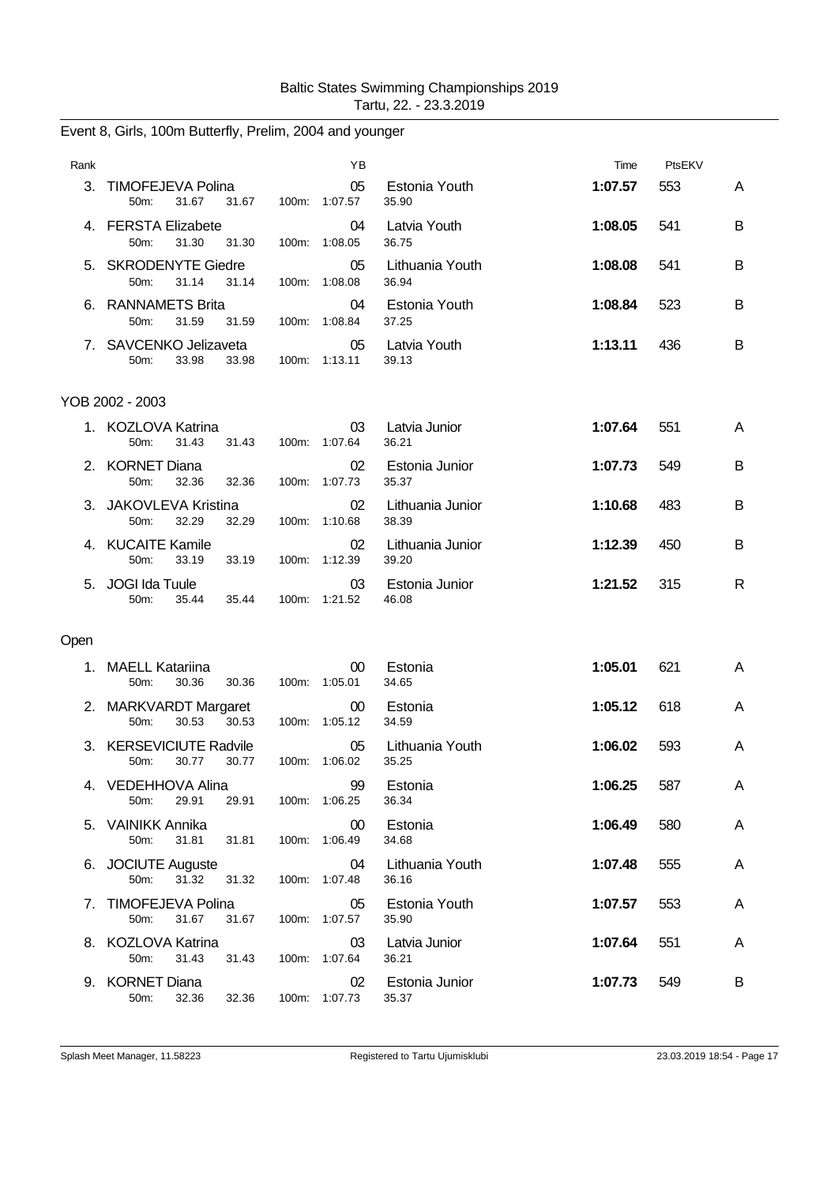Baltic States Swimming Championships 2019
Tartu, 22. - 23.3.2019

## Event 8, Girls, 100m Butterfly, Prelim, 2004 and younger

| Rank | Name | YB | Team | Time | PtsEKV | |
|---|---|---|---|---|---|---|
| 3. | TIMOFEJEVA Polina | 05 | Estonia Youth | 1:07.57 | 553 | A |
| | 50m: 31.67 31.67 100m: 1:07.57 35.90 | | | | | |
| 4. | FERSTA Elizabete | 04 | Latvia Youth | 1:08.05 | 541 | B |
| | 50m: 31.30 31.30 100m: 1:08.05 36.75 | | | | | |
| 5. | SKRODENYTE Giedre | 05 | Lithuania Youth | 1:08.08 | 541 | B |
| | 50m: 31.14 31.14 100m: 1:08.08 36.94 | | | | | |
| 6. | RANNAMETS Brita | 04 | Estonia Youth | 1:08.84 | 523 | B |
| | 50m: 31.59 31.59 100m: 1:08.84 37.25 | | | | | |
| 7. | SAVCENKO Jelizaveta | 05 | Latvia Youth | 1:13.11 | 436 | B |
| | 50m: 33.98 33.98 100m: 1:13.11 39.13 | | | | | |

### YOB 2002 - 2003

| Rank | Name | YB | Team | Time | PtsEKV | |
|---|---|---|---|---|---|---|
| 1. | KOZLOVA Katrina | 03 | Latvia Junior | 1:07.64 | 551 | A |
| | 50m: 31.43 31.43 100m: 1:07.64 36.21 | | | | | |
| 2. | KORNET Diana | 02 | Estonia Junior | 1:07.73 | 549 | B |
| | 50m: 32.36 32.36 100m: 1:07.73 35.37 | | | | | |
| 3. | JAKOVLEVA Kristina | 02 | Lithuania Junior | 1:10.68 | 483 | B |
| | 50m: 32.29 32.29 100m: 1:10.68 38.39 | | | | | |
| 4. | KUCAITE Kamile | 02 | Lithuania Junior | 1:12.39 | 450 | B |
| | 50m: 33.19 33.19 100m: 1:12.39 39.20 | | | | | |
| 5. | JOGI Ida Tuule | 03 | Estonia Junior | 1:21.52 | 315 | R |
| | 50m: 35.44 35.44 100m: 1:21.52 46.08 | | | | | |

### Open

| Rank | Name | YB | Team | Time | PtsEKV | |
|---|---|---|---|---|---|---|
| 1. | MAELL Katariina | 00 | Estonia | 1:05.01 | 621 | A |
| | 50m: 30.36 30.36 100m: 1:05.01 34.65 | | | | | |
| 2. | MARKVARDT Margaret | 00 | Estonia | 1:05.12 | 618 | A |
| | 50m: 30.53 30.53 100m: 1:05.12 34.59 | | | | | |
| 3. | KERSEVICIUTE Radvile | 05 | Lithuania Youth | 1:06.02 | 593 | A |
| | 50m: 30.77 30.77 100m: 1:06.02 35.25 | | | | | |
| 4. | VEDEHHOVA Alina | 99 | Estonia | 1:06.25 | 587 | A |
| | 50m: 29.91 29.91 100m: 1:06.25 36.34 | | | | | |
| 5. | VAINIKK Annika | 00 | Estonia | 1:06.49 | 580 | A |
| | 50m: 31.81 31.81 100m: 1:06.49 34.68 | | | | | |
| 6. | JOCIUTE Auguste | 04 | Lithuania Youth | 1:07.48 | 555 | A |
| | 50m: 31.32 31.32 100m: 1:07.48 36.16 | | | | | |
| 7. | TIMOFEJEVA Polina | 05 | Estonia Youth | 1:07.57 | 553 | A |
| | 50m: 31.67 31.67 100m: 1:07.57 35.90 | | | | | |
| 8. | KOZLOVA Katrina | 03 | Latvia Junior | 1:07.64 | 551 | A |
| | 50m: 31.43 31.43 100m: 1:07.64 36.21 | | | | | |
| 9. | KORNET Diana | 02 | Estonia Junior | 1:07.73 | 549 | B |
| | 50m: 32.36 32.36 100m: 1:07.73 35.37 | | | | | |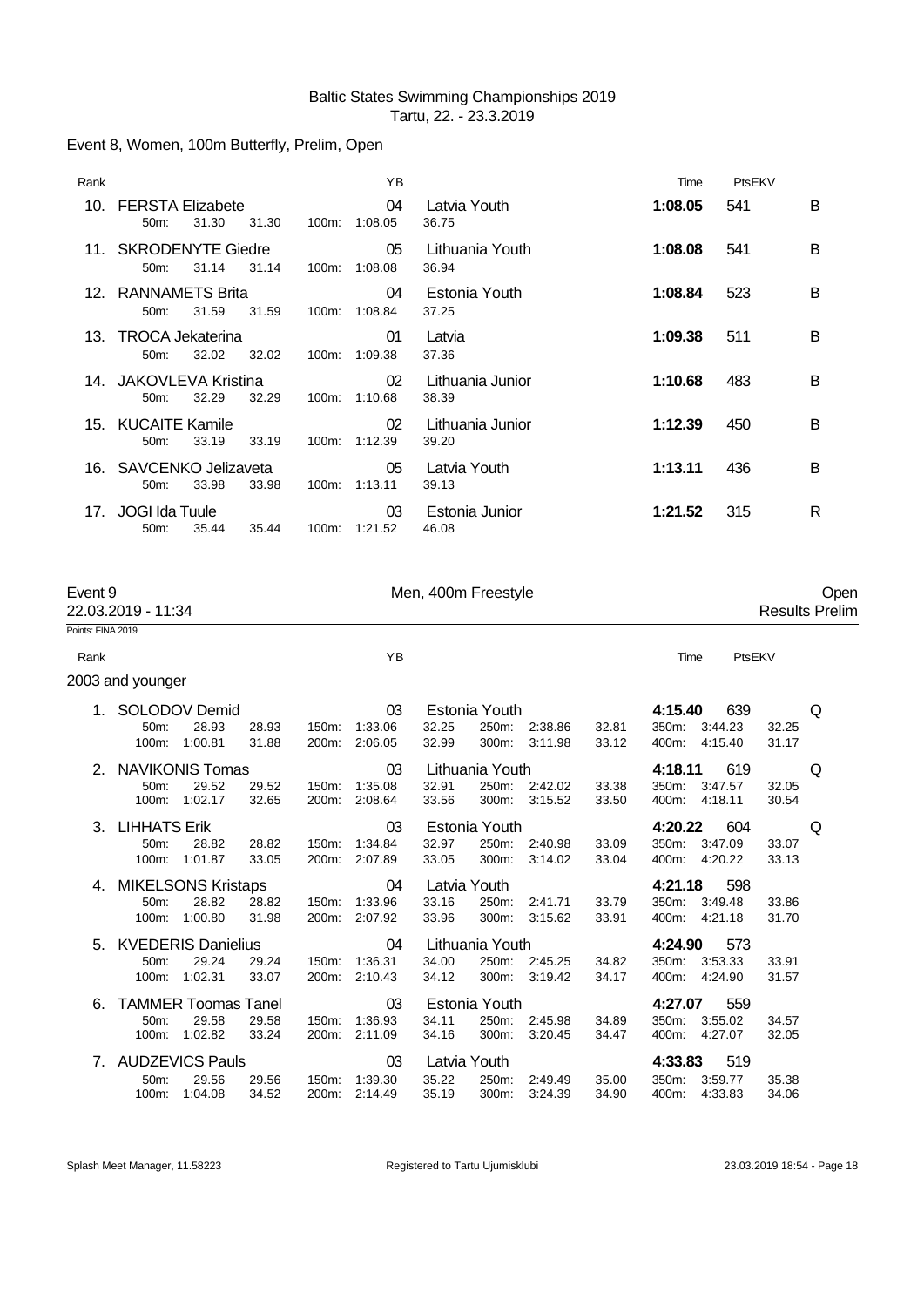Baltic States Swimming Championships 2019
Tartu, 22. - 23.3.2019

## Event 8, Women, 100m Butterfly, Prelim, Open

| Rank | Name | YB | Team | Time | PtsEKV | |
|---|---|---|---|---|---|---|
| 10. | FERSTA Elizabete | 04 | Latvia Youth | 1:08.05 | 541 | B |
| | 50m: 31.30 31.30 100m: 1:08.05 36.75 | | | | | |
| 11. | SKRODENYTE Giedre | 05 | Lithuania Youth | 1:08.08 | 541 | B |
| | 50m: 31.14 31.14 100m: 1:08.08 36.94 | | | | | |
| 12. | RANNAMETS Brita | 04 | Estonia Youth | 1:08.84 | 523 | B |
| | 50m: 31.59 31.59 100m: 1:08.84 37.25 | | | | | |
| 13. | TROCA Jekaterina | 01 | Latvia | 1:09.38 | 511 | B |
| | 50m: 32.02 32.02 100m: 1:09.38 37.36 | | | | | |
| 14. | JAKOVLEVA Kristina | 02 | Lithuania Junior | 1:10.68 | 483 | B |
| | 50m: 32.29 32.29 100m: 1:10.68 38.39 | | | | | |
| 15. | KUCAITE Kamile | 02 | Lithuania Junior | 1:12.39 | 450 | B |
| | 50m: 33.19 33.19 100m: 1:12.39 39.20 | | | | | |
| 16. | SAVCENKO Jelizaveta | 05 | Latvia Youth | 1:13.11 | 436 | B |
| | 50m: 33.98 33.98 100m: 1:13.11 39.13 | | | | | |
| 17. | JOGI Ida Tuule | 03 | Estonia Junior | 1:21.52 | 315 | R |
| | 50m: 35.44 35.44 100m: 1:21.52 46.08 | | | | | |

## Event 9 — Men, 400m Freestyle — Open

22.03.2019 - 11:34 — Results Prelim

Points: FINA 2019

### 2003 and younger

| Rank | Name | YB | Team | Time | PtsEKV | |
|---|---|---|---|---|---|---|
| 1. | SOLODOV Demid | 03 | Estonia Youth | 4:15.40 | 639 | Q |
| | 50m: 28.93 28.93 / 100m: 1:00.81 31.88 / 150m: 1:33.06 32.25 / 200m: 2:06.05 32.99 / 250m: 2:38.86 32.81 / 300m: 3:11.98 33.12 / 350m: 3:44.23 32.25 / 400m: 4:15.40 31.17 | | | | | |
| 2. | NAVIKONIS Tomas | 03 | Lithuania Youth | 4:18.11 | 619 | Q |
| | 50m: 29.52 29.52 / 100m: 1:02.17 32.65 / 150m: 1:35.08 32.91 / 200m: 2:08.64 33.56 / 250m: 2:42.02 33.38 / 300m: 3:15.52 33.50 / 350m: 3:47.57 32.05 / 400m: 4:18.11 30.54 | | | | | |
| 3. | LIHHATS Erik | 03 | Estonia Youth | 4:20.22 | 604 | Q |
| | 50m: 28.82 28.82 / 100m: 1:01.87 33.05 / 150m: 1:34.84 32.97 / 200m: 2:07.89 33.05 / 250m: 2:40.98 33.09 / 300m: 3:14.02 33.04 / 350m: 3:47.09 33.07 / 400m: 4:20.22 33.13 | | | | | |
| 4. | MIKELSONS Kristaps | 04 | Latvia Youth | 4:21.18 | 598 | |
| | 50m: 28.82 28.82 / 100m: 1:00.80 31.98 / 150m: 1:33.96 33.16 / 200m: 2:07.92 33.96 / 250m: 2:41.71 33.79 / 300m: 3:15.62 33.91 / 350m: 3:49.48 33.86 / 400m: 4:21.18 31.70 | | | | | |
| 5. | KVEDERIS Danielius | 04 | Lithuania Youth | 4:24.90 | 573 | |
| | 50m: 29.24 29.24 / 100m: 1:02.31 33.07 / 150m: 1:36.31 34.00 / 200m: 2:10.43 34.12 / 250m: 2:45.25 34.82 / 300m: 3:19.42 34.17 / 350m: 3:53.33 33.91 / 400m: 4:24.90 31.57 | | | | | |
| 6. | TAMMER Toomas Tanel | 03 | Estonia Youth | 4:27.07 | 559 | |
| | 50m: 29.58 29.58 / 100m: 1:02.82 33.24 / 150m: 1:36.93 34.11 / 200m: 2:11.09 34.16 / 250m: 2:45.98 34.89 / 300m: 3:20.45 34.47 / 350m: 3:55.02 34.57 / 400m: 4:27.07 32.05 | | | | | |
| 7. | AUDZEVICS Pauls | 03 | Latvia Youth | 4:33.83 | 519 | |
| | 50m: 29.56 29.56 / 100m: 1:04.08 34.52 / 150m: 1:39.30 35.22 / 200m: 2:14.49 35.19 / 250m: 2:49.49 35.00 / 300m: 3:24.39 34.90 / 350m: 3:59.77 35.38 / 400m: 4:33.83 34.06 | | | | | |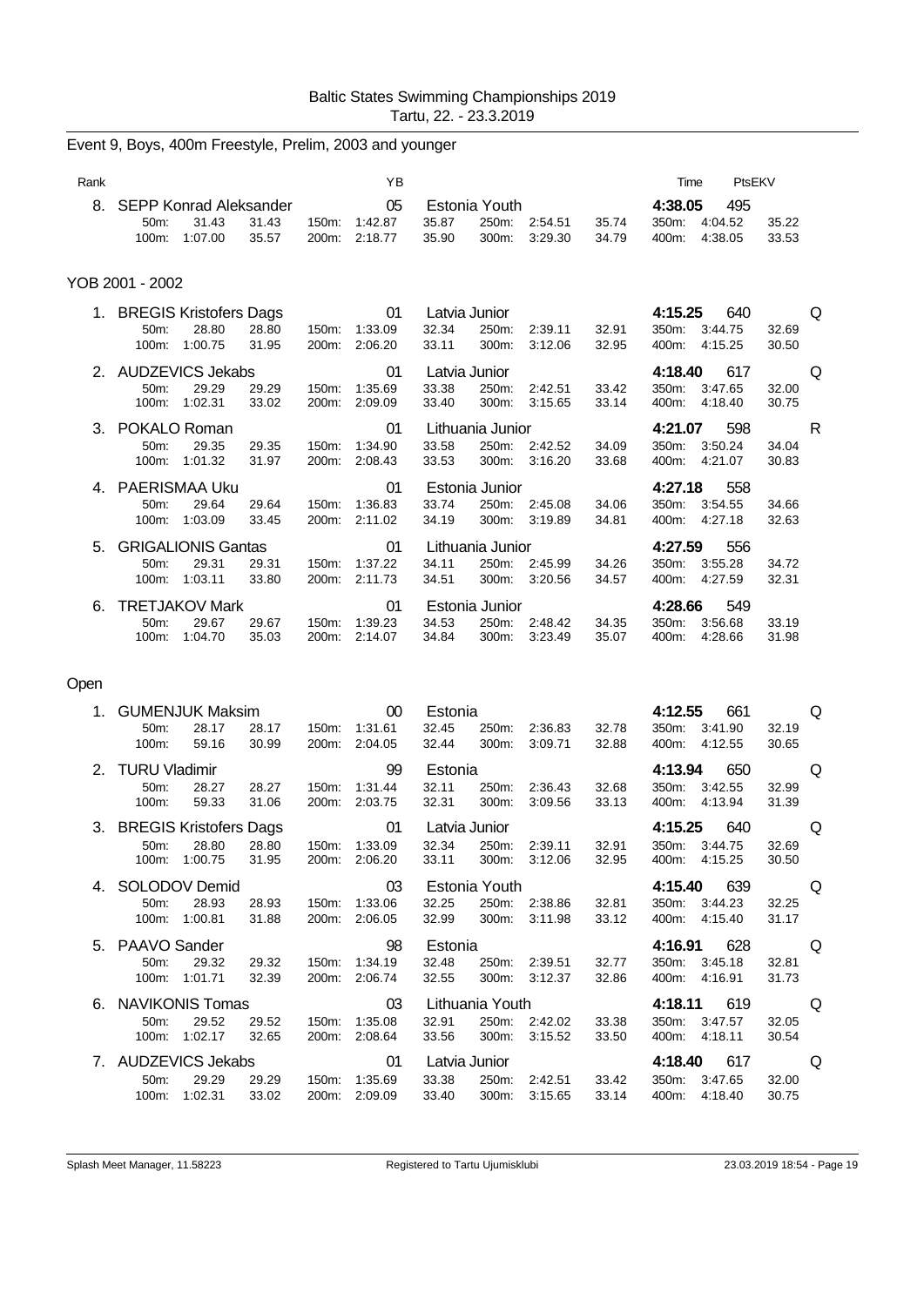Baltic States Swimming Championships 2019
Tartu, 22. - 23.3.2019

## Event 9, Boys, 400m Freestyle, Prelim, 2003 and younger

| Rank | Name | YB | Club | Time | PtsEKV | |
|---|---|---|---|---|---|---|
| 8. | SEPP Konrad Aleksander | 05 | Estonia Youth | 4:38.05 | 495 | |
| | 50m: 31.43 31.43 / 100m: 1:07.00 35.57 | 150m: 1:42.87 35.87 / 200m: 2:18.77 35.90 | 250m: 2:54.51 35.74 / 300m: 3:29.30 34.79 | 350m: 4:04.52 35.22 / 400m: 4:38.05 33.53 | | |

### YOB 2001 - 2002

| Rank | Name | YB | Club | Time | PtsEKV | |
|---|---|---|---|---|---|---|
| 1. | BREGIS Kristofers Dags | 01 | Latvia Junior | 4:15.25 | 640 | Q |
| | 50m: 28.80 28.80 / 100m: 1:00.75 31.95 | 150m: 1:33.09 32.34 / 200m: 2:06.20 33.11 | 250m: 2:39.11 32.91 / 300m: 3:12.06 32.95 | 350m: 3:44.75 32.69 / 400m: 4:15.25 30.50 | | |
| 2. | AUDZEVICS Jekabs | 01 | Latvia Junior | 4:18.40 | 617 | Q |
| | 50m: 29.29 29.29 / 100m: 1:02.31 33.02 | 150m: 1:35.69 33.38 / 200m: 2:09.09 33.40 | 250m: 2:42.51 33.42 / 300m: 3:15.65 33.14 | 350m: 3:47.65 32.00 / 400m: 4:18.40 30.75 | | |
| 3. | POKALO Roman | 01 | Lithuania Junior | 4:21.07 | 598 | R |
| | 50m: 29.35 29.35 / 100m: 1:01.32 31.97 | 150m: 1:34.90 33.58 / 200m: 2:08.43 33.53 | 250m: 2:42.52 34.09 / 300m: 3:16.20 33.68 | 350m: 3:50.24 34.04 / 400m: 4:21.07 30.83 | | |
| 4. | PAERISMAA Uku | 01 | Estonia Junior | 4:27.18 | 558 | |
| | 50m: 29.64 29.64 / 100m: 1:03.09 33.45 | 150m: 1:36.83 33.74 / 200m: 2:11.02 34.19 | 250m: 2:45.08 34.06 / 300m: 3:19.89 34.81 | 350m: 3:54.55 34.66 / 400m: 4:27.18 32.63 | | |
| 5. | GRIGALIONIS Gantas | 01 | Lithuania Junior | 4:27.59 | 556 | |
| | 50m: 29.31 29.31 / 100m: 1:03.11 33.80 | 150m: 1:37.22 34.11 / 200m: 2:11.73 34.51 | 250m: 2:45.99 34.26 / 300m: 3:20.56 34.57 | 350m: 3:55.28 34.72 / 400m: 4:27.59 32.31 | | |
| 6. | TRETJAKOV Mark | 01 | Estonia Junior | 4:28.66 | 549 | |
| | 50m: 29.67 29.67 / 100m: 1:04.70 35.03 | 150m: 1:39.23 34.53 / 200m: 2:14.07 34.84 | 250m: 2:48.42 34.35 / 300m: 3:23.49 35.07 | 350m: 3:56.68 33.19 / 400m: 4:28.66 31.98 | | |

### Open

| Rank | Name | YB | Club | Time | PtsEKV | |
|---|---|---|---|---|---|---|
| 1. | GUMENJUK Maksim | 00 | Estonia | 4:12.55 | 661 | Q |
| | 50m: 28.17 28.17 / 100m: 59.16 30.99 | 150m: 1:31.61 32.45 / 200m: 2:04.05 32.44 | 250m: 2:36.83 32.78 / 300m: 3:09.71 32.88 | 350m: 3:41.90 32.19 / 400m: 4:12.55 30.65 | | |
| 2. | TURU Vladimir | 99 | Estonia | 4:13.94 | 650 | Q |
| | 50m: 28.27 28.27 / 100m: 59.33 31.06 | 150m: 1:31.44 32.11 / 200m: 2:03.75 32.31 | 250m: 2:36.43 32.68 / 300m: 3:09.56 33.13 | 350m: 3:42.55 32.99 / 400m: 4:13.94 31.39 | | |
| 3. | BREGIS Kristofers Dags | 01 | Latvia Junior | 4:15.25 | 640 | Q |
| | 50m: 28.80 28.80 / 100m: 1:00.75 31.95 | 150m: 1:33.09 32.34 / 200m: 2:06.20 33.11 | 250m: 2:39.11 32.91 / 300m: 3:12.06 32.95 | 350m: 3:44.75 32.69 / 400m: 4:15.25 30.50 | | |
| 4. | SOLODOV Demid | 03 | Estonia Youth | 4:15.40 | 639 | Q |
| | 50m: 28.93 28.93 / 100m: 1:00.81 31.88 | 150m: 1:33.06 32.25 / 200m: 2:06.05 32.99 | 250m: 2:38.86 32.81 / 300m: 3:11.98 33.12 | 350m: 3:44.23 32.25 / 400m: 4:15.40 31.17 | | |
| 5. | PAAVO Sander | 98 | Estonia | 4:16.91 | 628 | Q |
| | 50m: 29.32 29.32 / 100m: 1:01.71 32.39 | 150m: 1:34.19 32.48 / 200m: 2:06.74 32.55 | 250m: 2:39.51 32.77 / 300m: 3:12.37 32.86 | 350m: 3:45.18 32.81 / 400m: 4:16.91 31.73 | | |
| 6. | NAVIKONIS Tomas | 03 | Lithuania Youth | 4:18.11 | 619 | Q |
| | 50m: 29.52 29.52 / 100m: 1:02.17 32.65 | 150m: 1:35.08 32.91 / 200m: 2:08.64 33.56 | 250m: 2:42.02 33.38 / 300m: 3:15.52 33.50 | 350m: 3:47.57 32.05 / 400m: 4:18.11 30.54 | | |
| 7. | AUDZEVICS Jekabs | 01 | Latvia Junior | 4:18.40 | 617 | Q |
| | 50m: 29.29 29.29 / 100m: 1:02.31 33.02 | 150m: 1:35.69 33.38 / 200m: 2:09.09 33.40 | 250m: 2:42.51 33.42 / 300m: 3:15.65 33.14 | 350m: 3:47.65 32.00 / 400m: 4:18.40 30.75 | | |

Splash Meet Manager, 11.58223 — Registered to Tartu Ujumisklubi — 23.03.2019 18:54 - Page 19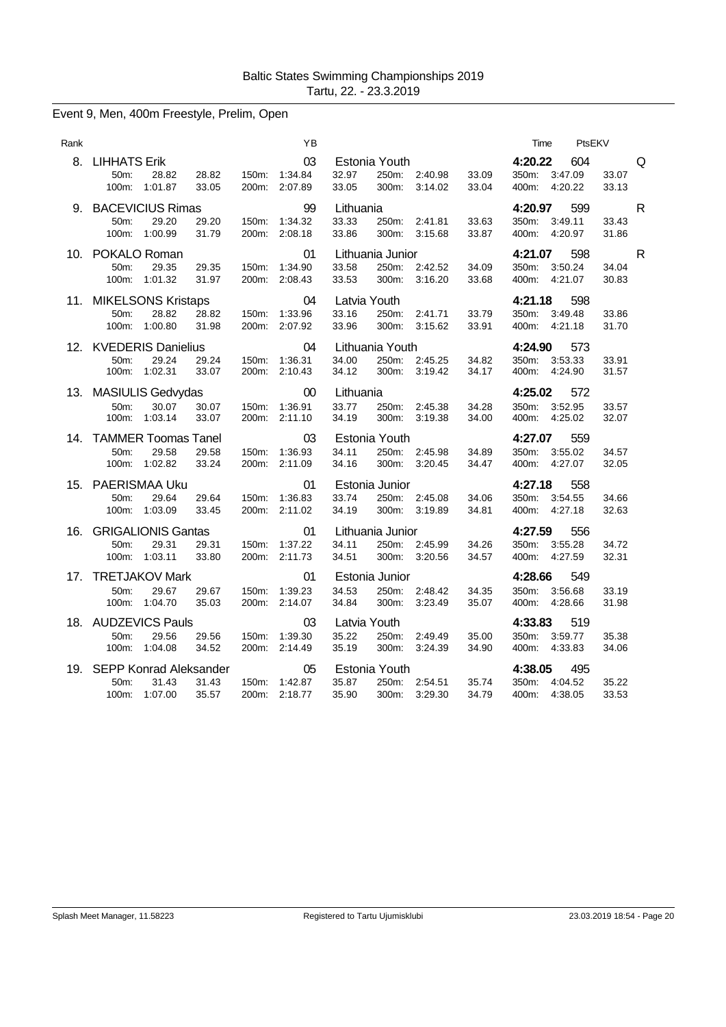Baltic States Swimming Championships 2019
Tartu, 22. - 23.3.2019

## Event 9, Men, 400m Freestyle, Prelim, Open

| Rank | Name | YB | Team | Time | PtsEKV | |
|---|---|---|---|---|---|---|
| 8. | LIHHATS Erik | 03 | Estonia Youth | 4:20.22 | 604 | Q |
| | 50m: 28.82 28.82 / 100m: 1:01.87 33.05 | 150m: 1:34.84 / 200m: 2:07.89 | 32.97 / 33.05 · 250m: 2:40.98 33.09 / 300m: 3:14.02 33.04 | 350m: 3:47.09 33.07 / 400m: 4:20.22 33.13 | | |
| 9. | BACEVICIUS Rimas | 99 | Lithuania | 4:20.97 | 599 | R |
| | 50m: 29.20 29.20 / 100m: 1:00.99 31.79 | 150m: 1:34.32 / 200m: 2:08.18 | 33.33 / 33.86 · 250m: 2:41.81 33.63 / 300m: 3:15.68 33.87 | 350m: 3:49.11 33.43 / 400m: 4:20.97 31.86 | | |
| 10. | POKALO Roman | 01 | Lithuania Junior | 4:21.07 | 598 | R |
| | 50m: 29.35 29.35 / 100m: 1:01.32 31.97 | 150m: 1:34.90 / 200m: 2:08.43 | 33.58 / 33.53 · 250m: 2:42.52 34.09 / 300m: 3:16.20 33.68 | 350m: 3:50.24 34.04 / 400m: 4:21.07 30.83 | | |
| 11. | MIKELSONS Kristaps | 04 | Latvia Youth | 4:21.18 | 598 | |
| | 50m: 28.82 28.82 / 100m: 1:00.80 31.98 | 150m: 1:33.96 / 200m: 2:07.92 | 33.16 / 33.96 · 250m: 2:41.71 33.79 / 300m: 3:15.62 33.91 | 350m: 3:49.48 33.86 / 400m: 4:21.18 31.70 | | |
| 12. | KVEDERIS Danielius | 04 | Lithuania Youth | 4:24.90 | 573 | |
| | 50m: 29.24 29.24 / 100m: 1:02.31 33.07 | 150m: 1:36.31 / 200m: 2:10.43 | 34.00 / 34.12 · 250m: 2:45.25 34.82 / 300m: 3:19.42 34.17 | 350m: 3:53.33 33.91 / 400m: 4:24.90 31.57 | | |
| 13. | MASIULIS Gedvydas | 00 | Lithuania | 4:25.02 | 572 | |
| | 50m: 30.07 30.07 / 100m: 1:03.14 33.07 | 150m: 1:36.91 / 200m: 2:11.10 | 33.77 / 34.19 · 250m: 2:45.38 34.28 / 300m: 3:19.38 34.00 | 350m: 3:52.95 33.57 / 400m: 4:25.02 32.07 | | |
| 14. | TAMMER Toomas Tanel | 03 | Estonia Youth | 4:27.07 | 559 | |
| | 50m: 29.58 29.58 / 100m: 1:02.82 33.24 | 150m: 1:36.93 / 200m: 2:11.09 | 34.11 / 34.16 · 250m: 2:45.98 34.89 / 300m: 3:20.45 34.47 | 350m: 3:55.02 34.57 / 400m: 4:27.07 32.05 | | |
| 15. | PAERISMAA Uku | 01 | Estonia Junior | 4:27.18 | 558 | |
| | 50m: 29.64 29.64 / 100m: 1:03.09 33.45 | 150m: 1:36.83 / 200m: 2:11.02 | 33.74 / 34.19 · 250m: 2:45.08 34.06 / 300m: 3:19.89 34.81 | 350m: 3:54.55 34.66 / 400m: 4:27.18 32.63 | | |
| 16. | GRIGALIONIS Gantas | 01 | Lithuania Junior | 4:27.59 | 556 | |
| | 50m: 29.31 29.31 / 100m: 1:03.11 33.80 | 150m: 1:37.22 / 200m: 2:11.73 | 34.11 / 34.51 · 250m: 2:45.99 34.26 / 300m: 3:20.56 34.57 | 350m: 3:55.28 34.72 / 400m: 4:27.59 32.31 | | |
| 17. | TRETJAKOV Mark | 01 | Estonia Junior | 4:28.66 | 549 | |
| | 50m: 29.67 29.67 / 100m: 1:04.70 35.03 | 150m: 1:39.23 / 200m: 2:14.07 | 34.53 / 34.84 · 250m: 2:48.42 34.35 / 300m: 3:23.49 35.07 | 350m: 3:56.68 33.19 / 400m: 4:28.66 31.98 | | |
| 18. | AUDZEVICS Pauls | 03 | Latvia Youth | 4:33.83 | 519 | |
| | 50m: 29.56 29.56 / 100m: 1:04.08 34.52 | 150m: 1:39.30 / 200m: 2:14.49 | 35.22 / 35.19 · 250m: 2:49.49 35.00 / 300m: 3:24.39 34.90 | 350m: 3:59.77 35.38 / 400m: 4:33.83 34.06 | | |
| 19. | SEPP Konrad Aleksander | 05 | Estonia Youth | 4:38.05 | 495 | |
| | 50m: 31.43 31.43 / 100m: 1:07.00 35.57 | 150m: 1:42.87 / 200m: 2:18.77 | 35.87 / 35.90 · 250m: 2:54.51 35.74 / 300m: 3:29.30 34.79 | 350m: 4:04.52 35.22 / 400m: 4:38.05 33.53 | | |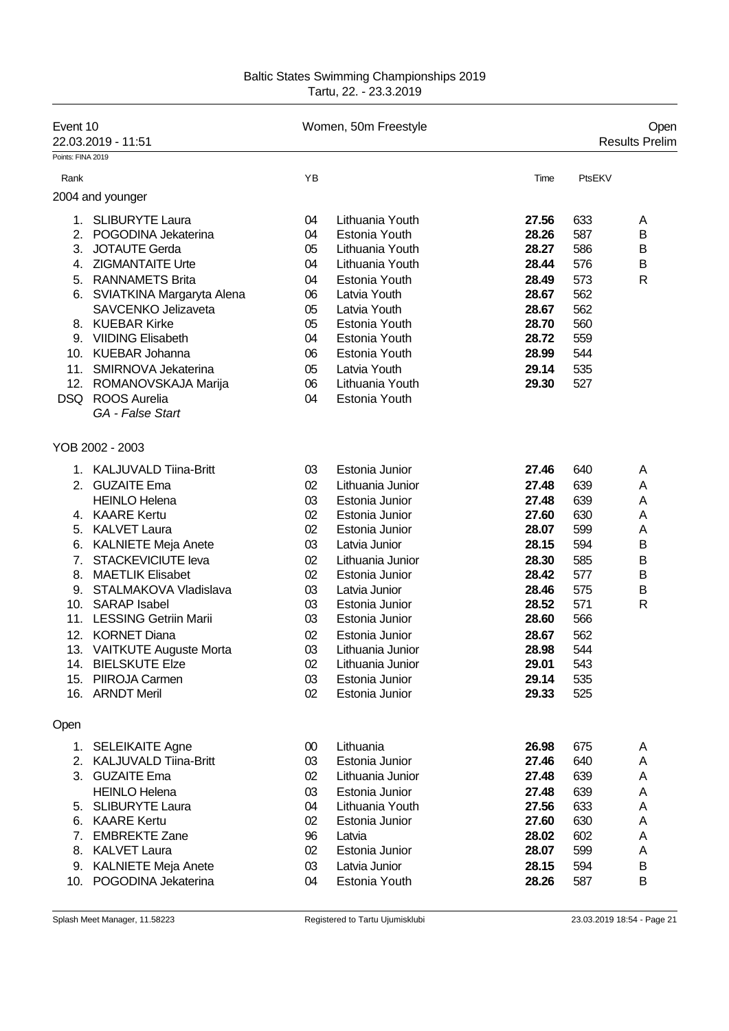Baltic States Swimming Championships 2019
Tartu, 22. - 23.3.2019

| Event 10 | | Women, 50m Freestyle | | | Open |
|---|---|---|---|---|---|
| 22.03.2019 - 11:51 | | | | | Results Prelim |

Points: FINA 2019

| Rank | | YB | | Time | PtsEKV | |
|---|---|---|---|---|---|---|
| **2004 and younger** | | | | | | |
| 1. | SLIBURYTE Laura | 04 | Lithuania Youth | **27.56** | 633 | A |
| 2. | POGODINA Jekaterina | 04 | Estonia Youth | **28.26** | 587 | B |
| 3. | JOTAUTE Gerda | 05 | Lithuania Youth | **28.27** | 586 | B |
| 4. | ZIGMANTAITE Urte | 04 | Lithuania Youth | **28.44** | 576 | B |
| 5. | RANNAMETS Brita | 04 | Estonia Youth | **28.49** | 573 | R |
| 6. | SVIATKINA Margaryta Alena | 06 | Latvia Youth | **28.67** | 562 | |
| | SAVCENKO Jelizaveta | 05 | Latvia Youth | **28.67** | 562 | |
| 8. | KUEBAR Kirke | 05 | Estonia Youth | **28.70** | 560 | |
| 9. | VIIDING Elisabeth | 04 | Estonia Youth | **28.72** | 559 | |
| 10. | KUEBAR Johanna | 06 | Estonia Youth | **28.99** | 544 | |
| 11. | SMIRNOVA Jekaterina | 05 | Latvia Youth | **29.14** | 535 | |
| 12. | ROMANOVSKAJA Marija | 06 | Lithuania Youth | **29.30** | 527 | |
| DSQ | ROOS Aurelia<br>*GA - False Start* | 04 | Estonia Youth | | | |
| **YOB 2002 - 2003** | | | | | | |
| 1. | KALJUVALD Tiina-Britt | 03 | Estonia Junior | **27.46** | 640 | A |
| 2. | GUZAITE Ema | 02 | Lithuania Junior | **27.48** | 639 | A |
| | HEINLO Helena | 03 | Estonia Junior | **27.48** | 639 | A |
| 4. | KAARE Kertu | 02 | Estonia Junior | **27.60** | 630 | A |
| 5. | KALVET Laura | 02 | Estonia Junior | **28.07** | 599 | A |
| 6. | KALNIETE Meja Anete | 03 | Latvia Junior | **28.15** | 594 | B |
| 7. | STACKEVICIUTE Ieva | 02 | Lithuania Junior | **28.30** | 585 | B |
| 8. | MAETLIK Elisabet | 02 | Estonia Junior | **28.42** | 577 | B |
| 9. | STALMAKOVA Vladislava | 03 | Latvia Junior | **28.46** | 575 | B |
| 10. | SARAP Isabel | 03 | Estonia Junior | **28.52** | 571 | R |
| 11. | LESSING Getriin Marii | 03 | Estonia Junior | **28.60** | 566 | |
| 12. | KORNET Diana | 02 | Estonia Junior | **28.67** | 562 | |
| 13. | VAITKUTE Auguste Morta | 03 | Lithuania Junior | **28.98** | 544 | |
| 14. | BIELSKUTE Elze | 02 | Lithuania Junior | **29.01** | 543 | |
| 15. | PIIROJA Carmen | 03 | Estonia Junior | **29.14** | 535 | |
| 16. | ARNDT Meril | 02 | Estonia Junior | **29.33** | 525 | |
| **Open** | | | | | | |
| 1. | SELEIKAITE Agne | 00 | Lithuania | **26.98** | 675 | A |
| 2. | KALJUVALD Tiina-Britt | 03 | Estonia Junior | **27.46** | 640 | A |
| 3. | GUZAITE Ema | 02 | Lithuania Junior | **27.48** | 639 | A |
| | HEINLO Helena | 03 | Estonia Junior | **27.48** | 639 | A |
| 5. | SLIBURYTE Laura | 04 | Lithuania Youth | **27.56** | 633 | A |
| 6. | KAARE Kertu | 02 | Estonia Junior | **27.60** | 630 | A |
| 7. | EMBREKTE Zane | 96 | Latvia | **28.02** | 602 | A |
| 8. | KALVET Laura | 02 | Estonia Junior | **28.07** | 599 | A |
| 9. | KALNIETE Meja Anete | 03 | Latvia Junior | **28.15** | 594 | B |
| 10. | POGODINA Jekaterina | 04 | Estonia Youth | **28.26** | 587 | B |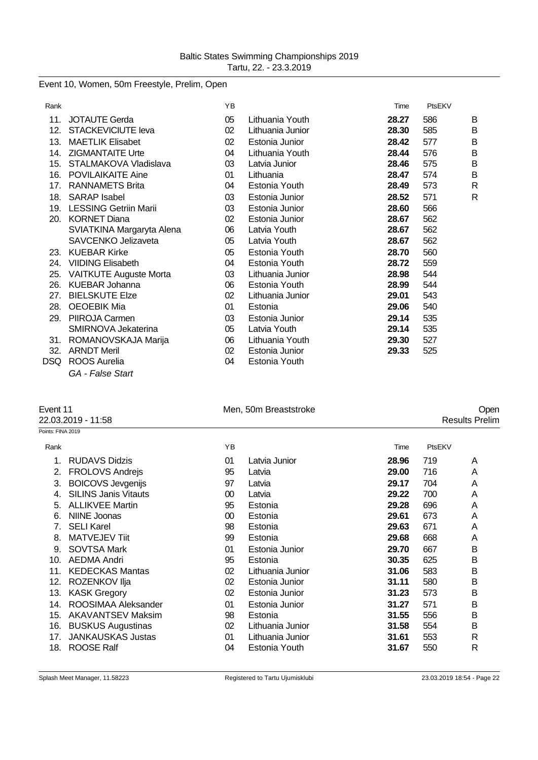Baltic States Swimming Championships 2019
Tartu, 22. - 23.3.2019

## Event 10, Women, 50m Freestyle, Prelim, Open

| Rank | | YB | | Time | PtsEKV | |
|---|---|---|---|---|---|---|
| 11. | JOTAUTE Gerda | 05 | Lithuania Youth | **28.27** | 586 | B |
| 12. | STACKEVICIUTE Ieva | 02 | Lithuania Junior | **28.30** | 585 | B |
| 13. | MAETLIK Elisabet | 02 | Estonia Junior | **28.42** | 577 | B |
| 14. | ZIGMANTAITE Urte | 04 | Lithuania Youth | **28.44** | 576 | B |
| 15. | STALMAKOVA Vladislava | 03 | Latvia Junior | **28.46** | 575 | B |
| 16. | POVILAIKAITE Aine | 01 | Lithuania | **28.47** | 574 | B |
| 17. | RANNAMETS Brita | 04 | Estonia Youth | **28.49** | 573 | R |
| 18. | SARAP Isabel | 03 | Estonia Junior | **28.52** | 571 | R |
| 19. | LESSING Getriin Marii | 03 | Estonia Junior | **28.60** | 566 | |
| 20. | KORNET Diana | 02 | Estonia Junior | **28.67** | 562 | |
| | SVIATKINA Margaryta Alena | 06 | Latvia Youth | **28.67** | 562 | |
| | SAVCENKO Jelizaveta | 05 | Latvia Youth | **28.67** | 562 | |
| 23. | KUEBAR Kirke | 05 | Estonia Youth | **28.70** | 560 | |
| 24. | VIIDING Elisabeth | 04 | Estonia Youth | **28.72** | 559 | |
| 25. | VAITKUTE Auguste Morta | 03 | Lithuania Junior | **28.98** | 544 | |
| 26. | KUEBAR Johanna | 06 | Estonia Youth | **28.99** | 544 | |
| 27. | BIELSKUTE Elze | 02 | Lithuania Junior | **29.01** | 543 | |
| 28. | OEOEBIK Mia | 01 | Estonia | **29.06** | 540 | |
| 29. | PIIROJA Carmen | 03 | Estonia Junior | **29.14** | 535 | |
| | SMIRNOVA Jekaterina | 05 | Latvia Youth | **29.14** | 535 | |
| 31. | ROMANOVSKAJA Marija | 06 | Lithuania Youth | **29.30** | 527 | |
| 32. | ARNDT Meril | 02 | Estonia Junior | **29.33** | 525 | |
| DSQ | ROOS Aurelia | 04 | Estonia Youth | | | |
| | *GA - False Start* | | | | | |

## Event 11 — Men, 50m Breaststroke — Open

22.03.2019 - 11:58 — Results Prelim

Points: FINA 2019

| Rank | | YB | | Time | PtsEKV | |
|---|---|---|---|---|---|---|
| 1. | RUDAVS Didzis | 01 | Latvia Junior | **28.96** | 719 | A |
| 2. | FROLOVS Andrejs | 95 | Latvia | **29.00** | 716 | A |
| 3. | BOICOVS Jevgenijs | 97 | Latvia | **29.17** | 704 | A |
| 4. | SILINS Janis Vitauts | 00 | Latvia | **29.22** | 700 | A |
| 5. | ALLIKVEE Martin | 95 | Estonia | **29.28** | 696 | A |
| 6. | NIINE Joonas | 00 | Estonia | **29.61** | 673 | A |
| 7. | SELI Karel | 98 | Estonia | **29.63** | 671 | A |
| 8. | MATVEJEV Tiit | 99 | Estonia | **29.68** | 668 | A |
| 9. | SOVTSA Mark | 01 | Estonia Junior | **29.70** | 667 | B |
| 10. | AEDMA Andri | 95 | Estonia | **30.35** | 625 | B |
| 11. | KEDECKAS Mantas | 02 | Lithuania Junior | **31.06** | 583 | B |
| 12. | ROZENKOV Ilja | 02 | Estonia Junior | **31.11** | 580 | B |
| 13. | KASK Gregory | 02 | Estonia Junior | **31.23** | 573 | B |
| 14. | ROOSIMAA Aleksander | 01 | Estonia Junior | **31.27** | 571 | B |
| 15. | AKAVANTSEV Maksim | 98 | Estonia | **31.55** | 556 | B |
| 16. | BUSKUS Augustinas | 02 | Lithuania Junior | **31.58** | 554 | B |
| 17. | JANKAUSKAS Justas | 01 | Lithuania Junior | **31.61** | 553 | R |
| 18. | ROOSE Ralf | 04 | Estonia Youth | **31.67** | 550 | R |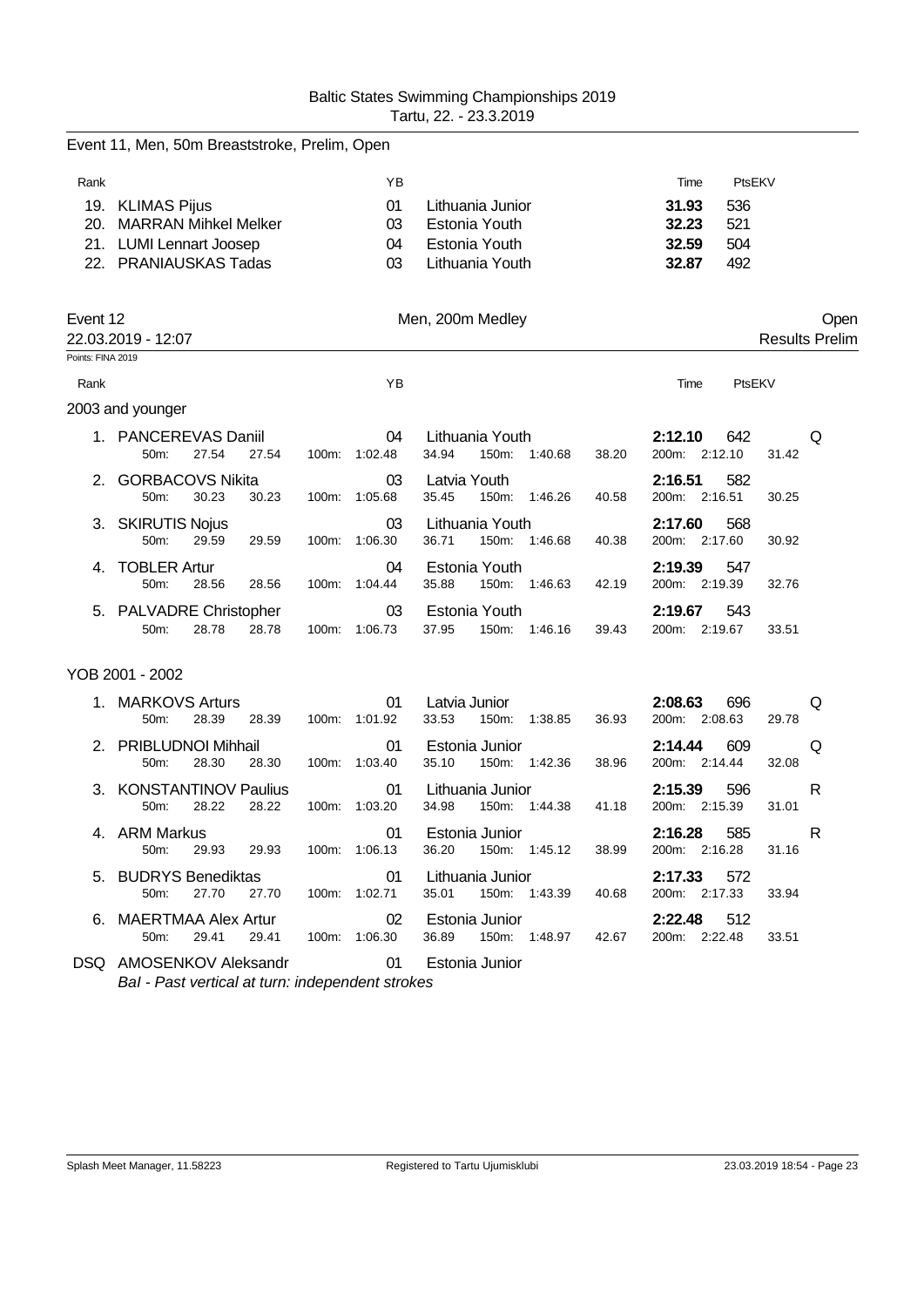Baltic States Swimming Championships 2019
Tartu, 22. - 23.3.2019

## Event 11, Men, 50m Breaststroke, Prelim, Open

| Rank | | YB | | Time | PtsEKV |
|---|---|---|---|---|---|
| 19. | KLIMAS Pijus | 01 | Lithuania Junior | **31.93** | 536 |
| 20. | MARRAN Mihkel Melker | 03 | Estonia Youth | **32.23** | 521 |
| 21. | LUMI Lennart Joosep | 04 | Estonia Youth | **32.59** | 504 |
| 22. | PRANIAUSKAS Tadas | 03 | Lithuania Youth | **32.87** | 492 |

## Event 12 — Men, 200m Medley — Open

22.03.2019 - 12:07 — Results Prelim

Points: FINA 2019

### 2003 and younger

| Rank | | YB | | Time | PtsEKV | |
|---|---|---|---|---|---|---|
| 1. | PANCEREVAS Daniil | 04 | Lithuania Youth | **2:12.10** | 642 | Q |
| | 50m: 27.54 27.54 | 100m: 1:02.48 34.94 | 150m: 1:40.68 38.20 | 200m: 2:12.10 31.42 | | |
| 2. | GORBACOVS Nikita | 03 | Latvia Youth | **2:16.51** | 582 | |
| | 50m: 30.23 30.23 | 100m: 1:05.68 35.45 | 150m: 1:46.26 40.58 | 200m: 2:16.51 30.25 | | |
| 3. | SKIRUTIS Nojus | 03 | Lithuania Youth | **2:17.60** | 568 | |
| | 50m: 29.59 29.59 | 100m: 1:06.30 36.71 | 150m: 1:46.68 40.38 | 200m: 2:17.60 30.92 | | |
| 4. | TOBLER Artur | 04 | Estonia Youth | **2:19.39** | 547 | |
| | 50m: 28.56 28.56 | 100m: 1:04.44 35.88 | 150m: 1:46.63 42.19 | 200m: 2:19.39 32.76 | | |
| 5. | PALVADRE Christopher | 03 | Estonia Youth | **2:19.67** | 543 | |
| | 50m: 28.78 28.78 | 100m: 1:06.73 37.95 | 150m: 1:46.16 39.43 | 200m: 2:19.67 33.51 | | |

### YOB 2001 - 2002

| Rank | | YB | | Time | PtsEKV | |
|---|---|---|---|---|---|---|
| 1. | MARKOVS Arturs | 01 | Latvia Junior | **2:08.63** | 696 | Q |
| | 50m: 28.39 28.39 | 100m: 1:01.92 33.53 | 150m: 1:38.85 36.93 | 200m: 2:08.63 29.78 | | |
| 2. | PRIBLUDNOI Mihhail | 01 | Estonia Junior | **2:14.44** | 609 | Q |
| | 50m: 28.30 28.30 | 100m: 1:03.40 35.10 | 150m: 1:42.36 38.96 | 200m: 2:14.44 32.08 | | |
| 3. | KONSTANTINOV Paulius | 01 | Lithuania Junior | **2:15.39** | 596 | R |
| | 50m: 28.22 28.22 | 100m: 1:03.20 34.98 | 150m: 1:44.38 41.18 | 200m: 2:15.39 31.01 | | |
| 4. | ARM Markus | 01 | Estonia Junior | **2:16.28** | 585 | R |
| | 50m: 29.93 29.93 | 100m: 1:06.13 36.20 | 150m: 1:45.12 38.99 | 200m: 2:16.28 31.16 | | |
| 5. | BUDRYS Benediktas | 01 | Lithuania Junior | **2:17.33** | 572 | |
| | 50m: 27.70 27.70 | 100m: 1:02.71 35.01 | 150m: 1:43.39 40.68 | 200m: 2:17.33 33.94 | | |
| 6. | MAERTMAA Alex Artur | 02 | Estonia Junior | **2:22.48** | 512 | |
| | 50m: 29.41 29.41 | 100m: 1:06.30 36.89 | 150m: 1:48.97 42.67 | 200m: 2:22.48 33.51 | | |
| DSQ | AMOSENKOV Aleksandr | 01 | Estonia Junior | | | |

*BaI - Past vertical at turn: independent strokes*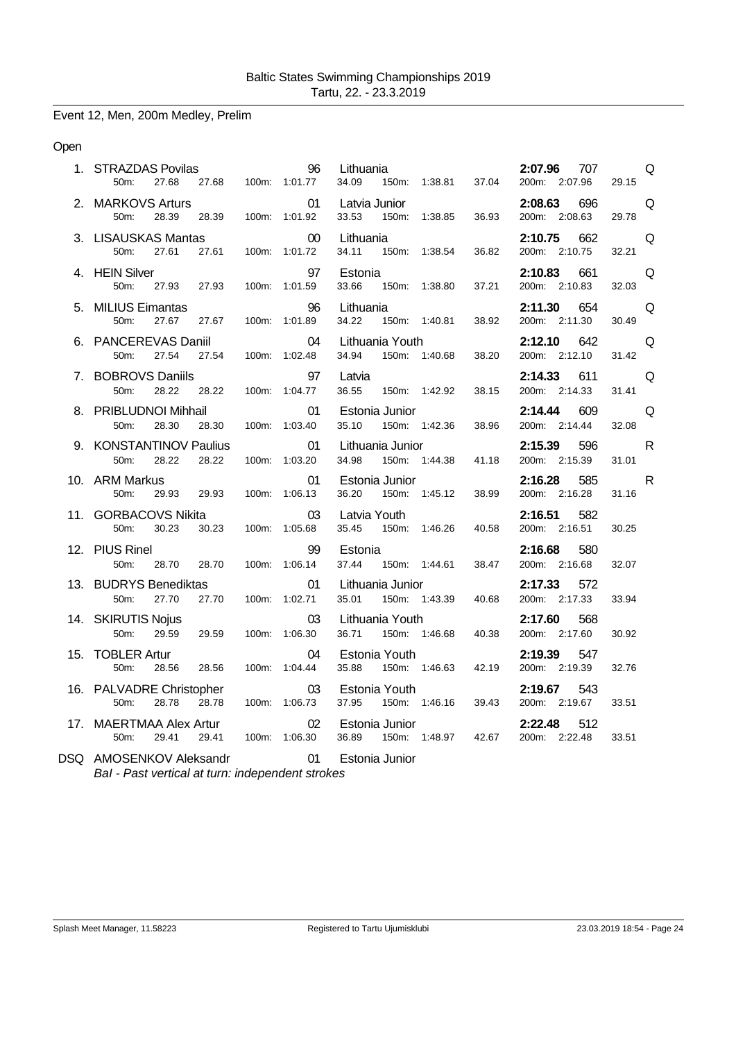Baltic States Swimming Championships 2019
Tartu, 22. - 23.3.2019

## Event 12, Men, 200m Medley, Prelim

### Open

| Place | Name | YoB | Club | Time | Points | |
|---|---|---|---|---|---|---|
| 1. | STRAZDAS Povilas | 96 | Lithuania | **2:07.96** | 707 | Q |
| | 50m: 27.68 27.68 | 100m: 1:01.77 | 34.09 150m: 1:38.81 37.04 | 200m: 2:07.96 | 29.15 | |
| 2. | MARKOVS Arturs | 01 | Latvia Junior | **2:08.63** | 696 | Q |
| | 50m: 28.39 28.39 | 100m: 1:01.92 | 33.53 150m: 1:38.85 36.93 | 200m: 2:08.63 | 29.78 | |
| 3. | LISAUSKAS Mantas | 00 | Lithuania | **2:10.75** | 662 | Q |
| | 50m: 27.61 27.61 | 100m: 1:01.72 | 34.11 150m: 1:38.54 36.82 | 200m: 2:10.75 | 32.21 | |
| 4. | HEIN Silver | 97 | Estonia | **2:10.83** | 661 | Q |
| | 50m: 27.93 27.93 | 100m: 1:01.59 | 33.66 150m: 1:38.80 37.21 | 200m: 2:10.83 | 32.03 | |
| 5. | MILIUS Eimantas | 96 | Lithuania | **2:11.30** | 654 | Q |
| | 50m: 27.67 27.67 | 100m: 1:01.89 | 34.22 150m: 1:40.81 38.92 | 200m: 2:11.30 | 30.49 | |
| 6. | PANCEREVAS Daniil | 04 | Lithuania Youth | **2:12.10** | 642 | Q |
| | 50m: 27.54 27.54 | 100m: 1:02.48 | 34.94 150m: 1:40.68 38.20 | 200m: 2:12.10 | 31.42 | |
| 7. | BOBROVS Daniils | 97 | Latvia | **2:14.33** | 611 | Q |
| | 50m: 28.22 28.22 | 100m: 1:04.77 | 36.55 150m: 1:42.92 38.15 | 200m: 2:14.33 | 31.41 | |
| 8. | PRIBLUDNOI Mihhail | 01 | Estonia Junior | **2:14.44** | 609 | Q |
| | 50m: 28.30 28.30 | 100m: 1:03.40 | 35.10 150m: 1:42.36 38.96 | 200m: 2:14.44 | 32.08 | |
| 9. | KONSTANTINOV Paulius | 01 | Lithuania Junior | **2:15.39** | 596 | R |
| | 50m: 28.22 28.22 | 100m: 1:03.20 | 34.98 150m: 1:44.38 41.18 | 200m: 2:15.39 | 31.01 | |
| 10. | ARM Markus | 01 | Estonia Junior | **2:16.28** | 585 | R |
| | 50m: 29.93 29.93 | 100m: 1:06.13 | 36.20 150m: 1:45.12 38.99 | 200m: 2:16.28 | 31.16 | |
| 11. | GORBACOVS Nikita | 03 | Latvia Youth | **2:16.51** | 582 | |
| | 50m: 30.23 30.23 | 100m: 1:05.68 | 35.45 150m: 1:46.26 40.58 | 200m: 2:16.51 | 30.25 | |
| 12. | PIUS Rinel | 99 | Estonia | **2:16.68** | 580 | |
| | 50m: 28.70 28.70 | 100m: 1:06.14 | 37.44 150m: 1:44.61 38.47 | 200m: 2:16.68 | 32.07 | |
| 13. | BUDRYS Benediktas | 01 | Lithuania Junior | **2:17.33** | 572 | |
| | 50m: 27.70 27.70 | 100m: 1:02.71 | 35.01 150m: 1:43.39 40.68 | 200m: 2:17.33 | 33.94 | |
| 14. | SKIRUTIS Nojus | 03 | Lithuania Youth | **2:17.60** | 568 | |
| | 50m: 29.59 29.59 | 100m: 1:06.30 | 36.71 150m: 1:46.68 40.38 | 200m: 2:17.60 | 30.92 | |
| 15. | TOBLER Artur | 04 | Estonia Youth | **2:19.39** | 547 | |
| | 50m: 28.56 28.56 | 100m: 1:04.44 | 35.88 150m: 1:46.63 42.19 | 200m: 2:19.39 | 32.76 | |
| 16. | PALVADRE Christopher | 03 | Estonia Youth | **2:19.67** | 543 | |
| | 50m: 28.78 28.78 | 100m: 1:06.73 | 37.95 150m: 1:46.16 39.43 | 200m: 2:19.67 | 33.51 | |
| 17. | MAERTMAA Alex Artur | 02 | Estonia Junior | **2:22.48** | 512 | |
| | 50m: 29.41 29.41 | 100m: 1:06.30 | 36.89 150m: 1:48.97 42.67 | 200m: 2:22.48 | 33.51 | |
| DSQ | AMOSENKOV Aleksandr | 01 | Estonia Junior | | | |

*BaI - Past vertical at turn: independent strokes*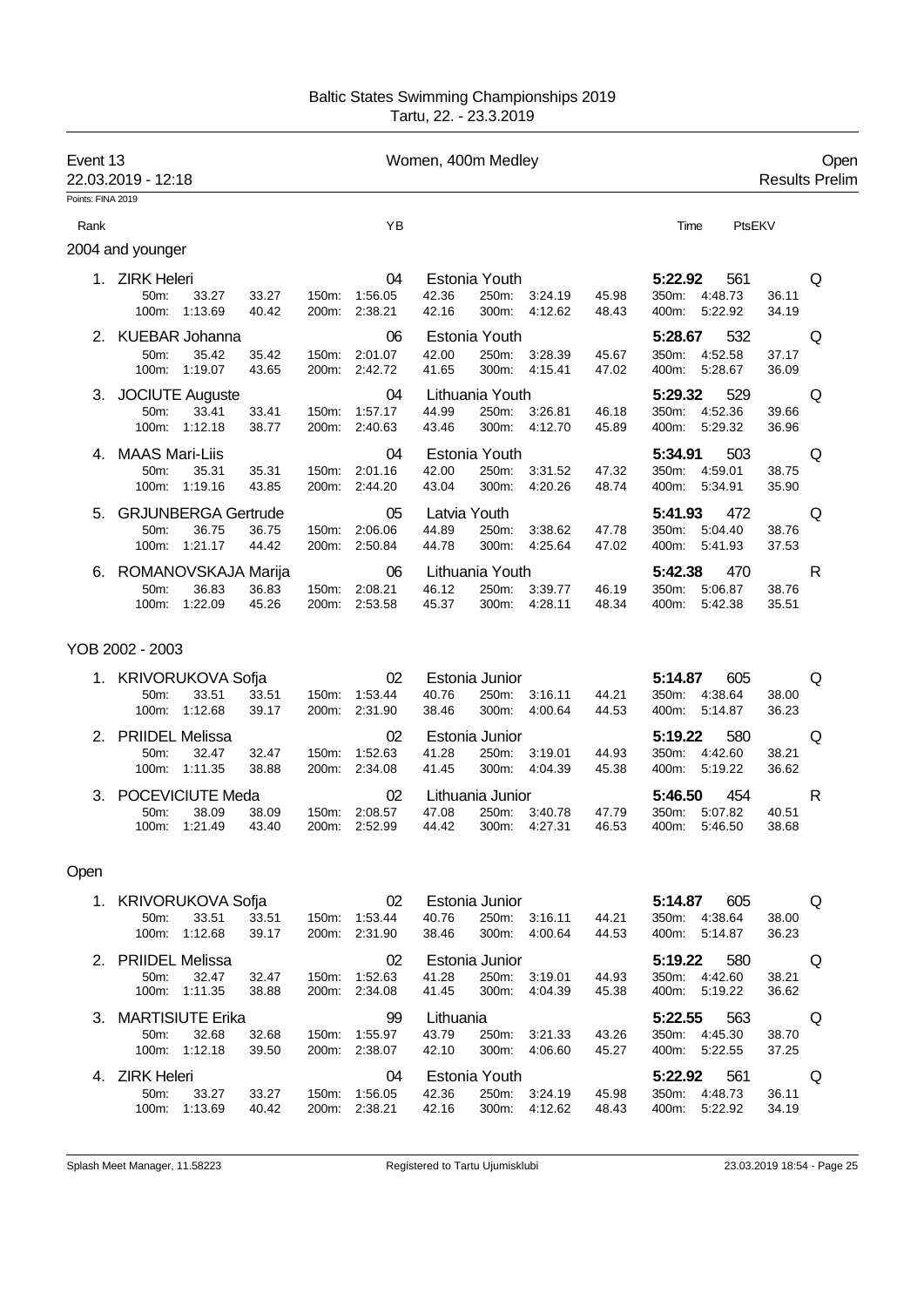Baltic States Swimming Championships 2019
Tartu, 22. - 23.3.2019

## Event 13 Women, 400m Medley Open

22.03.2019 - 12:18 Results Prelim

Points: FINA 2019

| Rank | | YB | | Time | PtsEKV | |
|---|---|---|---|---|---|---|

### 2004 and younger

| Rank | Name | YB | Team | Time | Pts | |
|---|---|---|---|---|---|---|
| 1. | ZIRK Heleri | 04 | Estonia Youth | 5:22.92 | 561 | Q |
| | 50m: 33.27 33.27 / 100m: 1:13.69 40.42 | 150m: 1:56.05 42.36 / 200m: 2:38.21 42.16 | 250m: 3:24.19 45.98 / 300m: 4:12.62 48.43 | 350m: 4:48.73 36.11 / 400m: 5:22.92 34.19 | | |
| 2. | KUEBAR Johanna | 06 | Estonia Youth | 5:28.67 | 532 | Q |
| | 50m: 35.42 35.42 / 100m: 1:19.07 43.65 | 150m: 2:01.07 42.00 / 200m: 2:42.72 41.65 | 250m: 3:28.39 45.67 / 300m: 4:15.41 47.02 | 350m: 4:52.58 37.17 / 400m: 5:28.67 36.09 | | |
| 3. | JOCIUTE Auguste | 04 | Lithuania Youth | 5:29.32 | 529 | Q |
| | 50m: 33.41 33.41 / 100m: 1:12.18 38.77 | 150m: 1:57.17 44.99 / 200m: 2:40.63 43.46 | 250m: 3:26.81 46.18 / 300m: 4:12.70 45.89 | 350m: 4:52.36 39.66 / 400m: 5:29.32 36.96 | | |
| 4. | MAAS Mari-Liis | 04 | Estonia Youth | 5:34.91 | 503 | Q |
| | 50m: 35.31 35.31 / 100m: 1:19.16 43.85 | 150m: 2:01.16 42.00 / 200m: 2:44.20 43.04 | 250m: 3:31.52 47.32 / 300m: 4:20.26 48.74 | 350m: 4:59.01 38.75 / 400m: 5:34.91 35.90 | | |
| 5. | GRJUNBERGA Gertrude | 05 | Latvia Youth | 5:41.93 | 472 | Q |
| | 50m: 36.75 36.75 / 100m: 1:21.17 44.42 | 150m: 2:06.06 44.89 / 200m: 2:50.84 44.78 | 250m: 3:38.62 47.78 / 300m: 4:25.64 47.02 | 350m: 5:04.40 38.76 / 400m: 5:41.93 37.53 | | |
| 6. | ROMANOVSKAJA Marija | 06 | Lithuania Youth | 5:42.38 | 470 | R |
| | 50m: 36.83 36.83 / 100m: 1:22.09 45.26 | 150m: 2:08.21 46.12 / 200m: 2:53.58 45.37 | 250m: 3:39.77 46.19 / 300m: 4:28.11 48.34 | 350m: 5:06.87 38.76 / 400m: 5:42.38 35.51 | | |

### YOB 2002 - 2003

| Rank | Name | YB | Team | Time | Pts | |
|---|---|---|---|---|---|---|
| 1. | KRIVORUKOVA Sofja | 02 | Estonia Junior | 5:14.87 | 605 | Q |
| | 50m: 33.51 33.51 / 100m: 1:12.68 39.17 | 150m: 1:53.44 40.76 / 200m: 2:31.90 38.46 | 250m: 3:16.11 44.21 / 300m: 4:00.64 44.53 | 350m: 4:38.64 38.00 / 400m: 5:14.87 36.23 | | |
| 2. | PRIIDEL Melissa | 02 | Estonia Junior | 5:19.22 | 580 | Q |
| | 50m: 32.47 32.47 / 100m: 1:11.35 38.88 | 150m: 1:52.63 41.28 / 200m: 2:34.08 41.45 | 250m: 3:19.01 44.93 / 300m: 4:04.39 45.38 | 350m: 4:42.60 38.21 / 400m: 5:19.22 36.62 | | |
| 3. | POCEVICIUTE Meda | 02 | Lithuania Junior | 5:46.50 | 454 | R |
| | 50m: 38.09 38.09 / 100m: 1:21.49 43.40 | 150m: 2:08.57 47.08 / 200m: 2:52.99 44.42 | 250m: 3:40.78 47.79 / 300m: 4:27.31 46.53 | 350m: 5:07.82 40.51 / 400m: 5:46.50 38.68 | | |

### Open

| Rank | Name | YB | Team | Time | Pts | |
|---|---|---|---|---|---|---|
| 1. | KRIVORUKOVA Sofja | 02 | Estonia Junior | 5:14.87 | 605 | Q |
| | 50m: 33.51 33.51 / 100m: 1:12.68 39.17 | 150m: 1:53.44 40.76 / 200m: 2:31.90 38.46 | 250m: 3:16.11 44.21 / 300m: 4:00.64 44.53 | 350m: 4:38.64 38.00 / 400m: 5:14.87 36.23 | | |
| 2. | PRIIDEL Melissa | 02 | Estonia Junior | 5:19.22 | 580 | Q |
| | 50m: 32.47 32.47 / 100m: 1:11.35 38.88 | 150m: 1:52.63 41.28 / 200m: 2:34.08 41.45 | 250m: 3:19.01 44.93 / 300m: 4:04.39 45.38 | 350m: 4:42.60 38.21 / 400m: 5:19.22 36.62 | | |
| 3. | MARTISIUTE Erika | 99 | Lithuania | 5:22.55 | 563 | Q |
| | 50m: 32.68 32.68 / 100m: 1:12.18 39.50 | 150m: 1:55.97 43.79 / 200m: 2:38.07 42.10 | 250m: 3:21.33 43.26 / 300m: 4:06.60 45.27 | 350m: 4:45.30 38.70 / 400m: 5:22.55 37.25 | | |
| 4. | ZIRK Heleri | 04 | Estonia Youth | 5:22.92 | 561 | Q |
| | 50m: 33.27 33.27 / 100m: 1:13.69 40.42 | 150m: 1:56.05 42.36 / 200m: 2:38.21 42.16 | 250m: 3:24.19 45.98 / 300m: 4:12.62 48.43 | 350m: 4:48.73 36.11 / 400m: 5:22.92 34.19 | | |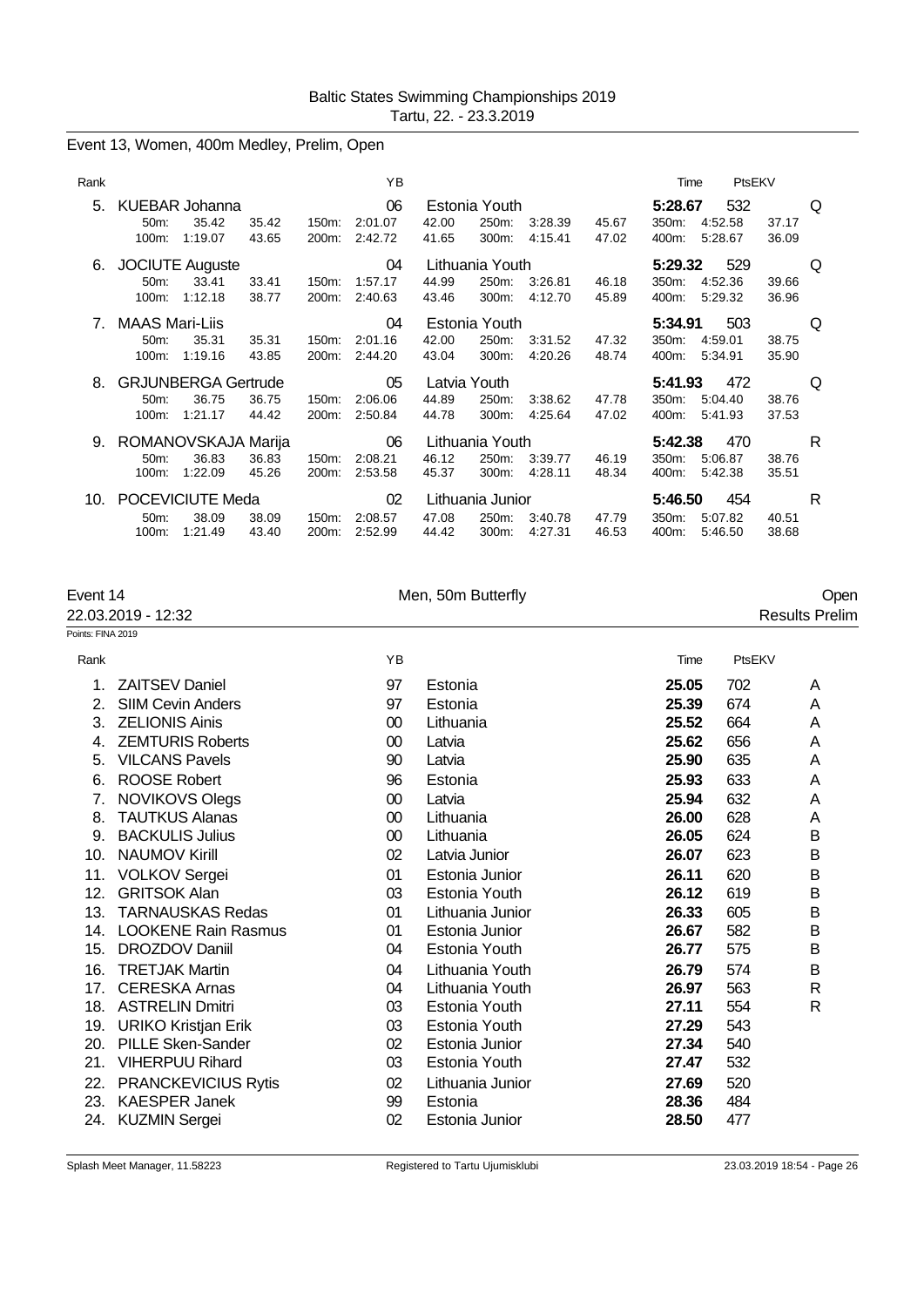Baltic States Swimming Championships 2019
Tartu, 22. - 23.3.2019

## Event 13, Women, 400m Medley, Prelim, Open

| Rank | Name | YB | Club | Time | PtsEKV | |
|---|---|---|---|---|---|---|
| 5. | KUEBAR Johanna | 06 | Estonia Youth | **5:28.67** | 532 | Q |
| | 50m: 35.42 35.42 / 100m: 1:19.07 43.65 / 150m: 2:01.07 42.00 / 200m: 2:42.72 41.65 / 250m: 3:28.39 45.67 / 300m: 4:15.41 47.02 / 350m: 4:52.58 37.17 / 400m: 5:28.67 36.09 | | | | | |
| 6. | JOCIUTE Auguste | 04 | Lithuania Youth | **5:29.32** | 529 | Q |
| | 50m: 33.41 33.41 / 100m: 1:12.18 38.77 / 150m: 1:57.17 44.99 / 200m: 2:40.63 43.46 / 250m: 3:26.81 46.18 / 300m: 4:12.70 45.89 / 350m: 4:52.36 39.66 / 400m: 5:29.32 36.96 | | | | | |
| 7. | MAAS Mari-Liis | 04 | Estonia Youth | **5:34.91** | 503 | Q |
| | 50m: 35.31 35.31 / 100m: 1:19.16 43.85 / 150m: 2:01.16 42.00 / 200m: 2:44.20 43.04 / 250m: 3:31.52 47.32 / 300m: 4:20.26 48.74 / 350m: 4:59.01 38.75 / 400m: 5:34.91 35.90 | | | | | |
| 8. | GRJUNBERGA Gertrude | 05 | Latvia Youth | **5:41.93** | 472 | Q |
| | 50m: 36.75 36.75 / 100m: 1:21.17 44.42 / 150m: 2:06.06 44.89 / 200m: 2:50.84 44.78 / 250m: 3:38.62 47.78 / 300m: 4:25.64 47.02 / 350m: 5:04.40 38.76 / 400m: 5:41.93 37.53 | | | | | |
| 9. | ROMANOVSKAJA Marija | 06 | Lithuania Youth | **5:42.38** | 470 | R |
| | 50m: 36.83 36.83 / 100m: 1:22.09 45.26 / 150m: 2:08.21 46.12 / 200m: 2:53.58 45.37 / 250m: 3:39.77 46.19 / 300m: 4:28.11 48.34 / 350m: 5:06.87 38.76 / 400m: 5:42.38 35.51 | | | | | |
| 10. | POCEVICIUTE Meda | 02 | Lithuania Junior | **5:46.50** | 454 | R |
| | 50m: 38.09 38.09 / 100m: 1:21.49 43.40 / 150m: 2:08.57 47.08 / 200m: 2:52.99 44.42 / 250m: 3:40.78 47.79 / 300m: 4:27.31 46.53 / 350m: 5:07.82 40.51 / 400m: 5:46.50 38.68 | | | | | |

## Event 14 — Men, 50m Butterfly — Open

22.03.2019 - 12:32 — Results Prelim

Points: FINA 2019

| Rank | Name | YB | Club | Time | PtsEKV | |
|---|---|---|---|---|---|---|
| 1. | ZAITSEV Daniel | 97 | Estonia | **25.05** | 702 | A |
| 2. | SIIM Cevin Anders | 97 | Estonia | **25.39** | 674 | A |
| 3. | ZELIONIS Ainis | 00 | Lithuania | **25.52** | 664 | A |
| 4. | ZEMTURIS Roberts | 00 | Latvia | **25.62** | 656 | A |
| 5. | VILCANS Pavels | 90 | Latvia | **25.90** | 635 | A |
| 6. | ROOSE Robert | 96 | Estonia | **25.93** | 633 | A |
| 7. | NOVIKOVS Olegs | 00 | Latvia | **25.94** | 632 | A |
| 8. | TAUTKUS Alanas | 00 | Lithuania | **26.00** | 628 | A |
| 9. | BACKULIS Julius | 00 | Lithuania | **26.05** | 624 | B |
| 10. | NAUMOV Kirill | 02 | Latvia Junior | **26.07** | 623 | B |
| 11. | VOLKOV Sergei | 01 | Estonia Junior | **26.11** | 620 | B |
| 12. | GRITSOK Alan | 03 | Estonia Youth | **26.12** | 619 | B |
| 13. | TARNAUSKAS Redas | 01 | Lithuania Junior | **26.33** | 605 | B |
| 14. | LOOKENE Rain Rasmus | 01 | Estonia Junior | **26.67** | 582 | B |
| 15. | DROZDOV Daniil | 04 | Estonia Youth | **26.77** | 575 | B |
| 16. | TRETJAK Martin | 04 | Lithuania Youth | **26.79** | 574 | B |
| 17. | CERESKA Arnas | 04 | Lithuania Youth | **26.97** | 563 | R |
| 18. | ASTRELIN Dmitri | 03 | Estonia Youth | **27.11** | 554 | R |
| 19. | URIKO Kristjan Erik | 03 | Estonia Youth | **27.29** | 543 | |
| 20. | PILLE Sken-Sander | 02 | Estonia Junior | **27.34** | 540 | |
| 21. | VIHERPUU Rihard | 03 | Estonia Youth | **27.47** | 532 | |
| 22. | PRANCKEVICIUS Rytis | 02 | Lithuania Junior | **27.69** | 520 | |
| 23. | KAESPER Janek | 99 | Estonia | **28.36** | 484 | |
| 24. | KUZMIN Sergei | 02 | Estonia Junior | **28.50** | 477 | |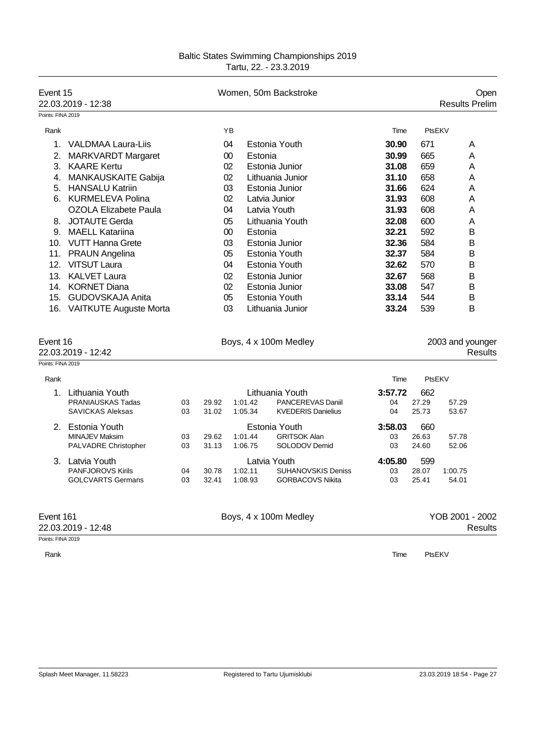## Event 15 — Women, 50m Backstroke — Open

22.03.2019 - 12:38 — Results Prelim

Points: FINA 2019

| Rank | Name | YB | Club | Time | PtsEKV | |
|---|---|---|---|---|---|---|
| 1. | VALDMAA Laura-Liis | 04 | Estonia Youth | **30.90** | 671 | A |
| 2. | MARKVARDT Margaret | 00 | Estonia | **30.99** | 665 | A |
| 3. | KAARE Kertu | 02 | Estonia Junior | **31.08** | 659 | A |
| 4. | MANKAUSKAITE Gabija | 02 | Lithuania Junior | **31.10** | 658 | A |
| 5. | HANSALU Katriin | 03 | Estonia Junior | **31.66** | 624 | A |
| 6. | KURMELEVA Polina | 02 | Latvia Junior | **31.93** | 608 | A |
| | OZOLA Elizabete Paula | 04 | Latvia Youth | **31.93** | 608 | A |
| 8. | JOTAUTE Gerda | 05 | Lithuania Youth | **32.08** | 600 | A |
| 9. | MAELL Katariina | 00 | Estonia | **32.21** | 592 | B |
| 10. | VUTT Hanna Grete | 03 | Estonia Junior | **32.36** | 584 | B |
| 11. | PRAUN Angelina | 05 | Estonia Youth | **32.37** | 584 | B |
| 12. | VITSUT Laura | 04 | Estonia Youth | **32.62** | 570 | B |
| 13. | KALVET Laura | 02 | Estonia Junior | **32.67** | 568 | B |
| 14. | KORNET Diana | 02 | Estonia Junior | **33.08** | 547 | B |
| 15. | GUDOVSKAJA Anita | 05 | Estonia Youth | **33.14** | 544 | B |
| 16. | VAITKUTE Auguste Morta | 03 | Lithuania Junior | **33.24** | 539 | B |

## Event 16 — Boys, 4 x 100m Medley — 2003 and younger

22.03.2019 - 12:42 — Results

Points: FINA 2019

| Rank | Team / Swimmer | YB | Split | Split | Swimmer | YB / Time | Split | Split |
|---|---|---|---|---|---|---|---|---|
| 1. | Lithuania Youth | | | | Lithuania Youth | **3:57.72** | 662 | |
| | PRANIAUSKAS Tadas | 03 | 29.92 | 1:01.42 | PANCEREVAS Daniil | 04 | 27.29 | 57.29 |
| | SAVICKAS Aleksas | 03 | 31.02 | 1:05.34 | KVEDERIS Danielius | 04 | 25.73 | 53.67 |
| 2. | Estonia Youth | | | | Estonia Youth | **3:58.03** | 660 | |
| | MINAJEV Maksim | 03 | 29.62 | 1:01.44 | GRITSOK Alan | 03 | 26.63 | 57.78 |
| | PALVADRE Christopher | 03 | 31.13 | 1:06.75 | SOLODOV Demid | 03 | 24.60 | 52.06 |
| 3. | Latvia Youth | | | | Latvia Youth | **4:05.80** | 599 | |
| | PANFJOROVS Kirils | 04 | 30.78 | 1:02.11 | SUHANOVSKIS Deniss | 03 | 28.07 | 1:00.75 |
| | GOLCVARTS Germans | 03 | 32.41 | 1:08.93 | GORBACOVS Nikita | 03 | 25.41 | 54.01 |

## Event 161 — Boys, 4 x 100m Medley — YOB 2001 - 2002

22.03.2019 - 12:48 — Results

Points: FINA 2019

| Rank | Time | PtsEKV |
|---|---|---|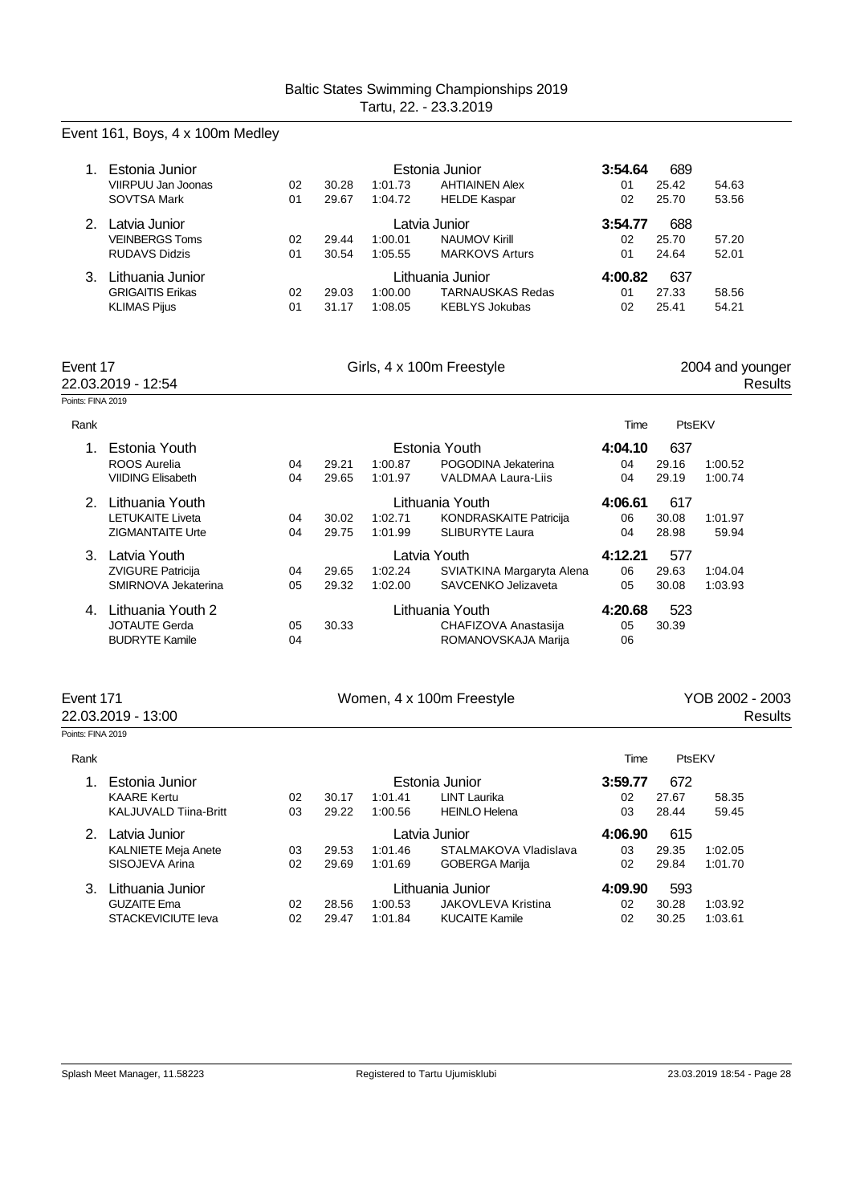Baltic States Swimming Championships 2019
Tartu, 22. - 23.3.2019

## Event 161, Boys, 4 x 100m Medley

| Rank | Team / Swimmer | YOB | 50m | 100m | Team / Swimmer | YOB | 50m | 100m |
|---|---|---|---|---|---|---|---|---|
| 1. | Estonia Junior | | | | Estonia Junior | **3:54.64** | 689 | |
| | VIIRPUU Jan Joonas | 02 | 30.28 | 1:01.73 | AHTIAINEN Alex | 01 | 25.42 | 54.63 |
| | SOVTSA Mark | 01 | 29.67 | 1:04.72 | HELDE Kaspar | 02 | 25.70 | 53.56 |
| 2. | Latvia Junior | | | | Latvia Junior | **3:54.77** | 688 | |
| | VEINBERGS Toms | 02 | 29.44 | 1:00.01 | NAUMOV Kirill | 02 | 25.70 | 57.20 |
| | RUDAVS Didzis | 01 | 30.54 | 1:05.55 | MARKOVS Arturs | 01 | 24.64 | 52.01 |
| 3. | Lithuania Junior | | | | Lithuania Junior | **4:00.82** | 637 | |
| | GRIGAITIS Erikas | 02 | 29.03 | 1:00.00 | TARNAUSKAS Redas | 01 | 27.33 | 58.56 |
| | KLIMAS Pijus | 01 | 31.17 | 1:08.05 | KEBLYS Jokubas | 02 | 25.41 | 54.21 |

## Event 17 — Girls, 4 x 100m Freestyle — 2004 and younger

22.03.2019 - 12:54 — Results

Points: FINA 2019

| Rank | Team / Swimmer | YOB | 50m | 100m | Team / Swimmer | Time | PtsEKV | |
|---|---|---|---|---|---|---|---|---|
| 1. | Estonia Youth | | | | Estonia Youth | **4:04.10** | 637 | |
| | ROOS Aurelia | 04 | 29.21 | 1:00.87 | POGODINA Jekaterina | 04 | 29.16 | 1:00.52 |
| | VIIDING Elisabeth | 04 | 29.65 | 1:01.97 | VALDMAA Laura-Liis | 04 | 29.19 | 1:00.74 |
| 2. | Lithuania Youth | | | | Lithuania Youth | **4:06.61** | 617 | |
| | LETUKAITE Liveta | 04 | 30.02 | 1:02.71 | KONDRASKAITE Patricija | 06 | 30.08 | 1:01.97 |
| | ZIGMANTAITE Urte | 04 | 29.75 | 1:01.99 | SLIBURYTE Laura | 04 | 28.98 | 59.94 |
| 3. | Latvia Youth | | | | Latvia Youth | **4:12.21** | 577 | |
| | ZVIGURE Patricija | 04 | 29.65 | 1:02.24 | SVIATKINA Margaryta Alena | 06 | 29.63 | 1:04.04 |
| | SMIRNOVA Jekaterina | 05 | 29.32 | 1:02.00 | SAVCENKO Jelizaveta | 05 | 30.08 | 1:03.93 |
| 4. | Lithuania Youth 2 | | | | Lithuania Youth | **4:20.68** | 523 | |
| | JOTAUTE Gerda | 05 | 30.33 | | CHAFIZOVA Anastasija | 05 | 30.39 | |
| | BUDRYTE Kamile | 04 | | | ROMANOVSKAJA Marija | 06 | | |

## Event 171 — Women, 4 x 100m Freestyle — YOB 2002 - 2003

22.03.2019 - 13:00 — Results

Points: FINA 2019

| Rank | Team / Swimmer | YOB | 50m | 100m | Team / Swimmer | Time | PtsEKV | |
|---|---|---|---|---|---|---|---|---|
| 1. | Estonia Junior | | | | Estonia Junior | **3:59.77** | 672 | |
| | KAARE Kertu | 02 | 30.17 | 1:01.41 | LINT Laurika | 02 | 27.67 | 58.35 |
| | KALJUVALD Tiina-Britt | 03 | 29.22 | 1:00.56 | HEINLO Helena | 03 | 28.44 | 59.45 |
| 2. | Latvia Junior | | | | Latvia Junior | **4:06.90** | 615 | |
| | KALNIETE Meja Anete | 03 | 29.53 | 1:01.46 | STALMAKOVA Vladislava | 03 | 29.35 | 1:02.05 |
| | SISOJEVA Arina | 02 | 29.69 | 1:01.69 | GOBERGA Marija | 02 | 29.84 | 1:01.70 |
| 3. | Lithuania Junior | | | | Lithuania Junior | **4:09.90** | 593 | |
| | GUZAITE Ema | 02 | 28.56 | 1:00.53 | JAKOVLEVA Kristina | 02 | 30.28 | 1:03.92 |
| | STACKEVICIUTE Ieva | 02 | 29.47 | 1:01.84 | KUCAITE Kamile | 02 | 30.25 | 1:03.61 |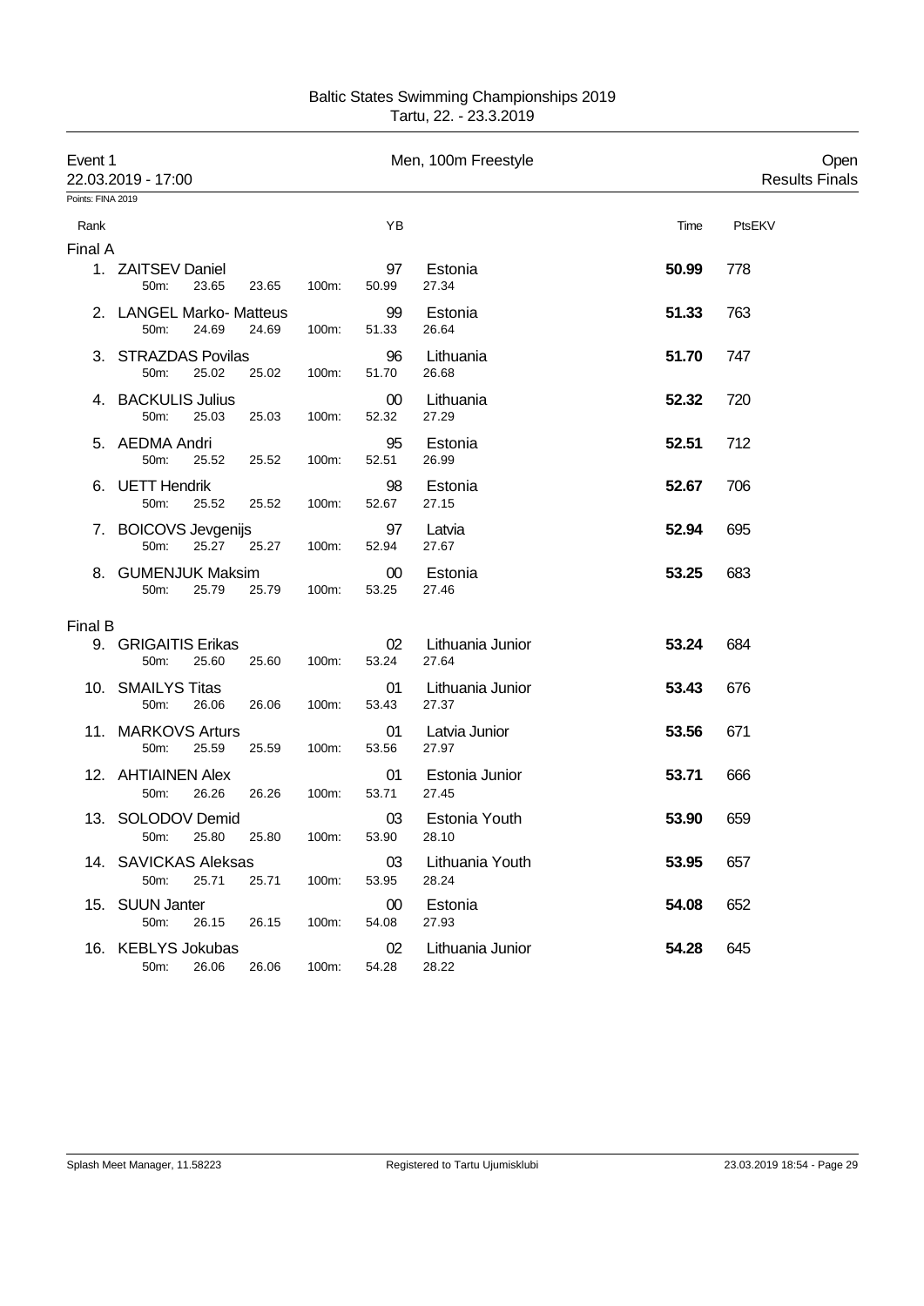# Baltic States Swimming Championships 2019
Tartu, 22. - 23.3.2019

**Event 1** — Men, 100m Freestyle — Open

22.03.2019 - 17:00 — Results Finals

Points: FINA 2019

| Rank | Name | YB | Club | Time | PtsEKV |
|---|---|---|---|---|---|
| **Final A** | | | | | |
| 1. | ZAITSEV Daniel | 97 | Estonia | **50.99** | 778 |
| | 50m: 23.65 23.65 100m: 50.99 27.34 | | | | |
| 2. | LANGEL Marko- Matteus | 99 | Estonia | **51.33** | 763 |
| | 50m: 24.69 24.69 100m: 51.33 26.64 | | | | |
| 3. | STRAZDAS Povilas | 96 | Lithuania | **51.70** | 747 |
| | 50m: 25.02 25.02 100m: 51.70 26.68 | | | | |
| 4. | BACKULIS Julius | 00 | Lithuania | **52.32** | 720 |
| | 50m: 25.03 25.03 100m: 52.32 27.29 | | | | |
| 5. | AEDMA Andri | 95 | Estonia | **52.51** | 712 |
| | 50m: 25.52 25.52 100m: 52.51 26.99 | | | | |
| 6. | UETT Hendrik | 98 | Estonia | **52.67** | 706 |
| | 50m: 25.52 25.52 100m: 52.67 27.15 | | | | |
| 7. | BOICOVS Jevgenijs | 97 | Latvia | **52.94** | 695 |
| | 50m: 25.27 25.27 100m: 52.94 27.67 | | | | |
| 8. | GUMENJUK Maksim | 00 | Estonia | **53.25** | 683 |
| | 50m: 25.79 25.79 100m: 53.25 27.46 | | | | |
| **Final B** | | | | | |
| 9. | GRIGAITIS Erikas | 02 | Lithuania Junior | **53.24** | 684 |
| | 50m: 25.60 25.60 100m: 53.24 27.64 | | | | |
| 10. | SMAILYS Titas | 01 | Lithuania Junior | **53.43** | 676 |
| | 50m: 26.06 26.06 100m: 53.43 27.37 | | | | |
| 11. | MARKOVS Arturs | 01 | Latvia Junior | **53.56** | 671 |
| | 50m: 25.59 25.59 100m: 53.56 27.97 | | | | |
| 12. | AHTIAINEN Alex | 01 | Estonia Junior | **53.71** | 666 |
| | 50m: 26.26 26.26 100m: 53.71 27.45 | | | | |
| 13. | SOLODOV Demid | 03 | Estonia Youth | **53.90** | 659 |
| | 50m: 25.80 25.80 100m: 53.90 28.10 | | | | |
| 14. | SAVICKAS Aleksas | 03 | Lithuania Youth | **53.95** | 657 |
| | 50m: 25.71 25.71 100m: 53.95 28.24 | | | | |
| 15. | SUUN Janter | 00 | Estonia | **54.08** | 652 |
| | 50m: 26.15 26.15 100m: 54.08 27.93 | | | | |
| 16. | KEBLYS Jokubas | 02 | Lithuania Junior | **54.28** | 645 |
| | 50m: 26.06 26.06 100m: 54.28 28.22 | | | | |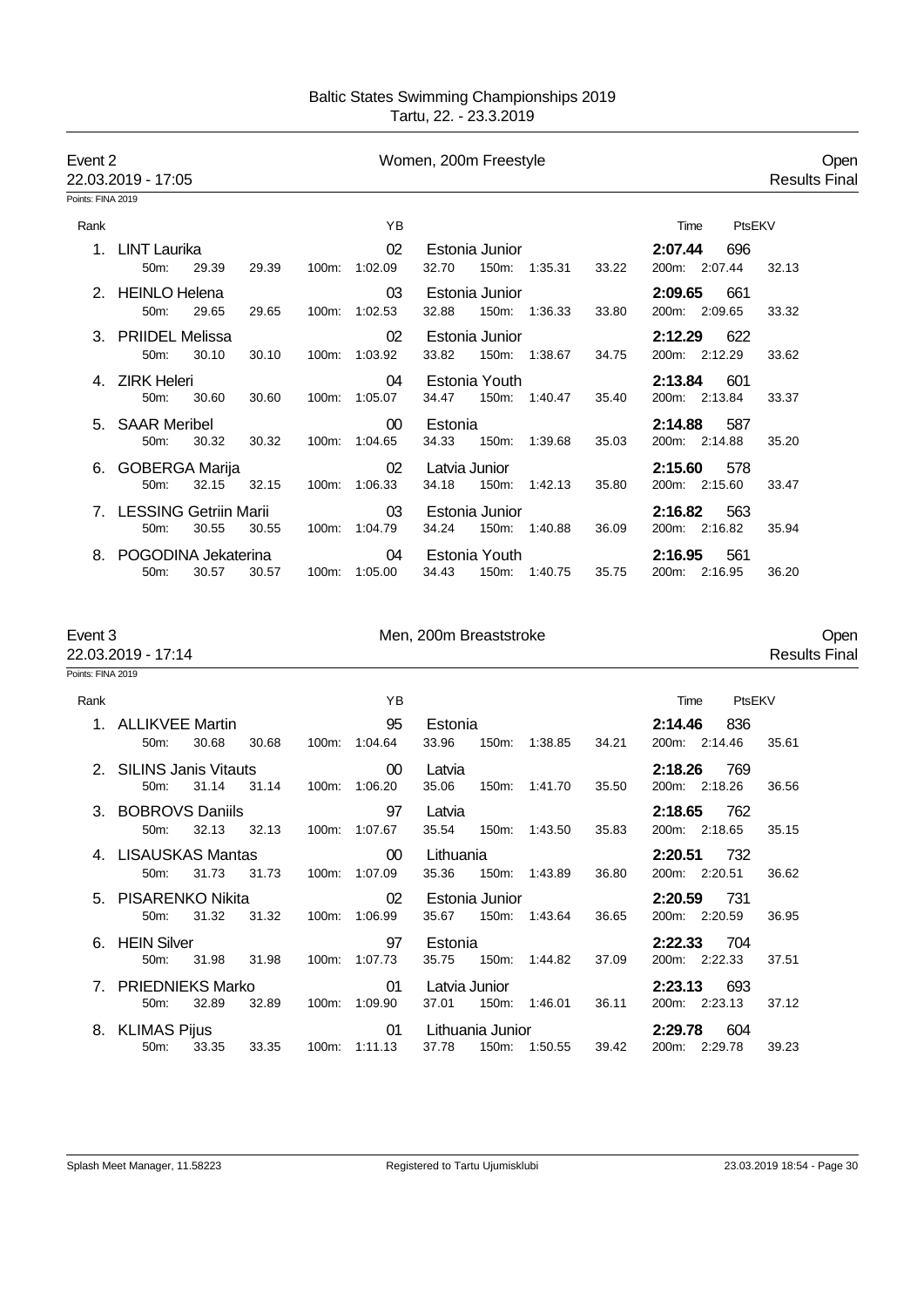Baltic States Swimming Championships 2019
Tartu, 22. - 23.3.2019

## Event 2 — Women, 200m Freestyle — Open

22.03.2019 - 17:05 — Results Final

Points: FINA 2019

| Rank | Name | YB | Club | Time | PtsEKV |
|---|---|---|---|---|---|
| 1. | LINT Laurika | 02 | Estonia Junior | **2:07.44** | 696 |
| | 50m: 29.39 29.39 | 100m: 1:02.09 32.70 | 150m: 1:35.31 33.22 | 200m: 2:07.44 32.13 | |
| 2. | HEINLO Helena | 03 | Estonia Junior | **2:09.65** | 661 |
| | 50m: 29.65 29.65 | 100m: 1:02.53 32.88 | 150m: 1:36.33 33.80 | 200m: 2:09.65 33.32 | |
| 3. | PRIIDEL Melissa | 02 | Estonia Junior | **2:12.29** | 622 |
| | 50m: 30.10 30.10 | 100m: 1:03.92 33.82 | 150m: 1:38.67 34.75 | 200m: 2:12.29 33.62 | |
| 4. | ZIRK Heleri | 04 | Estonia Youth | **2:13.84** | 601 |
| | 50m: 30.60 30.60 | 100m: 1:05.07 34.47 | 150m: 1:40.47 35.40 | 200m: 2:13.84 33.37 | |
| 5. | SAAR Meribel | 00 | Estonia | **2:14.88** | 587 |
| | 50m: 30.32 30.32 | 100m: 1:04.65 34.33 | 150m: 1:39.68 35.03 | 200m: 2:14.88 35.20 | |
| 6. | GOBERGA Marija | 02 | Latvia Junior | **2:15.60** | 578 |
| | 50m: 32.15 32.15 | 100m: 1:06.33 34.18 | 150m: 1:42.13 35.80 | 200m: 2:15.60 33.47 | |
| 7. | LESSING Getriin Marii | 03 | Estonia Junior | **2:16.82** | 563 |
| | 50m: 30.55 30.55 | 100m: 1:04.79 34.24 | 150m: 1:40.88 36.09 | 200m: 2:16.82 35.94 | |
| 8. | POGODINA Jekaterina | 04 | Estonia Youth | **2:16.95** | 561 |
| | 50m: 30.57 30.57 | 100m: 1:05.00 34.43 | 150m: 1:40.75 35.75 | 200m: 2:16.95 36.20 | |

## Event 3 — Men, 200m Breaststroke — Open

22.03.2019 - 17:14 — Results Final

Points: FINA 2019

| Rank | Name | YB | Club | Time | PtsEKV |
|---|---|---|---|---|---|
| 1. | ALLIKVEE Martin | 95 | Estonia | **2:14.46** | 836 |
| | 50m: 30.68 30.68 | 100m: 1:04.64 33.96 | 150m: 1:38.85 34.21 | 200m: 2:14.46 35.61 | |
| 2. | SILINS Janis Vitauts | 00 | Latvia | **2:18.26** | 769 |
| | 50m: 31.14 31.14 | 100m: 1:06.20 35.06 | 150m: 1:41.70 35.50 | 200m: 2:18.26 36.56 | |
| 3. | BOBROVS Daniils | 97 | Latvia | **2:18.65** | 762 |
| | 50m: 32.13 32.13 | 100m: 1:07.67 35.54 | 150m: 1:43.50 35.83 | 200m: 2:18.65 35.15 | |
| 4. | LISAUSKAS Mantas | 00 | Lithuania | **2:20.51** | 732 |
| | 50m: 31.73 31.73 | 100m: 1:07.09 35.36 | 150m: 1:43.89 36.80 | 200m: 2:20.51 36.62 | |
| 5. | PISARENKO Nikita | 02 | Estonia Junior | **2:20.59** | 731 |
| | 50m: 31.32 31.32 | 100m: 1:06.99 35.67 | 150m: 1:43.64 36.65 | 200m: 2:20.59 36.95 | |
| 6. | HEIN Silver | 97 | Estonia | **2:22.33** | 704 |
| | 50m: 31.98 31.98 | 100m: 1:07.73 35.75 | 150m: 1:44.82 37.09 | 200m: 2:22.33 37.51 | |
| 7. | PRIEDNIEKS Marko | 01 | Latvia Junior | **2:23.13** | 693 |
| | 50m: 32.89 32.89 | 100m: 1:09.90 37.01 | 150m: 1:46.01 36.11 | 200m: 2:23.13 37.12 | |
| 8. | KLIMAS Pijus | 01 | Lithuania Junior | **2:29.78** | 604 |
| | 50m: 33.35 33.35 | 100m: 1:11.13 37.78 | 150m: 1:50.55 39.42 | 200m: 2:29.78 39.23 | |

Splash Meet Manager, 11.58223 — Registered to Tartu Ujumisklubi — 23.03.2019 18:54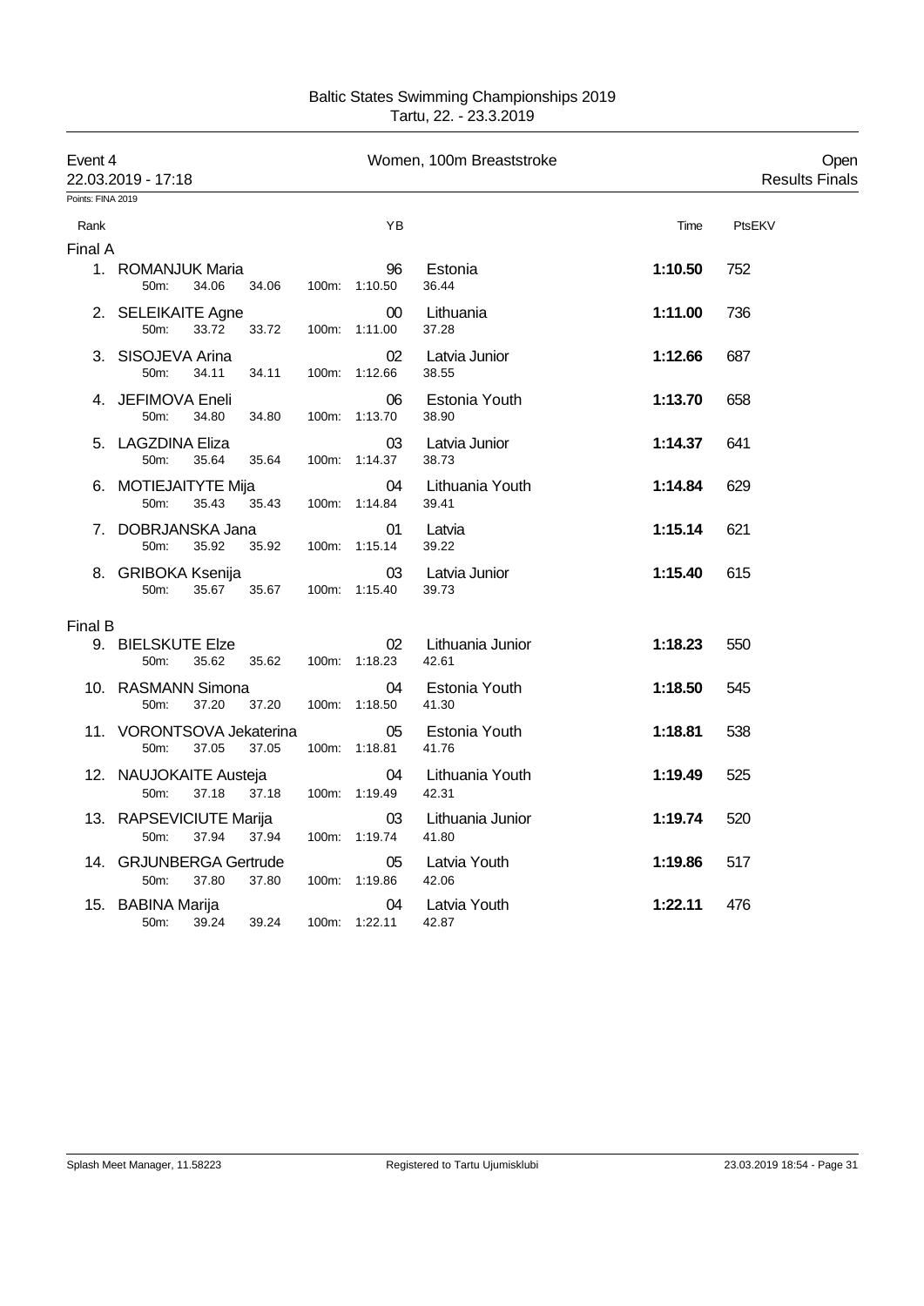Baltic States Swimming Championships 2019
Tartu, 22. - 23.3.2019

## Event 4 — Women, 100m Breaststroke — Open

22.03.2019 - 17:18 — Results Finals

Points: FINA 2019

| Rank | Name | YB | Club | Time | PtsEKV |
|---|---|---|---|---|---|
| **Final A** | | | | | |
| 1. | ROMANJUK Maria | 96 | Estonia | **1:10.50** | 752 |
| | 50m: 34.06 34.06 | 100m: 1:10.50 | 36.44 | | |
| 2. | SELEIKAITE Agne | 00 | Lithuania | **1:11.00** | 736 |
| | 50m: 33.72 33.72 | 100m: 1:11.00 | 37.28 | | |
| 3. | SISOJEVA Arina | 02 | Latvia Junior | **1:12.66** | 687 |
| | 50m: 34.11 34.11 | 100m: 1:12.66 | 38.55 | | |
| 4. | JEFIMOVA Eneli | 06 | Estonia Youth | **1:13.70** | 658 |
| | 50m: 34.80 34.80 | 100m: 1:13.70 | 38.90 | | |
| 5. | LAGZDINA Eliza | 03 | Latvia Junior | **1:14.37** | 641 |
| | 50m: 35.64 35.64 | 100m: 1:14.37 | 38.73 | | |
| 6. | MOTIEJAITYTE Mija | 04 | Lithuania Youth | **1:14.84** | 629 |
| | 50m: 35.43 35.43 | 100m: 1:14.84 | 39.41 | | |
| 7. | DOBRJANSKA Jana | 01 | Latvia | **1:15.14** | 621 |
| | 50m: 35.92 35.92 | 100m: 1:15.14 | 39.22 | | |
| 8. | GRIBOKA Ksenija | 03 | Latvia Junior | **1:15.40** | 615 |
| | 50m: 35.67 35.67 | 100m: 1:15.40 | 39.73 | | |
| **Final B** | | | | | |
| 9. | BIELSKUTE Elze | 02 | Lithuania Junior | **1:18.23** | 550 |
| | 50m: 35.62 35.62 | 100m: 1:18.23 | 42.61 | | |
| 10. | RASMANN Simona | 04 | Estonia Youth | **1:18.50** | 545 |
| | 50m: 37.20 37.20 | 100m: 1:18.50 | 41.30 | | |
| 11. | VORONTSOVA Jekaterina | 05 | Estonia Youth | **1:18.81** | 538 |
| | 50m: 37.05 37.05 | 100m: 1:18.81 | 41.76 | | |
| 12. | NAUJOKAITE Austeja | 04 | Lithuania Youth | **1:19.49** | 525 |
| | 50m: 37.18 37.18 | 100m: 1:19.49 | 42.31 | | |
| 13. | RAPSEVICIUTE Marija | 03 | Lithuania Junior | **1:19.74** | 520 |
| | 50m: 37.94 37.94 | 100m: 1:19.74 | 41.80 | | |
| 14. | GRJUNBERGA Gertrude | 05 | Latvia Youth | **1:19.86** | 517 |
| | 50m: 37.80 37.80 | 100m: 1:19.86 | 42.06 | | |
| 15. | BABINA Marija | 04 | Latvia Youth | **1:22.11** | 476 |
| | 50m: 39.24 39.24 | 100m: 1:22.11 | 42.87 | | |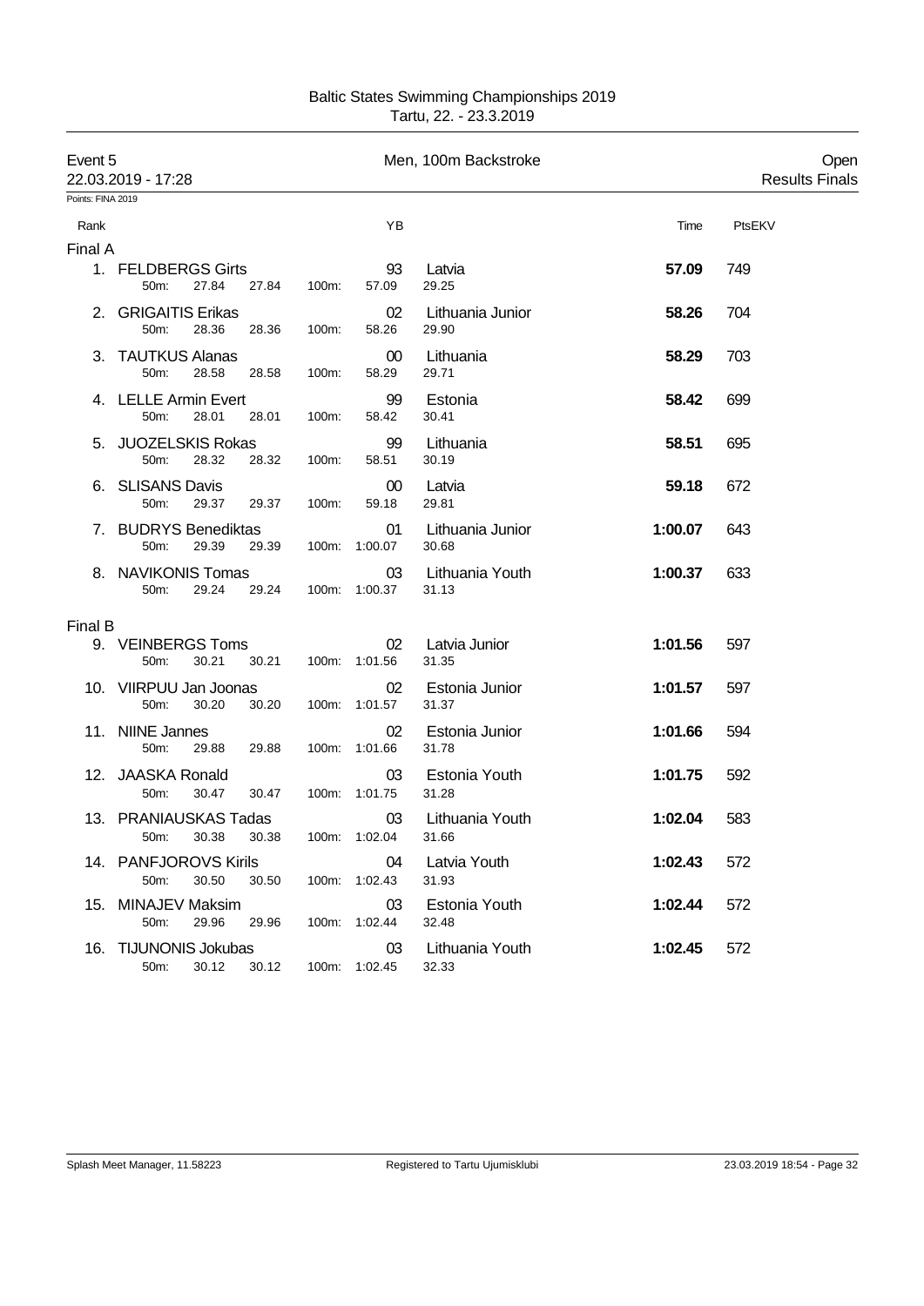# Baltic States Swimming Championships 2019

Tartu, 22. - 23.3.2019

## Event 5 — Men, 100m Backstroke — Open

22.03.2019 - 17:28 — Results Finals

Points: FINA 2019

| Rank | Name | YB | Team | Time | PtsEKV |
|---|---|---|---|---|---|
| **Final A** | | | | | |
| 1. | FELDBERGS Girts | 93 | Latvia | **57.09** | 749 |
| | 50m: 27.84 27.84 100m: 57.09 29.25 | | | | |
| 2. | GRIGAITIS Erikas | 02 | Lithuania Junior | **58.26** | 704 |
| | 50m: 28.36 28.36 100m: 58.26 29.90 | | | | |
| 3. | TAUTKUS Alanas | 00 | Lithuania | **58.29** | 703 |
| | 50m: 28.58 28.58 100m: 58.29 29.71 | | | | |
| 4. | LELLE Armin Evert | 99 | Estonia | **58.42** | 699 |
| | 50m: 28.01 28.01 100m: 58.42 30.41 | | | | |
| 5. | JUOZELSKIS Rokas | 99 | Lithuania | **58.51** | 695 |
| | 50m: 28.32 28.32 100m: 58.51 30.19 | | | | |
| 6. | SLISANS Davis | 00 | Latvia | **59.18** | 672 |
| | 50m: 29.37 29.37 100m: 59.18 29.81 | | | | |
| 7. | BUDRYS Benediktas | 01 | Lithuania Junior | **1:00.07** | 643 |
| | 50m: 29.39 29.39 100m: 1:00.07 30.68 | | | | |
| 8. | NAVIKONIS Tomas | 03 | Lithuania Youth | **1:00.37** | 633 |
| | 50m: 29.24 29.24 100m: 1:00.37 31.13 | | | | |
| **Final B** | | | | | |
| 9. | VEINBERGS Toms | 02 | Latvia Junior | **1:01.56** | 597 |
| | 50m: 30.21 30.21 100m: 1:01.56 31.35 | | | | |
| 10. | VIIRPUU Jan Joonas | 02 | Estonia Junior | **1:01.57** | 597 |
| | 50m: 30.20 30.20 100m: 1:01.57 31.37 | | | | |
| 11. | NIINE Jannes | 02 | Estonia Junior | **1:01.66** | 594 |
| | 50m: 29.88 29.88 100m: 1:01.66 31.78 | | | | |
| 12. | JAASKA Ronald | 03 | Estonia Youth | **1:01.75** | 592 |
| | 50m: 30.47 30.47 100m: 1:01.75 31.28 | | | | |
| 13. | PRANIAUSKAS Tadas | 03 | Lithuania Youth | **1:02.04** | 583 |
| | 50m: 30.38 30.38 100m: 1:02.04 31.66 | | | | |
| 14. | PANFJOROVS Kirils | 04 | Latvia Youth | **1:02.43** | 572 |
| | 50m: 30.50 30.50 100m: 1:02.43 31.93 | | | | |
| 15. | MINAJEV Maksim | 03 | Estonia Youth | **1:02.44** | 572 |
| | 50m: 29.96 29.96 100m: 1:02.44 32.48 | | | | |
| 16. | TIJUNONIS Jokubas | 03 | Lithuania Youth | **1:02.45** | 572 |
| | 50m: 30.12 30.12 100m: 1:02.45 32.33 | | | | |

Splash Meet Manager, 11.58223 — Registered to Tartu Ujumisklubi — 23.03.2019 18:54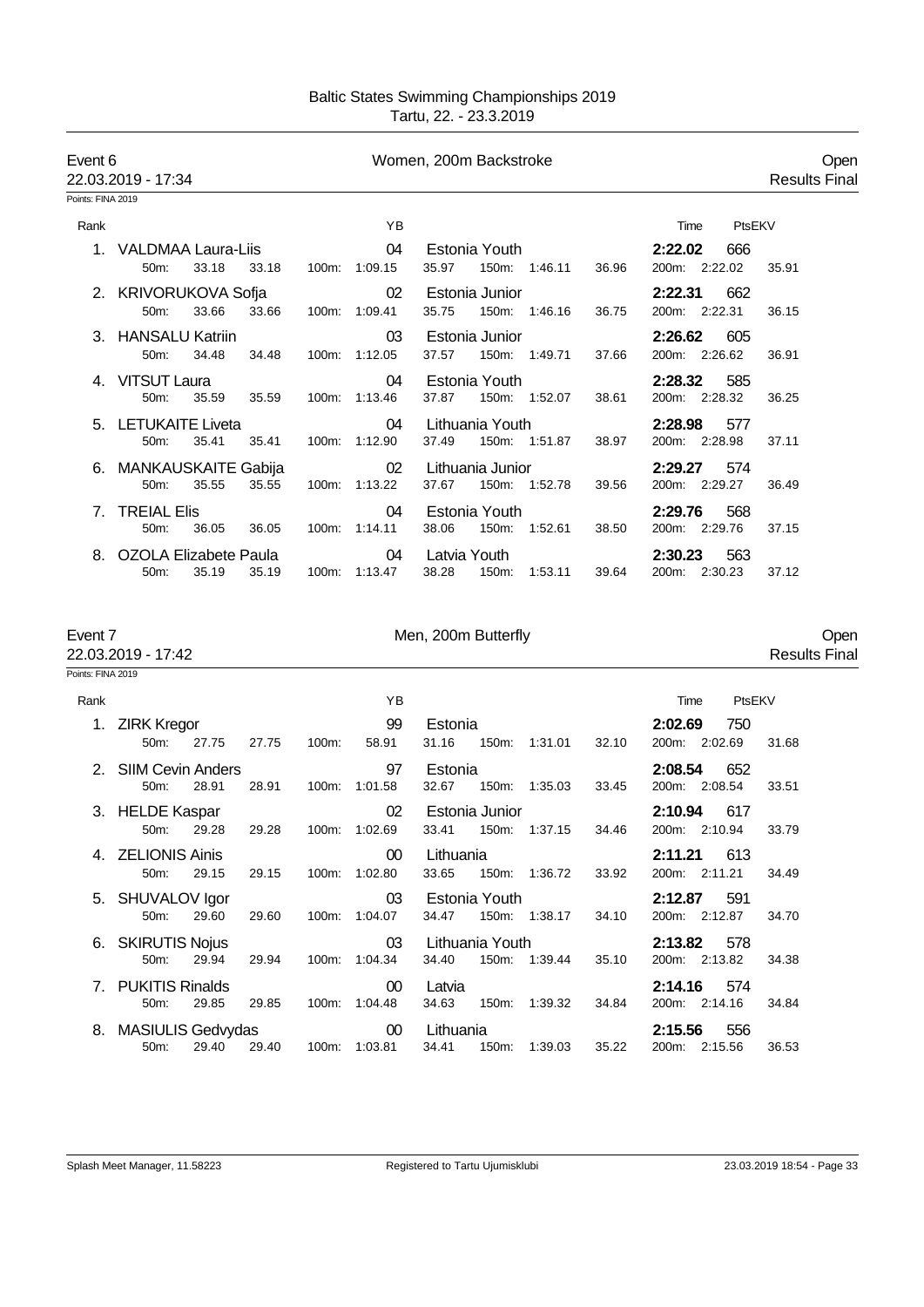Baltic States Swimming Championships 2019
Tartu, 22. - 23.3.2019

## Event 6 — Women, 200m Backstroke — Open

22.03.2019 - 17:34 — Results Final

Points: FINA 2019

| Rank | Name | YB | Team | Time | PtsEKV |
|---|---|---|---|---|---|
| 1. | VALDMAA Laura-Liis | 04 | Estonia Youth | **2:22.02** | 666 |
| | 50m: 33.18 33.18 | 100m: 1:09.15 35.97 | 150m: 1:46.11 36.96 | 200m: 2:22.02 35.91 | |
| 2. | KRIVORUKOVA Sofja | 02 | Estonia Junior | **2:22.31** | 662 |
| | 50m: 33.66 33.66 | 100m: 1:09.41 35.75 | 150m: 1:46.16 36.75 | 200m: 2:22.31 36.15 | |
| 3. | HANSALU Katriin | 03 | Estonia Junior | **2:26.62** | 605 |
| | 50m: 34.48 34.48 | 100m: 1:12.05 37.57 | 150m: 1:49.71 37.66 | 200m: 2:26.62 36.91 | |
| 4. | VITSUT Laura | 04 | Estonia Youth | **2:28.32** | 585 |
| | 50m: 35.59 35.59 | 100m: 1:13.46 37.87 | 150m: 1:52.07 38.61 | 200m: 2:28.32 36.25 | |
| 5. | LETUKAITE Liveta | 04 | Lithuania Youth | **2:28.98** | 577 |
| | 50m: 35.41 35.41 | 100m: 1:12.90 37.49 | 150m: 1:51.87 38.97 | 200m: 2:28.98 37.11 | |
| 6. | MANKAUSKAITE Gabija | 02 | Lithuania Junior | **2:29.27** | 574 |
| | 50m: 35.55 35.55 | 100m: 1:13.22 37.67 | 150m: 1:52.78 39.56 | 200m: 2:29.27 36.49 | |
| 7. | TREIAL Elis | 04 | Estonia Youth | **2:29.76** | 568 |
| | 50m: 36.05 36.05 | 100m: 1:14.11 38.06 | 150m: 1:52.61 38.50 | 200m: 2:29.76 37.15 | |
| 8. | OZOLA Elizabete Paula | 04 | Latvia Youth | **2:30.23** | 563 |
| | 50m: 35.19 35.19 | 100m: 1:13.47 38.28 | 150m: 1:53.11 39.64 | 200m: 2:30.23 37.12 | |

## Event 7 — Men, 200m Butterfly — Open

22.03.2019 - 17:42 — Results Final

Points: FINA 2019

| Rank | Name | YB | Team | Time | PtsEKV |
|---|---|---|---|---|---|
| 1. | ZIRK Kregor | 99 | Estonia | **2:02.69** | 750 |
| | 50m: 27.75 27.75 | 100m: 58.91 31.16 | 150m: 1:31.01 32.10 | 200m: 2:02.69 31.68 | |
| 2. | SIIM Cevin Anders | 97 | Estonia | **2:08.54** | 652 |
| | 50m: 28.91 28.91 | 100m: 1:01.58 32.67 | 150m: 1:35.03 33.45 | 200m: 2:08.54 33.51 | |
| 3. | HELDE Kaspar | 02 | Estonia Junior | **2:10.94** | 617 |
| | 50m: 29.28 29.28 | 100m: 1:02.69 33.41 | 150m: 1:37.15 34.46 | 200m: 2:10.94 33.79 | |
| 4. | ZELIONIS Ainis | 00 | Lithuania | **2:11.21** | 613 |
| | 50m: 29.15 29.15 | 100m: 1:02.80 33.65 | 150m: 1:36.72 33.92 | 200m: 2:11.21 34.49 | |
| 5. | SHUVALOV Igor | 03 | Estonia Youth | **2:12.87** | 591 |
| | 50m: 29.60 29.60 | 100m: 1:04.07 34.47 | 150m: 1:38.17 34.10 | 200m: 2:12.87 34.70 | |
| 6. | SKIRUTIS Nojus | 03 | Lithuania Youth | **2:13.82** | 578 |
| | 50m: 29.94 29.94 | 100m: 1:04.34 34.40 | 150m: 1:39.44 35.10 | 200m: 2:13.82 34.38 | |
| 7. | PUKITIS Rinalds | 00 | Latvia | **2:14.16** | 574 |
| | 50m: 29.85 29.85 | 100m: 1:04.48 34.63 | 150m: 1:39.32 34.84 | 200m: 2:14.16 34.84 | |
| 8. | MASIULIS Gedvydas | 00 | Lithuania | **2:15.56** | 556 |
| | 50m: 29.40 29.40 | 100m: 1:03.81 34.41 | 150m: 1:39.03 35.22 | 200m: 2:15.56 36.53 | |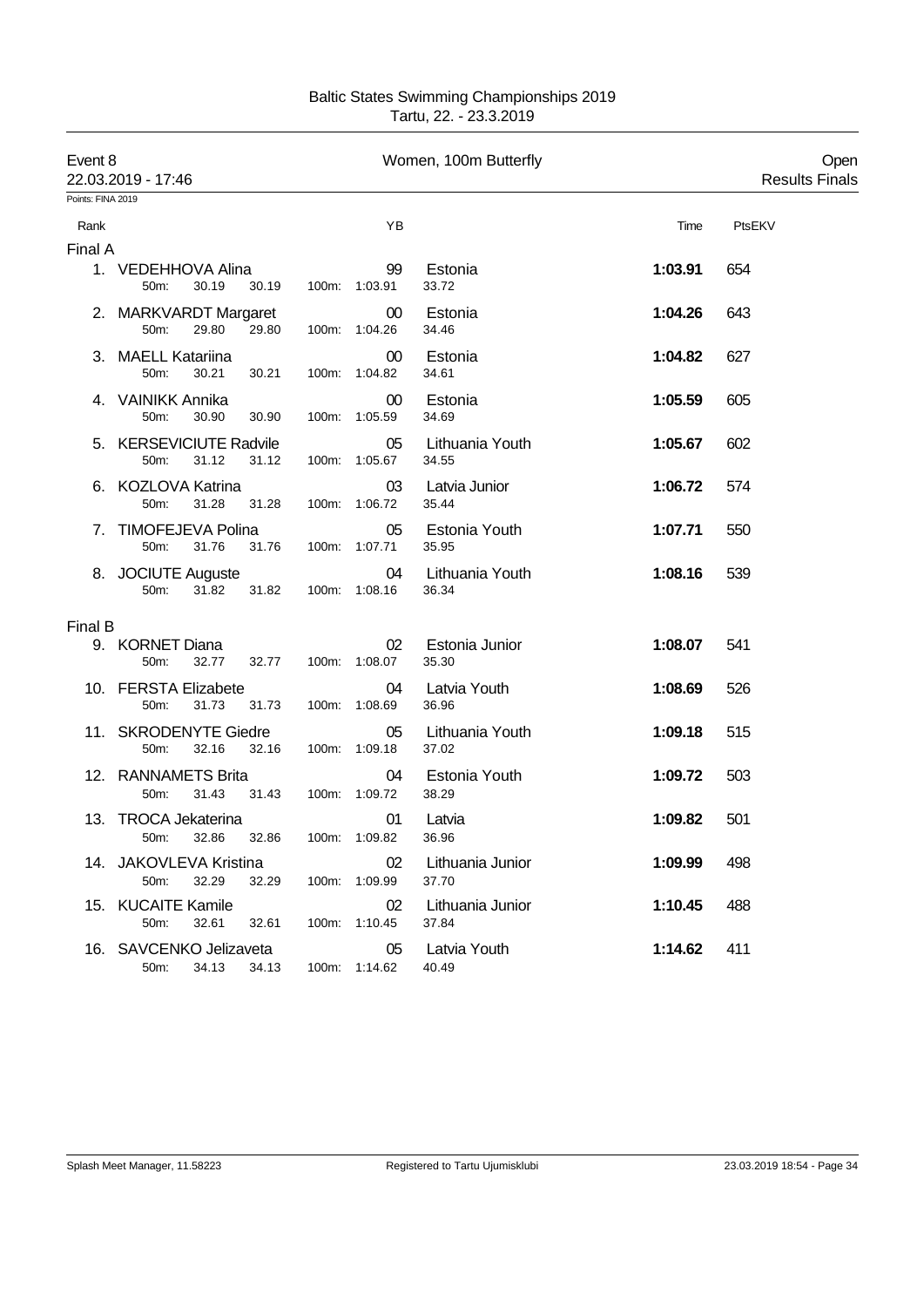Baltic States Swimming Championships 2019
Tartu, 22. - 23.3.2019

Event 8 — Women, 100m Butterfly — Open
22.03.2019 - 17:46 — Results Finals

Points: FINA 2019

| Rank | | YB | | Time | PtsEKV |
|---|---|---|---|---|---|
| **Final A** | | | | | |
| 1. | VEDEHHOVA Alina | 99 | Estonia | **1:03.91** | 654 |
| | 50m: 30.19 30.19 | 100m: 1:03.91 | 33.72 | | |
| 2. | MARKVARDT Margaret | 00 | Estonia | **1:04.26** | 643 |
| | 50m: 29.80 29.80 | 100m: 1:04.26 | 34.46 | | |
| 3. | MAELL Katariina | 00 | Estonia | **1:04.82** | 627 |
| | 50m: 30.21 30.21 | 100m: 1:04.82 | 34.61 | | |
| 4. | VAINIKK Annika | 00 | Estonia | **1:05.59** | 605 |
| | 50m: 30.90 30.90 | 100m: 1:05.59 | 34.69 | | |
| 5. | KERSEVICIUTE Radvile | 05 | Lithuania Youth | **1:05.67** | 602 |
| | 50m: 31.12 31.12 | 100m: 1:05.67 | 34.55 | | |
| 6. | KOZLOVA Katrina | 03 | Latvia Junior | **1:06.72** | 574 |
| | 50m: 31.28 31.28 | 100m: 1:06.72 | 35.44 | | |
| 7. | TIMOFEJEVA Polina | 05 | Estonia Youth | **1:07.71** | 550 |
| | 50m: 31.76 31.76 | 100m: 1:07.71 | 35.95 | | |
| 8. | JOCIUTE Auguste | 04 | Lithuania Youth | **1:08.16** | 539 |
| | 50m: 31.82 31.82 | 100m: 1:08.16 | 36.34 | | |
| **Final B** | | | | | |
| 9. | KORNET Diana | 02 | Estonia Junior | **1:08.07** | 541 |
| | 50m: 32.77 32.77 | 100m: 1:08.07 | 35.30 | | |
| 10. | FERSTA Elizabete | 04 | Latvia Youth | **1:08.69** | 526 |
| | 50m: 31.73 31.73 | 100m: 1:08.69 | 36.96 | | |
| 11. | SKRODENYTE Giedre | 05 | Lithuania Youth | **1:09.18** | 515 |
| | 50m: 32.16 32.16 | 100m: 1:09.18 | 37.02 | | |
| 12. | RANNAMETS Brita | 04 | Estonia Youth | **1:09.72** | 503 |
| | 50m: 31.43 31.43 | 100m: 1:09.72 | 38.29 | | |
| 13. | TROCA Jekaterina | 01 | Latvia | **1:09.82** | 501 |
| | 50m: 32.86 32.86 | 100m: 1:09.82 | 36.96 | | |
| 14. | JAKOVLEVA Kristina | 02 | Lithuania Junior | **1:09.99** | 498 |
| | 50m: 32.29 32.29 | 100m: 1:09.99 | 37.70 | | |
| 15. | KUCAITE Kamile | 02 | Lithuania Junior | **1:10.45** | 488 |
| | 50m: 32.61 32.61 | 100m: 1:10.45 | 37.84 | | |
| 16. | SAVCENKO Jelizaveta | 05 | Latvia Youth | **1:14.62** | 411 |
| | 50m: 34.13 34.13 | 100m: 1:14.62 | 40.49 | | |

Splash Meet Manager, 11.58223 — Registered to Tartu Ujumisklubi — 23.03.2019 18:54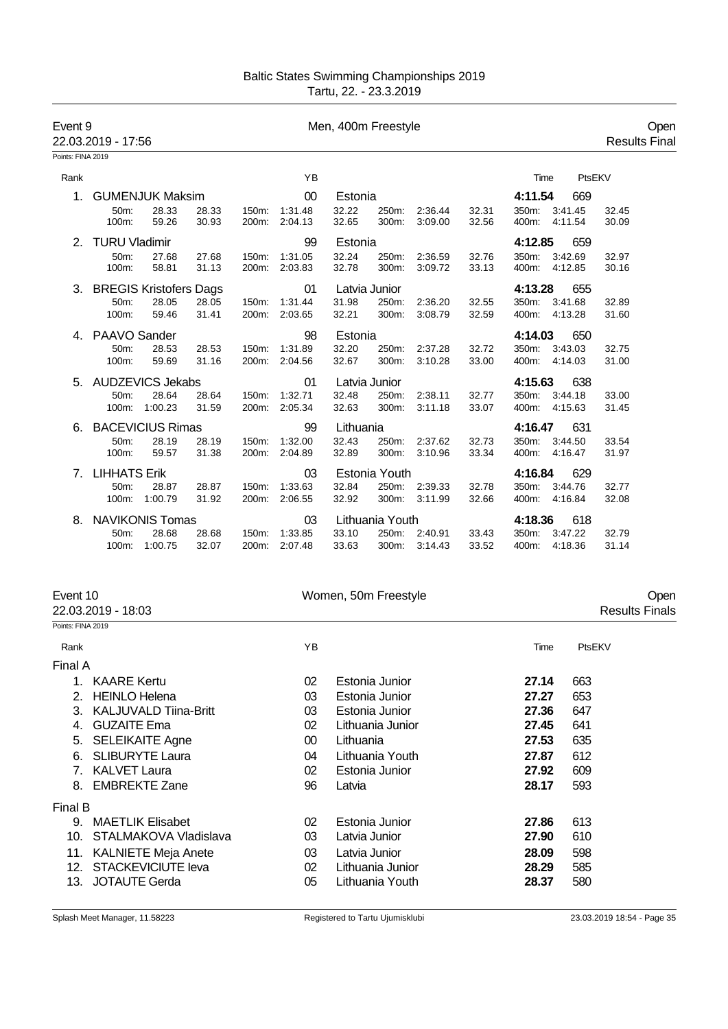## Baltic States Swimming Championships 2019
Tartu, 22. - 23.3.2019

### Event 9 — Men, 400m Freestyle — Open
22.03.2019 - 17:56 — Results Final

Points: FINA 2019

| Rank | Name | YB | Club | Time | PtsEKV |
|---|---|---|---|---|---|
| 1. | GUMENJUK Maksim | 00 | Estonia | **4:11.54** | 669 |
| | 50m: 28.33 28.33; 100m: 59.26 30.93; 150m: 1:31.48 32.22; 200m: 2:04.13 32.65; 250m: 2:36.44 32.31; 300m: 3:09.00 32.56; 350m: 3:41.45 32.45; 400m: 4:11.54 30.09 | | | | |
| 2. | TURU Vladimir | 99 | Estonia | **4:12.85** | 659 |
| | 50m: 27.68 27.68; 100m: 58.81 31.13; 150m: 1:31.05 32.24; 200m: 2:03.83 32.78; 250m: 2:36.59 32.76; 300m: 3:09.72 33.13; 350m: 3:42.69 32.97; 400m: 4:12.85 30.16 | | | | |
| 3. | BREGIS Kristofers Dags | 01 | Latvia Junior | **4:13.28** | 655 |
| | 50m: 28.05 28.05; 100m: 59.46 31.41; 150m: 1:31.44 31.98; 200m: 2:03.65 32.21; 250m: 2:36.20 32.55; 300m: 3:08.79 32.59; 350m: 3:41.68 32.89; 400m: 4:13.28 31.60 | | | | |
| 4. | PAAVO Sander | 98 | Estonia | **4:14.03** | 650 |
| | 50m: 28.53 28.53; 100m: 59.69 31.16; 150m: 1:31.89 32.20; 200m: 2:04.56 32.67; 250m: 2:37.28 32.72; 300m: 3:10.28 33.00; 350m: 3:43.03 32.75; 400m: 4:14.03 31.00 | | | | |
| 5. | AUDZEVICS Jekabs | 01 | Latvia Junior | **4:15.63** | 638 |
| | 50m: 28.64 28.64; 100m: 1:00.23 31.59; 150m: 1:32.71 32.48; 200m: 2:05.34 32.63; 250m: 2:38.11 32.77; 300m: 3:11.18 33.07; 350m: 3:44.18 33.00; 400m: 4:15.63 31.45 | | | | |
| 6. | BACEVICIUS Rimas | 99 | Lithuania | **4:16.47** | 631 |
| | 50m: 28.19 28.19; 100m: 59.57 31.38; 150m: 1:32.00 32.43; 200m: 2:04.89 32.89; 250m: 2:37.62 32.73; 300m: 3:10.96 33.34; 350m: 3:44.50 33.54; 400m: 4:16.47 31.97 | | | | |
| 7. | LIHHATS Erik | 03 | Estonia Youth | **4:16.84** | 629 |
| | 50m: 28.87 28.87; 100m: 1:00.79 31.92; 150m: 1:33.63 32.84; 200m: 2:06.55 32.92; 250m: 2:39.33 32.78; 300m: 3:11.99 32.66; 350m: 3:44.76 32.77; 400m: 4:16.84 32.08 | | | | |
| 8. | NAVIKONIS Tomas | 03 | Lithuania Youth | **4:18.36** | 618 |
| | 50m: 28.68 28.68; 100m: 1:00.75 32.07; 150m: 1:33.85 33.10; 200m: 2:07.48 33.63; 250m: 2:40.91 33.43; 300m: 3:14.43 33.52; 350m: 3:47.22 32.79; 400m: 4:18.36 31.14 | | | | |

### Event 10 — Women, 50m Freestyle — Open
22.03.2019 - 18:03 — Results Finals

Points: FINA 2019

| Rank | Name | YB | Club | Time | PtsEKV |
|---|---|---|---|---|---|
| **Final A** | | | | | |
| 1. | KAARE Kertu | 02 | Estonia Junior | **27.14** | 663 |
| 2. | HEINLO Helena | 03 | Estonia Junior | **27.27** | 653 |
| 3. | KALJUVALD Tiina-Britt | 03 | Estonia Junior | **27.36** | 647 |
| 4. | GUZAITE Ema | 02 | Lithuania Junior | **27.45** | 641 |
| 5. | SELEIKAITE Agne | 00 | Lithuania | **27.53** | 635 |
| 6. | SLIBURYTE Laura | 04 | Lithuania Youth | **27.87** | 612 |
| 7. | KALVET Laura | 02 | Estonia Junior | **27.92** | 609 |
| 8. | EMBREKTE Zane | 96 | Latvia | **28.17** | 593 |
| **Final B** | | | | | |
| 9. | MAETLIK Elisabet | 02 | Estonia Junior | **27.86** | 613 |
| 10. | STALMAKOVA Vladislava | 03 | Latvia Junior | **27.90** | 610 |
| 11. | KALNIETE Meja Anete | 03 | Latvia Junior | **28.09** | 598 |
| 12. | STACKEVICIUTE Ieva | 02 | Lithuania Junior | **28.29** | 585 |
| 13. | JOTAUTE Gerda | 05 | Lithuania Youth | **28.37** | 580 |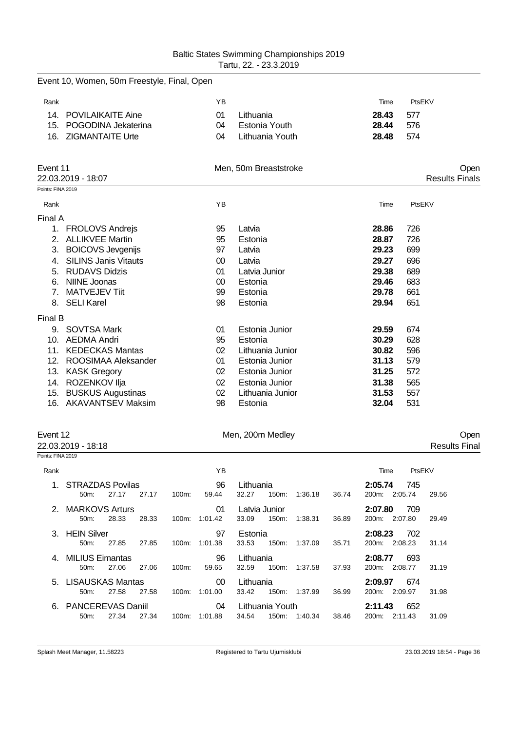## Event 10, Women, 50m Freestyle, Final, Open

| Rank | | YB | | Time | PtsEKV |
|---|---|---|---|---|---|
| 14. | POVILAIKAITE Aine | 01 | Lithuania | **28.43** | 577 |
| 15. | POGODINA Jekaterina | 04 | Estonia Youth | **28.44** | 576 |
| 16. | ZIGMANTAITE Urte | 04 | Lithuania Youth | **28.48** | 574 |

## Event 11 — Men, 50m Breaststroke — Open

22.03.2019 - 18:07 — Results Finals

Points: FINA 2019

| Rank | | YB | | Time | PtsEKV |
|---|---|---|---|---|---|
| **Final A** | | | | | |
| 1. | FROLOVS Andrejs | 95 | Latvia | **28.86** | 726 |
| 2. | ALLIKVEE Martin | 95 | Estonia | **28.87** | 726 |
| 3. | BOICOVS Jevgenijs | 97 | Latvia | **29.23** | 699 |
| 4. | SILINS Janis Vitauts | 00 | Latvia | **29.27** | 696 |
| 5. | RUDAVS Didzis | 01 | Latvia Junior | **29.38** | 689 |
| 6. | NIINE Joonas | 00 | Estonia | **29.46** | 683 |
| 7. | MATVEJEV Tiit | 99 | Estonia | **29.78** | 661 |
| 8. | SELI Karel | 98 | Estonia | **29.94** | 651 |
| **Final B** | | | | | |
| 9. | SOVTSA Mark | 01 | Estonia Junior | **29.59** | 674 |
| 10. | AEDMA Andri | 95 | Estonia | **30.29** | 628 |
| 11. | KEDECKAS Mantas | 02 | Lithuania Junior | **30.82** | 596 |
| 12. | ROOSIMAA Aleksander | 01 | Estonia Junior | **31.13** | 579 |
| 13. | KASK Gregory | 02 | Estonia Junior | **31.25** | 572 |
| 14. | ROZENKOV Ilja | 02 | Estonia Junior | **31.38** | 565 |
| 15. | BUSKUS Augustinas | 02 | Lithuania Junior | **31.53** | 557 |
| 16. | AKAVANTSEV Maksim | 98 | Estonia | **32.04** | 531 |

## Event 12 — Men, 200m Medley — Open

22.03.2019 - 18:18 — Results Final

Points: FINA 2019

| Rank | | YB | | Time | PtsEKV |
|---|---|---|---|---|---|
| 1. | STRAZDAS Povilas | 96 | Lithuania | **2:05.74** | 745 |
| | 50m: 27.17 27.17 — 100m: 59.44 32.27 — 150m: 1:36.18 36.74 — 200m: 2:05.74 29.56 | | | | |
| 2. | MARKOVS Arturs | 01 | Latvia Junior | **2:07.80** | 709 |
| | 50m: 28.33 28.33 — 100m: 1:01.42 33.09 — 150m: 1:38.31 36.89 — 200m: 2:07.80 29.49 | | | | |
| 3. | HEIN Silver | 97 | Estonia | **2:08.23** | 702 |
| | 50m: 27.85 27.85 — 100m: 1:01.38 33.53 — 150m: 1:37.09 35.71 — 200m: 2:08.23 31.14 | | | | |
| 4. | MILIUS Eimantas | 96 | Lithuania | **2:08.77** | 693 |
| | 50m: 27.06 27.06 — 100m: 59.65 32.59 — 150m: 1:37.58 37.93 — 200m: 2:08.77 31.19 | | | | |
| 5. | LISAUSKAS Mantas | 00 | Lithuania | **2:09.97** | 674 |
| | 50m: 27.58 27.58 — 100m: 1:01.00 33.42 — 150m: 1:37.99 36.99 — 200m: 2:09.97 31.98 | | | | |
| 6. | PANCEREVAS Daniil | 04 | Lithuania Youth | **2:11.43** | 652 |
| | 50m: 27.34 27.34 — 100m: 1:01.88 34.54 — 150m: 1:40.34 38.46 — 200m: 2:11.43 31.09 | | | | |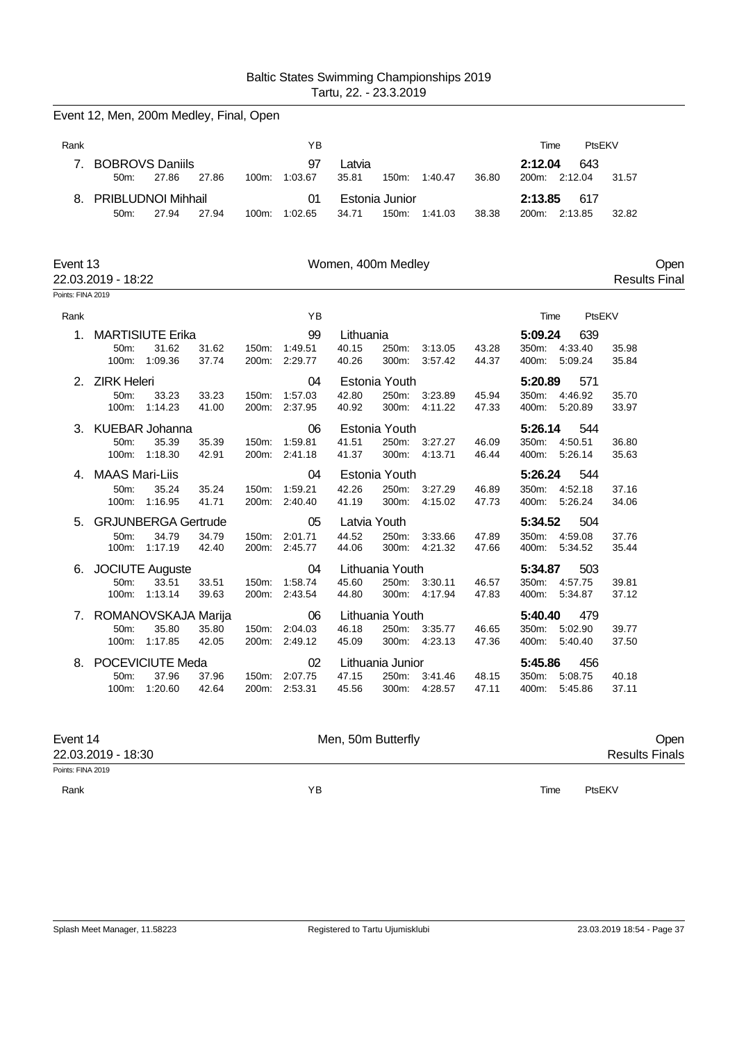Baltic States Swimming Championships 2019
Tartu, 22. - 23.3.2019

## Event 12, Men, 200m Medley, Final, Open

| Rank | | | | YB | | | | | Time | PtsEKV |
|---|---|---|---|---|---|---|---|---|---|---|
| 7. | BOBROVS Daniils | | | 97 | Latvia | | | | 2:12.04 | 643 |
| | 50m: 27.86 | 27.86 | 100m: 1:03.67 | | 35.81 | 150m: 1:40.47 | 36.80 | | 200m: 2:12.04 | 31.57 |
| 8. | PRIBLUDNOI Mihhail | | | 01 | Estonia Junior | | | | 2:13.85 | 617 |
| | 50m: 27.94 | 27.94 | 100m: 1:02.65 | | 34.71 | 150m: 1:41.03 | 38.38 | | 200m: 2:13.85 | 32.82 |

## Event 13 — Women, 400m Medley — Open

22.03.2019 - 18:22 — Results Final

Points: FINA 2019

| Rank | | | | | YB | | | | | Time | PtsEKV | |
|---|---|---|---|---|---|---|---|---|---|---|---|---|
| 1. | MARTISIUTE Erika | | | | 99 | Lithuania | | | | 5:09.24 | 639 | |
| | 50m: 31.62 | 31.62 | 150m: 1:49.51 | | | 40.15 | 250m: 3:13.05 | 43.28 | | 350m: 4:33.40 | | 35.98 |
| | 100m: 1:09.36 | 37.74 | 200m: 2:29.77 | | | 40.26 | 300m: 3:57.42 | 44.37 | | 400m: 5:09.24 | | 35.84 |
| 2. | ZIRK Heleri | | | | 04 | Estonia Youth | | | | 5:20.89 | 571 | |
| | 50m: 33.23 | 33.23 | 150m: 1:57.03 | | | 42.80 | 250m: 3:23.89 | 45.94 | | 350m: 4:46.92 | | 35.70 |
| | 100m: 1:14.23 | 41.00 | 200m: 2:37.95 | | | 40.92 | 300m: 4:11.22 | 47.33 | | 400m: 5:20.89 | | 33.97 |
| 3. | KUEBAR Johanna | | | | 06 | Estonia Youth | | | | 5:26.14 | 544 | |
| | 50m: 35.39 | 35.39 | 150m: 1:59.81 | | | 41.51 | 250m: 3:27.27 | 46.09 | | 350m: 4:50.51 | | 36.80 |
| | 100m: 1:18.30 | 42.91 | 200m: 2:41.18 | | | 41.37 | 300m: 4:13.71 | 46.44 | | 400m: 5:26.14 | | 35.63 |
| 4. | MAAS Mari-Liis | | | | 04 | Estonia Youth | | | | 5:26.24 | 544 | |
| | 50m: 35.24 | 35.24 | 150m: 1:59.21 | | | 42.26 | 250m: 3:27.29 | 46.89 | | 350m: 4:52.18 | | 37.16 |
| | 100m: 1:16.95 | 41.71 | 200m: 2:40.40 | | | 41.19 | 300m: 4:15.02 | 47.73 | | 400m: 5:26.24 | | 34.06 |
| 5. | GRJUNBERGA Gertrude | | | | 05 | Latvia Youth | | | | 5:34.52 | 504 | |
| | 50m: 34.79 | 34.79 | 150m: 2:01.71 | | | 44.52 | 250m: 3:33.66 | 47.89 | | 350m: 4:59.08 | | 37.76 |
| | 100m: 1:17.19 | 42.40 | 200m: 2:45.77 | | | 44.06 | 300m: 4:21.32 | 47.66 | | 400m: 5:34.52 | | 35.44 |
| 6. | JOCIUTE Auguste | | | | 04 | Lithuania Youth | | | | 5:34.87 | 503 | |
| | 50m: 33.51 | 33.51 | 150m: 1:58.74 | | | 45.60 | 250m: 3:30.11 | 46.57 | | 350m: 4:57.75 | | 39.81 |
| | 100m: 1:13.14 | 39.63 | 200m: 2:43.54 | | | 44.80 | 300m: 4:17.94 | 47.83 | | 400m: 5:34.87 | | 37.12 |
| 7. | ROMANOVSKAJA Marija | | | | 06 | Lithuania Youth | | | | 5:40.40 | 479 | |
| | 50m: 35.80 | 35.80 | 150m: 2:04.03 | | | 46.18 | 250m: 3:35.77 | 46.65 | | 350m: 5:02.90 | | 39.77 |
| | 100m: 1:17.85 | 42.05 | 200m: 2:49.12 | | | 45.09 | 300m: 4:23.13 | 47.36 | | 400m: 5:40.40 | | 37.50 |
| 8. | POCEVICIUTE Meda | | | | 02 | Lithuania Junior | | | | 5:45.86 | 456 | |
| | 50m: 37.96 | 37.96 | 150m: 2:07.75 | | | 47.15 | 250m: 3:41.46 | 48.15 | | 350m: 5:08.75 | | 40.18 |
| | 100m: 1:20.60 | 42.64 | 200m: 2:53.31 | | | 45.56 | 300m: 4:28.57 | 47.11 | | 400m: 5:45.86 | | 37.11 |

## Event 14 — Men, 50m Butterfly — Open

22.03.2019 - 18:30 — Results Finals

Points: FINA 2019

| Rank | YB | Time | PtsEKV |
|---|---|---|---|

Splash Meet Manager, 11.58223 — Registered to Tartu Ujumisklubi — 23.03.2019 18:54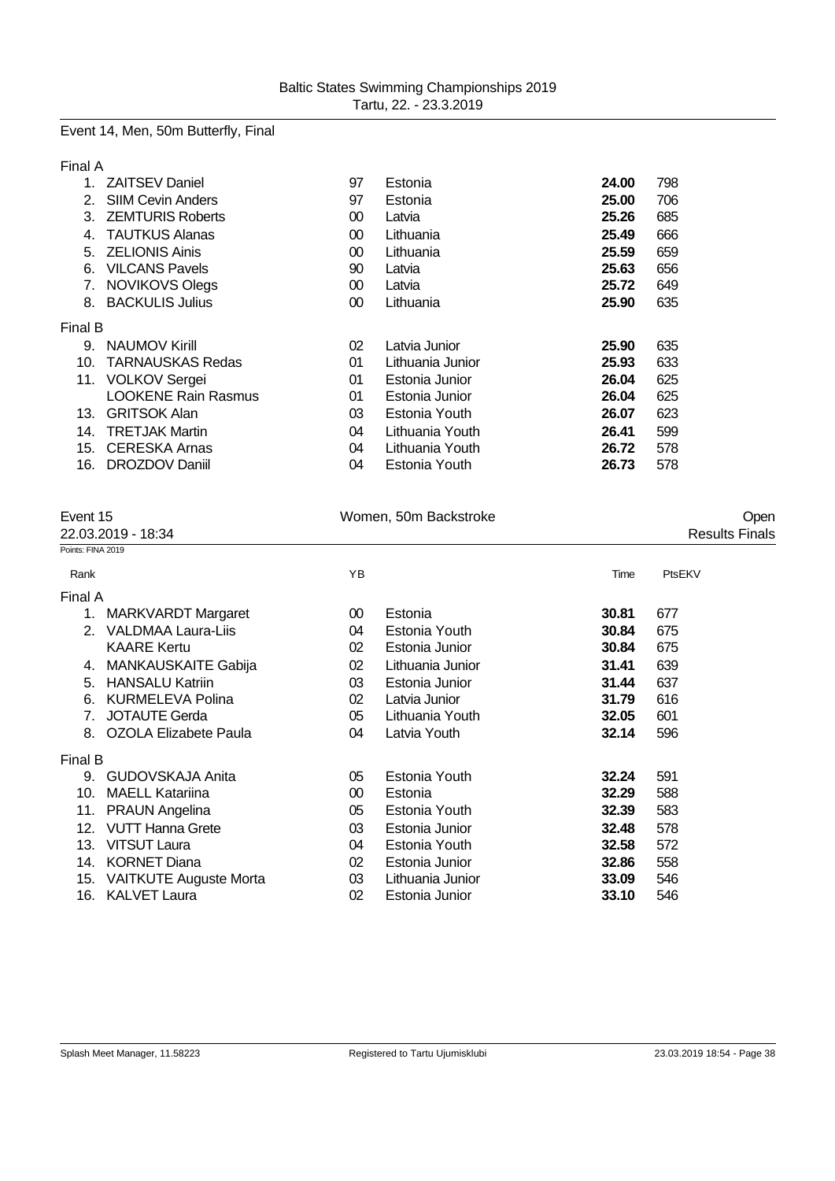Event 14, Men, 50m Butterfly, Final

| Rank | Name | YB | Team | Time | Pts |
|---|---|---|---|---|---|
| Final A | | | | | |
| 1. | ZAITSEV Daniel | 97 | Estonia | **24.00** | 798 |
| 2. | SIIM Cevin Anders | 97 | Estonia | **25.00** | 706 |
| 3. | ZEMTURIS Roberts | 00 | Latvia | **25.26** | 685 |
| 4. | TAUTKUS Alanas | 00 | Lithuania | **25.49** | 666 |
| 5. | ZELIONIS Ainis | 00 | Lithuania | **25.59** | 659 |
| 6. | VILCANS Pavels | 90 | Latvia | **25.63** | 656 |
| 7. | NOVIKOVS Olegs | 00 | Latvia | **25.72** | 649 |
| 8. | BACKULIS Julius | 00 | Lithuania | **25.90** | 635 |
| Final B | | | | | |
| 9. | NAUMOV Kirill | 02 | Latvia Junior | **25.90** | 635 |
| 10. | TARNAUSKAS Redas | 01 | Lithuania Junior | **25.93** | 633 |
| 11. | VOLKOV Sergei | 01 | Estonia Junior | **26.04** | 625 |
| | LOOKENE Rain Rasmus | 01 | Estonia Junior | **26.04** | 625 |
| 13. | GRITSOK Alan | 03 | Estonia Youth | **26.07** | 623 |
| 14. | TRETJAK Martin | 04 | Lithuania Youth | **26.41** | 599 |
| 15. | CERESKA Arnas | 04 | Lithuania Youth | **26.72** | 578 |
| 16. | DROZDOV Daniil | 04 | Estonia Youth | **26.73** | 578 |

Event 15 — Women, 50m Backstroke — Open

22.03.2019 - 18:34 — Results Finals

Points: FINA 2019

| Rank | | YB | | Time | PtsEKV |
|---|---|---|---|---|---|
| Final A | | | | | |
| 1. | MARKVARDT Margaret | 00 | Estonia | **30.81** | 677 |
| 2. | VALDMAA Laura-Liis | 04 | Estonia Youth | **30.84** | 675 |
| | KAARE Kertu | 02 | Estonia Junior | **30.84** | 675 |
| 4. | MANKAUSKAITE Gabija | 02 | Lithuania Junior | **31.41** | 639 |
| 5. | HANSALU Katriin | 03 | Estonia Junior | **31.44** | 637 |
| 6. | KURMELEVA Polina | 02 | Latvia Junior | **31.79** | 616 |
| 7. | JOTAUTE Gerda | 05 | Lithuania Youth | **32.05** | 601 |
| 8. | OZOLA Elizabete Paula | 04 | Latvia Youth | **32.14** | 596 |
| Final B | | | | | |
| 9. | GUDOVSKAJA Anita | 05 | Estonia Youth | **32.24** | 591 |
| 10. | MAELL Katariina | 00 | Estonia | **32.29** | 588 |
| 11. | PRAUN Angelina | 05 | Estonia Youth | **32.39** | 583 |
| 12. | VUTT Hanna Grete | 03 | Estonia Junior | **32.48** | 578 |
| 13. | VITSUT Laura | 04 | Estonia Youth | **32.58** | 572 |
| 14. | KORNET Diana | 02 | Estonia Junior | **32.86** | 558 |
| 15. | VAITKUTE Auguste Morta | 03 | Lithuania Junior | **33.09** | 546 |
| 16. | KALVET Laura | 02 | Estonia Junior | **33.10** | 546 |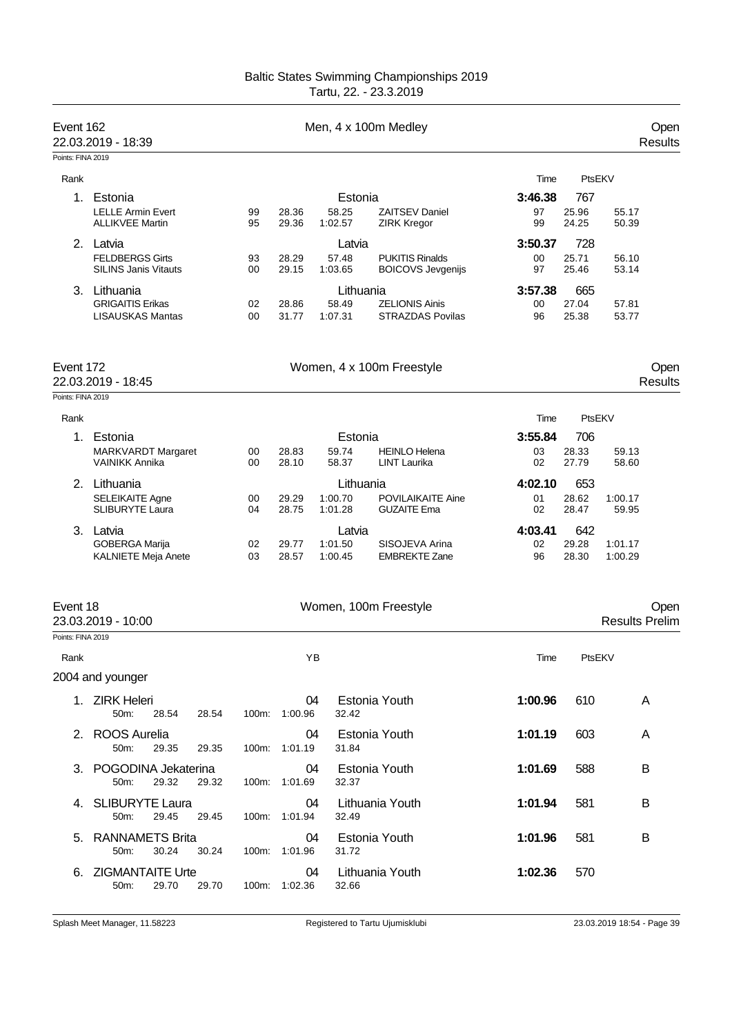Baltic States Swimming Championships 2019
Tartu, 22. - 23.3.2019

## Event 162 — Men, 4 x 100m Medley — Open Results

22.03.2019 - 18:39

Points: FINA 2019

| Rank | Team / Swimmer | YB | 50m | 100m | Swimmer | YB | 50m | 100m | Time | PtsEKV |
|---|---|---|---|---|---|---|---|---|---|---|
| 1. | Estonia | | | Estonia | | | | | **3:46.38** | 767 |
| | LELLE Armin Evert | 99 | 28.36 | 58.25 | ZAITSEV Daniel | 97 | 25.96 | 55.17 | | |
| | ALLIKVEE Martin | 95 | 29.36 | 1:02.57 | ZIRK Kregor | 99 | 24.25 | 50.39 | | |
| 2. | Latvia | | | Latvia | | | | | **3:50.37** | 728 |
| | FELDBERGS Girts | 93 | 28.29 | 57.48 | PUKITIS Rinalds | 00 | 25.71 | 56.10 | | |
| | SILINS Janis Vitauts | 00 | 29.15 | 1:03.65 | BOICOVS Jevgenijs | 97 | 25.46 | 53.14 | | |
| 3. | Lithuania | | | Lithuania | | | | | **3:57.38** | 665 |
| | GRIGAITIS Erikas | 02 | 28.86 | 58.49 | ZELIONIS Ainis | 00 | 27.04 | 57.81 | | |
| | LISAUSKAS Mantas | 00 | 31.77 | 1:07.31 | STRAZDAS Povilas | 96 | 25.38 | 53.77 | | |

## Event 172 — Women, 4 x 100m Freestyle — Open Results

22.03.2019 - 18:45

Points: FINA 2019

| Rank | Team / Swimmer | YB | 50m | 100m | Swimmer | YB | 50m | 100m | Time | PtsEKV |
|---|---|---|---|---|---|---|---|---|---|---|
| 1. | Estonia | | | Estonia | | | | | **3:55.84** | 706 |
| | MARKVARDT Margaret | 00 | 28.83 | 59.74 | HEINLO Helena | 03 | 28.33 | 59.13 | | |
| | VAINIKK Annika | 00 | 28.10 | 58.37 | LINT Laurika | 02 | 27.79 | 58.60 | | |
| 2. | Lithuania | | | Lithuania | | | | | **4:02.10** | 653 |
| | SELEIKAITE Agne | 00 | 29.29 | 1:00.70 | POVILAIKAITE Aine | 01 | 28.62 | 1:00.17 | | |
| | SLIBURYTE Laura | 04 | 28.75 | 1:01.28 | GUZAITE Ema | 02 | 28.47 | 59.95 | | |
| 3. | Latvia | | | Latvia | | | | | **4:03.41** | 642 |
| | GOBERGA Marija | 02 | 29.77 | 1:01.50 | SISOJEVA Arina | 02 | 29.28 | 1:01.17 | | |
| | KALNIETE Meja Anete | 03 | 28.57 | 1:00.45 | EMBREKTE Zane | 96 | 28.30 | 1:00.29 | | |

## Event 18 — Women, 100m Freestyle — Open Results Prelim

23.03.2019 - 10:00

Points: FINA 2019

2004 and younger

| Rank | Name | YB | Club | Time | PtsEKV | |
|---|---|---|---|---|---|---|
| 1. | ZIRK Heleri | 04 | Estonia Youth | **1:00.96** | 610 | A |
| | 50m: 28.54 28.54 | 100m: 1:00.96 32.42 | | | | |
| 2. | ROOS Aurelia | 04 | Estonia Youth | **1:01.19** | 603 | A |
| | 50m: 29.35 29.35 | 100m: 1:01.19 31.84 | | | | |
| 3. | POGODINA Jekaterina | 04 | Estonia Youth | **1:01.69** | 588 | B |
| | 50m: 29.32 29.32 | 100m: 1:01.69 32.37 | | | | |
| 4. | SLIBURYTE Laura | 04 | Lithuania Youth | **1:01.94** | 581 | B |
| | 50m: 29.45 29.45 | 100m: 1:01.94 32.49 | | | | |
| 5. | RANNAMETS Brita | 04 | Estonia Youth | **1:01.96** | 581 | B |
| | 50m: 30.24 30.24 | 100m: 1:01.96 31.72 | | | | |
| 6. | ZIGMANTAITE Urte | 04 | Lithuania Youth | **1:02.36** | 570 | |
| | 50m: 29.70 29.70 | 100m: 1:02.36 32.66 | | | | |

Splash Meet Manager, 11.58223 — Registered to Tartu Ujumisklubi — 23.03.2019 18:54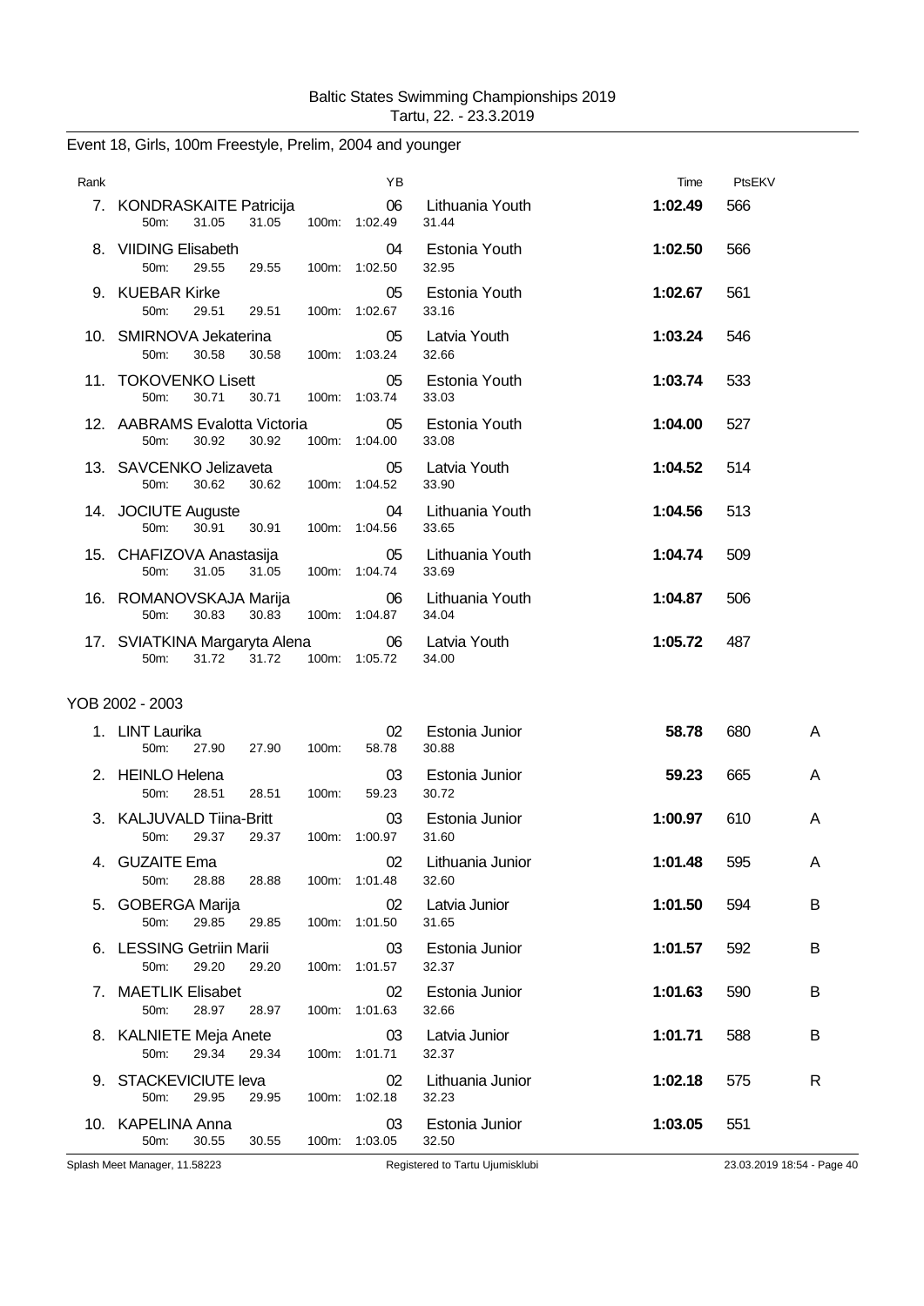Baltic States Swimming Championships 2019
Tartu, 22. - 23.3.2019

## Event 18, Girls, 100m Freestyle, Prelim, 2004 and younger

| Rank | | YB | | Time | PtsEKV | |
|---|---|---|---|---|---|---|
| 7. | KONDRASKAITE Patricija | 06 | Lithuania Youth | **1:02.49** | 566 | |
| | 50m: 31.05 31.05 100m: 1:02.49 | | 31.44 | | | |
| 8. | VIIDING Elisabeth | 04 | Estonia Youth | **1:02.50** | 566 | |
| | 50m: 29.55 29.55 100m: 1:02.50 | | 32.95 | | | |
| 9. | KUEBAR Kirke | 05 | Estonia Youth | **1:02.67** | 561 | |
| | 50m: 29.51 29.51 100m: 1:02.67 | | 33.16 | | | |
| 10. | SMIRNOVA Jekaterina | 05 | Latvia Youth | **1:03.24** | 546 | |
| | 50m: 30.58 30.58 100m: 1:03.24 | | 32.66 | | | |
| 11. | TOKOVENKO Lisett | 05 | Estonia Youth | **1:03.74** | 533 | |
| | 50m: 30.71 30.71 100m: 1:03.74 | | 33.03 | | | |
| 12. | AABRAMS Evalotta Victoria | 05 | Estonia Youth | **1:04.00** | 527 | |
| | 50m: 30.92 30.92 100m: 1:04.00 | | 33.08 | | | |
| 13. | SAVCENKO Jelizaveta | 05 | Latvia Youth | **1:04.52** | 514 | |
| | 50m: 30.62 30.62 100m: 1:04.52 | | 33.90 | | | |
| 14. | JOCIUTE Auguste | 04 | Lithuania Youth | **1:04.56** | 513 | |
| | 50m: 30.91 30.91 100m: 1:04.56 | | 33.65 | | | |
| 15. | CHAFIZOVA Anastasija | 05 | Lithuania Youth | **1:04.74** | 509 | |
| | 50m: 31.05 31.05 100m: 1:04.74 | | 33.69 | | | |
| 16. | ROMANOVSKAJA Marija | 06 | Lithuania Youth | **1:04.87** | 506 | |
| | 50m: 30.83 30.83 100m: 1:04.87 | | 34.04 | | | |
| 17. | SVIATKINA Margaryta Alena | 06 | Latvia Youth | **1:05.72** | 487 | |
| | 50m: 31.72 31.72 100m: 1:05.72 | | 34.00 | | | |

### YOB 2002 - 2003

| Rank | | YB | | Time | PtsEKV | |
|---|---|---|---|---|---|---|
| 1. | LINT Laurika | 02 | Estonia Junior | **58.78** | 680 | A |
| | 50m: 27.90 27.90 100m: 58.78 | | 30.88 | | | |
| 2. | HEINLO Helena | 03 | Estonia Junior | **59.23** | 665 | A |
| | 50m: 28.51 28.51 100m: 59.23 | | 30.72 | | | |
| 3. | KALJUVALD Tiina-Britt | 03 | Estonia Junior | **1:00.97** | 610 | A |
| | 50m: 29.37 29.37 100m: 1:00.97 | | 31.60 | | | |
| 4. | GUZAITE Ema | 02 | Lithuania Junior | **1:01.48** | 595 | A |
| | 50m: 28.88 28.88 100m: 1:01.48 | | 32.60 | | | |
| 5. | GOBERGA Marija | 02 | Latvia Junior | **1:01.50** | 594 | B |
| | 50m: 29.85 29.85 100m: 1:01.50 | | 31.65 | | | |
| 6. | LESSING Getriin Marii | 03 | Estonia Junior | **1:01.57** | 592 | B |
| | 50m: 29.20 29.20 100m: 1:01.57 | | 32.37 | | | |
| 7. | MAETLIK Elisabet | 02 | Estonia Junior | **1:01.63** | 590 | B |
| | 50m: 28.97 28.97 100m: 1:01.63 | | 32.66 | | | |
| 8. | KALNIETE Meja Anete | 03 | Latvia Junior | **1:01.71** | 588 | B |
| | 50m: 29.34 29.34 100m: 1:01.71 | | 32.37 | | | |
| 9. | STACKEVICIUTE Ieva | 02 | Lithuania Junior | **1:02.18** | 575 | R |
| | 50m: 29.95 29.95 100m: 1:02.18 | | 32.23 | | | |
| 10. | KAPELINA Anna | 03 | Estonia Junior | **1:03.05** | 551 | |
| | 50m: 30.55 30.55 100m: 1:03.05 | | 32.50 | | | |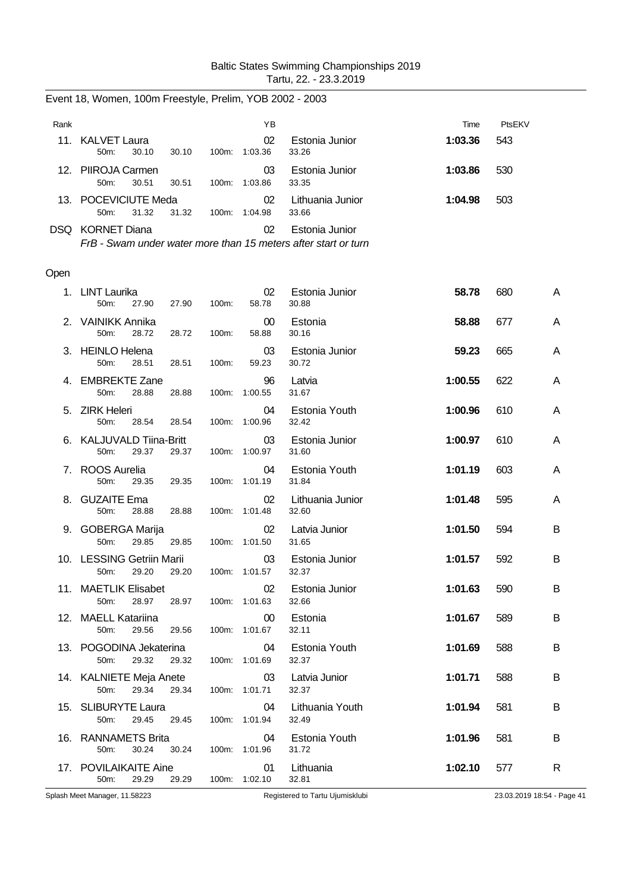Baltic States Swimming Championships 2019
Tartu, 22. - 23.3.2019

## Event 18, Women, 100m Freestyle, Prelim, YOB 2002 - 2003

| Rank | Name | YB | Club | Time | PtsEKV | |
|---|---|---|---|---|---|---|
| 11. | KALVET Laura | 02 | Estonia Junior | 1:03.36 | 543 | |
| | 50m: 30.10 30.10 100m: 1:03.36 33.26 | | | | | |
| 12. | PIIROJA Carmen | 03 | Estonia Junior | 1:03.86 | 530 | |
| | 50m: 30.51 30.51 100m: 1:03.86 33.35 | | | | | |
| 13. | POCEVICIUTE Meda | 02 | Lithuania Junior | 1:04.98 | 503 | |
| | 50m: 31.32 31.32 100m: 1:04.98 33.66 | | | | | |
| DSQ | KORNET Diana | 02 | Estonia Junior | | | |
| | *FrB - Swam under water more than 15 meters after start or turn* | | | | | |

### Open

| Rank | Name | YB | Club | Time | PtsEKV | |
|---|---|---|---|---|---|---|
| 1. | LINT Laurika | 02 | Estonia Junior | 58.78 | 680 | A |
| | 50m: 27.90 27.90 100m: 58.78 30.88 | | | | | |
| 2. | VAINIKK Annika | 00 | Estonia | 58.88 | 677 | A |
| | 50m: 28.72 28.72 100m: 58.88 30.16 | | | | | |
| 3. | HEINLO Helena | 03 | Estonia Junior | 59.23 | 665 | A |
| | 50m: 28.51 28.51 100m: 59.23 30.72 | | | | | |
| 4. | EMBREKTE Zane | 96 | Latvia | 1:00.55 | 622 | A |
| | 50m: 28.88 28.88 100m: 1:00.55 31.67 | | | | | |
| 5. | ZIRK Heleri | 04 | Estonia Youth | 1:00.96 | 610 | A |
| | 50m: 28.54 28.54 100m: 1:00.96 32.42 | | | | | |
| 6. | KALJUVALD Tiina-Britt | 03 | Estonia Junior | 1:00.97 | 610 | A |
| | 50m: 29.37 29.37 100m: 1:00.97 31.60 | | | | | |
| 7. | ROOS Aurelia | 04 | Estonia Youth | 1:01.19 | 603 | A |
| | 50m: 29.35 29.35 100m: 1:01.19 31.84 | | | | | |
| 8. | GUZAITE Ema | 02 | Lithuania Junior | 1:01.48 | 595 | A |
| | 50m: 28.88 28.88 100m: 1:01.48 32.60 | | | | | |
| 9. | GOBERGA Marija | 02 | Latvia Junior | 1:01.50 | 594 | B |
| | 50m: 29.85 29.85 100m: 1:01.50 31.65 | | | | | |
| 10. | LESSING Getriin Marii | 03 | Estonia Junior | 1:01.57 | 592 | B |
| | 50m: 29.20 29.20 100m: 1:01.57 32.37 | | | | | |
| 11. | MAETLIK Elisabet | 02 | Estonia Junior | 1:01.63 | 590 | B |
| | 50m: 28.97 28.97 100m: 1:01.63 32.66 | | | | | |
| 12. | MAELL Katariina | 00 | Estonia | 1:01.67 | 589 | B |
| | 50m: 29.56 29.56 100m: 1:01.67 32.11 | | | | | |
| 13. | POGODINA Jekaterina | 04 | Estonia Youth | 1:01.69 | 588 | B |
| | 50m: 29.32 29.32 100m: 1:01.69 32.37 | | | | | |
| 14. | KALNIETE Meja Anete | 03 | Latvia Junior | 1:01.71 | 588 | B |
| | 50m: 29.34 29.34 100m: 1:01.71 32.37 | | | | | |
| 15. | SLIBURYTE Laura | 04 | Lithuania Youth | 1:01.94 | 581 | B |
| | 50m: 29.45 29.45 100m: 1:01.94 32.49 | | | | | |
| 16. | RANNAMETS Brita | 04 | Estonia Youth | 1:01.96 | 581 | B |
| | 50m: 30.24 30.24 100m: 1:01.96 31.72 | | | | | |
| 17. | POVILAIKAITE Aine | 01 | Lithuania | 1:02.10 | 577 | R |
| | 50m: 29.29 29.29 100m: 1:02.10 32.81 | | | | | |

Splash Meet Manager, 11.58223 Registered to Tartu Ujumisklubi 23.03.2019 18:54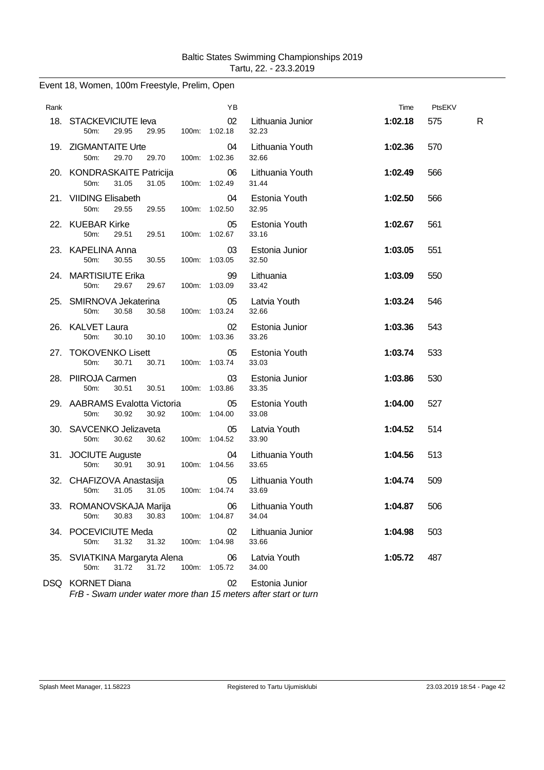Baltic States Swimming Championships 2019
Tartu, 22. - 23.3.2019

## Event 18, Women, 100m Freestyle, Prelim, Open

| Rank | | YB | | Time | PtsEKV | |
|---|---|---|---|---|---|---|
| 18. | STACKEVICIUTE Ieva | 02 | Lithuania Junior | **1:02.18** | 575 | R |
| | 50m: 29.95 29.95 100m: 1:02.18 | | 32.23 | | | |
| 19. | ZIGMANTAITE Urte | 04 | Lithuania Youth | **1:02.36** | 570 | |
| | 50m: 29.70 29.70 100m: 1:02.36 | | 32.66 | | | |
| 20. | KONDRASKAITE Patricija | 06 | Lithuania Youth | **1:02.49** | 566 | |
| | 50m: 31.05 31.05 100m: 1:02.49 | | 31.44 | | | |
| 21. | VIIDING Elisabeth | 04 | Estonia Youth | **1:02.50** | 566 | |
| | 50m: 29.55 29.55 100m: 1:02.50 | | 32.95 | | | |
| 22. | KUEBAR Kirke | 05 | Estonia Youth | **1:02.67** | 561 | |
| | 50m: 29.51 29.51 100m: 1:02.67 | | 33.16 | | | |
| 23. | KAPELINA Anna | 03 | Estonia Junior | **1:03.05** | 551 | |
| | 50m: 30.55 30.55 100m: 1:03.05 | | 32.50 | | | |
| 24. | MARTISIUTE Erika | 99 | Lithuania | **1:03.09** | 550 | |
| | 50m: 29.67 29.67 100m: 1:03.09 | | 33.42 | | | |
| 25. | SMIRNOVA Jekaterina | 05 | Latvia Youth | **1:03.24** | 546 | |
| | 50m: 30.58 30.58 100m: 1:03.24 | | 32.66 | | | |
| 26. | KALVET Laura | 02 | Estonia Junior | **1:03.36** | 543 | |
| | 50m: 30.10 30.10 100m: 1:03.36 | | 33.26 | | | |
| 27. | TOKOVENKO Lisett | 05 | Estonia Youth | **1:03.74** | 533 | |
| | 50m: 30.71 30.71 100m: 1:03.74 | | 33.03 | | | |
| 28. | PIIROJA Carmen | 03 | Estonia Junior | **1:03.86** | 530 | |
| | 50m: 30.51 30.51 100m: 1:03.86 | | 33.35 | | | |
| 29. | AABRAMS Evalotta Victoria | 05 | Estonia Youth | **1:04.00** | 527 | |
| | 50m: 30.92 30.92 100m: 1:04.00 | | 33.08 | | | |
| 30. | SAVCENKO Jelizaveta | 05 | Latvia Youth | **1:04.52** | 514 | |
| | 50m: 30.62 30.62 100m: 1:04.52 | | 33.90 | | | |
| 31. | JOCIUTE Auguste | 04 | Lithuania Youth | **1:04.56** | 513 | |
| | 50m: 30.91 30.91 100m: 1:04.56 | | 33.65 | | | |
| 32. | CHAFIZOVA Anastasija | 05 | Lithuania Youth | **1:04.74** | 509 | |
| | 50m: 31.05 31.05 100m: 1:04.74 | | 33.69 | | | |
| 33. | ROMANOVSKAJA Marija | 06 | Lithuania Youth | **1:04.87** | 506 | |
| | 50m: 30.83 30.83 100m: 1:04.87 | | 34.04 | | | |
| 34. | POCEVICIUTE Meda | 02 | Lithuania Junior | **1:04.98** | 503 | |
| | 50m: 31.32 31.32 100m: 1:04.98 | | 33.66 | | | |
| 35. | SVIATKINA Margaryta Alena | 06 | Latvia Youth | **1:05.72** | 487 | |
| | 50m: 31.72 31.72 100m: 1:05.72 | | 34.00 | | | |
| DSQ | KORNET Diana | 02 | Estonia Junior | | | |
| | *FrB - Swam under water more than 15 meters after start or turn* | | | | | |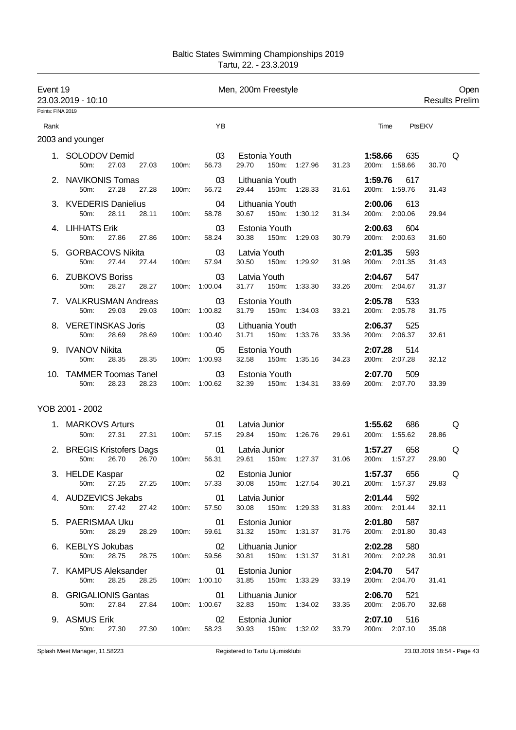Baltic States Swimming Championships 2019
Tartu, 22. - 23.3.2019

**Event 19** — Men, 200m Freestyle — Open

23.03.2019 - 10:10 — Results Prelim

Points: FINA 2019

### 2003 and younger

| Rank | Name | YB | Club | Time | PtsEKV | |
|---|---|---|---|---|---|---|
| 1. | SOLODOV Demid | 03 | Estonia Youth | **1:58.66** | 635 | Q |
| | 50m: 27.03 27.03 / 100m: 56.73 29.70 / 150m: 1:27.96 31.23 / 200m: 1:58.66 30.70 | | | | | |
| 2. | NAVIKONIS Tomas | 03 | Lithuania Youth | **1:59.76** | 617 | |
| | 50m: 27.28 27.28 / 100m: 56.72 29.44 / 150m: 1:28.33 31.61 / 200m: 1:59.76 31.43 | | | | | |
| 3. | KVEDERIS Danielius | 04 | Lithuania Youth | **2:00.06** | 613 | |
| | 50m: 28.11 28.11 / 100m: 58.78 30.67 / 150m: 1:30.12 31.34 / 200m: 2:00.06 29.94 | | | | | |
| 4. | LIHHATS Erik | 03 | Estonia Youth | **2:00.63** | 604 | |
| | 50m: 27.86 27.86 / 100m: 58.24 30.38 / 150m: 1:29.03 30.79 / 200m: 2:00.63 31.60 | | | | | |
| 5. | GORBACOVS Nikita | 03 | Latvia Youth | **2:01.35** | 593 | |
| | 50m: 27.44 27.44 / 100m: 57.94 30.50 / 150m: 1:29.92 31.98 / 200m: 2:01.35 31.43 | | | | | |
| 6. | ZUBKOVS Boriss | 03 | Latvia Youth | **2:04.67** | 547 | |
| | 50m: 28.27 28.27 / 100m: 1:00.04 31.77 / 150m: 1:33.30 33.26 / 200m: 2:04.67 31.37 | | | | | |
| 7. | VALKRUSMAN Andreas | 03 | Estonia Youth | **2:05.78** | 533 | |
| | 50m: 29.03 29.03 / 100m: 1:00.82 31.79 / 150m: 1:34.03 33.21 / 200m: 2:05.78 31.75 | | | | | |
| 8. | VERETINSKAS Joris | 03 | Lithuania Youth | **2:06.37** | 525 | |
| | 50m: 28.69 28.69 / 100m: 1:00.40 31.71 / 150m: 1:33.76 33.36 / 200m: 2:06.37 32.61 | | | | | |
| 9. | IVANOV Nikita | 05 | Estonia Youth | **2:07.28** | 514 | |
| | 50m: 28.35 28.35 / 100m: 1:00.93 32.58 / 150m: 1:35.16 34.23 / 200m: 2:07.28 32.12 | | | | | |
| 10. | TAMMER Toomas Tanel | 03 | Estonia Youth | **2:07.70** | 509 | |
| | 50m: 28.23 28.23 / 100m: 1:00.62 32.39 / 150m: 1:34.31 33.69 / 200m: 2:07.70 33.39 | | | | | |

### YOB 2001 - 2002

| Rank | Name | YB | Club | Time | PtsEKV | |
|---|---|---|---|---|---|---|
| 1. | MARKOVS Arturs | 01 | Latvia Junior | **1:55.62** | 686 | Q |
| | 50m: 27.31 27.31 / 100m: 57.15 29.84 / 150m: 1:26.76 29.61 / 200m: 1:55.62 28.86 | | | | | |
| 2. | BREGIS Kristofers Dags | 01 | Latvia Junior | **1:57.27** | 658 | Q |
| | 50m: 26.70 26.70 / 100m: 56.31 29.61 / 150m: 1:27.37 31.06 / 200m: 1:57.27 29.90 | | | | | |
| 3. | HELDE Kaspar | 02 | Estonia Junior | **1:57.37** | 656 | Q |
| | 50m: 27.25 27.25 / 100m: 57.33 30.08 / 150m: 1:27.54 30.21 / 200m: 1:57.37 29.83 | | | | | |
| 4. | AUDZEVICS Jekabs | 01 | Latvia Junior | **2:01.44** | 592 | |
| | 50m: 27.42 27.42 / 100m: 57.50 30.08 / 150m: 1:29.33 31.83 / 200m: 2:01.44 32.11 | | | | | |
| 5. | PAERISMAA Uku | 01 | Estonia Junior | **2:01.80** | 587 | |
| | 50m: 28.29 28.29 / 100m: 59.61 31.32 / 150m: 1:31.37 31.76 / 200m: 2:01.80 30.43 | | | | | |
| 6. | KEBLYS Jokubas | 02 | Lithuania Junior | **2:02.28** | 580 | |
| | 50m: 28.75 28.75 / 100m: 59.56 30.81 / 150m: 1:31.37 31.81 / 200m: 2:02.28 30.91 | | | | | |
| 7. | KAMPUS Aleksander | 01 | Estonia Junior | **2:04.70** | 547 | |
| | 50m: 28.25 28.25 / 100m: 1:00.10 31.85 / 150m: 1:33.29 33.19 / 200m: 2:04.70 31.41 | | | | | |
| 8. | GRIGALIONIS Gantas | 01 | Lithuania Junior | **2:06.70** | 521 | |
| | 50m: 27.84 27.84 / 100m: 1:00.67 32.83 / 150m: 1:34.02 33.35 / 200m: 2:06.70 32.68 | | | | | |
| 9. | ASMUS Erik | 02 | Estonia Junior | **2:07.10** | 516 | |
| | 50m: 27.30 27.30 / 100m: 58.23 30.93 / 150m: 1:32.02 33.79 / 200m: 2:07.10 35.08 | | | | | |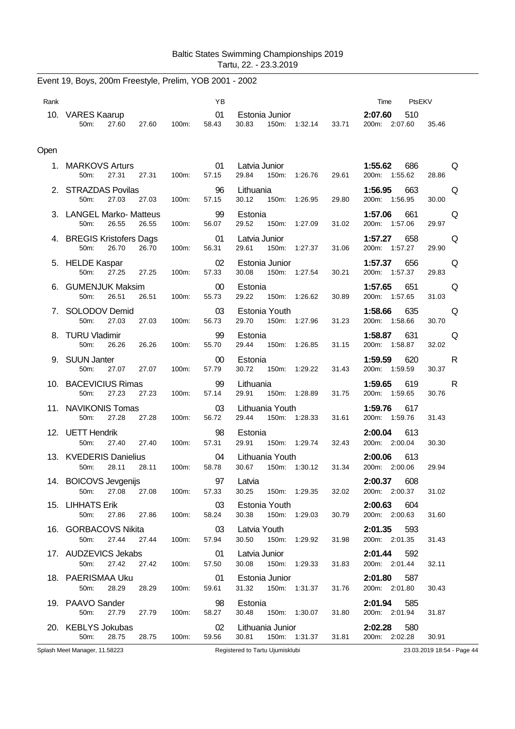Baltic States Swimming Championships 2019
Tartu, 22. - 23.3.2019

## Event 19, Boys, 200m Freestyle, Prelim, YOB 2001 - 2002

| Rank | Name | YB | Club | Time | PtsEKV | |
|---|---|---|---|---|---|---|
| 10. | VARES Kaarup | 01 | Estonia Junior | 2:07.60 | 510 | |
| | 50m: 27.60 27.60 100m: 58.43 30.83 150m: 1:32.14 33.71 200m: 2:07.60 35.46 | | | | | |

**Open**

| Rank | Name | YB | Club | Time | PtsEKV | |
|---|---|---|---|---|---|---|
| 1. | MARKOVS Arturs | 01 | Latvia Junior | 1:55.62 | 686 | Q |
| | 50m: 27.31 27.31 100m: 57.15 29.84 150m: 1:26.76 29.61 200m: 1:55.62 28.86 | | | | | |
| 2. | STRAZDAS Povilas | 96 | Lithuania | 1:56.95 | 663 | Q |
| | 50m: 27.03 27.03 100m: 57.15 30.12 150m: 1:26.95 29.80 200m: 1:56.95 30.00 | | | | | |
| 3. | LANGEL Marko- Matteus | 99 | Estonia | 1:57.06 | 661 | Q |
| | 50m: 26.55 26.55 100m: 56.07 29.52 150m: 1:27.09 31.02 200m: 1:57.06 29.97 | | | | | |
| 4. | BREGIS Kristofers Dags | 01 | Latvia Junior | 1:57.27 | 658 | Q |
| | 50m: 26.70 26.70 100m: 56.31 29.61 150m: 1:27.37 31.06 200m: 1:57.27 29.90 | | | | | |
| 5. | HELDE Kaspar | 02 | Estonia Junior | 1:57.37 | 656 | Q |
| | 50m: 27.25 27.25 100m: 57.33 30.08 150m: 1:27.54 30.21 200m: 1:57.37 29.83 | | | | | |
| 6. | GUMENJUK Maksim | 00 | Estonia | 1:57.65 | 651 | Q |
| | 50m: 26.51 26.51 100m: 55.73 29.22 150m: 1:26.62 30.89 200m: 1:57.65 31.03 | | | | | |
| 7. | SOLODOV Demid | 03 | Estonia Youth | 1:58.66 | 635 | Q |
| | 50m: 27.03 27.03 100m: 56.73 29.70 150m: 1:27.96 31.23 200m: 1:58.66 30.70 | | | | | |
| 8. | TURU Vladimir | 99 | Estonia | 1:58.87 | 631 | Q |
| | 50m: 26.26 26.26 100m: 55.70 29.44 150m: 1:26.85 31.15 200m: 1:58.87 32.02 | | | | | |
| 9. | SUUN Janter | 00 | Estonia | 1:59.59 | 620 | R |
| | 50m: 27.07 27.07 100m: 57.79 30.72 150m: 1:29.22 31.43 200m: 1:59.59 30.37 | | | | | |
| 10. | BACEVICIUS Rimas | 99 | Lithuania | 1:59.65 | 619 | R |
| | 50m: 27.23 27.23 100m: 57.14 29.91 150m: 1:28.89 31.75 200m: 1:59.65 30.76 | | | | | |
| 11. | NAVIKONIS Tomas | 03 | Lithuania Youth | 1:59.76 | 617 | |
| | 50m: 27.28 27.28 100m: 56.72 29.44 150m: 1:28.33 31.61 200m: 1:59.76 31.43 | | | | | |
| 12. | UETT Hendrik | 98 | Estonia | 2:00.04 | 613 | |
| | 50m: 27.40 27.40 100m: 57.31 29.91 150m: 1:29.74 32.43 200m: 2:00.04 30.30 | | | | | |
| 13. | KVEDERIS Danielius | 04 | Lithuania Youth | 2:00.06 | 613 | |
| | 50m: 28.11 28.11 100m: 58.78 30.67 150m: 1:30.12 31.34 200m: 2:00.06 29.94 | | | | | |
| 14. | BOICOVS Jevgenijs | 97 | Latvia | 2:00.37 | 608 | |
| | 50m: 27.08 27.08 100m: 57.33 30.25 150m: 1:29.35 32.02 200m: 2:00.37 31.02 | | | | | |
| 15. | LIHHATS Erik | 03 | Estonia Youth | 2:00.63 | 604 | |
| | 50m: 27.86 27.86 100m: 58.24 30.38 150m: 1:29.03 30.79 200m: 2:00.63 31.60 | | | | | |
| 16. | GORBACOVS Nikita | 03 | Latvia Youth | 2:01.35 | 593 | |
| | 50m: 27.44 27.44 100m: 57.94 30.50 150m: 1:29.92 31.98 200m: 2:01.35 31.43 | | | | | |
| 17. | AUDZEVICS Jekabs | 01 | Latvia Junior | 2:01.44 | 592 | |
| | 50m: 27.42 27.42 100m: 57.50 30.08 150m: 1:29.33 31.83 200m: 2:01.44 32.11 | | | | | |
| 18. | PAERISMAA Uku | 01 | Estonia Junior | 2:01.80 | 587 | |
| | 50m: 28.29 28.29 100m: 59.61 31.32 150m: 1:31.37 31.76 200m: 2:01.80 30.43 | | | | | |
| 19. | PAAVO Sander | 98 | Estonia | 2:01.94 | 585 | |
| | 50m: 27.79 27.79 100m: 58.27 30.48 150m: 1:30.07 31.80 200m: 2:01.94 31.87 | | | | | |
| 20. | KEBLYS Jokubas | 02 | Lithuania Junior | 2:02.28 | 580 | |
| | 50m: 28.75 28.75 100m: 59.56 30.81 150m: 1:31.37 31.81 200m: 2:02.28 30.91 | | | | | |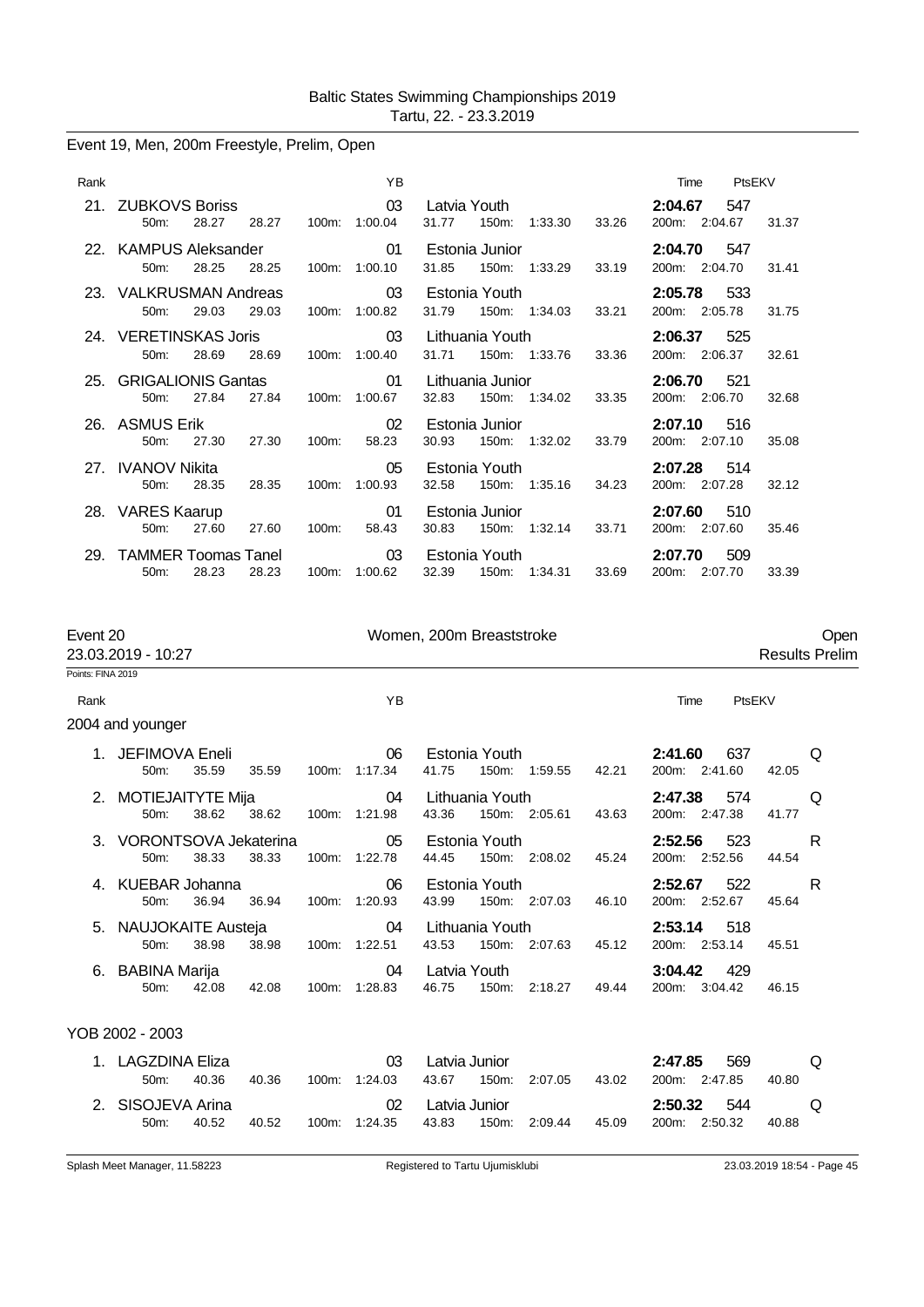Event 19, Men, 200m Freestyle, Prelim, Open

| Rank | | YB | | Time | PtsEKV | |
|---|---|---|---|---|---|---|
| 21. | ZUBKOVS Boriss | 03 | Latvia Youth | **2:04.67** | 547 | |
| | 50m: 28.27 28.27 | 100m: 1:00.04 | 31.77 150m: 1:33.30 33.26 | 200m: 2:04.67 | 31.37 | |
| 22. | KAMPUS Aleksander | 01 | Estonia Junior | **2:04.70** | 547 | |
| | 50m: 28.25 28.25 | 100m: 1:00.10 | 31.85 150m: 1:33.29 33.19 | 200m: 2:04.70 | 31.41 | |
| 23. | VALKRUSMAN Andreas | 03 | Estonia Youth | **2:05.78** | 533 | |
| | 50m: 29.03 29.03 | 100m: 1:00.82 | 31.79 150m: 1:34.03 33.21 | 200m: 2:05.78 | 31.75 | |
| 24. | VERETINSKAS Joris | 03 | Lithuania Youth | **2:06.37** | 525 | |
| | 50m: 28.69 28.69 | 100m: 1:00.40 | 31.71 150m: 1:33.76 33.36 | 200m: 2:06.37 | 32.61 | |
| 25. | GRIGALIONIS Gantas | 01 | Lithuania Junior | **2:06.70** | 521 | |
| | 50m: 27.84 27.84 | 100m: 1:00.67 | 32.83 150m: 1:34.02 33.35 | 200m: 2:06.70 | 32.68 | |
| 26. | ASMUS Erik | 02 | Estonia Junior | **2:07.10** | 516 | |
| | 50m: 27.30 27.30 | 100m: 58.23 | 30.93 150m: 1:32.02 33.79 | 200m: 2:07.10 | 35.08 | |
| 27. | IVANOV Nikita | 05 | Estonia Youth | **2:07.28** | 514 | |
| | 50m: 28.35 28.35 | 100m: 1:00.93 | 32.58 150m: 1:35.16 34.23 | 200m: 2:07.28 | 32.12 | |
| 28. | VARES Kaarup | 01 | Estonia Junior | **2:07.60** | 510 | |
| | 50m: 27.60 27.60 | 100m: 58.43 | 30.83 150m: 1:32.14 33.71 | 200m: 2:07.60 | 35.46 | |
| 29. | TAMMER Toomas Tanel | 03 | Estonia Youth | **2:07.70** | 509 | |
| | 50m: 28.23 28.23 | 100m: 1:00.62 | 32.39 150m: 1:34.31 33.69 | 200m: 2:07.70 | 33.39 | |

Event 20 — Women, 200m Breaststroke — Open

23.03.2019 - 10:27 — Results Prelim

Points: FINA 2019

2004 and younger

| Rank | | YB | | Time | PtsEKV | |
|---|---|---|---|---|---|---|
| 1. | JEFIMOVA Eneli | 06 | Estonia Youth | **2:41.60** | 637 | Q |
| | 50m: 35.59 35.59 | 100m: 1:17.34 | 41.75 150m: 1:59.55 42.21 | 200m: 2:41.60 | 42.05 | |
| 2. | MOTIEJAITYTE Mija | 04 | Lithuania Youth | **2:47.38** | 574 | Q |
| | 50m: 38.62 38.62 | 100m: 1:21.98 | 43.36 150m: 2:05.61 43.63 | 200m: 2:47.38 | 41.77 | |
| 3. | VORONTSOVA Jekaterina | 05 | Estonia Youth | **2:52.56** | 523 | R |
| | 50m: 38.33 38.33 | 100m: 1:22.78 | 44.45 150m: 2:08.02 45.24 | 200m: 2:52.56 | 44.54 | |
| 4. | KUEBAR Johanna | 06 | Estonia Youth | **2:52.67** | 522 | R |
| | 50m: 36.94 36.94 | 100m: 1:20.93 | 43.99 150m: 2:07.03 46.10 | 200m: 2:52.67 | 45.64 | |
| 5. | NAUJOKAITE Austeja | 04 | Lithuania Youth | **2:53.14** | 518 | |
| | 50m: 38.98 38.98 | 100m: 1:22.51 | 43.53 150m: 2:07.63 45.12 | 200m: 2:53.14 | 45.51 | |
| 6. | BABINA Marija | 04 | Latvia Youth | **3:04.42** | 429 | |
| | 50m: 42.08 42.08 | 100m: 1:28.83 | 46.75 150m: 2:18.27 49.44 | 200m: 3:04.42 | 46.15 | |

YOB 2002 - 2003

| Rank | | YB | | Time | PtsEKV | |
|---|---|---|---|---|---|---|
| 1. | LAGZDINA Eliza | 03 | Latvia Junior | **2:47.85** | 569 | Q |
| | 50m: 40.36 40.36 | 100m: 1:24.03 | 43.67 150m: 2:07.05 43.02 | 200m: 2:47.85 | 40.80 | |
| 2. | SISOJEVA Arina | 02 | Latvia Junior | **2:50.32** | 544 | Q |
| | 50m: 40.52 40.52 | 100m: 1:24.35 | 43.83 150m: 2:09.44 45.09 | 200m: 2:50.32 | 40.88 | |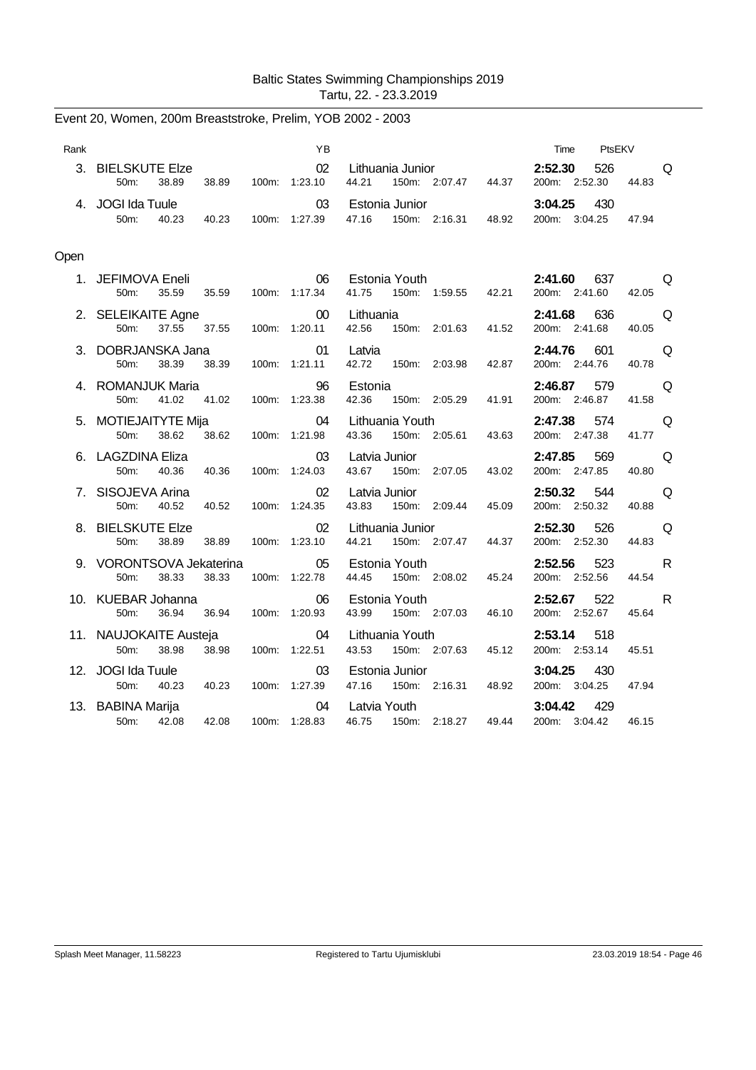Baltic States Swimming Championships 2019
Tartu, 22. - 23.3.2019

## Event 20, Women, 200m Breaststroke, Prelim, YOB 2002 - 2003

| Rank | Name | YB | Team | Time | PtsEKV | |
|---|---|---|---|---|---|---|
| 3. | BIELSKUTE Elze | 02 | Lithuania Junior | **2:52.30** | 526 | Q |
| | 50m: 38.89 38.89 | 100m: 1:23.10 44.21 | 150m: 2:07.47 44.37 | 200m: 2:52.30 44.83 | | |
| 4. | JOGI Ida Tuule | 03 | Estonia Junior | **3:04.25** | 430 | |
| | 50m: 40.23 40.23 | 100m: 1:27.39 47.16 | 150m: 2:16.31 48.92 | 200m: 3:04.25 47.94 | | |

Open

| Rank | Name | YB | Team | Time | PtsEKV | |
|---|---|---|---|---|---|---|
| 1. | JEFIMOVA Eneli | 06 | Estonia Youth | **2:41.60** | 637 | Q |
| | 50m: 35.59 35.59 | 100m: 1:17.34 41.75 | 150m: 1:59.55 42.21 | 200m: 2:41.60 42.05 | | |
| 2. | SELEIKAITE Agne | 00 | Lithuania | **2:41.68** | 636 | Q |
| | 50m: 37.55 37.55 | 100m: 1:20.11 42.56 | 150m: 2:01.63 41.52 | 200m: 2:41.68 40.05 | | |
| 3. | DOBRJANSKA Jana | 01 | Latvia | **2:44.76** | 601 | Q |
| | 50m: 38.39 38.39 | 100m: 1:21.11 42.72 | 150m: 2:03.98 42.87 | 200m: 2:44.76 40.78 | | |
| 4. | ROMANJUK Maria | 96 | Estonia | **2:46.87** | 579 | Q |
| | 50m: 41.02 41.02 | 100m: 1:23.38 42.36 | 150m: 2:05.29 41.91 | 200m: 2:46.87 41.58 | | |
| 5. | MOTIEJAITYTE Mija | 04 | Lithuania Youth | **2:47.38** | 574 | Q |
| | 50m: 38.62 38.62 | 100m: 1:21.98 43.36 | 150m: 2:05.61 43.63 | 200m: 2:47.38 41.77 | | |
| 6. | LAGZDINA Eliza | 03 | Latvia Junior | **2:47.85** | 569 | Q |
| | 50m: 40.36 40.36 | 100m: 1:24.03 43.67 | 150m: 2:07.05 43.02 | 200m: 2:47.85 40.80 | | |
| 7. | SISOJEVA Arina | 02 | Latvia Junior | **2:50.32** | 544 | Q |
| | 50m: 40.52 40.52 | 100m: 1:24.35 43.83 | 150m: 2:09.44 45.09 | 200m: 2:50.32 40.88 | | |
| 8. | BIELSKUTE Elze | 02 | Lithuania Junior | **2:52.30** | 526 | Q |
| | 50m: 38.89 38.89 | 100m: 1:23.10 44.21 | 150m: 2:07.47 44.37 | 200m: 2:52.30 44.83 | | |
| 9. | VORONTSOVA Jekaterina | 05 | Estonia Youth | **2:52.56** | 523 | R |
| | 50m: 38.33 38.33 | 100m: 1:22.78 44.45 | 150m: 2:08.02 45.24 | 200m: 2:52.56 44.54 | | |
| 10. | KUEBAR Johanna | 06 | Estonia Youth | **2:52.67** | 522 | R |
| | 50m: 36.94 36.94 | 100m: 1:20.93 43.99 | 150m: 2:07.03 46.10 | 200m: 2:52.67 45.64 | | |
| 11. | NAUJOKAITE Austeja | 04 | Lithuania Youth | **2:53.14** | 518 | |
| | 50m: 38.98 38.98 | 100m: 1:22.51 43.53 | 150m: 2:07.63 45.12 | 200m: 2:53.14 45.51 | | |
| 12. | JOGI Ida Tuule | 03 | Estonia Junior | **3:04.25** | 430 | |
| | 50m: 40.23 40.23 | 100m: 1:27.39 47.16 | 150m: 2:16.31 48.92 | 200m: 3:04.25 47.94 | | |
| 13. | BABINA Marija | 04 | Latvia Youth | **3:04.42** | 429 | |
| | 50m: 42.08 42.08 | 100m: 1:28.83 46.75 | 150m: 2:18.27 49.44 | 200m: 3:04.42 46.15 | | |

Splash Meet Manager, 11.58223 Registered to Tartu Ujumisklubi 23.03.2019 18:54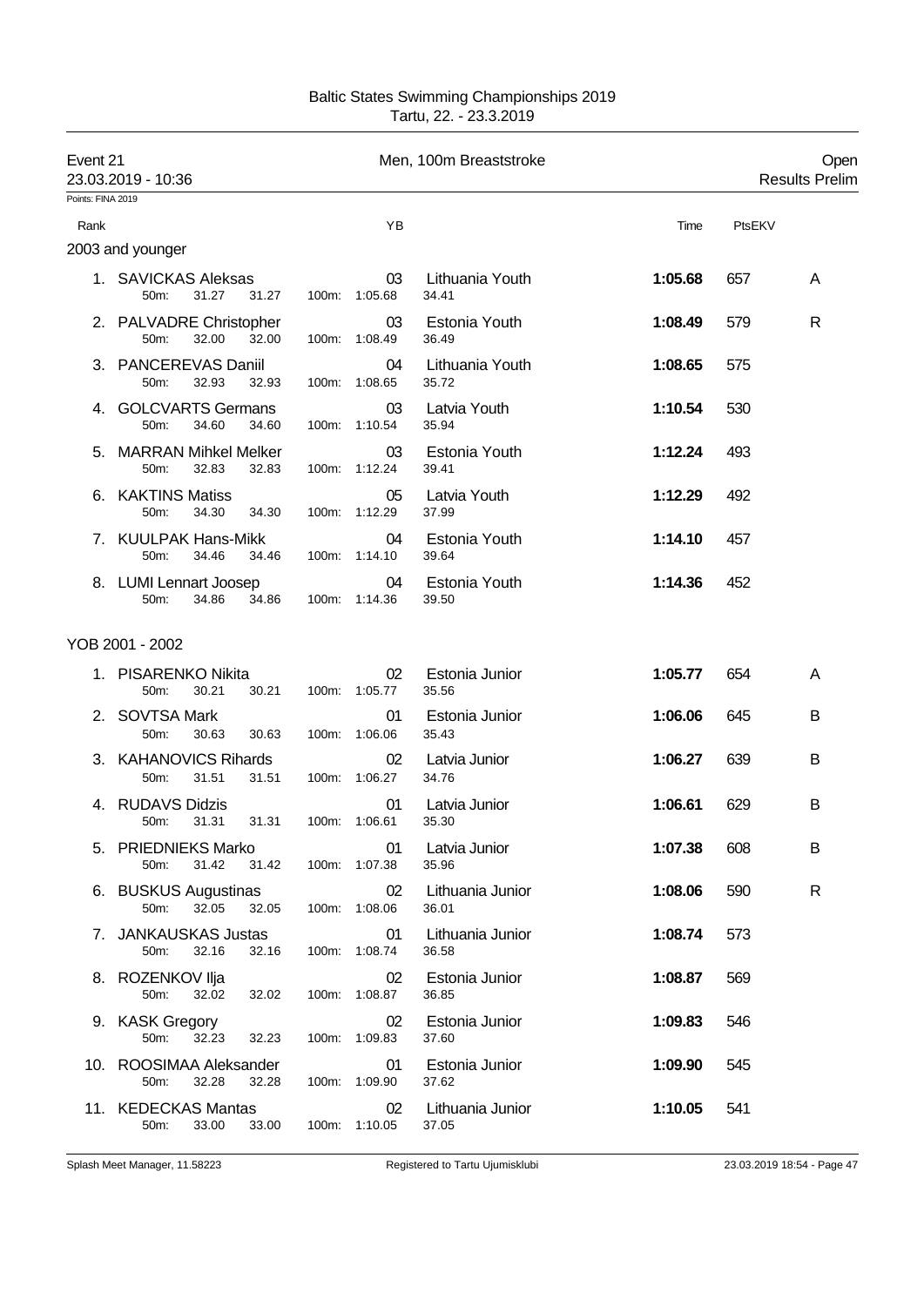# Baltic States Swimming Championships 2019
Tartu, 22. - 23.3.2019

**Event 21** — Men, 100m Breaststroke — Open

23.03.2019 - 10:36 — Results Prelim

Points: FINA 2019

## 2003 and younger

| Rank | Name | YB | Team | Time | PtsEKV | |
|---|---|---|---|---|---|---|
| 1. | SAVICKAS Aleksas | 03 | Lithuania Youth | **1:05.68** | 657 | A |
| | 50m: 31.27 31.27 100m: 1:05.68 34.41 | | | | | |
| 2. | PALVADRE Christopher | 03 | Estonia Youth | **1:08.49** | 579 | R |
| | 50m: 32.00 32.00 100m: 1:08.49 36.49 | | | | | |
| 3. | PANCEREVAS Daniil | 04 | Lithuania Youth | **1:08.65** | 575 | |
| | 50m: 32.93 32.93 100m: 1:08.65 35.72 | | | | | |
| 4. | GOLCVARTS Germans | 03 | Latvia Youth | **1:10.54** | 530 | |
| | 50m: 34.60 34.60 100m: 1:10.54 35.94 | | | | | |
| 5. | MARRAN Mihkel Melker | 03 | Estonia Youth | **1:12.24** | 493 | |
| | 50m: 32.83 32.83 100m: 1:12.24 39.41 | | | | | |
| 6. | KAKTINS Matiss | 05 | Latvia Youth | **1:12.29** | 492 | |
| | 50m: 34.30 34.30 100m: 1:12.29 37.99 | | | | | |
| 7. | KUULPAK Hans-Mikk | 04 | Estonia Youth | **1:14.10** | 457 | |
| | 50m: 34.46 34.46 100m: 1:14.10 39.64 | | | | | |
| 8. | LUMI Lennart Joosep | 04 | Estonia Youth | **1:14.36** | 452 | |
| | 50m: 34.86 34.86 100m: 1:14.36 39.50 | | | | | |

## YOB 2001 - 2002

| Rank | Name | YB | Team | Time | PtsEKV | |
|---|---|---|---|---|---|---|
| 1. | PISARENKO Nikita | 02 | Estonia Junior | **1:05.77** | 654 | A |
| | 50m: 30.21 30.21 100m: 1:05.77 35.56 | | | | | |
| 2. | SOVTSA Mark | 01 | Estonia Junior | **1:06.06** | 645 | B |
| | 50m: 30.63 30.63 100m: 1:06.06 35.43 | | | | | |
| 3. | KAHANOVICS Rihards | 02 | Latvia Junior | **1:06.27** | 639 | B |
| | 50m: 31.51 31.51 100m: 1:06.27 34.76 | | | | | |
| 4. | RUDAVS Didzis | 01 | Latvia Junior | **1:06.61** | 629 | B |
| | 50m: 31.31 31.31 100m: 1:06.61 35.30 | | | | | |
| 5. | PRIEDNIEKS Marko | 01 | Latvia Junior | **1:07.38** | 608 | B |
| | 50m: 31.42 31.42 100m: 1:07.38 35.96 | | | | | |
| 6. | BUSKUS Augustinas | 02 | Lithuania Junior | **1:08.06** | 590 | R |
| | 50m: 32.05 32.05 100m: 1:08.06 36.01 | | | | | |
| 7. | JANKAUSKAS Justas | 01 | Lithuania Junior | **1:08.74** | 573 | |
| | 50m: 32.16 32.16 100m: 1:08.74 36.58 | | | | | |
| 8. | ROZENKOV Ilja | 02 | Estonia Junior | **1:08.87** | 569 | |
| | 50m: 32.02 32.02 100m: 1:08.87 36.85 | | | | | |
| 9. | KASK Gregory | 02 | Estonia Junior | **1:09.83** | 546 | |
| | 50m: 32.23 32.23 100m: 1:09.83 37.60 | | | | | |
| 10. | ROOSIMAA Aleksander | 01 | Estonia Junior | **1:09.90** | 545 | |
| | 50m: 32.28 32.28 100m: 1:09.90 37.62 | | | | | |
| 11. | KEDECKAS Mantas | 02 | Lithuania Junior | **1:10.05** | 541 | |
| | 50m: 33.00 33.00 100m: 1:10.05 37.05 | | | | | |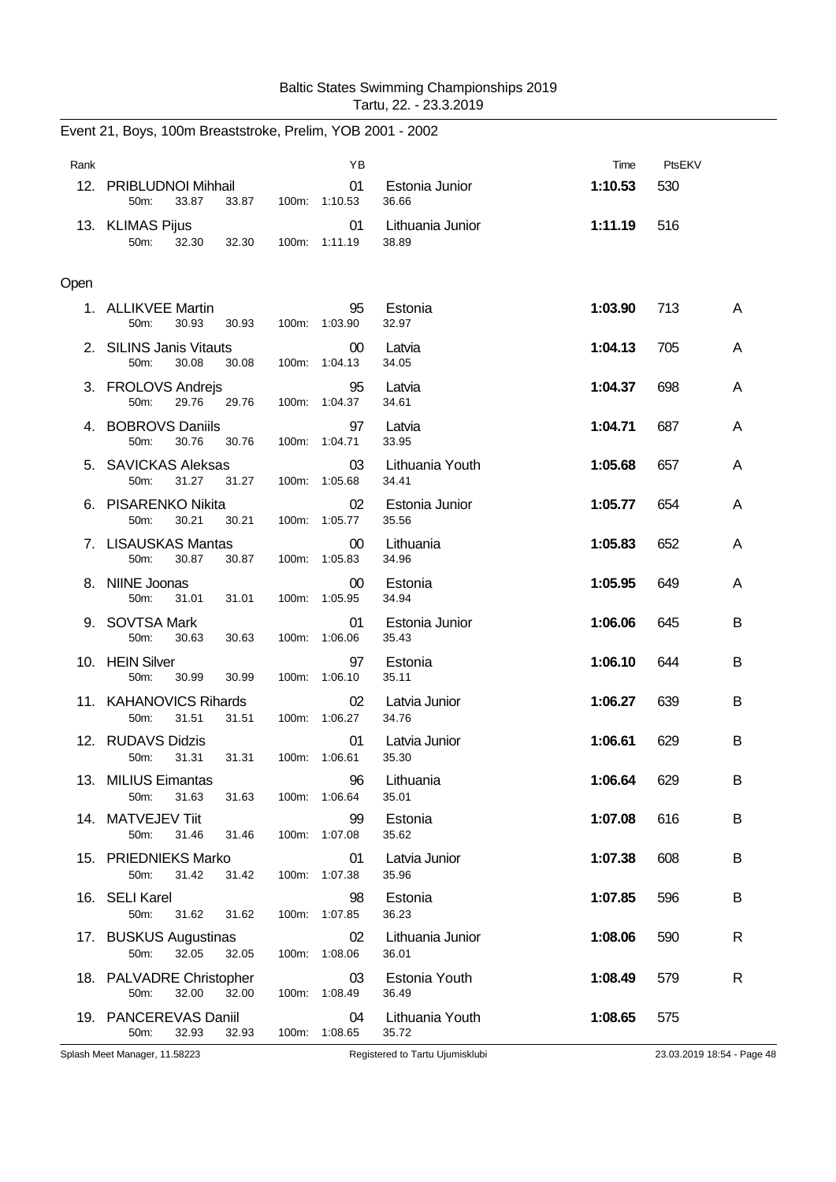Baltic States Swimming Championships 2019
Tartu, 22. - 23.3.2019

## Event 21, Boys, 100m Breaststroke, Prelim, YOB 2001 - 2002

| Rank | Name | YB | Club | Time | PtsEKV | |
|---|---|---|---|---|---|---|
| 12. | PRIBLUDNOI Mihhail | 01 | Estonia Junior | 1:10.53 | 530 | |
| | 50m: 33.87 33.87 100m: 1:10.53 36.66 | | | | | |
| 13. | KLIMAS Pijus | 01 | Lithuania Junior | 1:11.19 | 516 | |
| | 50m: 32.30 32.30 100m: 1:11.19 38.89 | | | | | |

### Open

| Rank | Name | YB | Club | Time | PtsEKV | |
|---|---|---|---|---|---|---|
| 1. | ALLIKVEE Martin | 95 | Estonia | 1:03.90 | 713 | A |
| | 50m: 30.93 30.93 100m: 1:03.90 32.97 | | | | | |
| 2. | SILINS Janis Vitauts | 00 | Latvia | 1:04.13 | 705 | A |
| | 50m: 30.08 30.08 100m: 1:04.13 34.05 | | | | | |
| 3. | FROLOVS Andrejs | 95 | Latvia | 1:04.37 | 698 | A |
| | 50m: 29.76 29.76 100m: 1:04.37 34.61 | | | | | |
| 4. | BOBROVS Daniils | 97 | Latvia | 1:04.71 | 687 | A |
| | 50m: 30.76 30.76 100m: 1:04.71 33.95 | | | | | |
| 5. | SAVICKAS Aleksas | 03 | Lithuania Youth | 1:05.68 | 657 | A |
| | 50m: 31.27 31.27 100m: 1:05.68 34.41 | | | | | |
| 6. | PISARENKO Nikita | 02 | Estonia Junior | 1:05.77 | 654 | A |
| | 50m: 30.21 30.21 100m: 1:05.77 35.56 | | | | | |
| 7. | LISAUSKAS Mantas | 00 | Lithuania | 1:05.83 | 652 | A |
| | 50m: 30.87 30.87 100m: 1:05.83 34.96 | | | | | |
| 8. | NIINE Joonas | 00 | Estonia | 1:05.95 | 649 | A |
| | 50m: 31.01 31.01 100m: 1:05.95 34.94 | | | | | |
| 9. | SOVTSA Mark | 01 | Estonia Junior | 1:06.06 | 645 | B |
| | 50m: 30.63 30.63 100m: 1:06.06 35.43 | | | | | |
| 10. | HEIN Silver | 97 | Estonia | 1:06.10 | 644 | B |
| | 50m: 30.99 30.99 100m: 1:06.10 35.11 | | | | | |
| 11. | KAHANOVICS Rihards | 02 | Latvia Junior | 1:06.27 | 639 | B |
| | 50m: 31.51 31.51 100m: 1:06.27 34.76 | | | | | |
| 12. | RUDAVS Didzis | 01 | Latvia Junior | 1:06.61 | 629 | B |
| | 50m: 31.31 31.31 100m: 1:06.61 35.30 | | | | | |
| 13. | MILIUS Eimantas | 96 | Lithuania | 1:06.64 | 629 | B |
| | 50m: 31.63 31.63 100m: 1:06.64 35.01 | | | | | |
| 14. | MATVEJEV Tiit | 99 | Estonia | 1:07.08 | 616 | B |
| | 50m: 31.46 31.46 100m: 1:07.08 35.62 | | | | | |
| 15. | PRIEDNIEKS Marko | 01 | Latvia Junior | 1:07.38 | 608 | B |
| | 50m: 31.42 31.42 100m: 1:07.38 35.96 | | | | | |
| 16. | SELI Karel | 98 | Estonia | 1:07.85 | 596 | B |
| | 50m: 31.62 31.62 100m: 1:07.85 36.23 | | | | | |
| 17. | BUSKUS Augustinas | 02 | Lithuania Junior | 1:08.06 | 590 | R |
| | 50m: 32.05 32.05 100m: 1:08.06 36.01 | | | | | |
| 18. | PALVADRE Christopher | 03 | Estonia Youth | 1:08.49 | 579 | R |
| | 50m: 32.00 32.00 100m: 1:08.49 36.49 | | | | | |
| 19. | PANCEREVAS Daniil | 04 | Lithuania Youth | 1:08.65 | 575 | |
| | 50m: 32.93 32.93 100m: 1:08.65 35.72 | | | | | |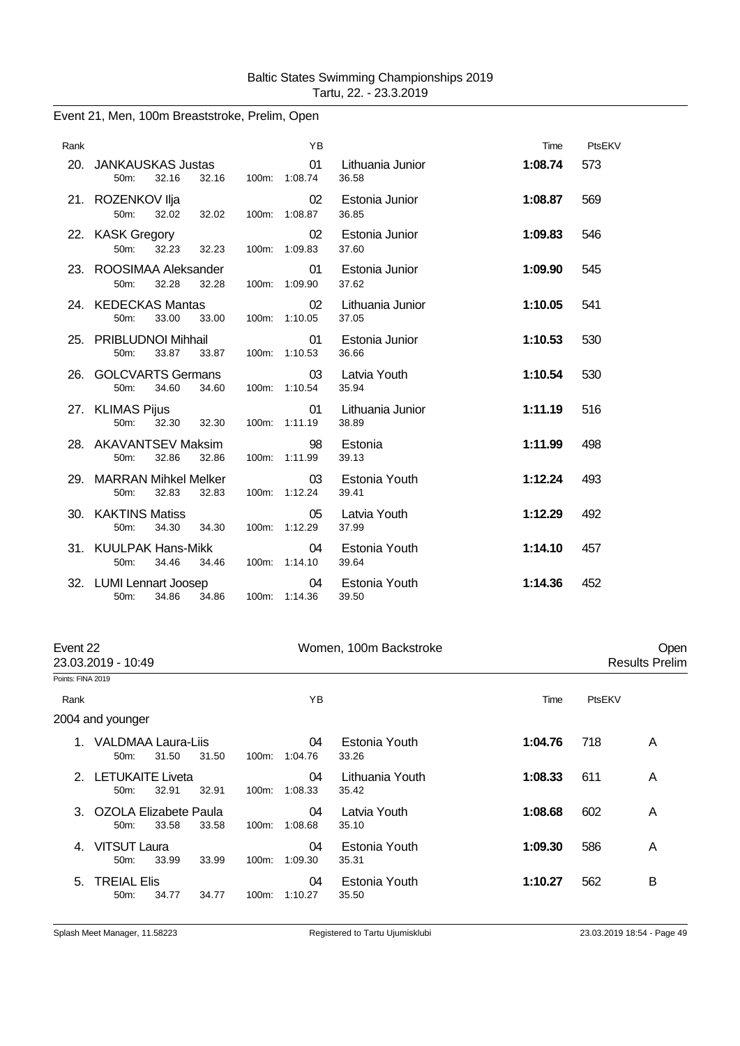Baltic States Swimming Championships 2019
Tartu, 22. - 23.3.2019

## Event 21, Men, 100m Breaststroke, Prelim, Open

| Rank | Name | YB | Team | Time | PtsEKV |
|---|---|---|---|---|---|
| 20. | JANKAUSKAS Justas | 01 | Lithuania Junior | **1:08.74** | 573 |
| | 50m: 32.16 32.16 100m: 1:08.74 36.58 | | | | |
| 21. | ROZENKOV Ilja | 02 | Estonia Junior | **1:08.87** | 569 |
| | 50m: 32.02 32.02 100m: 1:08.87 36.85 | | | | |
| 22. | KASK Gregory | 02 | Estonia Junior | **1:09.83** | 546 |
| | 50m: 32.23 32.23 100m: 1:09.83 37.60 | | | | |
| 23. | ROOSIMAA Aleksander | 01 | Estonia Junior | **1:09.90** | 545 |
| | 50m: 32.28 32.28 100m: 1:09.90 37.62 | | | | |
| 24. | KEDECKAS Mantas | 02 | Lithuania Junior | **1:10.05** | 541 |
| | 50m: 33.00 33.00 100m: 1:10.05 37.05 | | | | |
| 25. | PRIBLUDNOI Mihhail | 01 | Estonia Junior | **1:10.53** | 530 |
| | 50m: 33.87 33.87 100m: 1:10.53 36.66 | | | | |
| 26. | GOLCVARTS Germans | 03 | Latvia Youth | **1:10.54** | 530 |
| | 50m: 34.60 34.60 100m: 1:10.54 35.94 | | | | |
| 27. | KLIMAS Pijus | 01 | Lithuania Junior | **1:11.19** | 516 |
| | 50m: 32.30 32.30 100m: 1:11.19 38.89 | | | | |
| 28. | AKAVANTSEV Maksim | 98 | Estonia | **1:11.99** | 498 |
| | 50m: 32.86 32.86 100m: 1:11.99 39.13 | | | | |
| 29. | MARRAN Mihkel Melker | 03 | Estonia Youth | **1:12.24** | 493 |
| | 50m: 32.83 32.83 100m: 1:12.24 39.41 | | | | |
| 30. | KAKTINS Matiss | 05 | Latvia Youth | **1:12.29** | 492 |
| | 50m: 34.30 34.30 100m: 1:12.29 37.99 | | | | |
| 31. | KUULPAK Hans-Mikk | 04 | Estonia Youth | **1:14.10** | 457 |
| | 50m: 34.46 34.46 100m: 1:14.10 39.64 | | | | |
| 32. | LUMI Lennart Joosep | 04 | Estonia Youth | **1:14.36** | 452 |
| | 50m: 34.86 34.86 100m: 1:14.36 39.50 | | | | |

## Event 22 — Women, 100m Backstroke — Open

23.03.2019 - 10:49 — Results Prelim

Points: FINA 2019

2004 and younger

| Rank | Name | YB | Team | Time | PtsEKV | |
|---|---|---|---|---|---|---|
| 1. | VALDMAA Laura-Liis | 04 | Estonia Youth | **1:04.76** | 718 | A |
| | 50m: 31.50 31.50 100m: 1:04.76 33.26 | | | | | |
| 2. | LETUKAITE Liveta | 04 | Lithuania Youth | **1:08.33** | 611 | A |
| | 50m: 32.91 32.91 100m: 1:08.33 35.42 | | | | | |
| 3. | OZOLA Elizabete Paula | 04 | Latvia Youth | **1:08.68** | 602 | A |
| | 50m: 33.58 33.58 100m: 1:08.68 35.10 | | | | | |
| 4. | VITSUT Laura | 04 | Estonia Youth | **1:09.30** | 586 | A |
| | 50m: 33.99 33.99 100m: 1:09.30 35.31 | | | | | |
| 5. | TREIAL Elis | 04 | Estonia Youth | **1:10.27** | 562 | B |
| | 50m: 34.77 34.77 100m: 1:10.27 35.50 | | | | | |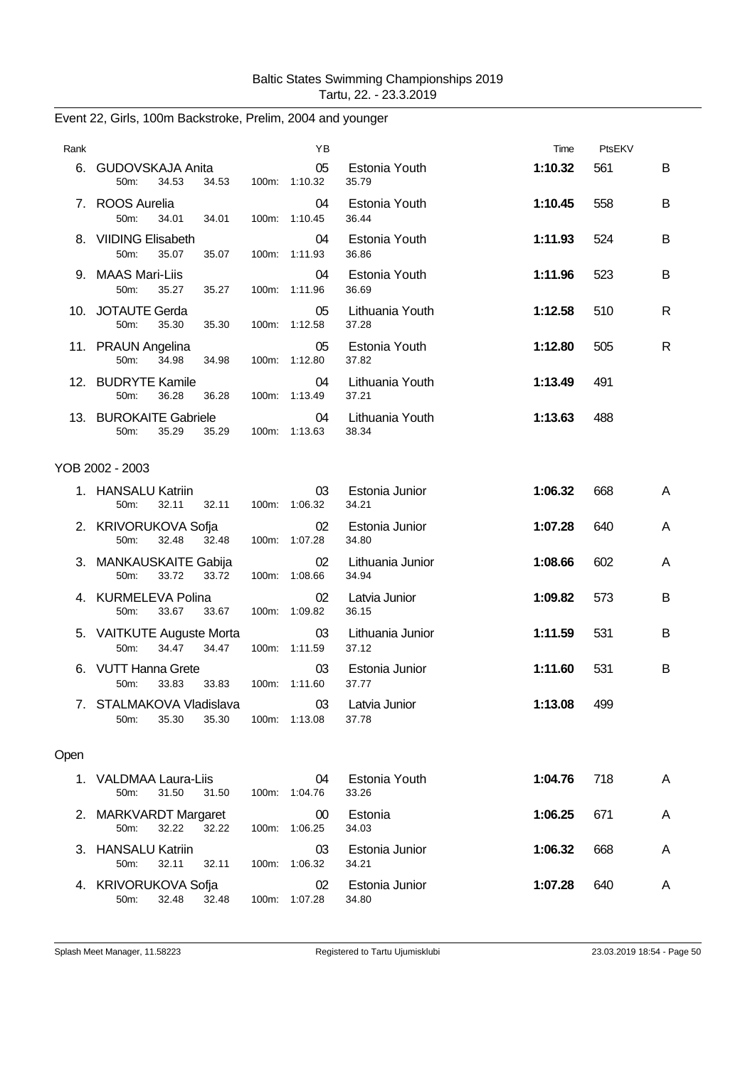Baltic States Swimming Championships 2019
Tartu, 22. - 23.3.2019

## Event 22, Girls, 100m Backstroke, Prelim, 2004 and younger

| Rank | | YB | | Time | PtsEKV | |
|---|---|---|---|---|---|---|
| 6. | GUDOVSKAJA Anita | 05 | Estonia Youth | **1:10.32** | 561 | B |
| | 50m: 34.53 34.53 | 100m: 1:10.32 | 35.79 | | | |
| 7. | ROOS Aurelia | 04 | Estonia Youth | **1:10.45** | 558 | B |
| | 50m: 34.01 34.01 | 100m: 1:10.45 | 36.44 | | | |
| 8. | VIIDING Elisabeth | 04 | Estonia Youth | **1:11.93** | 524 | B |
| | 50m: 35.07 35.07 | 100m: 1:11.93 | 36.86 | | | |
| 9. | MAAS Mari-Liis | 04 | Estonia Youth | **1:11.96** | 523 | B |
| | 50m: 35.27 35.27 | 100m: 1:11.96 | 36.69 | | | |
| 10. | JOTAUTE Gerda | 05 | Lithuania Youth | **1:12.58** | 510 | R |
| | 50m: 35.30 35.30 | 100m: 1:12.58 | 37.28 | | | |
| 11. | PRAUN Angelina | 05 | Estonia Youth | **1:12.80** | 505 | R |
| | 50m: 34.98 34.98 | 100m: 1:12.80 | 37.82 | | | |
| 12. | BUDRYTE Kamile | 04 | Lithuania Youth | **1:13.49** | 491 | |
| | 50m: 36.28 36.28 | 100m: 1:13.49 | 37.21 | | | |
| 13. | BUROKAITE Gabriele | 04 | Lithuania Youth | **1:13.63** | 488 | |
| | 50m: 35.29 35.29 | 100m: 1:13.63 | 38.34 | | | |

### YOB 2002 - 2003

| Rank | | YB | | Time | PtsEKV | |
|---|---|---|---|---|---|---|
| 1. | HANSALU Katriin | 03 | Estonia Junior | **1:06.32** | 668 | A |
| | 50m: 32.11 32.11 | 100m: 1:06.32 | 34.21 | | | |
| 2. | KRIVORUKOVA Sofja | 02 | Estonia Junior | **1:07.28** | 640 | A |
| | 50m: 32.48 32.48 | 100m: 1:07.28 | 34.80 | | | |
| 3. | MANKAUSKAITE Gabija | 02 | Lithuania Junior | **1:08.66** | 602 | A |
| | 50m: 33.72 33.72 | 100m: 1:08.66 | 34.94 | | | |
| 4. | KURMELEVA Polina | 02 | Latvia Junior | **1:09.82** | 573 | B |
| | 50m: 33.67 33.67 | 100m: 1:09.82 | 36.15 | | | |
| 5. | VAITKUTE Auguste Morta | 03 | Lithuania Junior | **1:11.59** | 531 | B |
| | 50m: 34.47 34.47 | 100m: 1:11.59 | 37.12 | | | |
| 6. | VUTT Hanna Grete | 03 | Estonia Junior | **1:11.60** | 531 | B |
| | 50m: 33.83 33.83 | 100m: 1:11.60 | 37.77 | | | |
| 7. | STALMAKOVA Vladislava | 03 | Latvia Junior | **1:13.08** | 499 | |
| | 50m: 35.30 35.30 | 100m: 1:13.08 | 37.78 | | | |

### Open

| Rank | | YB | | Time | PtsEKV | |
|---|---|---|---|---|---|---|
| 1. | VALDMAA Laura-Liis | 04 | Estonia Youth | **1:04.76** | 718 | A |
| | 50m: 31.50 31.50 | 100m: 1:04.76 | 33.26 | | | |
| 2. | MARKVARDT Margaret | 00 | Estonia | **1:06.25** | 671 | A |
| | 50m: 32.22 32.22 | 100m: 1:06.25 | 34.03 | | | |
| 3. | HANSALU Katriin | 03 | Estonia Junior | **1:06.32** | 668 | A |
| | 50m: 32.11 32.11 | 100m: 1:06.32 | 34.21 | | | |
| 4. | KRIVORUKOVA Sofja | 02 | Estonia Junior | **1:07.28** | 640 | A |
| | 50m: 32.48 32.48 | 100m: 1:07.28 | 34.80 | | | |

Splash Meet Manager, 11.58223 — Registered to Tartu Ujumisklubi — 23.03.2019 18:54 - Page 50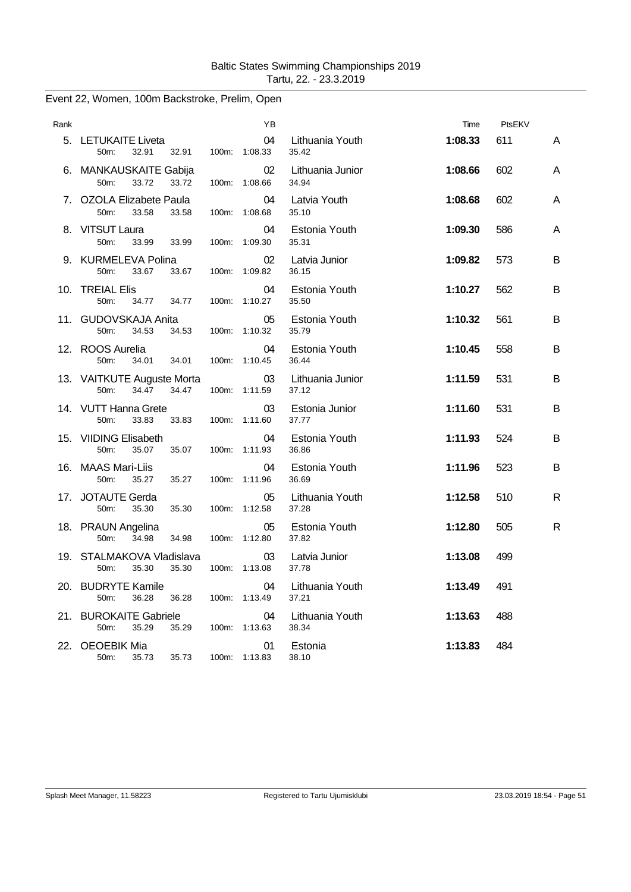Baltic States Swimming Championships 2019
Tartu, 22. - 23.3.2019

## Event 22, Women, 100m Backstroke, Prelim, Open

| Rank | | YB | | Time | PtsEKV | |
|---|---|---|---|---|---|---|
| 5. | LETUKAITE Liveta | 04 | Lithuania Youth | **1:08.33** | 611 | A |
| | 50m: 32.91 32.91 100m: 1:08.33 | | 35.42 | | | |
| 6. | MANKAUSKAITE Gabija | 02 | Lithuania Junior | **1:08.66** | 602 | A |
| | 50m: 33.72 33.72 100m: 1:08.66 | | 34.94 | | | |
| 7. | OZOLA Elizabete Paula | 04 | Latvia Youth | **1:08.68** | 602 | A |
| | 50m: 33.58 33.58 100m: 1:08.68 | | 35.10 | | | |
| 8. | VITSUT Laura | 04 | Estonia Youth | **1:09.30** | 586 | A |
| | 50m: 33.99 33.99 100m: 1:09.30 | | 35.31 | | | |
| 9. | KURMELEVA Polina | 02 | Latvia Junior | **1:09.82** | 573 | B |
| | 50m: 33.67 33.67 100m: 1:09.82 | | 36.15 | | | |
| 10. | TREIAL Elis | 04 | Estonia Youth | **1:10.27** | 562 | B |
| | 50m: 34.77 34.77 100m: 1:10.27 | | 35.50 | | | |
| 11. | GUDOVSKAJA Anita | 05 | Estonia Youth | **1:10.32** | 561 | B |
| | 50m: 34.53 34.53 100m: 1:10.32 | | 35.79 | | | |
| 12. | ROOS Aurelia | 04 | Estonia Youth | **1:10.45** | 558 | B |
| | 50m: 34.01 34.01 100m: 1:10.45 | | 36.44 | | | |
| 13. | VAITKUTE Auguste Morta | 03 | Lithuania Junior | **1:11.59** | 531 | B |
| | 50m: 34.47 34.47 100m: 1:11.59 | | 37.12 | | | |
| 14. | VUTT Hanna Grete | 03 | Estonia Junior | **1:11.60** | 531 | B |
| | 50m: 33.83 33.83 100m: 1:11.60 | | 37.77 | | | |
| 15. | VIIDING Elisabeth | 04 | Estonia Youth | **1:11.93** | 524 | B |
| | 50m: 35.07 35.07 100m: 1:11.93 | | 36.86 | | | |
| 16. | MAAS Mari-Liis | 04 | Estonia Youth | **1:11.96** | 523 | B |
| | 50m: 35.27 35.27 100m: 1:11.96 | | 36.69 | | | |
| 17. | JOTAUTE Gerda | 05 | Lithuania Youth | **1:12.58** | 510 | R |
| | 50m: 35.30 35.30 100m: 1:12.58 | | 37.28 | | | |
| 18. | PRAUN Angelina | 05 | Estonia Youth | **1:12.80** | 505 | R |
| | 50m: 34.98 34.98 100m: 1:12.80 | | 37.82 | | | |
| 19. | STALMAKOVA Vladislava | 03 | Latvia Junior | **1:13.08** | 499 | |
| | 50m: 35.30 35.30 100m: 1:13.08 | | 37.78 | | | |
| 20. | BUDRYTE Kamile | 04 | Lithuania Youth | **1:13.49** | 491 | |
| | 50m: 36.28 36.28 100m: 1:13.49 | | 37.21 | | | |
| 21. | BUROKAITE Gabriele | 04 | Lithuania Youth | **1:13.63** | 488 | |
| | 50m: 35.29 35.29 100m: 1:13.63 | | 38.34 | | | |
| 22. | OEOEBIK Mia | 01 | Estonia | **1:13.83** | 484 | |
| | 50m: 35.73 35.73 100m: 1:13.83 | | 38.10 | | | |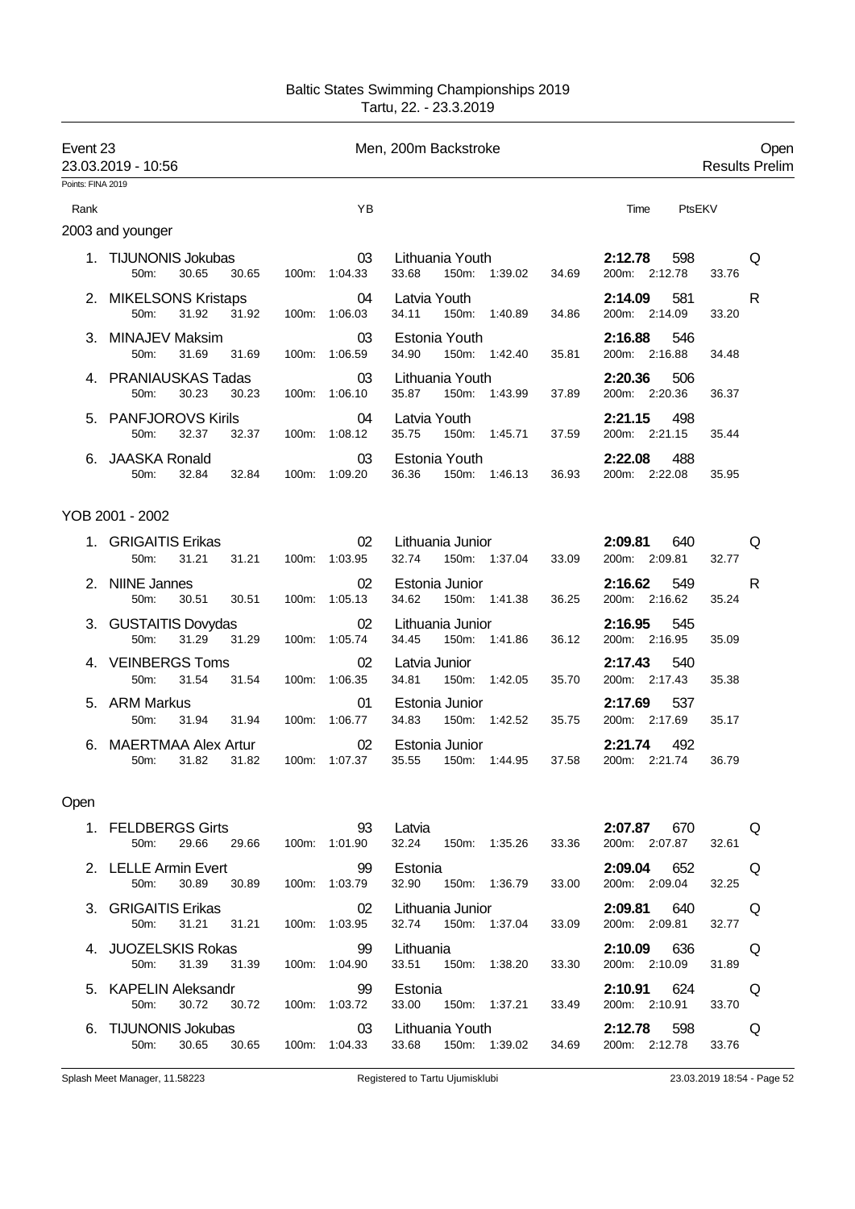Baltic States Swimming Championships 2019
Tartu, 22. - 23.3.2019

## Event 23 — Men, 200m Backstroke — Open

23.03.2019 - 10:56 — Results Prelim

Points: FINA 2019

### 2003 and younger

| Rank | Name | YB | Team | 50m | 100m | 150m | 200m | Time | PtsEKV | |
|---|---|---|---|---|---|---|---|---|---|---|
| 1. | TIJUNONIS Jokubas | 03 | Lithuania Youth | 30.65 (30.65) | 1:04.33 (33.68) | 1:39.02 (34.69) | 2:12.78 (33.76) | **2:12.78** | 598 | Q |
| 2. | MIKELSONS Kristaps | 04 | Latvia Youth | 31.92 (31.92) | 1:06.03 (34.11) | 1:40.89 (34.86) | 2:14.09 (33.20) | **2:14.09** | 581 | R |
| 3. | MINAJEV Maksim | 03 | Estonia Youth | 31.69 (31.69) | 1:06.59 (34.90) | 1:42.40 (35.81) | 2:16.88 (34.48) | **2:16.88** | 546 | |
| 4. | PRANIAUSKAS Tadas | 03 | Lithuania Youth | 30.23 (30.23) | 1:06.10 (35.87) | 1:43.99 (37.89) | 2:20.36 (36.37) | **2:20.36** | 506 | |
| 5. | PANFJOROVS Kirils | 04 | Latvia Youth | 32.37 (32.37) | 1:08.12 (35.75) | 1:45.71 (37.59) | 2:21.15 (35.44) | **2:21.15** | 498 | |
| 6. | JAASKA Ronald | 03 | Estonia Youth | 32.84 (32.84) | 1:09.20 (36.36) | 1:46.13 (36.93) | 2:22.08 (35.95) | **2:22.08** | 488 | |

### YOB 2001 - 2002

| Rank | Name | YB | Team | 50m | 100m | 150m | 200m | Time | PtsEKV | |
|---|---|---|---|---|---|---|---|---|---|---|
| 1. | GRIGAITIS Erikas | 02 | Lithuania Junior | 31.21 (31.21) | 1:03.95 (32.74) | 1:37.04 (33.09) | 2:09.81 (32.77) | **2:09.81** | 640 | Q |
| 2. | NIINE Jannes | 02 | Estonia Junior | 30.51 (30.51) | 1:05.13 (34.62) | 1:41.38 (36.25) | 2:16.62 (35.24) | **2:16.62** | 549 | R |
| 3. | GUSTAITIS Dovydas | 02 | Lithuania Junior | 31.29 (31.29) | 1:05.74 (34.45) | 1:41.86 (36.12) | 2:16.95 (35.09) | **2:16.95** | 545 | |
| 4. | VEINBERGS Toms | 02 | Latvia Junior | 31.54 (31.54) | 1:06.35 (34.81) | 1:42.05 (35.70) | 2:17.43 (35.38) | **2:17.43** | 540 | |
| 5. | ARM Markus | 01 | Estonia Junior | 31.94 (31.94) | 1:06.77 (34.83) | 1:42.52 (35.75) | 2:17.69 (35.17) | **2:17.69** | 537 | |
| 6. | MAERTMAA Alex Artur | 02 | Estonia Junior | 31.82 (31.82) | 1:07.37 (35.55) | 1:44.95 (37.58) | 2:21.74 (36.79) | **2:21.74** | 492 | |

### Open

| Rank | Name | YB | Team | 50m | 100m | 150m | 200m | Time | PtsEKV | |
|---|---|---|---|---|---|---|---|---|---|---|
| 1. | FELDBERGS Girts | 93 | Latvia | 29.66 (29.66) | 1:01.90 (32.24) | 1:35.26 (33.36) | 2:07.87 (32.61) | **2:07.87** | 670 | Q |
| 2. | LELLE Armin Evert | 99 | Estonia | 30.89 (30.89) | 1:03.79 (32.90) | 1:36.79 (33.00) | 2:09.04 (32.25) | **2:09.04** | 652 | Q |
| 3. | GRIGAITIS Erikas | 02 | Lithuania Junior | 31.21 (31.21) | 1:03.95 (32.74) | 1:37.04 (33.09) | 2:09.81 (32.77) | **2:09.81** | 640 | Q |
| 4. | JUOZELSKIS Rokas | 99 | Lithuania | 31.39 (31.39) | 1:04.90 (33.51) | 1:38.20 (33.30) | 2:10.09 (31.89) | **2:10.09** | 636 | Q |
| 5. | KAPELIN Aleksandr | 99 | Estonia | 30.72 (30.72) | 1:03.72 (33.00) | 1:37.21 (33.49) | 2:10.91 (33.70) | **2:10.91** | 624 | Q |
| 6. | TIJUNONIS Jokubas | 03 | Lithuania Youth | 30.65 (30.65) | 1:04.33 (33.68) | 1:39.02 (34.69) | 2:12.78 (33.76) | **2:12.78** | 598 | Q |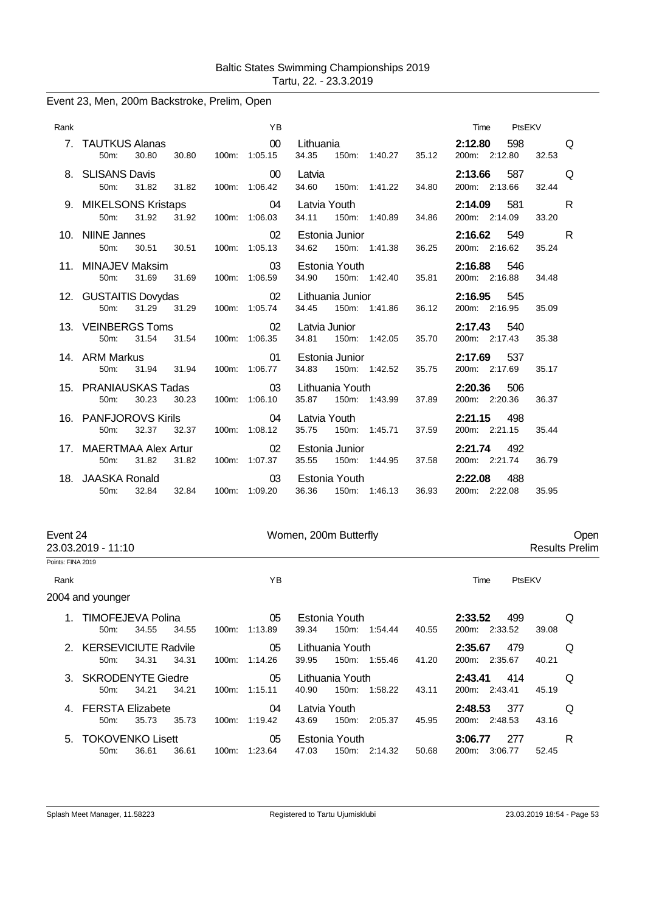Baltic States Swimming Championships 2019
Tartu, 22. - 23.3.2019

## Event 23, Men, 200m Backstroke, Prelim, Open

| Rank | Name | YB | Club | Time | PtsEKV | |
|---|---|---|---|---|---|---|
| 7. | TAUTKUS Alanas | 00 | Lithuania | **2:12.80** | 598 | Q |
| | 50m: 30.80 30.80 | 100m: 1:05.15 | 34.35 150m: 1:40.27 35.12 | 200m: 2:12.80 | 32.53 | |
| 8. | SLISANS Davis | 00 | Latvia | **2:13.66** | 587 | Q |
| | 50m: 31.82 31.82 | 100m: 1:06.42 | 34.60 150m: 1:41.22 34.80 | 200m: 2:13.66 | 32.44 | |
| 9. | MIKELSONS Kristaps | 04 | Latvia Youth | **2:14.09** | 581 | R |
| | 50m: 31.92 31.92 | 100m: 1:06.03 | 34.11 150m: 1:40.89 34.86 | 200m: 2:14.09 | 33.20 | |
| 10. | NIINE Jannes | 02 | Estonia Junior | **2:16.62** | 549 | R |
| | 50m: 30.51 30.51 | 100m: 1:05.13 | 34.62 150m: 1:41.38 36.25 | 200m: 2:16.62 | 35.24 | |
| 11. | MINAJEV Maksim | 03 | Estonia Youth | **2:16.88** | 546 | |
| | 50m: 31.69 31.69 | 100m: 1:06.59 | 34.90 150m: 1:42.40 35.81 | 200m: 2:16.88 | 34.48 | |
| 12. | GUSTAITIS Dovydas | 02 | Lithuania Junior | **2:16.95** | 545 | |
| | 50m: 31.29 31.29 | 100m: 1:05.74 | 34.45 150m: 1:41.86 36.12 | 200m: 2:16.95 | 35.09 | |
| 13. | VEINBERGS Toms | 02 | Latvia Junior | **2:17.43** | 540 | |
| | 50m: 31.54 31.54 | 100m: 1:06.35 | 34.81 150m: 1:42.05 35.70 | 200m: 2:17.43 | 35.38 | |
| 14. | ARM Markus | 01 | Estonia Junior | **2:17.69** | 537 | |
| | 50m: 31.94 31.94 | 100m: 1:06.77 | 34.83 150m: 1:42.52 35.75 | 200m: 2:17.69 | 35.17 | |
| 15. | PRANIAUSKAS Tadas | 03 | Lithuania Youth | **2:20.36** | 506 | |
| | 50m: 30.23 30.23 | 100m: 1:06.10 | 35.87 150m: 1:43.99 37.89 | 200m: 2:20.36 | 36.37 | |
| 16. | PANFJOROVS Kirils | 04 | Latvia Youth | **2:21.15** | 498 | |
| | 50m: 32.37 32.37 | 100m: 1:08.12 | 35.75 150m: 1:45.71 37.59 | 200m: 2:21.15 | 35.44 | |
| 17. | MAERTMAA Alex Artur | 02 | Estonia Junior | **2:21.74** | 492 | |
| | 50m: 31.82 31.82 | 100m: 1:07.37 | 35.55 150m: 1:44.95 37.58 | 200m: 2:21.74 | 36.79 | |
| 18. | JAASKA Ronald | 03 | Estonia Youth | **2:22.08** | 488 | |
| | 50m: 32.84 32.84 | 100m: 1:09.20 | 36.36 150m: 1:46.13 36.93 | 200m: 2:22.08 | 35.95 | |

## Event 24 — Women, 200m Butterfly — Open

23.03.2019 - 11:10 — Results Prelim

Points: FINA 2019

2004 and younger

| Rank | Name | YB | Club | Time | PtsEKV | |
|---|---|---|---|---|---|---|
| 1. | TIMOFEJEVA Polina | 05 | Estonia Youth | **2:33.52** | 499 | Q |
| | 50m: 34.55 34.55 | 100m: 1:13.89 | 39.34 150m: 1:54.44 40.55 | 200m: 2:33.52 | 39.08 | |
| 2. | KERSEVICIUTE Radvile | 05 | Lithuania Youth | **2:35.67** | 479 | Q |
| | 50m: 34.31 34.31 | 100m: 1:14.26 | 39.95 150m: 1:55.46 41.20 | 200m: 2:35.67 | 40.21 | |
| 3. | SKRODENYTE Giedre | 05 | Lithuania Youth | **2:43.41** | 414 | Q |
| | 50m: 34.21 34.21 | 100m: 1:15.11 | 40.90 150m: 1:58.22 43.11 | 200m: 2:43.41 | 45.19 | |
| 4. | FERSTA Elizabete | 04 | Latvia Youth | **2:48.53** | 377 | Q |
| | 50m: 35.73 35.73 | 100m: 1:19.42 | 43.69 150m: 2:05.37 45.95 | 200m: 2:48.53 | 43.16 | |
| 5. | TOKOVENKO Lisett | 05 | Estonia Youth | **3:06.77** | 277 | R |
| | 50m: 36.61 36.61 | 100m: 1:23.64 | 47.03 150m: 2:14.32 50.68 | 200m: 3:06.77 | 52.45 | |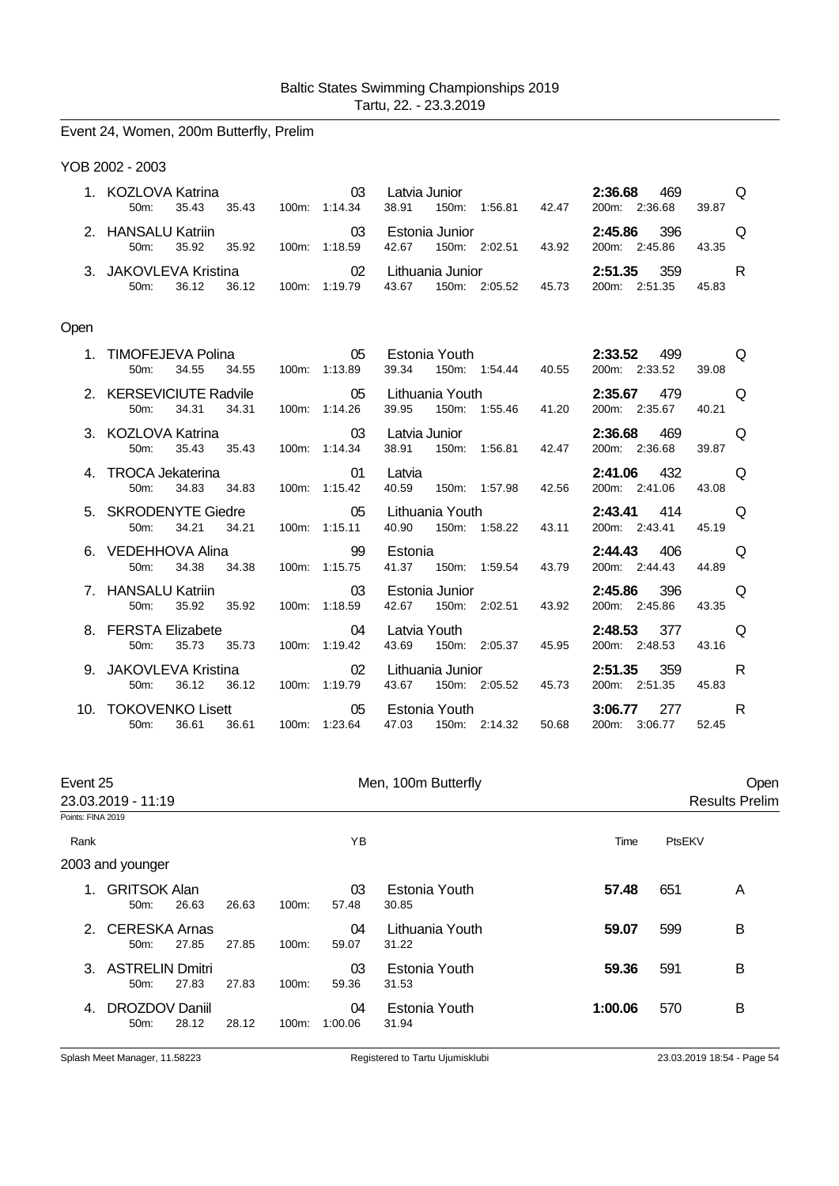Baltic States Swimming Championships 2019
Tartu, 22. - 23.3.2019

## Event 24, Women, 200m Butterfly, Prelim

### YOB 2002 - 2003

| Rank | Name | YB | Club | Time | Pts | |
|---|---|---|---|---|---|---|
| 1. | KOZLOVA Katrina | 03 | Latvia Junior | **2:36.68** | 469 | Q |
| | 50m: 35.43 35.43 | 100m: 1:14.34 38.91 | 150m: 1:56.81 42.47 | 200m: 2:36.68 39.87 | | |
| 2. | HANSALU Katriin | 03 | Estonia Junior | **2:45.86** | 396 | Q |
| | 50m: 35.92 35.92 | 100m: 1:18.59 42.67 | 150m: 2:02.51 43.92 | 200m: 2:45.86 43.35 | | |
| 3. | JAKOVLEVA Kristina | 02 | Lithuania Junior | **2:51.35** | 359 | R |
| | 50m: 36.12 36.12 | 100m: 1:19.79 43.67 | 150m: 2:05.52 45.73 | 200m: 2:51.35 45.83 | | |

### Open

| Rank | Name | YB | Club | Time | Pts | |
|---|---|---|---|---|---|---|
| 1. | TIMOFEJEVA Polina | 05 | Estonia Youth | **2:33.52** | 499 | Q |
| | 50m: 34.55 34.55 | 100m: 1:13.89 39.34 | 150m: 1:54.44 40.55 | 200m: 2:33.52 39.08 | | |
| 2. | KERSEVICIUTE Radvile | 05 | Lithuania Youth | **2:35.67** | 479 | Q |
| | 50m: 34.31 34.31 | 100m: 1:14.26 39.95 | 150m: 1:55.46 41.20 | 200m: 2:35.67 40.21 | | |
| 3. | KOZLOVA Katrina | 03 | Latvia Junior | **2:36.68** | 469 | Q |
| | 50m: 35.43 35.43 | 100m: 1:14.34 38.91 | 150m: 1:56.81 42.47 | 200m: 2:36.68 39.87 | | |
| 4. | TROCA Jekaterina | 01 | Latvia | **2:41.06** | 432 | Q |
| | 50m: 34.83 34.83 | 100m: 1:15.42 40.59 | 150m: 1:57.98 42.56 | 200m: 2:41.06 43.08 | | |
| 5. | SKRODENYTE Giedre | 05 | Lithuania Youth | **2:43.41** | 414 | Q |
| | 50m: 34.21 34.21 | 100m: 1:15.11 40.90 | 150m: 1:58.22 43.11 | 200m: 2:43.41 45.19 | | |
| 6. | VEDEHHOVA Alina | 99 | Estonia | **2:44.43** | 406 | Q |
| | 50m: 34.38 34.38 | 100m: 1:15.75 41.37 | 150m: 1:59.54 43.79 | 200m: 2:44.43 44.89 | | |
| 7. | HANSALU Katriin | 03 | Estonia Junior | **2:45.86** | 396 | Q |
| | 50m: 35.92 35.92 | 100m: 1:18.59 42.67 | 150m: 2:02.51 43.92 | 200m: 2:45.86 43.35 | | |
| 8. | FERSTA Elizabete | 04 | Latvia Youth | **2:48.53** | 377 | Q |
| | 50m: 35.73 35.73 | 100m: 1:19.42 43.69 | 150m: 2:05.37 45.95 | 200m: 2:48.53 43.16 | | |
| 9. | JAKOVLEVA Kristina | 02 | Lithuania Junior | **2:51.35** | 359 | R |
| | 50m: 36.12 36.12 | 100m: 1:19.79 43.67 | 150m: 2:05.52 45.73 | 200m: 2:51.35 45.83 | | |
| 10. | TOKOVENKO Lisett | 05 | Estonia Youth | **3:06.77** | 277 | R |
| | 50m: 36.61 36.61 | 100m: 1:23.64 47.03 | 150m: 2:14.32 50.68 | 200m: 3:06.77 52.45 | | |

## Event 25 Men, 100m Butterfly Open

23.03.2019 - 11:19 Results Prelim

Points: FINA 2019

### 2003 and younger

| Rank | Name | YB | Club | Time | PtsEKV | |
|---|---|---|---|---|---|---|
| 1. | GRITSOK Alan | 03 | Estonia Youth | **57.48** | 651 | A |
| | 50m: 26.63 26.63 | 100m: 57.48 | 30.85 | | | |
| 2. | CERESKA Arnas | 04 | Lithuania Youth | **59.07** | 599 | B |
| | 50m: 27.85 27.85 | 100m: 59.07 | 31.22 | | | |
| 3. | ASTRELIN Dmitri | 03 | Estonia Youth | **59.36** | 591 | B |
| | 50m: 27.83 27.83 | 100m: 59.36 | 31.53 | | | |
| 4. | DROZDOV Daniil | 04 | Estonia Youth | **1:00.06** | 570 | B |
| | 50m: 28.12 28.12 | 100m: 1:00.06 | 31.94 | | | |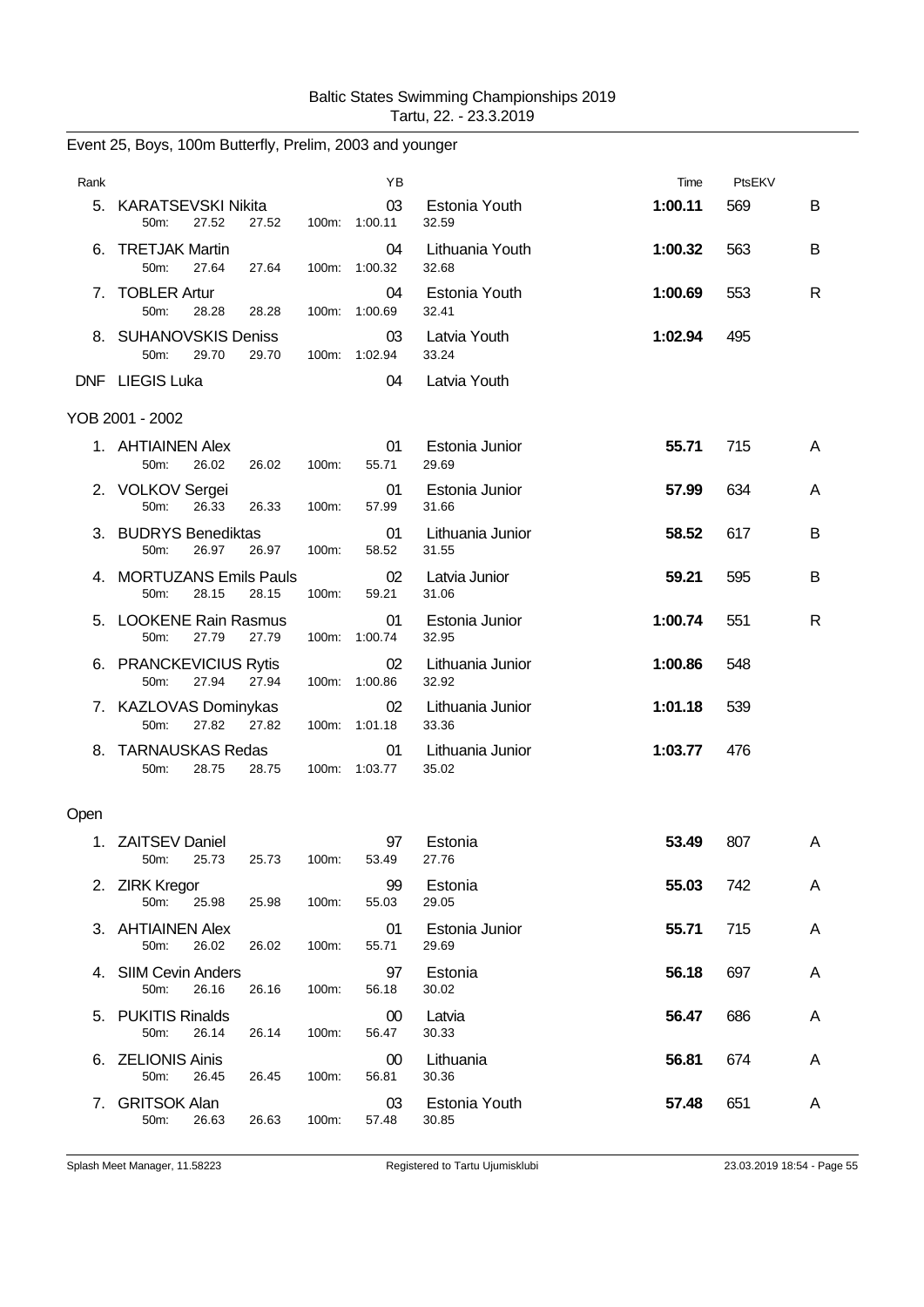Baltic States Swimming Championships 2019
Tartu, 22. - 23.3.2019

## Event 25, Boys, 100m Butterfly, Prelim, 2003 and younger

| Rank | Name | YB | Team | Time | PtsEKV | |
|---|---|---|---|---|---|---|
| 5. | KARATSEVSKI Nikita | 03 | Estonia Youth | **1:00.11** | 569 | B |
| | 50m: 27.52 27.52 100m: 1:00.11 32.59 | | | | | |
| 6. | TRETJAK Martin | 04 | Lithuania Youth | **1:00.32** | 563 | B |
| | 50m: 27.64 27.64 100m: 1:00.32 32.68 | | | | | |
| 7. | TOBLER Artur | 04 | Estonia Youth | **1:00.69** | 553 | R |
| | 50m: 28.28 28.28 100m: 1:00.69 32.41 | | | | | |
| 8. | SUHANOVSKIS Deniss | 03 | Latvia Youth | **1:02.94** | 495 | |
| | 50m: 29.70 29.70 100m: 1:02.94 33.24 | | | | | |
| DNF | LIEGIS Luka | 04 | Latvia Youth | | | |

### YOB 2001 - 2002

| Rank | Name | YB | Team | Time | PtsEKV | |
|---|---|---|---|---|---|---|
| 1. | AHTIAINEN Alex | 01 | Estonia Junior | **55.71** | 715 | A |
| | 50m: 26.02 26.02 100m: 55.71 29.69 | | | | | |
| 2. | VOLKOV Sergei | 01 | Estonia Junior | **57.99** | 634 | A |
| | 50m: 26.33 26.33 100m: 57.99 31.66 | | | | | |
| 3. | BUDRYS Benediktas | 01 | Lithuania Junior | **58.52** | 617 | B |
| | 50m: 26.97 26.97 100m: 58.52 31.55 | | | | | |
| 4. | MORTUZANS Emils Pauls | 02 | Latvia Junior | **59.21** | 595 | B |
| | 50m: 28.15 28.15 100m: 59.21 31.06 | | | | | |
| 5. | LOOKENE Rain Rasmus | 01 | Estonia Junior | **1:00.74** | 551 | R |
| | 50m: 27.79 27.79 100m: 1:00.74 32.95 | | | | | |
| 6. | PRANCKEVICIUS Rytis | 02 | Lithuania Junior | **1:00.86** | 548 | |
| | 50m: 27.94 27.94 100m: 1:00.86 32.92 | | | | | |
| 7. | KAZLOVAS Dominykas | 02 | Lithuania Junior | **1:01.18** | 539 | |
| | 50m: 27.82 27.82 100m: 1:01.18 33.36 | | | | | |
| 8. | TARNAUSKAS Redas | 01 | Lithuania Junior | **1:03.77** | 476 | |
| | 50m: 28.75 28.75 100m: 1:03.77 35.02 | | | | | |

### Open

| Rank | Name | YB | Team | Time | PtsEKV | |
|---|---|---|---|---|---|---|
| 1. | ZAITSEV Daniel | 97 | Estonia | **53.49** | 807 | A |
| | 50m: 25.73 25.73 100m: 53.49 27.76 | | | | | |
| 2. | ZIRK Kregor | 99 | Estonia | **55.03** | 742 | A |
| | 50m: 25.98 25.98 100m: 55.03 29.05 | | | | | |
| 3. | AHTIAINEN Alex | 01 | Estonia Junior | **55.71** | 715 | A |
| | 50m: 26.02 26.02 100m: 55.71 29.69 | | | | | |
| 4. | SIIM Cevin Anders | 97 | Estonia | **56.18** | 697 | A |
| | 50m: 26.16 26.16 100m: 56.18 30.02 | | | | | |
| 5. | PUKITIS Rinalds | 00 | Latvia | **56.47** | 686 | A |
| | 50m: 26.14 26.14 100m: 56.47 30.33 | | | | | |
| 6. | ZELIONIS Ainis | 00 | Lithuania | **56.81** | 674 | A |
| | 50m: 26.45 26.45 100m: 56.81 30.36 | | | | | |
| 7. | GRITSOK Alan | 03 | Estonia Youth | **57.48** | 651 | A |
| | 50m: 26.63 26.63 100m: 57.48 30.85 | | | | | |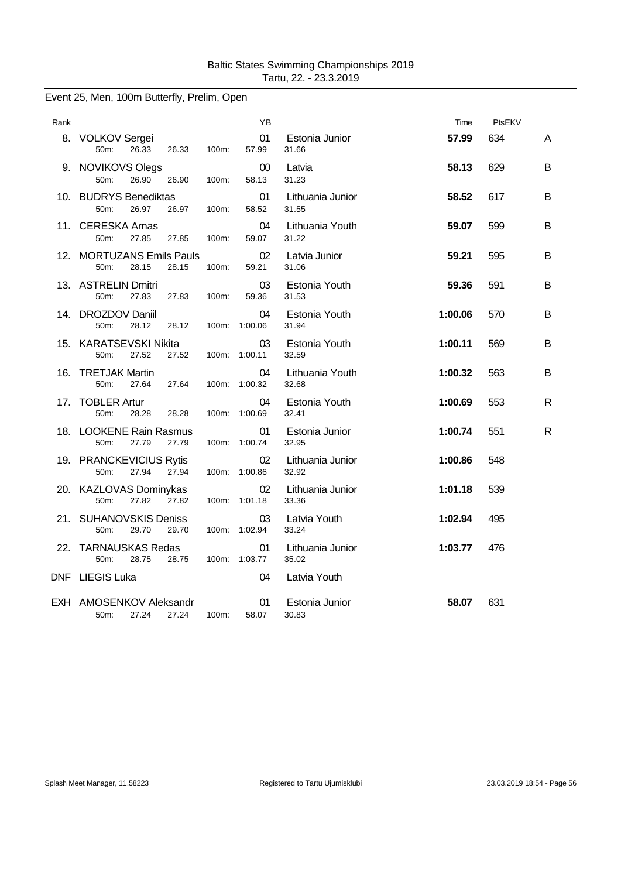Baltic States Swimming Championships 2019
Tartu, 22. - 23.3.2019

## Event 25, Men, 100m Butterfly, Prelim, Open

| Rank | Name | YB | Team | Time | PtsEKV | |
|---|---|---|---|---|---|---|
| 8. | VOLKOV Sergei | 01 | Estonia Junior | **57.99** | 634 | A |
| | 50m: 26.33 26.33 100m: 57.99 | | 31.66 | | | |
| 9. | NOVIKOVS Olegs | 00 | Latvia | **58.13** | 629 | B |
| | 50m: 26.90 26.90 100m: 58.13 | | 31.23 | | | |
| 10. | BUDRYS Benediktas | 01 | Lithuania Junior | **58.52** | 617 | B |
| | 50m: 26.97 26.97 100m: 58.52 | | 31.55 | | | |
| 11. | CERESKA Arnas | 04 | Lithuania Youth | **59.07** | 599 | B |
| | 50m: 27.85 27.85 100m: 59.07 | | 31.22 | | | |
| 12. | MORTUZANS Emils Pauls | 02 | Latvia Junior | **59.21** | 595 | B |
| | 50m: 28.15 28.15 100m: 59.21 | | 31.06 | | | |
| 13. | ASTRELIN Dmitri | 03 | Estonia Youth | **59.36** | 591 | B |
| | 50m: 27.83 27.83 100m: 59.36 | | 31.53 | | | |
| 14. | DROZDOV Daniil | 04 | Estonia Youth | **1:00.06** | 570 | B |
| | 50m: 28.12 28.12 100m: 1:00.06 | | 31.94 | | | |
| 15. | KARATSEVSKI Nikita | 03 | Estonia Youth | **1:00.11** | 569 | B |
| | 50m: 27.52 27.52 100m: 1:00.11 | | 32.59 | | | |
| 16. | TRETJAK Martin | 04 | Lithuania Youth | **1:00.32** | 563 | B |
| | 50m: 27.64 27.64 100m: 1:00.32 | | 32.68 | | | |
| 17. | TOBLER Artur | 04 | Estonia Youth | **1:00.69** | 553 | R |
| | 50m: 28.28 28.28 100m: 1:00.69 | | 32.41 | | | |
| 18. | LOOKENE Rain Rasmus | 01 | Estonia Junior | **1:00.74** | 551 | R |
| | 50m: 27.79 27.79 100m: 1:00.74 | | 32.95 | | | |
| 19. | PRANCKEVICIUS Rytis | 02 | Lithuania Junior | **1:00.86** | 548 | |
| | 50m: 27.94 27.94 100m: 1:00.86 | | 32.92 | | | |
| 20. | KAZLOVAS Dominykas | 02 | Lithuania Junior | **1:01.18** | 539 | |
| | 50m: 27.82 27.82 100m: 1:01.18 | | 33.36 | | | |
| 21. | SUHANOVSKIS Deniss | 03 | Latvia Youth | **1:02.94** | 495 | |
| | 50m: 29.70 29.70 100m: 1:02.94 | | 33.24 | | | |
| 22. | TARNAUSKAS Redas | 01 | Lithuania Junior | **1:03.77** | 476 | |
| | 50m: 28.75 28.75 100m: 1:03.77 | | 35.02 | | | |
| DNF | LIEGIS Luka | 04 | Latvia Youth | | | |
| EXH | AMOSENKOV Aleksandr | 01 | Estonia Junior | **58.07** | 631 | |
| | 50m: 27.24 27.24 100m: 58.07 | | 30.83 | | | |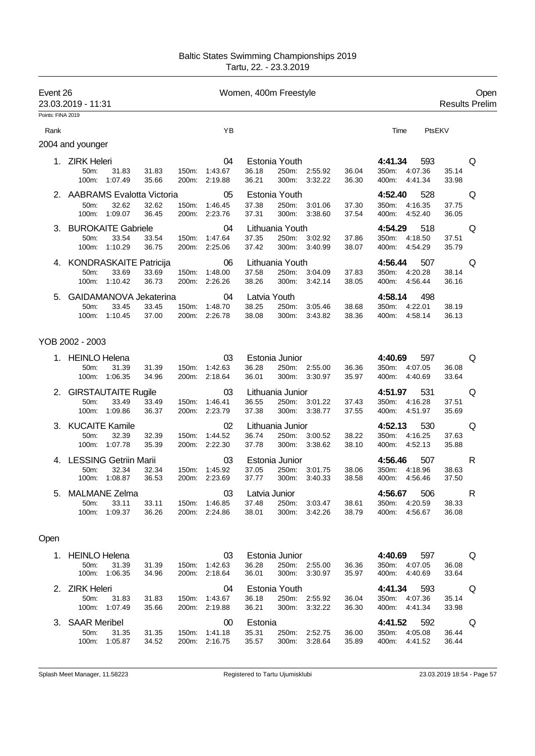Baltic States Swimming Championships 2019
Tartu, 22. - 23.3.2019

Event 26 — Women, 400m Freestyle — Open

23.03.2019 - 11:31 — Results Prelim

Points: FINA 2019

| Rank | Name | YB | Club | Time | PtsEKV | |
|---|---|---|---|---|---|---|

## 2004 and younger

| Rank | Name | YB | Club | Time | PtsEKV | |
|---|---|---|---|---|---|---|
| 1. | ZIRK Heleri | 04 | Estonia Youth | 4:41.34 | 593 | Q |
| | 50m: 31.83 31.83 / 100m: 1:07.49 35.66 / 150m: 1:43.67 36.18 / 200m: 2:19.88 36.21 / 250m: 2:55.92 36.04 / 300m: 3:32.22 36.30 / 350m: 4:07.36 35.14 / 400m: 4:41.34 33.98 | | | | | |
| 2. | AABRAMS Evalotta Victoria | 05 | Estonia Youth | 4:52.40 | 528 | Q |
| | 50m: 32.62 32.62 / 100m: 1:09.07 36.45 / 150m: 1:46.45 37.38 / 200m: 2:23.76 37.31 / 250m: 3:01.06 37.30 / 300m: 3:38.60 37.54 / 350m: 4:16.35 37.75 / 400m: 4:52.40 36.05 | | | | | |
| 3. | BUROKAITE Gabriele | 04 | Lithuania Youth | 4:54.29 | 518 | Q |
| | 50m: 33.54 33.54 / 100m: 1:10.29 36.75 / 150m: 1:47.64 37.35 / 200m: 2:25.06 37.42 / 250m: 3:02.92 37.86 / 300m: 3:40.99 38.07 / 350m: 4:18.50 37.51 / 400m: 4:54.29 35.79 | | | | | |
| 4. | KONDRASKAITE Patricija | 06 | Lithuania Youth | 4:56.44 | 507 | Q |
| | 50m: 33.69 33.69 / 100m: 1:10.42 36.73 / 150m: 1:48.00 37.58 / 200m: 2:26.26 38.26 / 250m: 3:04.09 37.83 / 300m: 3:42.14 38.05 / 350m: 4:20.28 38.14 / 400m: 4:56.44 36.16 | | | | | |
| 5. | GAIDAMANOVA Jekaterina | 04 | Latvia Youth | 4:58.14 | 498 | |
| | 50m: 33.45 33.45 / 100m: 1:10.45 37.00 / 150m: 1:48.70 38.25 / 200m: 2:26.78 38.08 / 250m: 3:05.46 38.68 / 300m: 3:43.82 38.36 / 350m: 4:22.01 38.19 / 400m: 4:58.14 36.13 | | | | | |

## YOB 2002 - 2003

| Rank | Name | YB | Club | Time | PtsEKV | |
|---|---|---|---|---|---|---|
| 1. | HEINLO Helena | 03 | Estonia Junior | 4:40.69 | 597 | Q |
| | 50m: 31.39 31.39 / 100m: 1:06.35 34.96 / 150m: 1:42.63 36.28 / 200m: 2:18.64 36.01 / 250m: 2:55.00 36.36 / 300m: 3:30.97 35.97 / 350m: 4:07.05 36.08 / 400m: 4:40.69 33.64 | | | | | |
| 2. | GIRSTAUTAITE Rugile | 03 | Lithuania Junior | 4:51.97 | 531 | Q |
| | 50m: 33.49 33.49 / 100m: 1:09.86 36.37 / 150m: 1:46.41 36.55 / 200m: 2:23.79 37.38 / 250m: 3:01.22 37.43 / 300m: 3:38.77 37.55 / 350m: 4:16.28 37.51 / 400m: 4:51.97 35.69 | | | | | |
| 3. | KUCAITE Kamile | 02 | Lithuania Junior | 4:52.13 | 530 | Q |
| | 50m: 32.39 32.39 / 100m: 1:07.78 35.39 / 150m: 1:44.52 36.74 / 200m: 2:22.30 37.78 / 250m: 3:00.52 38.22 / 300m: 3:38.62 38.10 / 350m: 4:16.25 37.63 / 400m: 4:52.13 35.88 | | | | | |
| 4. | LESSING Getriin Marii | 03 | Estonia Junior | 4:56.46 | 507 | R |
| | 50m: 32.34 32.34 / 100m: 1:08.87 36.53 / 150m: 1:45.92 37.05 / 200m: 2:23.69 37.77 / 250m: 3:01.75 38.06 / 300m: 3:40.33 38.58 / 350m: 4:18.96 38.63 / 400m: 4:56.46 37.50 | | | | | |
| 5. | MALMANE Zelma | 03 | Latvia Junior | 4:56.67 | 506 | R |
| | 50m: 33.11 33.11 / 100m: 1:09.37 36.26 / 150m: 1:46.85 37.48 / 200m: 2:24.86 38.01 / 250m: 3:03.47 38.61 / 300m: 3:42.26 38.79 / 350m: 4:20.59 38.33 / 400m: 4:56.67 36.08 | | | | | |

## Open

| Rank | Name | YB | Club | Time | PtsEKV | |
|---|---|---|---|---|---|---|
| 1. | HEINLO Helena | 03 | Estonia Junior | 4:40.69 | 597 | Q |
| | 50m: 31.39 31.39 / 100m: 1:06.35 34.96 / 150m: 1:42.63 36.28 / 200m: 2:18.64 36.01 / 250m: 2:55.00 36.36 / 300m: 3:30.97 35.97 / 350m: 4:07.05 36.08 / 400m: 4:40.69 33.64 | | | | | |
| 2. | ZIRK Heleri | 04 | Estonia Youth | 4:41.34 | 593 | Q |
| | 50m: 31.83 31.83 / 100m: 1:07.49 35.66 / 150m: 1:43.67 36.18 / 200m: 2:19.88 36.21 / 250m: 2:55.92 36.04 / 300m: 3:32.22 36.30 / 350m: 4:07.36 35.14 / 400m: 4:41.34 33.98 | | | | | |
| 3. | SAAR Meribel | 00 | Estonia | 4:41.52 | 592 | Q |
| | 50m: 31.35 31.35 / 100m: 1:05.87 34.52 / 150m: 1:41.18 35.31 / 200m: 2:16.75 35.57 / 250m: 2:52.75 36.00 / 300m: 3:28.64 35.89 / 350m: 4:05.08 36.44 / 400m: 4:41.52 36.44 | | | | | |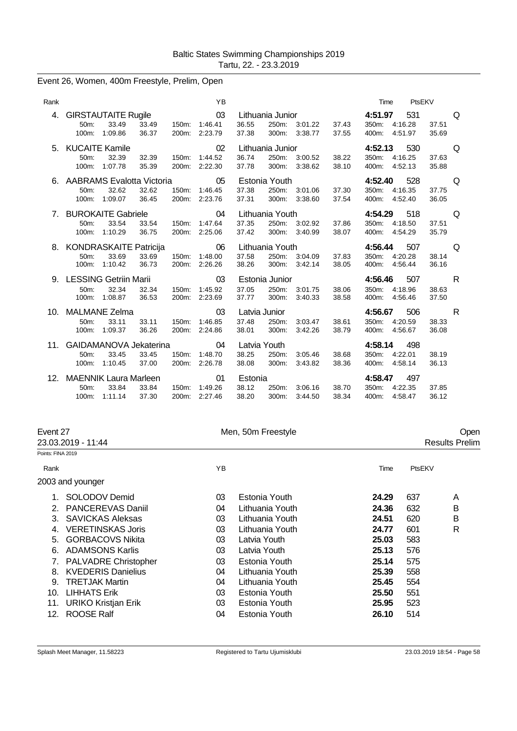## Event 26, Women, 400m Freestyle, Prelim, Open

| Rank | Name | YB | Club | Time | PtsEKV | |
|---|---|---|---|---|---|---|
| 4. | GIRSTAUTAITE Rugile | 03 | Lithuania Junior | 4:51.97 | 531 | Q |
| | 50m: 33.49 33.49 / 100m: 1:09.86 36.37 | 150m: 1:46.41 36.55 / 200m: 2:23.79 37.38 | 250m: 3:01.22 37.43 / 300m: 3:38.77 37.55 | 350m: 4:16.28 37.51 / 400m: 4:51.97 35.69 | | |
| 5. | KUCAITE Kamile | 02 | Lithuania Junior | 4:52.13 | 530 | Q |
| | 50m: 32.39 32.39 / 100m: 1:07.78 35.39 | 150m: 1:44.52 36.74 / 200m: 2:22.30 37.78 | 250m: 3:00.52 38.22 / 300m: 3:38.62 38.10 | 350m: 4:16.25 37.63 / 400m: 4:52.13 35.88 | | |
| 6. | AABRAMS Evalotta Victoria | 05 | Estonia Youth | 4:52.40 | 528 | Q |
| | 50m: 32.62 32.62 / 100m: 1:09.07 36.45 | 150m: 1:46.45 37.38 / 200m: 2:23.76 37.31 | 250m: 3:01.06 37.30 / 300m: 3:38.60 37.54 | 350m: 4:16.35 37.75 / 400m: 4:52.40 36.05 | | |
| 7. | BUROKAITE Gabriele | 04 | Lithuania Youth | 4:54.29 | 518 | Q |
| | 50m: 33.54 33.54 / 100m: 1:10.29 36.75 | 150m: 1:47.64 37.35 / 200m: 2:25.06 37.42 | 250m: 3:02.92 37.86 / 300m: 3:40.99 38.07 | 350m: 4:18.50 37.51 / 400m: 4:54.29 35.79 | | |
| 8. | KONDRASKAITE Patricija | 06 | Lithuania Youth | 4:56.44 | 507 | Q |
| | 50m: 33.69 33.69 / 100m: 1:10.42 36.73 | 150m: 1:48.00 37.58 / 200m: 2:26.26 38.26 | 250m: 3:04.09 37.83 / 300m: 3:42.14 38.05 | 350m: 4:20.28 38.14 / 400m: 4:56.44 36.16 | | |
| 9. | LESSING Getriin Marii | 03 | Estonia Junior | 4:56.46 | 507 | R |
| | 50m: 32.34 32.34 / 100m: 1:08.87 36.53 | 150m: 1:45.92 37.05 / 200m: 2:23.69 37.77 | 250m: 3:01.75 38.06 / 300m: 3:40.33 38.58 | 350m: 4:18.96 38.63 / 400m: 4:56.46 37.50 | | |
| 10. | MALMANE Zelma | 03 | Latvia Junior | 4:56.67 | 506 | R |
| | 50m: 33.11 33.11 / 100m: 1:09.37 36.26 | 150m: 1:46.85 37.48 / 200m: 2:24.86 38.01 | 250m: 3:03.47 38.61 / 300m: 3:42.26 38.79 | 350m: 4:20.59 38.33 / 400m: 4:56.67 36.08 | | |
| 11. | GAIDAMANOVA Jekaterina | 04 | Latvia Youth | 4:58.14 | 498 | |
| | 50m: 33.45 33.45 / 100m: 1:10.45 37.00 | 150m: 1:48.70 38.25 / 200m: 2:26.78 38.08 | 250m: 3:05.46 38.68 / 300m: 3:43.82 38.36 | 350m: 4:22.01 38.19 / 400m: 4:58.14 36.13 | | |
| 12. | MAENNIK Laura Marleen | 01 | Estonia | 4:58.47 | 497 | |
| | 50m: 33.84 33.84 / 100m: 1:11.14 37.30 | 150m: 1:49.26 38.12 / 200m: 2:27.46 38.20 | 250m: 3:06.16 38.70 / 300m: 3:44.50 38.34 | 350m: 4:22.35 37.85 / 400m: 4:58.47 36.12 | | |

## Event 27 — Men, 50m Freestyle — Open

23.03.2019 - 11:44 — Results Prelim

Points: FINA 2019

| Rank | Name | YB | Club | Time | PtsEKV | |
|---|---|---|---|---|---|---|
| **2003 and younger** | | | | | | |
| 1. | SOLODOV Demid | 03 | Estonia Youth | 24.29 | 637 | A |
| 2. | PANCEREVAS Daniil | 04 | Lithuania Youth | 24.36 | 632 | B |
| 3. | SAVICKAS Aleksas | 03 | Lithuania Youth | 24.51 | 620 | B |
| 4. | VERETINSKAS Joris | 03 | Lithuania Youth | 24.77 | 601 | R |
| 5. | GORBACOVS Nikita | 03 | Latvia Youth | 25.03 | 583 | |
| 6. | ADAMSONS Karlis | 03 | Latvia Youth | 25.13 | 576 | |
| 7. | PALVADRE Christopher | 03 | Estonia Youth | 25.14 | 575 | |
| 8. | KVEDERIS Danielius | 04 | Lithuania Youth | 25.39 | 558 | |
| 9. | TRETJAK Martin | 04 | Lithuania Youth | 25.45 | 554 | |
| 10. | LIHHATS Erik | 03 | Estonia Youth | 25.50 | 551 | |
| 11. | URIKO Kristjan Erik | 03 | Estonia Youth | 25.95 | 523 | |
| 12. | ROOSE Ralf | 04 | Estonia Youth | 26.10 | 514 | |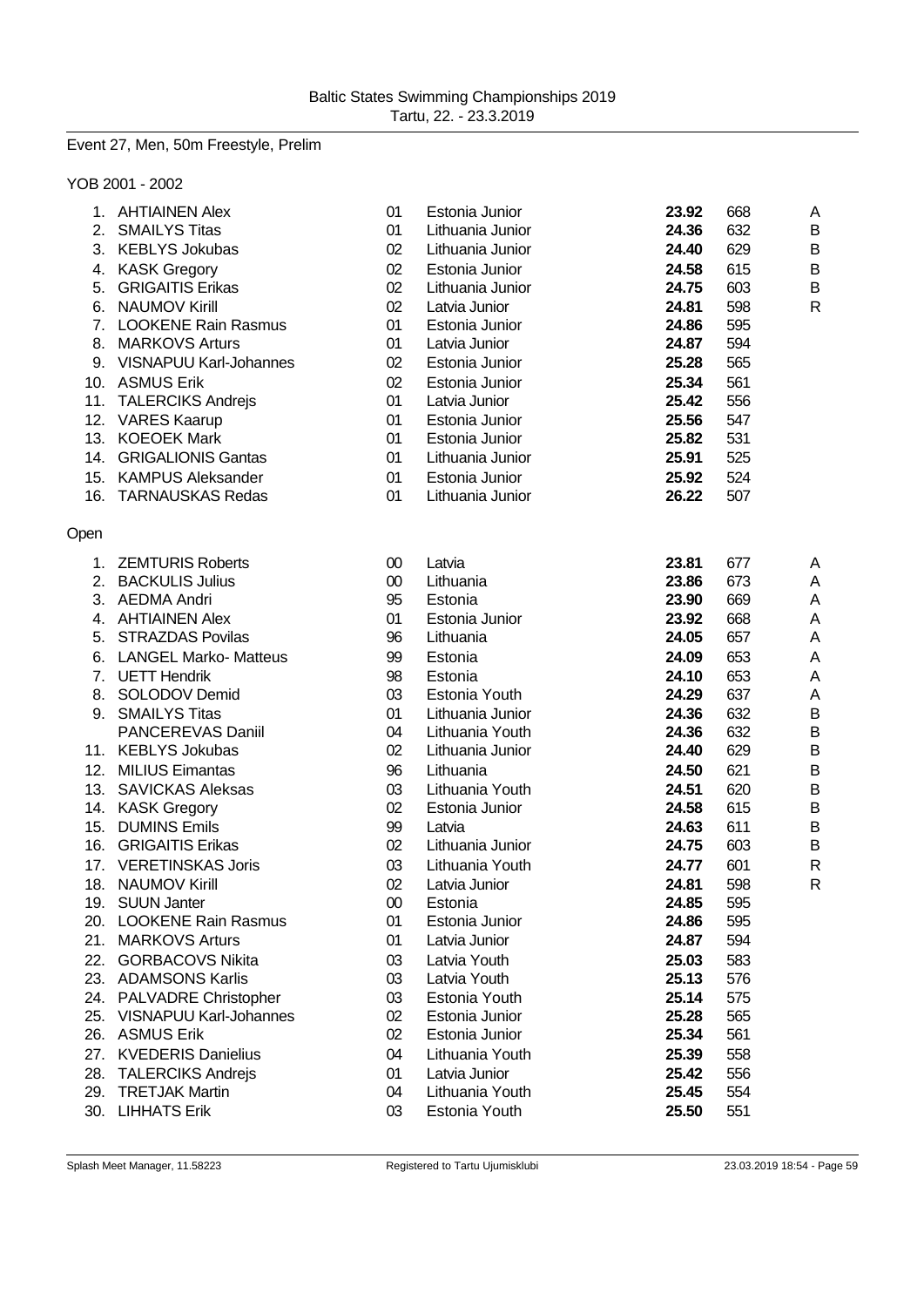Baltic States Swimming Championships 2019
Tartu, 22. - 23.3.2019

## Event 27, Men, 50m Freestyle, Prelim

### YOB 2001 - 2002

| Place | Name | YOB | Team | Time | Points | |
|---|---|---|---|---|---|---|
| 1. | AHTIAINEN Alex | 01 | Estonia Junior | **23.92** | 668 | A |
| 2. | SMAILYS Titas | 01 | Lithuania Junior | **24.36** | 632 | B |
| 3. | KEBLYS Jokubas | 02 | Lithuania Junior | **24.40** | 629 | B |
| 4. | KASK Gregory | 02 | Estonia Junior | **24.58** | 615 | B |
| 5. | GRIGAITIS Erikas | 02 | Lithuania Junior | **24.75** | 603 | B |
| 6. | NAUMOV Kirill | 02 | Latvia Junior | **24.81** | 598 | R |
| 7. | LOOKENE Rain Rasmus | 01 | Estonia Junior | **24.86** | 595 | |
| 8. | MARKOVS Arturs | 01 | Latvia Junior | **24.87** | 594 | |
| 9. | VISNAPUU Karl-Johannes | 02 | Estonia Junior | **25.28** | 565 | |
| 10. | ASMUS Erik | 02 | Estonia Junior | **25.34** | 561 | |
| 11. | TALERCIKS Andrejs | 01 | Latvia Junior | **25.42** | 556 | |
| 12. | VARES Kaarup | 01 | Estonia Junior | **25.56** | 547 | |
| 13. | KOEOEK Mark | 01 | Estonia Junior | **25.82** | 531 | |
| 14. | GRIGALIONIS Gantas | 01 | Lithuania Junior | **25.91** | 525 | |
| 15. | KAMPUS Aleksander | 01 | Estonia Junior | **25.92** | 524 | |
| 16. | TARNAUSKAS Redas | 01 | Lithuania Junior | **26.22** | 507 | |

### Open

| Place | Name | YOB | Team | Time | Points | |
|---|---|---|---|---|---|---|
| 1. | ZEMTURIS Roberts | 00 | Latvia | **23.81** | 677 | A |
| 2. | BACKULIS Julius | 00 | Lithuania | **23.86** | 673 | A |
| 3. | AEDMA Andri | 95 | Estonia | **23.90** | 669 | A |
| 4. | AHTIAINEN Alex | 01 | Estonia Junior | **23.92** | 668 | A |
| 5. | STRAZDAS Povilas | 96 | Lithuania | **24.05** | 657 | A |
| 6. | LANGEL Marko- Matteus | 99 | Estonia | **24.09** | 653 | A |
| 7. | UETT Hendrik | 98 | Estonia | **24.10** | 653 | A |
| 8. | SOLODOV Demid | 03 | Estonia Youth | **24.29** | 637 | A |
| 9. | SMAILYS Titas | 01 | Lithuania Junior | **24.36** | 632 | B |
| | PANCEREVAS Daniil | 04 | Lithuania Youth | **24.36** | 632 | B |
| 11. | KEBLYS Jokubas | 02 | Lithuania Junior | **24.40** | 629 | B |
| 12. | MILIUS Eimantas | 96 | Lithuania | **24.50** | 621 | B |
| 13. | SAVICKAS Aleksas | 03 | Lithuania Youth | **24.51** | 620 | B |
| 14. | KASK Gregory | 02 | Estonia Junior | **24.58** | 615 | B |
| 15. | DUMINS Emils | 99 | Latvia | **24.63** | 611 | B |
| 16. | GRIGAITIS Erikas | 02 | Lithuania Junior | **24.75** | 603 | B |
| 17. | VERETINSKAS Joris | 03 | Lithuania Youth | **24.77** | 601 | R |
| 18. | NAUMOV Kirill | 02 | Latvia Junior | **24.81** | 598 | R |
| 19. | SUUN Janter | 00 | Estonia | **24.85** | 595 | |
| 20. | LOOKENE Rain Rasmus | 01 | Estonia Junior | **24.86** | 595 | |
| 21. | MARKOVS Arturs | 01 | Latvia Junior | **24.87** | 594 | |
| 22. | GORBACOVS Nikita | 03 | Latvia Youth | **25.03** | 583 | |
| 23. | ADAMSONS Karlis | 03 | Latvia Youth | **25.13** | 576 | |
| 24. | PALVADRE Christopher | 03 | Estonia Youth | **25.14** | 575 | |
| 25. | VISNAPUU Karl-Johannes | 02 | Estonia Junior | **25.28** | 565 | |
| 26. | ASMUS Erik | 02 | Estonia Junior | **25.34** | 561 | |
| 27. | KVEDERIS Danielius | 04 | Lithuania Youth | **25.39** | 558 | |
| 28. | TALERCIKS Andrejs | 01 | Latvia Junior | **25.42** | 556 | |
| 29. | TRETJAK Martin | 04 | Lithuania Youth | **25.45** | 554 | |
| 30. | LIHHATS Erik | 03 | Estonia Youth | **25.50** | 551 | |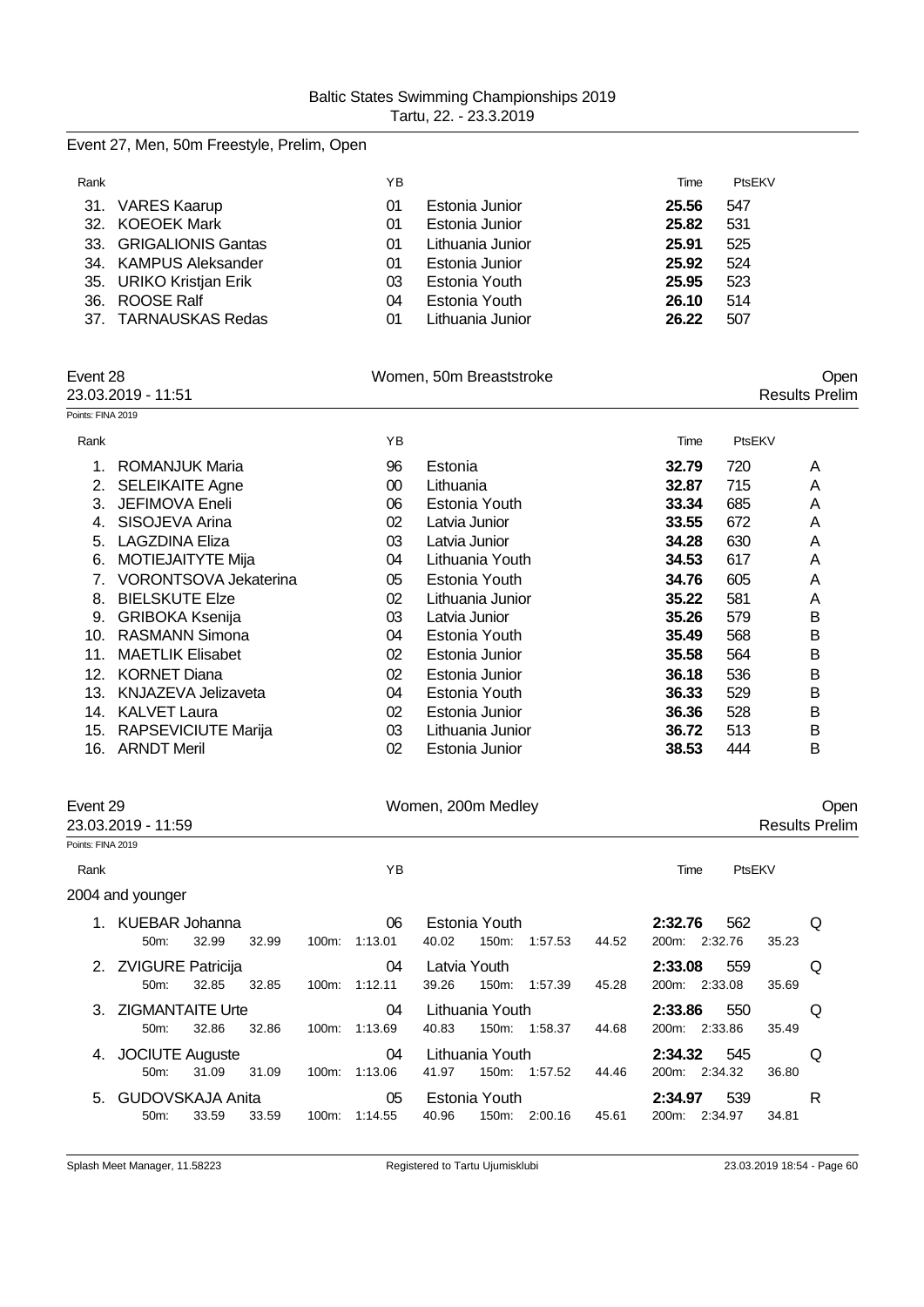Event 27, Men, 50m Freestyle, Prelim, Open

| Rank | | YB | | Time | PtsEKV |
|---|---|---|---|---|---|
| 31. | VARES Kaarup | 01 | Estonia Junior | **25.56** | 547 |
| 32. | KOEOEK Mark | 01 | Estonia Junior | **25.82** | 531 |
| 33. | GRIGALIONIS Gantas | 01 | Lithuania Junior | **25.91** | 525 |
| 34. | KAMPUS Aleksander | 01 | Estonia Junior | **25.92** | 524 |
| 35. | URIKO Kristjan Erik | 03 | Estonia Youth | **25.95** | 523 |
| 36. | ROOSE Ralf | 04 | Estonia Youth | **26.10** | 514 |
| 37. | TARNAUSKAS Redas | 01 | Lithuania Junior | **26.22** | 507 |

## Event 28 — Women, 50m Breaststroke — Open

23.03.2019 - 11:51 — Results Prelim

Points: FINA 2019

| Rank | | YB | | Time | PtsEKV | |
|---|---|---|---|---|---|---|
| 1. | ROMANJUK Maria | 96 | Estonia | **32.79** | 720 | A |
| 2. | SELEIKAITE Agne | 00 | Lithuania | **32.87** | 715 | A |
| 3. | JEFIMOVA Eneli | 06 | Estonia Youth | **33.34** | 685 | A |
| 4. | SISOJEVA Arina | 02 | Latvia Junior | **33.55** | 672 | A |
| 5. | LAGZDINA Eliza | 03 | Latvia Junior | **34.28** | 630 | A |
| 6. | MOTIEJAITYTE Mija | 04 | Lithuania Youth | **34.53** | 617 | A |
| 7. | VORONTSOVA Jekaterina | 05 | Estonia Youth | **34.76** | 605 | A |
| 8. | BIELSKUTE Elze | 02 | Lithuania Junior | **35.22** | 581 | A |
| 9. | GRIBOKA Ksenija | 03 | Latvia Junior | **35.26** | 579 | B |
| 10. | RASMANN Simona | 04 | Estonia Youth | **35.49** | 568 | B |
| 11. | MAETLIK Elisabet | 02 | Estonia Junior | **35.58** | 564 | B |
| 12. | KORNET Diana | 02 | Estonia Junior | **36.18** | 536 | B |
| 13. | KNJAZEVA Jelizaveta | 04 | Estonia Youth | **36.33** | 529 | B |
| 14. | KALVET Laura | 02 | Estonia Junior | **36.36** | 528 | B |
| 15. | RAPSEVICIUTE Marija | 03 | Lithuania Junior | **36.72** | 513 | B |
| 16. | ARNDT Meril | 02 | Estonia Junior | **38.53** | 444 | B |

## Event 29 — Women, 200m Medley — Open

23.03.2019 - 11:59 — Results Prelim

Points: FINA 2019

2004 and younger

| Rank | | YB | | Time | PtsEKV | |
|---|---|---|---|---|---|---|
| 1. | KUEBAR Johanna | 06 | Estonia Youth | **2:32.76** | 562 | Q |
| | 50m: 32.99 32.99 | 100m: 1:13.01 40.02 | 150m: 1:57.53 44.52 | 200m: 2:32.76 35.23 | | |
| 2. | ZVIGURE Patricija | 04 | Latvia Youth | **2:33.08** | 559 | Q |
| | 50m: 32.85 32.85 | 100m: 1:12.11 39.26 | 150m: 1:57.39 45.28 | 200m: 2:33.08 35.69 | | |
| 3. | ZIGMANTAITE Urte | 04 | Lithuania Youth | **2:33.86** | 550 | Q |
| | 50m: 32.86 32.86 | 100m: 1:13.69 40.83 | 150m: 1:58.37 44.68 | 200m: 2:33.86 35.49 | | |
| 4. | JOCIUTE Auguste | 04 | Lithuania Youth | **2:34.32** | 545 | Q |
| | 50m: 31.09 31.09 | 100m: 1:13.06 41.97 | 150m: 1:57.52 44.46 | 200m: 2:34.32 36.80 | | |
| 5. | GUDOVSKAJA Anita | 05 | Estonia Youth | **2:34.97** | 539 | R |
| | 50m: 33.59 33.59 | 100m: 1:14.55 40.96 | 150m: 2:00.16 45.61 | 200m: 2:34.97 34.81 | | |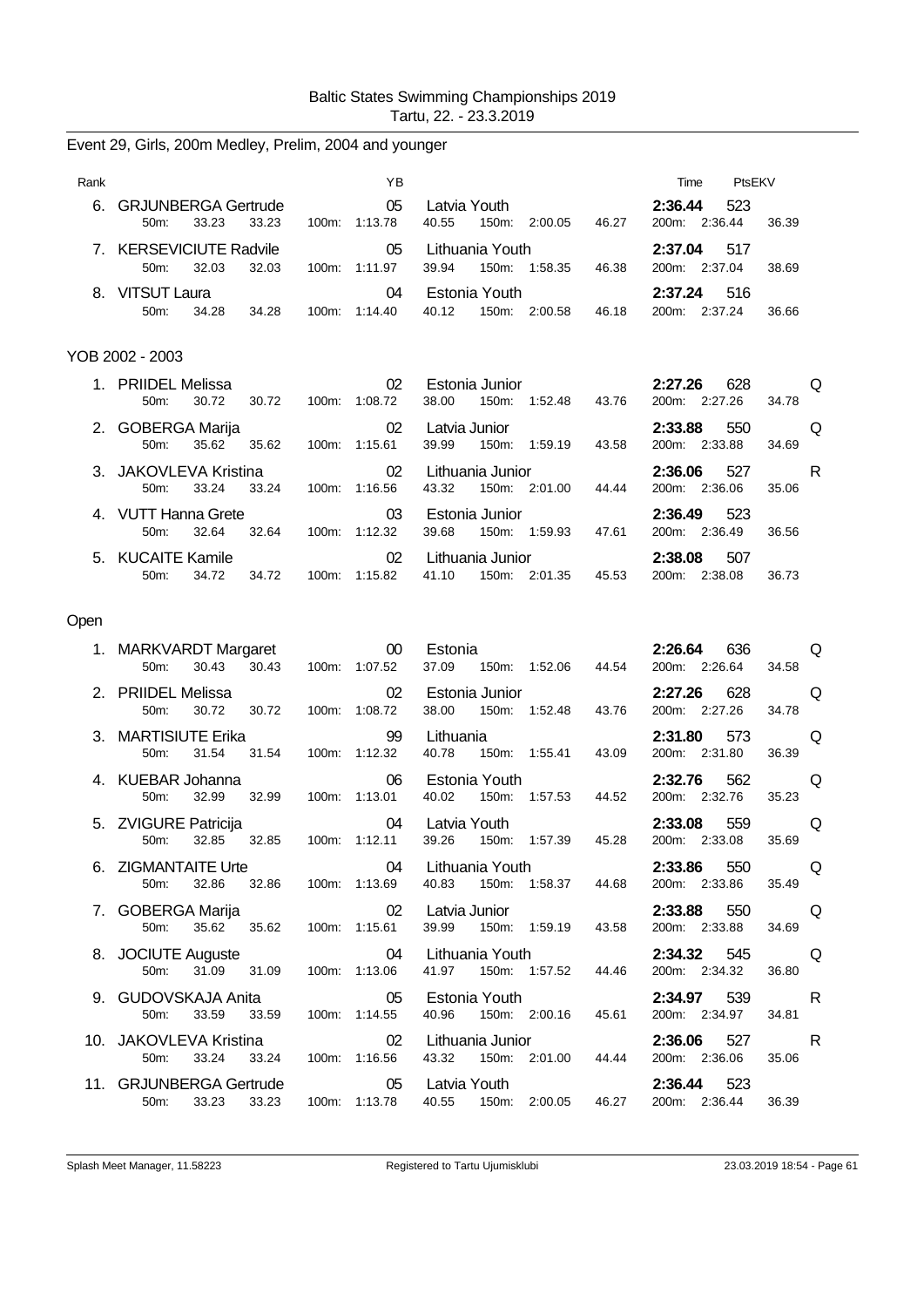Baltic States Swimming Championships 2019
Tartu, 22. - 23.3.2019

## Event 29, Girls, 200m Medley, Prelim, 2004 and younger

| Rank | Name | YB | Team | Time | PtsEKV | |
|---|---|---|---|---|---|---|
| 6. | GRJUNBERGA Gertrude | 05 | Latvia Youth | 2:36.44 | 523 | |
| | 50m: 33.23 33.23 | 100m: 1:13.78 40.55 | 150m: 2:00.05 46.27 | 200m: 2:36.44 36.39 | | |
| 7. | KERSEVICIUTE Radvile | 05 | Lithuania Youth | 2:37.04 | 517 | |
| | 50m: 32.03 32.03 | 100m: 1:11.97 39.94 | 150m: 1:58.35 46.38 | 200m: 2:37.04 38.69 | | |
| 8. | VITSUT Laura | 04 | Estonia Youth | 2:37.24 | 516 | |
| | 50m: 34.28 34.28 | 100m: 1:14.40 40.12 | 150m: 2:00.58 46.18 | 200m: 2:37.24 36.66 | | |

### YOB 2002 - 2003

| Rank | Name | YB | Team | Time | PtsEKV | |
|---|---|---|---|---|---|---|
| 1. | PRIIDEL Melissa | 02 | Estonia Junior | 2:27.26 | 628 | Q |
| | 50m: 30.72 30.72 | 100m: 1:08.72 38.00 | 150m: 1:52.48 43.76 | 200m: 2:27.26 34.78 | | |
| 2. | GOBERGA Marija | 02 | Latvia Junior | 2:33.88 | 550 | Q |
| | 50m: 35.62 35.62 | 100m: 1:15.61 39.99 | 150m: 1:59.19 43.58 | 200m: 2:33.88 34.69 | | |
| 3. | JAKOVLEVA Kristina | 02 | Lithuania Junior | 2:36.06 | 527 | R |
| | 50m: 33.24 33.24 | 100m: 1:16.56 43.32 | 150m: 2:01.00 44.44 | 200m: 2:36.06 35.06 | | |
| 4. | VUTT Hanna Grete | 03 | Estonia Junior | 2:36.49 | 523 | |
| | 50m: 32.64 32.64 | 100m: 1:12.32 39.68 | 150m: 1:59.93 47.61 | 200m: 2:36.49 36.56 | | |
| 5. | KUCAITE Kamile | 02 | Lithuania Junior | 2:38.08 | 507 | |
| | 50m: 34.72 34.72 | 100m: 1:15.82 41.10 | 150m: 2:01.35 45.53 | 200m: 2:38.08 36.73 | | |

### Open

| Rank | Name | YB | Team | Time | PtsEKV | |
|---|---|---|---|---|---|---|
| 1. | MARKVARDT Margaret | 00 | Estonia | 2:26.64 | 636 | Q |
| | 50m: 30.43 30.43 | 100m: 1:07.52 37.09 | 150m: 1:52.06 44.54 | 200m: 2:26.64 34.58 | | |
| 2. | PRIIDEL Melissa | 02 | Estonia Junior | 2:27.26 | 628 | Q |
| | 50m: 30.72 30.72 | 100m: 1:08.72 38.00 | 150m: 1:52.48 43.76 | 200m: 2:27.26 34.78 | | |
| 3. | MARTISIUTE Erika | 99 | Lithuania | 2:31.80 | 573 | Q |
| | 50m: 31.54 31.54 | 100m: 1:12.32 40.78 | 150m: 1:55.41 43.09 | 200m: 2:31.80 36.39 | | |
| 4. | KUEBAR Johanna | 06 | Estonia Youth | 2:32.76 | 562 | Q |
| | 50m: 32.99 32.99 | 100m: 1:13.01 40.02 | 150m: 1:57.53 44.52 | 200m: 2:32.76 35.23 | | |
| 5. | ZVIGURE Patricija | 04 | Latvia Youth | 2:33.08 | 559 | Q |
| | 50m: 32.85 32.85 | 100m: 1:12.11 39.26 | 150m: 1:57.39 45.28 | 200m: 2:33.08 35.69 | | |
| 6. | ZIGMANTAITE Urte | 04 | Lithuania Youth | 2:33.86 | 550 | Q |
| | 50m: 32.86 32.86 | 100m: 1:13.69 40.83 | 150m: 1:58.37 44.68 | 200m: 2:33.86 35.49 | | |
| 7. | GOBERGA Marija | 02 | Latvia Junior | 2:33.88 | 550 | Q |
| | 50m: 35.62 35.62 | 100m: 1:15.61 39.99 | 150m: 1:59.19 43.58 | 200m: 2:33.88 34.69 | | |
| 8. | JOCIUTE Auguste | 04 | Lithuania Youth | 2:34.32 | 545 | Q |
| | 50m: 31.09 31.09 | 100m: 1:13.06 41.97 | 150m: 1:57.52 44.46 | 200m: 2:34.32 36.80 | | |
| 9. | GUDOVSKAJA Anita | 05 | Estonia Youth | 2:34.97 | 539 | R |
| | 50m: 33.59 33.59 | 100m: 1:14.55 40.96 | 150m: 2:00.16 45.61 | 200m: 2:34.97 34.81 | | |
| 10. | JAKOVLEVA Kristina | 02 | Lithuania Junior | 2:36.06 | 527 | R |
| | 50m: 33.24 33.24 | 100m: 1:16.56 43.32 | 150m: 2:01.00 44.44 | 200m: 2:36.06 35.06 | | |
| 11. | GRJUNBERGA Gertrude | 05 | Latvia Youth | 2:36.44 | 523 | |
| | 50m: 33.23 33.23 | 100m: 1:13.78 40.55 | 150m: 2:00.05 46.27 | 200m: 2:36.44 36.39 | | |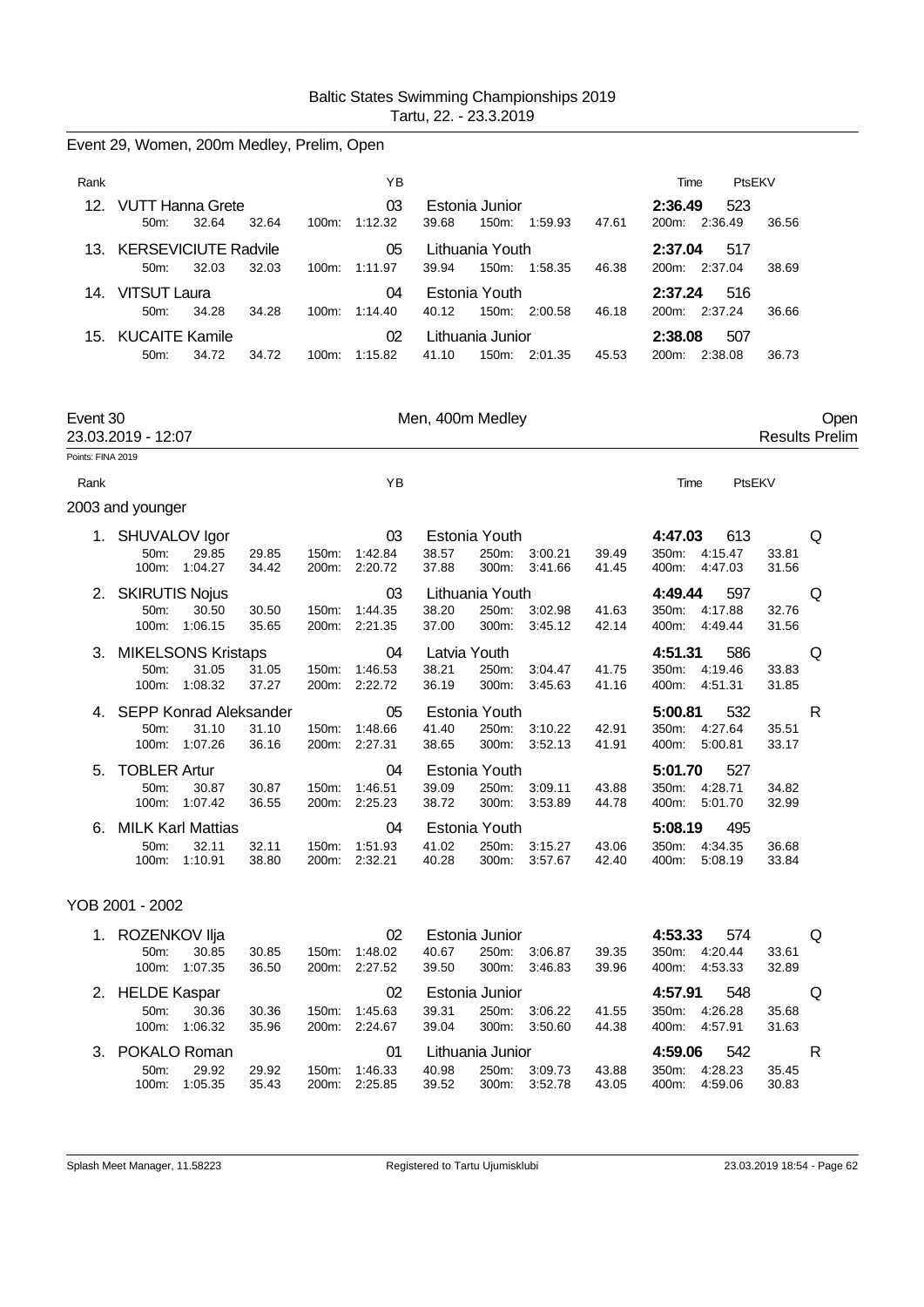Baltic States Swimming Championships 2019
Tartu, 22. - 23.3.2019

## Event 29, Women, 200m Medley, Prelim, Open

| Rank | Name | YB | Club | Time | PtsEKV | |
|---|---|---|---|---|---|---|
| 12. | VUTT Hanna Grete | 03 | Estonia Junior | 2:36.49 | 523 | |
| | 50m: 32.64 32.64 | 100m: 1:12.32 | 39.68 150m: 1:59.93 47.61 | 200m: 2:36.49 36.56 | | |
| 13. | KERSEVICIUTE Radvile | 05 | Lithuania Youth | 2:37.04 | 517 | |
| | 50m: 32.03 32.03 | 100m: 1:11.97 | 39.94 150m: 1:58.35 46.38 | 200m: 2:37.04 38.69 | | |
| 14. | VITSUT Laura | 04 | Estonia Youth | 2:37.24 | 516 | |
| | 50m: 34.28 34.28 | 100m: 1:14.40 | 40.12 150m: 2:00.58 46.18 | 200m: 2:37.24 36.66 | | |
| 15. | KUCAITE Kamile | 02 | Lithuania Junior | 2:38.08 | 507 | |
| | 50m: 34.72 34.72 | 100m: 1:15.82 | 41.10 150m: 2:01.35 45.53 | 200m: 2:38.08 36.73 | | |

## Event 30 — Men, 400m Medley — Open

23.03.2019 - 12:07 — Results Prelim

Points: FINA 2019

### 2003 and younger

| Rank | Name | YB | Club | Time | PtsEKV | |
|---|---|---|---|---|---|---|
| 1. | SHUVALOV Igor | 03 | Estonia Youth | 4:47.03 | 613 | Q |
| | 50m: 29.85 29.85 / 100m: 1:04.27 34.42 | 150m: 1:42.84 38.57 / 200m: 2:20.72 37.88 | 250m: 3:00.21 39.49 / 300m: 3:41.66 41.45 | 350m: 4:15.47 33.81 / 400m: 4:47.03 31.56 | | |
| 2. | SKIRUTIS Nojus | 03 | Lithuania Youth | 4:49.44 | 597 | Q |
| | 50m: 30.50 30.50 / 100m: 1:06.15 35.65 | 150m: 1:44.35 38.20 / 200m: 2:21.35 37.00 | 250m: 3:02.98 41.63 / 300m: 3:45.12 42.14 | 350m: 4:17.88 32.76 / 400m: 4:49.44 31.56 | | |
| 3. | MIKELSONS Kristaps | 04 | Latvia Youth | 4:51.31 | 586 | Q |
| | 50m: 31.05 31.05 / 100m: 1:08.32 37.27 | 150m: 1:46.53 38.21 / 200m: 2:22.72 36.19 | 250m: 3:04.47 41.75 / 300m: 3:45.63 41.16 | 350m: 4:19.46 33.83 / 400m: 4:51.31 31.85 | | |
| 4. | SEPP Konrad Aleksander | 05 | Estonia Youth | 5:00.81 | 532 | R |
| | 50m: 31.10 31.10 / 100m: 1:07.26 36.16 | 150m: 1:48.66 41.40 / 200m: 2:27.31 38.65 | 250m: 3:10.22 42.91 / 300m: 3:52.13 41.91 | 350m: 4:27.64 35.51 / 400m: 5:00.81 33.17 | | |
| 5. | TOBLER Artur | 04 | Estonia Youth | 5:01.70 | 527 | |
| | 50m: 30.87 30.87 / 100m: 1:07.42 36.55 | 150m: 1:46.51 39.09 / 200m: 2:25.23 38.72 | 250m: 3:09.11 43.88 / 300m: 3:53.89 44.78 | 350m: 4:28.71 34.82 / 400m: 5:01.70 32.99 | | |
| 6. | MILK Karl Mattias | 04 | Estonia Youth | 5:08.19 | 495 | |
| | 50m: 32.11 32.11 / 100m: 1:10.91 38.80 | 150m: 1:51.93 41.02 / 200m: 2:32.21 40.28 | 250m: 3:15.27 43.06 / 300m: 3:57.67 42.40 | 350m: 4:34.35 36.68 / 400m: 5:08.19 33.84 | | |

### YOB 2001 - 2002

| Rank | Name | YB | Club | Time | PtsEKV | |
|---|---|---|---|---|---|---|
| 1. | ROZENKOV Ilja | 02 | Estonia Junior | 4:53.33 | 574 | Q |
| | 50m: 30.85 30.85 / 100m: 1:07.35 36.50 | 150m: 1:48.02 40.67 / 200m: 2:27.52 39.50 | 250m: 3:06.87 39.35 / 300m: 3:46.83 39.96 | 350m: 4:20.44 33.61 / 400m: 4:53.33 32.89 | | |
| 2. | HELDE Kaspar | 02 | Estonia Junior | 4:57.91 | 548 | Q |
| | 50m: 30.36 30.36 / 100m: 1:06.32 35.96 | 150m: 1:45.63 39.31 / 200m: 2:24.67 39.04 | 250m: 3:06.22 41.55 / 300m: 3:50.60 44.38 | 350m: 4:26.28 35.68 / 400m: 4:57.91 31.63 | | |
| 3. | POKALO Roman | 01 | Lithuania Junior | 4:59.06 | 542 | R |
| | 50m: 29.92 29.92 / 100m: 1:05.35 35.43 | 150m: 1:46.33 40.98 / 200m: 2:25.85 39.52 | 250m: 3:09.73 43.88 / 300m: 3:52.78 43.05 | 350m: 4:28.23 35.45 / 400m: 4:59.06 30.83 | | |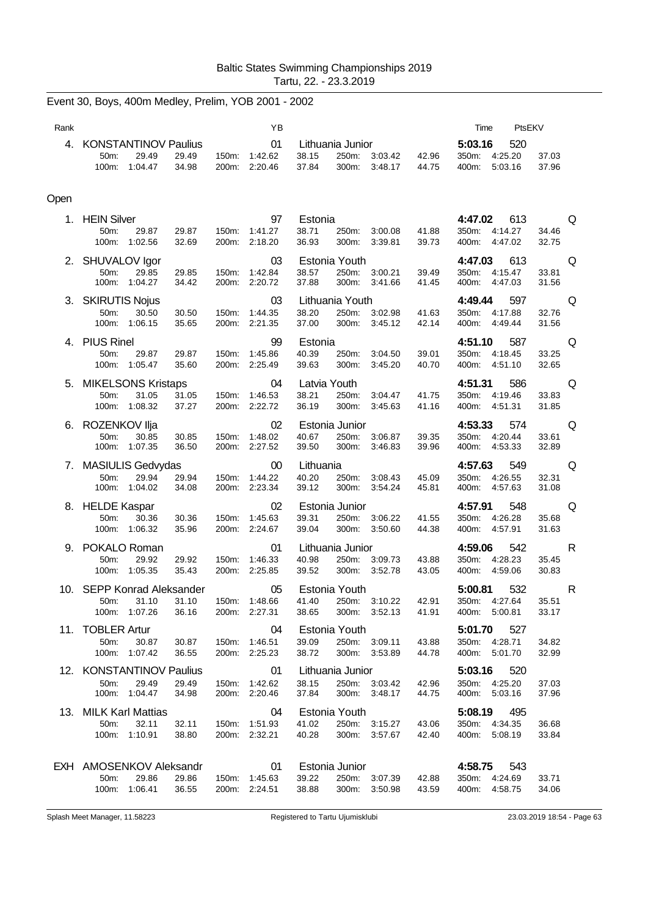Baltic States Swimming Championships 2019
Tartu, 22. - 23.3.2019

## Event 30, Boys, 400m Medley, Prelim, YOB 2001 - 2002

| Rank | | YB | | Time | PtsEKV | |
|---|---|---|---|---|---|---|
| 4. | KONSTANTINOV Paulius | 01 | Lithuania Junior | 5:03.16 | 520 | |
| | 50m: 29.49 29.49 / 100m: 1:04.47 34.98 / 150m: 1:42.62 38.15 / 200m: 2:20.46 37.84 / 250m: 3:03.42 42.96 / 300m: 3:48.17 44.75 / 350m: 4:25.20 37.03 / 400m: 5:03.16 37.96 | | | | | |

### Open

| Rank | | YB | | Time | PtsEKV | |
|---|---|---|---|---|---|---|
| 1. | HEIN Silver | 97 | Estonia | 4:47.02 | 613 | Q |
| | 50m: 29.87 29.87 / 100m: 1:02.56 32.69 / 150m: 1:41.27 38.71 / 200m: 2:18.20 36.93 / 250m: 3:00.08 41.88 / 300m: 3:39.81 39.73 / 350m: 4:14.27 34.46 / 400m: 4:47.02 32.75 | | | | | |
| 2. | SHUVALOV Igor | 03 | Estonia Youth | 4:47.03 | 613 | Q |
| | 50m: 29.85 29.85 / 100m: 1:04.27 34.42 / 150m: 1:42.84 38.57 / 200m: 2:20.72 37.88 / 250m: 3:00.21 39.49 / 300m: 3:41.66 41.45 / 350m: 4:15.47 33.81 / 400m: 4:47.03 31.56 | | | | | |
| 3. | SKIRUTIS Nojus | 03 | Lithuania Youth | 4:49.44 | 597 | Q |
| | 50m: 30.50 30.50 / 100m: 1:06.15 35.65 / 150m: 1:44.35 38.20 / 200m: 2:21.35 37.00 / 250m: 3:02.98 41.63 / 300m: 3:45.12 42.14 / 350m: 4:17.88 32.76 / 400m: 4:49.44 31.56 | | | | | |
| 4. | PIUS Rinel | 99 | Estonia | 4:51.10 | 587 | Q |
| | 50m: 29.87 29.87 / 100m: 1:05.47 35.60 / 150m: 1:45.86 40.39 / 200m: 2:25.49 39.63 / 250m: 3:04.50 39.01 / 300m: 3:45.20 40.70 / 350m: 4:18.45 33.25 / 400m: 4:51.10 32.65 | | | | | |
| 5. | MIKELSONS Kristaps | 04 | Latvia Youth | 4:51.31 | 586 | Q |
| | 50m: 31.05 31.05 / 100m: 1:08.32 37.27 / 150m: 1:46.53 38.21 / 200m: 2:22.72 36.19 / 250m: 3:04.47 41.75 / 300m: 3:45.63 41.16 / 350m: 4:19.46 33.83 / 400m: 4:51.31 31.85 | | | | | |
| 6. | ROZENKOV Ilja | 02 | Estonia Junior | 4:53.33 | 574 | Q |
| | 50m: 30.85 30.85 / 100m: 1:07.35 36.50 / 150m: 1:48.02 40.67 / 200m: 2:27.52 39.50 / 250m: 3:06.87 39.35 / 300m: 3:46.83 39.96 / 350m: 4:20.44 33.61 / 400m: 4:53.33 32.89 | | | | | |
| 7. | MASIULIS Gedvydas | 00 | Lithuania | 4:57.63 | 549 | Q |
| | 50m: 29.94 29.94 / 100m: 1:04.02 34.08 / 150m: 1:44.22 40.20 / 200m: 2:23.34 39.12 / 250m: 3:08.43 45.09 / 300m: 3:54.24 45.81 / 350m: 4:26.55 32.31 / 400m: 4:57.63 31.08 | | | | | |
| 8. | HELDE Kaspar | 02 | Estonia Junior | 4:57.91 | 548 | Q |
| | 50m: 30.36 30.36 / 100m: 1:06.32 35.96 / 150m: 1:45.63 39.31 / 200m: 2:24.67 39.04 / 250m: 3:06.22 41.55 / 300m: 3:50.60 44.38 / 350m: 4:26.28 35.68 / 400m: 4:57.91 31.63 | | | | | |
| 9. | POKALO Roman | 01 | Lithuania Junior | 4:59.06 | 542 | R |
| | 50m: 29.92 29.92 / 100m: 1:05.35 35.43 / 150m: 1:46.33 40.98 / 200m: 2:25.85 39.52 / 250m: 3:09.73 43.88 / 300m: 3:52.78 43.05 / 350m: 4:28.23 35.45 / 400m: 4:59.06 30.83 | | | | | |
| 10. | SEPP Konrad Aleksander | 05 | Estonia Youth | 5:00.81 | 532 | R |
| | 50m: 31.10 31.10 / 100m: 1:07.26 36.16 / 150m: 1:48.66 41.40 / 200m: 2:27.31 38.65 / 250m: 3:10.22 42.91 / 300m: 3:52.13 41.91 / 350m: 4:27.64 35.51 / 400m: 5:00.81 33.17 | | | | | |
| 11. | TOBLER Artur | 04 | Estonia Youth | 5:01.70 | 527 | |
| | 50m: 30.87 30.87 / 100m: 1:07.42 36.55 / 150m: 1:46.51 39.09 / 200m: 2:25.23 38.72 / 250m: 3:09.11 43.88 / 300m: 3:53.89 44.78 / 350m: 4:28.71 34.82 / 400m: 5:01.70 32.99 | | | | | |
| 12. | KONSTANTINOV Paulius | 01 | Lithuania Junior | 5:03.16 | 520 | |
| | 50m: 29.49 29.49 / 100m: 1:04.47 34.98 / 150m: 1:42.62 38.15 / 200m: 2:20.46 37.84 / 250m: 3:03.42 42.96 / 300m: 3:48.17 44.75 / 350m: 4:25.20 37.03 / 400m: 5:03.16 37.96 | | | | | |
| 13. | MILK Karl Mattias | 04 | Estonia Youth | 5:08.19 | 495 | |
| | 50m: 32.11 32.11 / 100m: 1:10.91 38.80 / 150m: 1:51.93 41.02 / 200m: 2:32.21 40.28 / 250m: 3:15.27 43.06 / 300m: 3:57.67 42.40 / 350m: 4:34.35 36.68 / 400m: 5:08.19 33.84 | | | | | |
| EXH | AMOSENKOV Aleksandr | 01 | Estonia Junior | 4:58.75 | 543 | |
| | 50m: 29.86 29.86 / 100m: 1:06.41 36.55 / 150m: 1:45.63 39.22 / 200m: 2:24.51 38.88 / 250m: 3:07.39 42.88 / 300m: 3:50.98 43.59 / 350m: 4:24.69 33.71 / 400m: 4:58.75 34.06 | | | | | |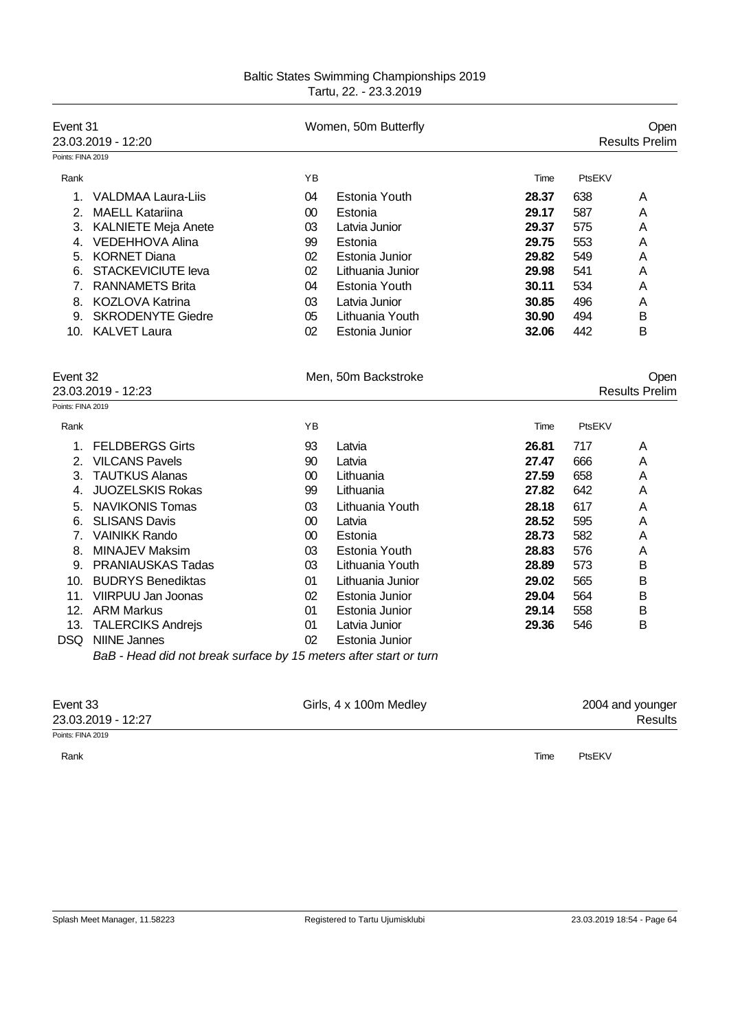Baltic States Swimming Championships 2019
Tartu, 22. - 23.3.2019

## Event 31 — Women, 50m Butterfly — Open

23.03.2019 - 12:20 — Results Prelim

Points: FINA 2019

| Rank | Name | YB | Team | Time | PtsEKV | |
|---|---|---|---|---|---|---|
| 1. | VALDMAA Laura-Liis | 04 | Estonia Youth | **28.37** | 638 | A |
| 2. | MAELL Katariina | 00 | Estonia | **29.17** | 587 | A |
| 3. | KALNIETE Meja Anete | 03 | Latvia Junior | **29.37** | 575 | A |
| 4. | VEDEHHOVA Alina | 99 | Estonia | **29.75** | 553 | A |
| 5. | KORNET Diana | 02 | Estonia Junior | **29.82** | 549 | A |
| 6. | STACKEVICIUTE Ieva | 02 | Lithuania Junior | **29.98** | 541 | A |
| 7. | RANNAMETS Brita | 04 | Estonia Youth | **30.11** | 534 | A |
| 8. | KOZLOVA Katrina | 03 | Latvia Junior | **30.85** | 496 | A |
| 9. | SKRODENYTE Giedre | 05 | Lithuania Youth | **30.90** | 494 | B |
| 10. | KALVET Laura | 02 | Estonia Junior | **32.06** | 442 | B |

## Event 32 — Men, 50m Backstroke — Open

23.03.2019 - 12:23 — Results Prelim

Points: FINA 2019

| Rank | Name | YB | Team | Time | PtsEKV | |
|---|---|---|---|---|---|---|
| 1. | FELDBERGS Girts | 93 | Latvia | **26.81** | 717 | A |
| 2. | VILCANS Pavels | 90 | Latvia | **27.47** | 666 | A |
| 3. | TAUTKUS Alanas | 00 | Lithuania | **27.59** | 658 | A |
| 4. | JUOZELSKIS Rokas | 99 | Lithuania | **27.82** | 642 | A |
| 5. | NAVIKONIS Tomas | 03 | Lithuania Youth | **28.18** | 617 | A |
| 6. | SLISANS Davis | 00 | Latvia | **28.52** | 595 | A |
| 7. | VAINIKK Rando | 00 | Estonia | **28.73** | 582 | A |
| 8. | MINAJEV Maksim | 03 | Estonia Youth | **28.83** | 576 | A |
| 9. | PRANIAUSKAS Tadas | 03 | Lithuania Youth | **28.89** | 573 | B |
| 10. | BUDRYS Benediktas | 01 | Lithuania Junior | **29.02** | 565 | B |
| 11. | VIIRPUU Jan Joonas | 02 | Estonia Junior | **29.04** | 564 | B |
| 12. | ARM Markus | 01 | Estonia Junior | **29.14** | 558 | B |
| 13. | TALERCIKS Andrejs | 01 | Latvia Junior | **29.36** | 546 | B |
| DSQ | NIINE Jannes | 02 | Estonia Junior | | | |

*BaB - Head did not break surface by 15 meters after start or turn*

## Event 33 — Girls, 4 x 100m Medley — 2004 and younger

23.03.2019 - 12:27 — Results

Points: FINA 2019

| Rank | | Time | PtsEKV |
|---|---|---|---|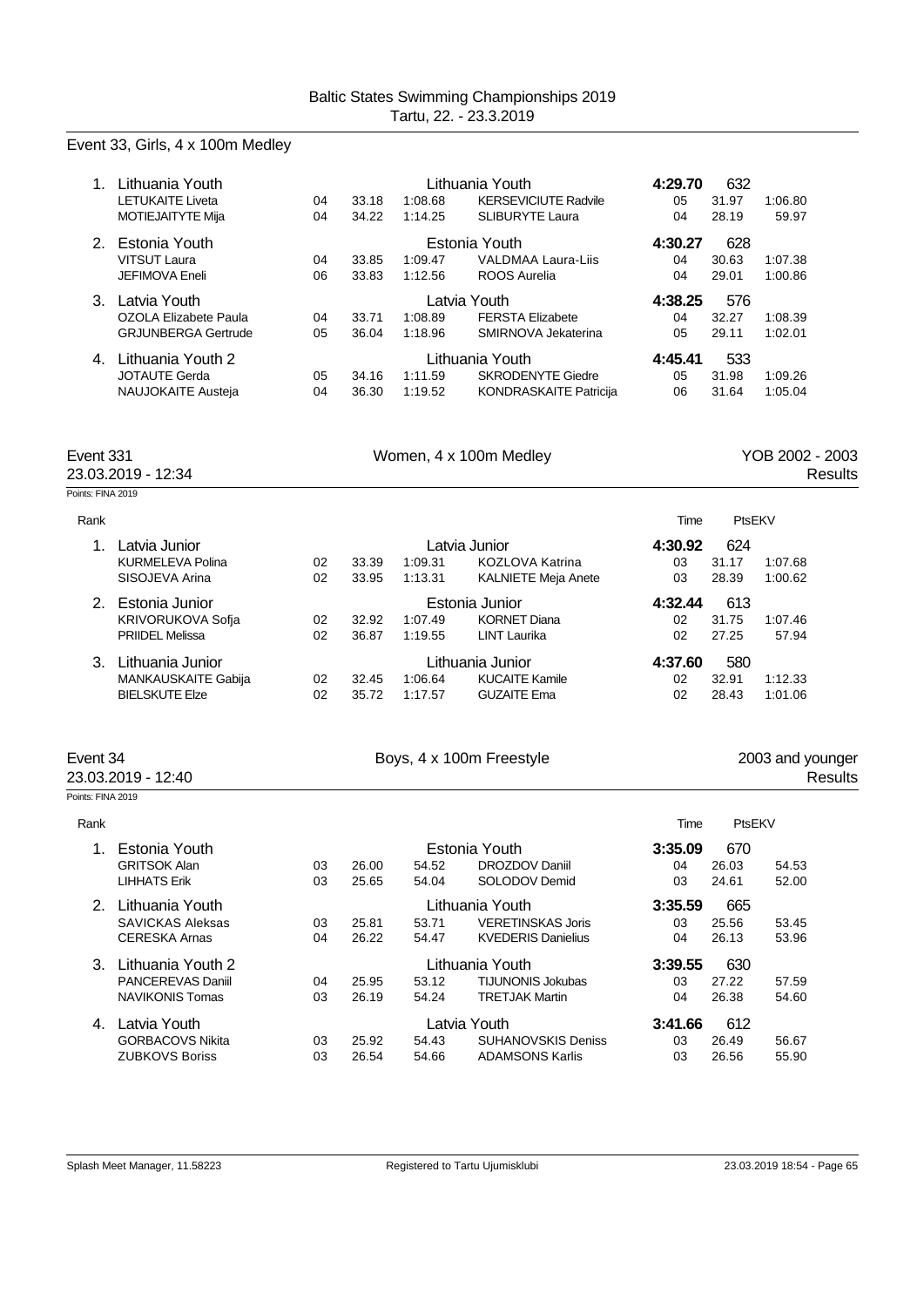Baltic States Swimming Championships 2019
Tartu, 22. - 23.3.2019

## Event 33, Girls, 4 x 100m Medley

| Rank | Team / Swimmer | YOB | 50m | 100m | Team / Swimmer | YOB | 50m | 100m |
|---|---|---|---|---|---|---|---|---|
| 1. | Lithuania Youth | | | | Lithuania Youth | **4:29.70** | 632 | |
| | LETUKAITE Liveta | 04 | 33.18 | 1:08.68 | KERSEVICIUTE Radvile | 05 | 31.97 | 1:06.80 |
| | MOTIEJAITYTE Mija | 04 | 34.22 | 1:14.25 | SLIBURYTE Laura | 04 | 28.19 | 59.97 |
| 2. | Estonia Youth | | | | Estonia Youth | **4:30.27** | 628 | |
| | VITSUT Laura | 04 | 33.85 | 1:09.47 | VALDMAA Laura-Liis | 04 | 30.63 | 1:07.38 |
| | JEFIMOVA Eneli | 06 | 33.83 | 1:12.56 | ROOS Aurelia | 04 | 29.01 | 1:00.86 |
| 3. | Latvia Youth | | | | Latvia Youth | **4:38.25** | 576 | |
| | OZOLA Elizabete Paula | 04 | 33.71 | 1:08.89 | FERSTA Elizabete | 04 | 32.27 | 1:08.39 |
| | GRJUNBERGA Gertrude | 05 | 36.04 | 1:18.96 | SMIRNOVA Jekaterina | 05 | 29.11 | 1:02.01 |
| 4. | Lithuania Youth 2 | | | | Lithuania Youth | **4:45.41** | 533 | |
| | JOTAUTE Gerda | 05 | 34.16 | 1:11.59 | SKRODENYTE Giedre | 05 | 31.98 | 1:09.26 |
| | NAUJOKAITE Austeja | 04 | 36.30 | 1:19.52 | KONDRASKAITE Patricija | 06 | 31.64 | 1:05.04 |

## Event 331 — Women, 4 x 100m Medley — YOB 2002 - 2003

23.03.2019 - 12:34 — Results

Points: FINA 2019

| Rank | Team / Swimmer | YOB | 50m | 100m | Team / Swimmer | Time | PtsEKV | |
|---|---|---|---|---|---|---|---|---|
| 1. | Latvia Junior | | | | Latvia Junior | **4:30.92** | 624 | |
| | KURMELEVA Polina | 02 | 33.39 | 1:09.31 | KOZLOVA Katrina | 03 | 31.17 | 1:07.68 |
| | SISOJEVA Arina | 02 | 33.95 | 1:13.31 | KALNIETE Meja Anete | 03 | 28.39 | 1:00.62 |
| 2. | Estonia Junior | | | | Estonia Junior | **4:32.44** | 613 | |
| | KRIVORUKOVA Sofja | 02 | 32.92 | 1:07.49 | KORNET Diana | 02 | 31.75 | 1:07.46 |
| | PRIIDEL Melissa | 02 | 36.87 | 1:19.55 | LINT Laurika | 02 | 27.25 | 57.94 |
| 3. | Lithuania Junior | | | | Lithuania Junior | **4:37.60** | 580 | |
| | MANKAUSKAITE Gabija | 02 | 32.45 | 1:06.64 | KUCAITE Kamile | 02 | 32.91 | 1:12.33 |
| | BIELSKUTE Elze | 02 | 35.72 | 1:17.57 | GUZAITE Ema | 02 | 28.43 | 1:01.06 |

## Event 34 — Boys, 4 x 100m Freestyle — 2003 and younger

23.03.2019 - 12:40 — Results

Points: FINA 2019

| Rank | Team / Swimmer | YOB | 50m | 100m | Team / Swimmer | Time | PtsEKV | |
|---|---|---|---|---|---|---|---|---|
| 1. | Estonia Youth | | | | Estonia Youth | **3:35.09** | 670 | |
| | GRITSOK Alan | 03 | 26.00 | 54.52 | DROZDOV Daniil | 04 | 26.03 | 54.53 |
| | LIHHATS Erik | 03 | 25.65 | 54.04 | SOLODOV Demid | 03 | 24.61 | 52.00 |
| 2. | Lithuania Youth | | | | Lithuania Youth | **3:35.59** | 665 | |
| | SAVICKAS Aleksas | 03 | 25.81 | 53.71 | VERETINSKAS Joris | 03 | 25.56 | 53.45 |
| | CERESKA Arnas | 04 | 26.22 | 54.47 | KVEDERIS Danielius | 04 | 26.13 | 53.96 |
| 3. | Lithuania Youth 2 | | | | Lithuania Youth | **3:39.55** | 630 | |
| | PANCEREVAS Daniil | 04 | 25.95 | 53.12 | TIJUNONIS Jokubas | 03 | 27.22 | 57.59 |
| | NAVIKONIS Tomas | 03 | 26.19 | 54.24 | TRETJAK Martin | 04 | 26.38 | 54.60 |
| 4. | Latvia Youth | | | | Latvia Youth | **3:41.66** | 612 | |
| | GORBACOVS Nikita | 03 | 25.92 | 54.43 | SUHANOVSKIS Deniss | 03 | 26.49 | 56.67 |
| | ZUBKOVS Boriss | 03 | 26.54 | 54.66 | ADAMSONS Karlis | 03 | 26.56 | 55.90 |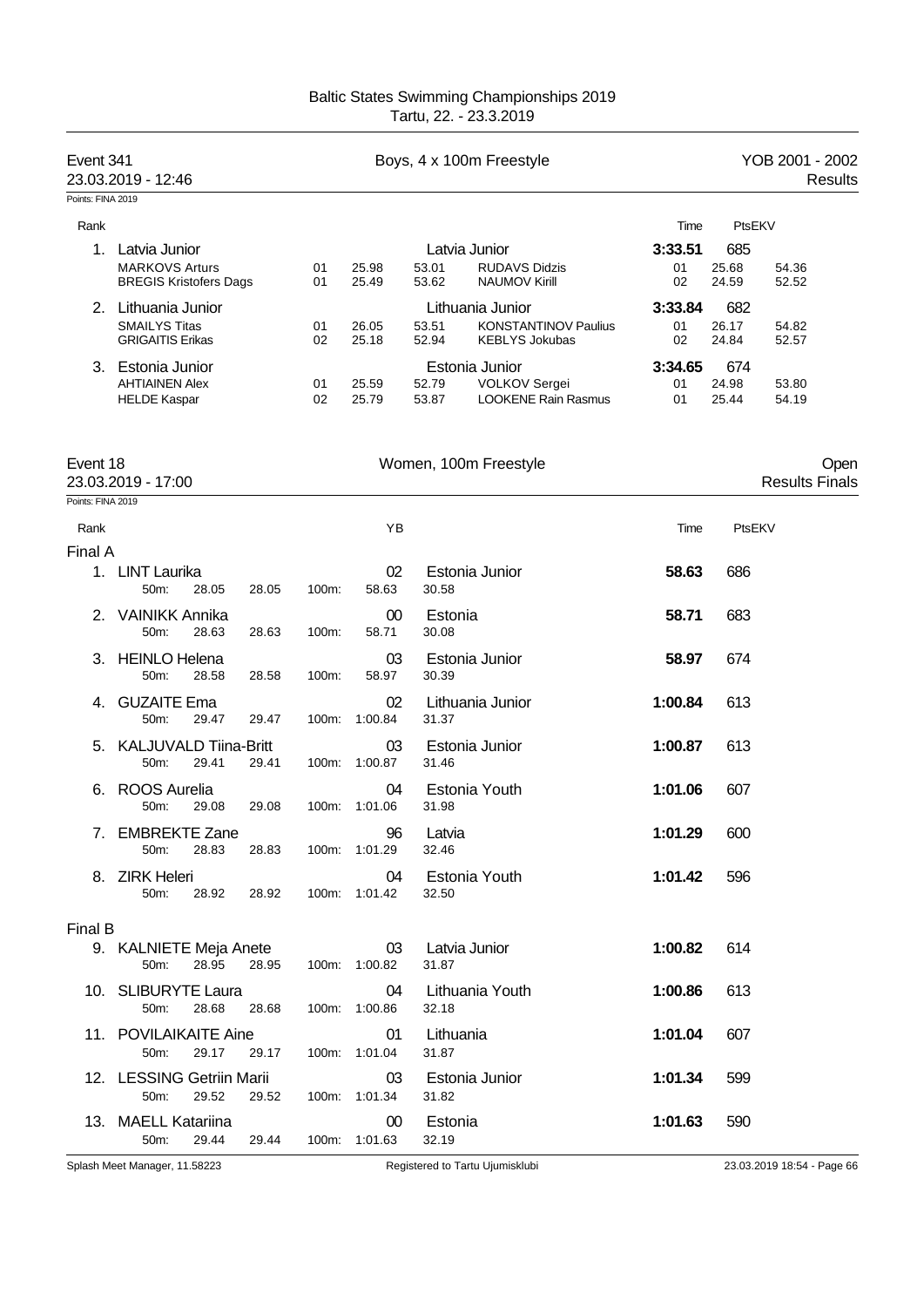# Baltic States Swimming Championships 2019

Tartu, 22. - 23.3.2019

## Event 341 — Boys, 4 x 100m Freestyle — YOB 2001 - 2002

23.03.2019 - 12:46 — Results

Points: FINA 2019

| Rank | Team | | | | | | Time | PtsEKV |
|---|---|---|---|---|---|---|---|---|
| 1. | Latvia Junior | | | | Latvia Junior | | **3:33.51** | 685 |
| | MARKOVS Arturs | 01 | 25.98 | 53.01 | RUDAVS Didzis | 01 | 25.68 | 54.36 |
| | BREGIS Kristofers Dags | 01 | 25.49 | 53.62 | NAUMOV Kirill | 02 | 24.59 | 52.52 |
| 2. | Lithuania Junior | | | | Lithuania Junior | | **3:33.84** | 682 |
| | SMAILYS Titas | 01 | 26.05 | 53.51 | KONSTANTINOV Paulius | 01 | 26.17 | 54.82 |
| | GRIGAITIS Erikas | 02 | 25.18 | 52.94 | KEBLYS Jokubas | 02 | 24.84 | 52.57 |
| 3. | Estonia Junior | | | | Estonia Junior | | **3:34.65** | 674 |
| | AHTIAINEN Alex | 01 | 25.59 | 52.79 | VOLKOV Sergei | 01 | 24.98 | 53.80 |
| | HELDE Kaspar | 02 | 25.79 | 53.87 | LOOKENE Rain Rasmus | 01 | 25.44 | 54.19 |

## Event 18 — Women, 100m Freestyle — Open

23.03.2019 - 17:00 — Results Finals

Points: FINA 2019

| Rank | Name | 50m | 100m | YB | Club | Split | Time | PtsEKV |
|---|---|---|---|---|---|---|---|---|
| **Final A** | | | | | | | | |
| 1. | LINT Laurika | 28.05 | 58.63 | 02 | Estonia Junior | 30.58 | **58.63** | 686 |
| 2. | VAINIKK Annika | 28.63 | 58.71 | 00 | Estonia | 30.08 | **58.71** | 683 |
| 3. | HEINLO Helena | 28.58 | 58.97 | 03 | Estonia Junior | 30.39 | **58.97** | 674 |
| 4. | GUZAITE Ema | 29.47 | 1:00.84 | 02 | Lithuania Junior | 31.37 | **1:00.84** | 613 |
| 5. | KALJUVALD Tiina-Britt | 29.41 | 1:00.87 | 03 | Estonia Junior | 31.46 | **1:00.87** | 613 |
| 6. | ROOS Aurelia | 29.08 | 1:01.06 | 04 | Estonia Youth | 31.98 | **1:01.06** | 607 |
| 7. | EMBREKTE Zane | 28.83 | 1:01.29 | 96 | Latvia | 32.46 | **1:01.29** | 600 |
| 8. | ZIRK Heleri | 28.92 | 1:01.42 | 04 | Estonia Youth | 32.50 | **1:01.42** | 596 |
| **Final B** | | | | | | | | |
| 9. | KALNIETE Meja Anete | 28.95 | 1:00.82 | 03 | Latvia Junior | 31.87 | **1:00.82** | 614 |
| 10. | SLIBURYTE Laura | 28.68 | 1:00.86 | 04 | Lithuania Youth | 32.18 | **1:00.86** | 613 |
| 11. | POVILAIKAITE Aine | 29.17 | 1:01.04 | 01 | Lithuania | 31.87 | **1:01.04** | 607 |
| 12. | LESSING Getriin Marii | 29.52 | 1:01.34 | 03 | Estonia Junior | 31.82 | **1:01.34** | 599 |
| 13. | MAELL Katariina | 29.44 | 1:01.63 | 00 | Estonia | 32.19 | **1:01.63** | 590 |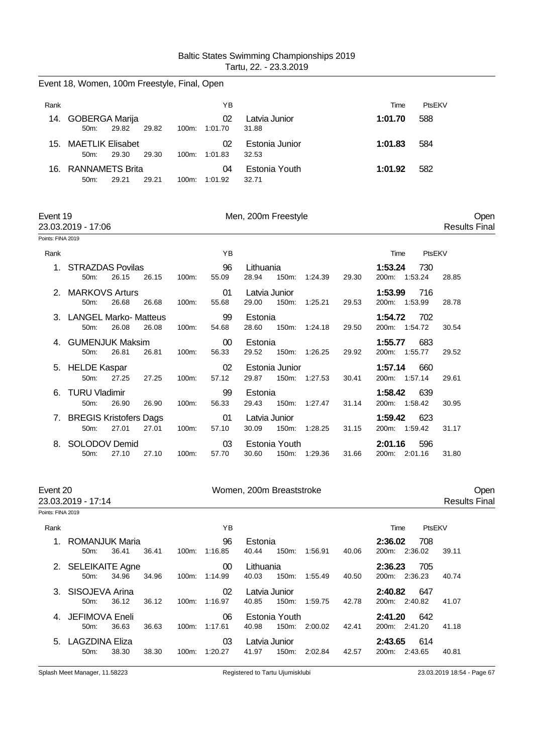Baltic States Swimming Championships 2019
Tartu, 22. - 23.3.2019

## Event 18, Women, 100m Freestyle, Final, Open

| Rank | Name | YB | Club | Time | PtsEKV |
|---|---|---|---|---|---|
| 14. | GOBERGA Marija | 02 | Latvia Junior | 1:01.70 | 588 |
| | 50m: 29.82 29.82 100m: 1:01.70 31.88 | | | | |
| 15. | MAETLIK Elisabet | 02 | Estonia Junior | 1:01.83 | 584 |
| | 50m: 29.30 29.30 100m: 1:01.83 32.53 | | | | |
| 16. | RANNAMETS Brita | 04 | Estonia Youth | 1:01.92 | 582 |
| | 50m: 29.21 29.21 100m: 1:01.92 32.71 | | | | |

## Event 19 — Men, 200m Freestyle — Open

23.03.2019 - 17:06 — Results Final

Points: FINA 2019

| Rank | Name | YB | Club | Time | PtsEKV |
|---|---|---|---|---|---|
| 1. | STRAZDAS Povilas | 96 | Lithuania | 1:53.24 | 730 |
| | 50m: 26.15 26.15 100m: 55.09 28.94 150m: 1:24.39 29.30 200m: 1:53.24 28.85 | | | | |
| 2. | MARKOVS Arturs | 01 | Latvia Junior | 1:53.99 | 716 |
| | 50m: 26.68 26.68 100m: 55.68 29.00 150m: 1:25.21 29.53 200m: 1:53.99 28.78 | | | | |
| 3. | LANGEL Marko- Matteus | 99 | Estonia | 1:54.72 | 702 |
| | 50m: 26.08 26.08 100m: 54.68 28.60 150m: 1:24.18 29.50 200m: 1:54.72 30.54 | | | | |
| 4. | GUMENJUK Maksim | 00 | Estonia | 1:55.77 | 683 |
| | 50m: 26.81 26.81 100m: 56.33 29.52 150m: 1:26.25 29.92 200m: 1:55.77 29.52 | | | | |
| 5. | HELDE Kaspar | 02 | Estonia Junior | 1:57.14 | 660 |
| | 50m: 27.25 27.25 100m: 57.12 29.87 150m: 1:27.53 30.41 200m: 1:57.14 29.61 | | | | |
| 6. | TURU Vladimir | 99 | Estonia | 1:58.42 | 639 |
| | 50m: 26.90 26.90 100m: 56.33 29.43 150m: 1:27.47 31.14 200m: 1:58.42 30.95 | | | | |
| 7. | BREGIS Kristofers Dags | 01 | Latvia Junior | 1:59.42 | 623 |
| | 50m: 27.01 27.01 100m: 57.10 30.09 150m: 1:28.25 31.15 200m: 1:59.42 31.17 | | | | |
| 8. | SOLODOV Demid | 03 | Estonia Youth | 2:01.16 | 596 |
| | 50m: 27.10 27.10 100m: 57.70 30.60 150m: 1:29.36 31.66 200m: 2:01.16 31.80 | | | | |

## Event 20 — Women, 200m Breaststroke — Open

23.03.2019 - 17:14 — Results Final

Points: FINA 2019

| Rank | Name | YB | Club | Time | PtsEKV |
|---|---|---|---|---|---|
| 1. | ROMANJUK Maria | 96 | Estonia | 2:36.02 | 708 |
| | 50m: 36.41 36.41 100m: 1:16.85 40.44 150m: 1:56.91 40.06 200m: 2:36.02 39.11 | | | | |
| 2. | SELEIKAITE Agne | 00 | Lithuania | 2:36.23 | 705 |
| | 50m: 34.96 34.96 100m: 1:14.99 40.03 150m: 1:55.49 40.50 200m: 2:36.23 40.74 | | | | |
| 3. | SISOJEVA Arina | 02 | Latvia Junior | 2:40.82 | 647 |
| | 50m: 36.12 36.12 100m: 1:16.97 40.85 150m: 1:59.75 42.78 200m: 2:40.82 41.07 | | | | |
| 4. | JEFIMOVA Eneli | 06 | Estonia Youth | 2:41.20 | 642 |
| | 50m: 36.63 36.63 100m: 1:17.61 40.98 150m: 2:00.02 42.41 200m: 2:41.20 41.18 | | | | |
| 5. | LAGZDINA Eliza | 03 | Latvia Junior | 2:43.65 | 614 |
| | 50m: 38.30 38.30 100m: 1:20.27 41.97 150m: 2:02.84 42.57 200m: 2:43.65 40.81 | | | | |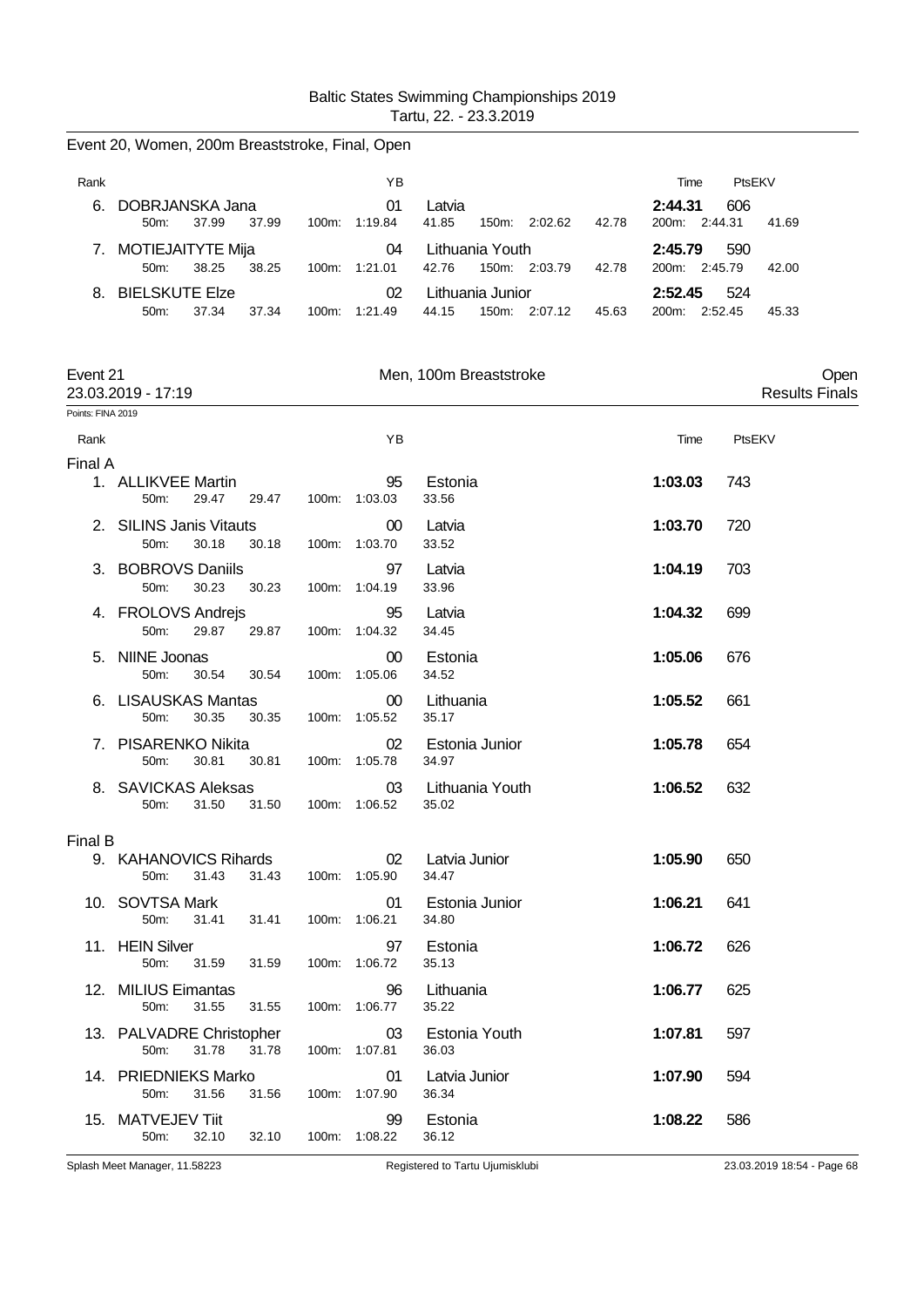## Event 20, Women, 200m Breaststroke, Final, Open

| Rank | Name | YB | Club | Time | PtsEKV |
|---|---|---|---|---|---|
| 6. | DOBRJANSKA Jana | 01 | Latvia | **2:44.31** | 606 |
| | 50m: 37.99 37.99 · 100m: 1:19.84 41.85 · 150m: 2:02.62 42.78 · 200m: 2:44.31 41.69 | | | | |
| 7. | MOTIEJAITYTE Mija | 04 | Lithuania Youth | **2:45.79** | 590 |
| | 50m: 38.25 38.25 · 100m: 1:21.01 42.76 · 150m: 2:03.79 42.78 · 200m: 2:45.79 42.00 | | | | |
| 8. | BIELSKUTE Elze | 02 | Lithuania Junior | **2:52.45** | 524 |
| | 50m: 37.34 37.34 · 100m: 1:21.49 44.15 · 150m: 2:07.12 45.63 · 200m: 2:52.45 45.33 | | | | |

## Event 21 — Men, 100m Breaststroke — Open

23.03.2019 - 17:19 — Results Finals

Points: FINA 2019

| Rank | Name | YB | Club | Time | PtsEKV |
|---|---|---|---|---|---|
| **Final A** | | | | | |
| 1. | ALLIKVEE Martin | 95 | Estonia | **1:03.03** | 743 |
| | 50m: 29.47 29.47 · 100m: 1:03.03 33.56 | | | | |
| 2. | SILINS Janis Vitauts | 00 | Latvia | **1:03.70** | 720 |
| | 50m: 30.18 30.18 · 100m: 1:03.70 33.52 | | | | |
| 3. | BOBROVS Daniils | 97 | Latvia | **1:04.19** | 703 |
| | 50m: 30.23 30.23 · 100m: 1:04.19 33.96 | | | | |
| 4. | FROLOVS Andrejs | 95 | Latvia | **1:04.32** | 699 |
| | 50m: 29.87 29.87 · 100m: 1:04.32 34.45 | | | | |
| 5. | NIINE Joonas | 00 | Estonia | **1:05.06** | 676 |
| | 50m: 30.54 30.54 · 100m: 1:05.06 34.52 | | | | |
| 6. | LISAUSKAS Mantas | 00 | Lithuania | **1:05.52** | 661 |
| | 50m: 30.35 30.35 · 100m: 1:05.52 35.17 | | | | |
| 7. | PISARENKO Nikita | 02 | Estonia Junior | **1:05.78** | 654 |
| | 50m: 30.81 30.81 · 100m: 1:05.78 34.97 | | | | |
| 8. | SAVICKAS Aleksas | 03 | Lithuania Youth | **1:06.52** | 632 |
| | 50m: 31.50 31.50 · 100m: 1:06.52 35.02 | | | | |
| **Final B** | | | | | |
| 9. | KAHANOVICS Rihards | 02 | Latvia Junior | **1:05.90** | 650 |
| | 50m: 31.43 31.43 · 100m: 1:05.90 34.47 | | | | |
| 10. | SOVTSA Mark | 01 | Estonia Junior | **1:06.21** | 641 |
| | 50m: 31.41 31.41 · 100m: 1:06.21 34.80 | | | | |
| 11. | HEIN Silver | 97 | Estonia | **1:06.72** | 626 |
| | 50m: 31.59 31.59 · 100m: 1:06.72 35.13 | | | | |
| 12. | MILIUS Eimantas | 96 | Lithuania | **1:06.77** | 625 |
| | 50m: 31.55 31.55 · 100m: 1:06.77 35.22 | | | | |
| 13. | PALVADRE Christopher | 03 | Estonia Youth | **1:07.81** | 597 |
| | 50m: 31.78 31.78 · 100m: 1:07.81 36.03 | | | | |
| 14. | PRIEDNIEKS Marko | 01 | Latvia Junior | **1:07.90** | 594 |
| | 50m: 31.56 31.56 · 100m: 1:07.90 36.34 | | | | |
| 15. | MATVEJEV Tiit | 99 | Estonia | **1:08.22** | 586 |
| | 50m: 32.10 32.10 · 100m: 1:08.22 36.12 | | | | |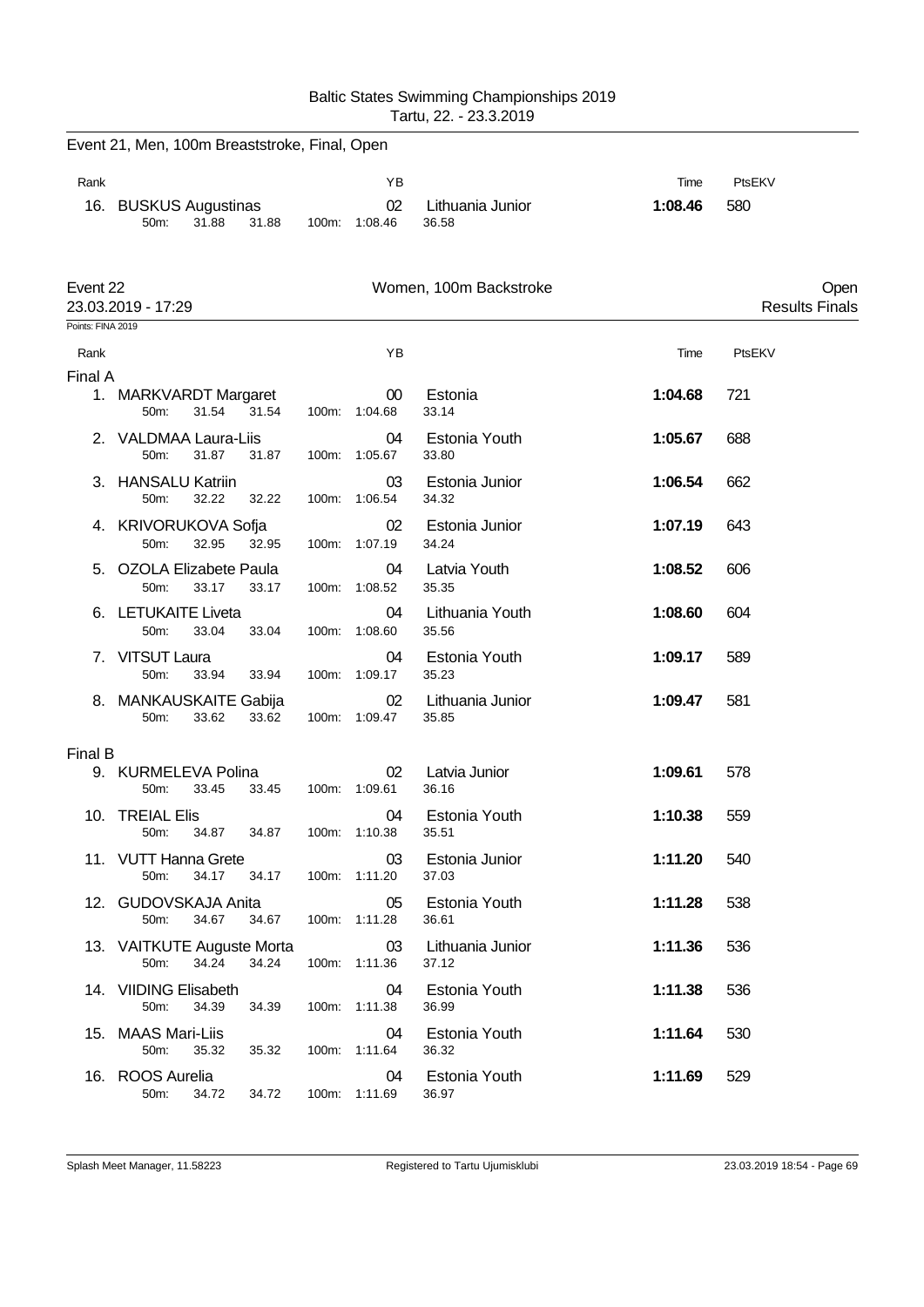Baltic States Swimming Championships 2019
Tartu, 22. - 23.3.2019

## Event 21, Men, 100m Breaststroke, Final, Open

| Rank | | YB | | Time | PtsEKV |
|---|---|---|---|---|---|
| 16. | BUSKUS Augustinas | 02 | Lithuania Junior | **1:08.46** | 580 |
| | 50m: 31.88 31.88 100m: 1:08.46 36.58 | | | | |

## Event 22 Women, 100m Backstroke Open

23.03.2019 - 17:29 Results Finals

Points: FINA 2019

| Rank | | YB | | Time | PtsEKV |
|---|---|---|---|---|---|
| **Final A** | | | | | |
| 1. | MARKVARDT Margaret | 00 | Estonia | **1:04.68** | 721 |
| | 50m: 31.54 31.54 100m: 1:04.68 33.14 | | | | |
| 2. | VALDMAA Laura-Liis | 04 | Estonia Youth | **1:05.67** | 688 |
| | 50m: 31.87 31.87 100m: 1:05.67 33.80 | | | | |
| 3. | HANSALU Katriin | 03 | Estonia Junior | **1:06.54** | 662 |
| | 50m: 32.22 32.22 100m: 1:06.54 34.32 | | | | |
| 4. | KRIVORUKOVA Sofja | 02 | Estonia Junior | **1:07.19** | 643 |
| | 50m: 32.95 32.95 100m: 1:07.19 34.24 | | | | |
| 5. | OZOLA Elizabete Paula | 04 | Latvia Youth | **1:08.52** | 606 |
| | 50m: 33.17 33.17 100m: 1:08.52 35.35 | | | | |
| 6. | LETUKAITE Liveta | 04 | Lithuania Youth | **1:08.60** | 604 |
| | 50m: 33.04 33.04 100m: 1:08.60 35.56 | | | | |
| 7. | VITSUT Laura | 04 | Estonia Youth | **1:09.17** | 589 |
| | 50m: 33.94 33.94 100m: 1:09.17 35.23 | | | | |
| 8. | MANKAUSKAITE Gabija | 02 | Lithuania Junior | **1:09.47** | 581 |
| | 50m: 33.62 33.62 100m: 1:09.47 35.85 | | | | |
| **Final B** | | | | | |
| 9. | KURMELEVA Polina | 02 | Latvia Junior | **1:09.61** | 578 |
| | 50m: 33.45 33.45 100m: 1:09.61 36.16 | | | | |
| 10. | TREIAL Elis | 04 | Estonia Youth | **1:10.38** | 559 |
| | 50m: 34.87 34.87 100m: 1:10.38 35.51 | | | | |
| 11. | VUTT Hanna Grete | 03 | Estonia Junior | **1:11.20** | 540 |
| | 50m: 34.17 34.17 100m: 1:11.20 37.03 | | | | |
| 12. | GUDOVSKAJA Anita | 05 | Estonia Youth | **1:11.28** | 538 |
| | 50m: 34.67 34.67 100m: 1:11.28 36.61 | | | | |
| 13. | VAITKUTE Auguste Morta | 03 | Lithuania Junior | **1:11.36** | 536 |
| | 50m: 34.24 34.24 100m: 1:11.36 37.12 | | | | |
| 14. | VIIDING Elisabeth | 04 | Estonia Youth | **1:11.38** | 536 |
| | 50m: 34.39 34.39 100m: 1:11.38 36.99 | | | | |
| 15. | MAAS Mari-Liis | 04 | Estonia Youth | **1:11.64** | 530 |
| | 50m: 35.32 35.32 100m: 1:11.64 36.32 | | | | |
| 16. | ROOS Aurelia | 04 | Estonia Youth | **1:11.69** | 529 |
| | 50m: 34.72 34.72 100m: 1:11.69 36.97 | | | | |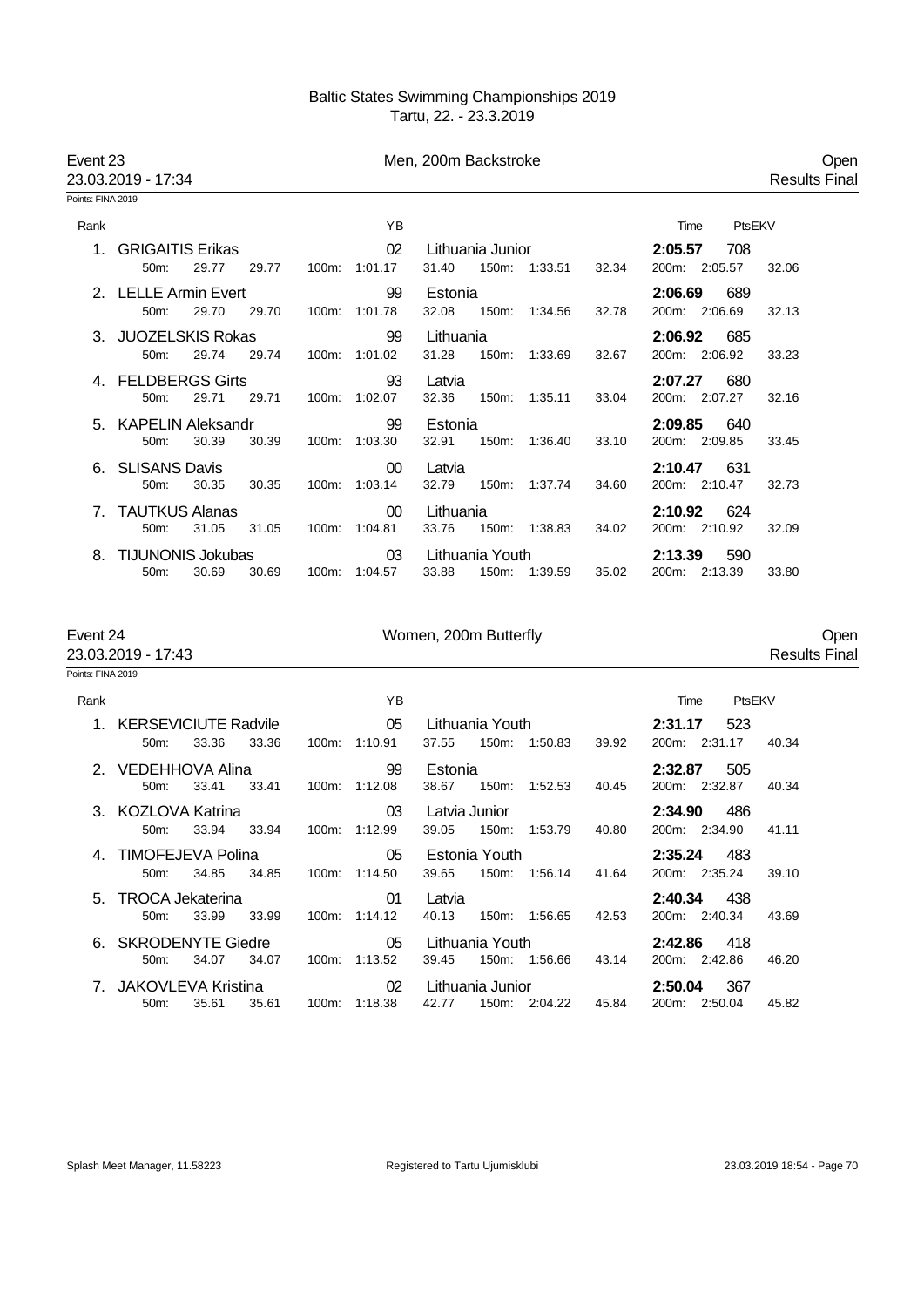Baltic States Swimming Championships 2019
Tartu, 22. - 23.3.2019

## Event 23 — Men, 200m Backstroke — Open

23.03.2019 - 17:34 — Results Final

Points: FINA 2019

| Rank | Name | YB | Club | Time | PtsEKV |
|---|---|---|---|---|---|
| 1. | GRIGAITIS Erikas | 02 | Lithuania Junior | **2:05.57** | 708 |
| | 50m: 29.77 29.77 | 100m: 1:01.17 | 31.40 150m: 1:33.51 32.34 | 200m: 2:05.57 | 32.06 |
| 2. | LELLE Armin Evert | 99 | Estonia | **2:06.69** | 689 |
| | 50m: 29.70 29.70 | 100m: 1:01.78 | 32.08 150m: 1:34.56 32.78 | 200m: 2:06.69 | 32.13 |
| 3. | JUOZELSKIS Rokas | 99 | Lithuania | **2:06.92** | 685 |
| | 50m: 29.74 29.74 | 100m: 1:01.02 | 31.28 150m: 1:33.69 32.67 | 200m: 2:06.92 | 33.23 |
| 4. | FELDBERGS Girts | 93 | Latvia | **2:07.27** | 680 |
| | 50m: 29.71 29.71 | 100m: 1:02.07 | 32.36 150m: 1:35.11 33.04 | 200m: 2:07.27 | 32.16 |
| 5. | KAPELIN Aleksandr | 99 | Estonia | **2:09.85** | 640 |
| | 50m: 30.39 30.39 | 100m: 1:03.30 | 32.91 150m: 1:36.40 33.10 | 200m: 2:09.85 | 33.45 |
| 6. | SLISANS Davis | 00 | Latvia | **2:10.47** | 631 |
| | 50m: 30.35 30.35 | 100m: 1:03.14 | 32.79 150m: 1:37.74 34.60 | 200m: 2:10.47 | 32.73 |
| 7. | TAUTKUS Alanas | 00 | Lithuania | **2:10.92** | 624 |
| | 50m: 31.05 31.05 | 100m: 1:04.81 | 33.76 150m: 1:38.83 34.02 | 200m: 2:10.92 | 32.09 |
| 8. | TIJUNONIS Jokubas | 03 | Lithuania Youth | **2:13.39** | 590 |
| | 50m: 30.69 30.69 | 100m: 1:04.57 | 33.88 150m: 1:39.59 35.02 | 200m: 2:13.39 | 33.80 |

## Event 24 — Women, 200m Butterfly — Open

23.03.2019 - 17:43 — Results Final

Points: FINA 2019

| Rank | Name | YB | Club | Time | PtsEKV |
|---|---|---|---|---|---|
| 1. | KERSEVICIUTE Radvile | 05 | Lithuania Youth | **2:31.17** | 523 |
| | 50m: 33.36 33.36 | 100m: 1:10.91 | 37.55 150m: 1:50.83 39.92 | 200m: 2:31.17 | 40.34 |
| 2. | VEDEHHOVA Alina | 99 | Estonia | **2:32.87** | 505 |
| | 50m: 33.41 33.41 | 100m: 1:12.08 | 38.67 150m: 1:52.53 40.45 | 200m: 2:32.87 | 40.34 |
| 3. | KOZLOVA Katrina | 03 | Latvia Junior | **2:34.90** | 486 |
| | 50m: 33.94 33.94 | 100m: 1:12.99 | 39.05 150m: 1:53.79 40.80 | 200m: 2:34.90 | 41.11 |
| 4. | TIMOFEJEVA Polina | 05 | Estonia Youth | **2:35.24** | 483 |
| | 50m: 34.85 34.85 | 100m: 1:14.50 | 39.65 150m: 1:56.14 41.64 | 200m: 2:35.24 | 39.10 |
| 5. | TROCA Jekaterina | 01 | Latvia | **2:40.34** | 438 |
| | 50m: 33.99 33.99 | 100m: 1:14.12 | 40.13 150m: 1:56.65 42.53 | 200m: 2:40.34 | 43.69 |
| 6. | SKRODENYTE Giedre | 05 | Lithuania Youth | **2:42.86** | 418 |
| | 50m: 34.07 34.07 | 100m: 1:13.52 | 39.45 150m: 1:56.66 43.14 | 200m: 2:42.86 | 46.20 |
| 7. | JAKOVLEVA Kristina | 02 | Lithuania Junior | **2:50.04** | 367 |
| | 50m: 35.61 35.61 | 100m: 1:18.38 | 42.77 150m: 2:04.22 45.84 | 200m: 2:50.04 | 45.82 |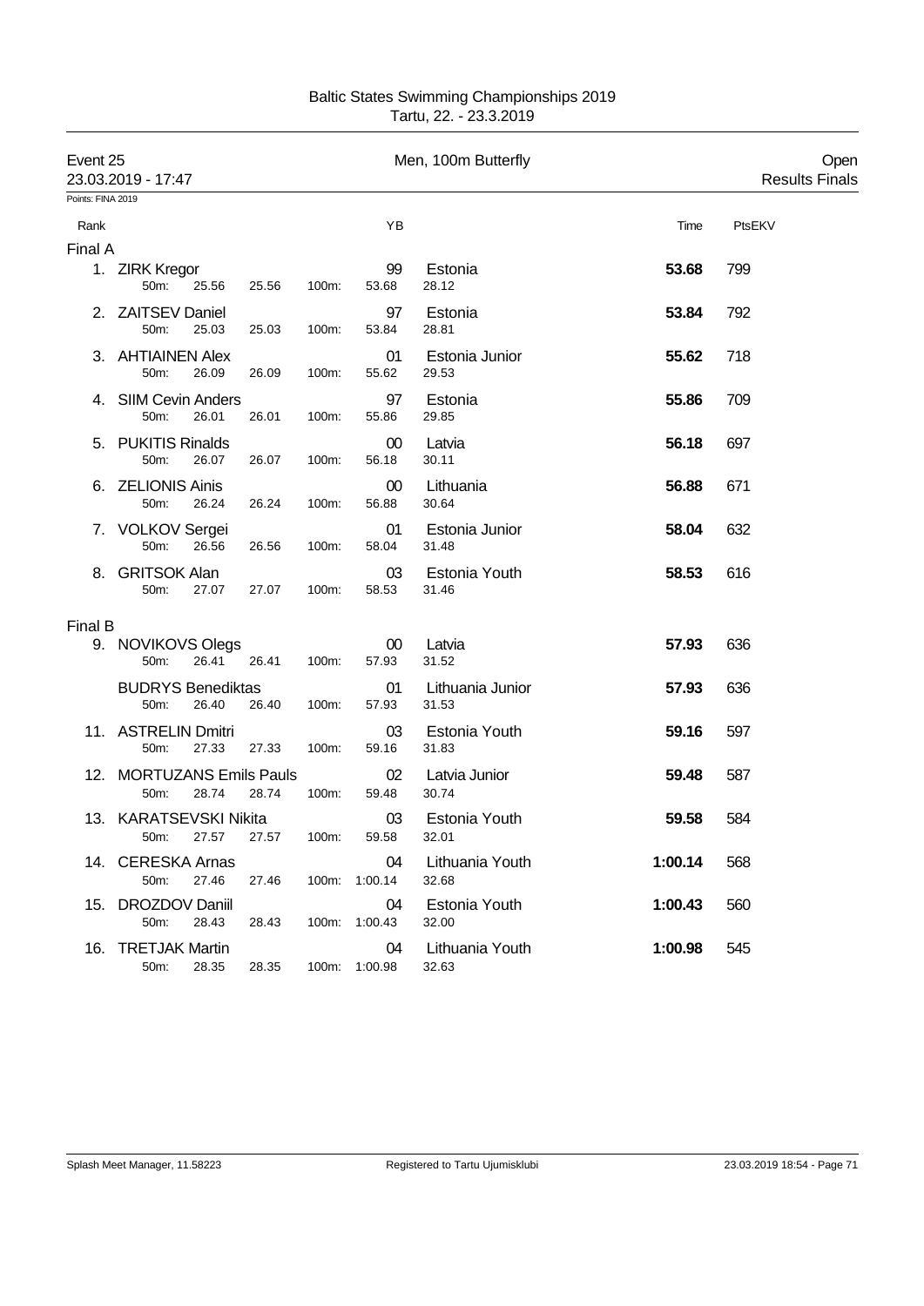Baltic States Swimming Championships 2019
Tartu, 22. - 23.3.2019

**Event 25** — Men, 100m Butterfly — Open
23.03.2019 - 17:47 — Results Finals

Points: FINA 2019

| Rank | Name | YB | Club | Time | PtsEKV |
|---|---|---|---|---|---|
| **Final A** | | | | | |
| 1. | ZIRK Kregor | 99 | Estonia | **53.68** | 799 |
| | 50m: 25.56 25.56 100m: 53.68 28.12 | | | | |
| 2. | ZAITSEV Daniel | 97 | Estonia | **53.84** | 792 |
| | 50m: 25.03 25.03 100m: 53.84 28.81 | | | | |
| 3. | AHTIAINEN Alex | 01 | Estonia Junior | **55.62** | 718 |
| | 50m: 26.09 26.09 100m: 55.62 29.53 | | | | |
| 4. | SIIM Cevin Anders | 97 | Estonia | **55.86** | 709 |
| | 50m: 26.01 26.01 100m: 55.86 29.85 | | | | |
| 5. | PUKITIS Rinalds | 00 | Latvia | **56.18** | 697 |
| | 50m: 26.07 26.07 100m: 56.18 30.11 | | | | |
| 6. | ZELIONIS Ainis | 00 | Lithuania | **56.88** | 671 |
| | 50m: 26.24 26.24 100m: 56.88 30.64 | | | | |
| 7. | VOLKOV Sergei | 01 | Estonia Junior | **58.04** | 632 |
| | 50m: 26.56 26.56 100m: 58.04 31.48 | | | | |
| 8. | GRITSOK Alan | 03 | Estonia Youth | **58.53** | 616 |
| | 50m: 27.07 27.07 100m: 58.53 31.46 | | | | |
| **Final B** | | | | | |
| 9. | NOVIKOVS Olegs | 00 | Latvia | **57.93** | 636 |
| | 50m: 26.41 26.41 100m: 57.93 31.52 | | | | |
| | BUDRYS Benediktas | 01 | Lithuania Junior | **57.93** | 636 |
| | 50m: 26.40 26.40 100m: 57.93 31.53 | | | | |
| 11. | ASTRELIN Dmitri | 03 | Estonia Youth | **59.16** | 597 |
| | 50m: 27.33 27.33 100m: 59.16 31.83 | | | | |
| 12. | MORTUZANS Emils Pauls | 02 | Latvia Junior | **59.48** | 587 |
| | 50m: 28.74 28.74 100m: 59.48 30.74 | | | | |
| 13. | KARATSEVSKI Nikita | 03 | Estonia Youth | **59.58** | 584 |
| | 50m: 27.57 27.57 100m: 59.58 32.01 | | | | |
| 14. | CERESKA Arnas | 04 | Lithuania Youth | **1:00.14** | 568 |
| | 50m: 27.46 27.46 100m: 1:00.14 32.68 | | | | |
| 15. | DROZDOV Daniil | 04 | Estonia Youth | **1:00.43** | 560 |
| | 50m: 28.43 28.43 100m: 1:00.43 32.00 | | | | |
| 16. | TRETJAK Martin | 04 | Lithuania Youth | **1:00.98** | 545 |
| | 50m: 28.35 28.35 100m: 1:00.98 32.63 | | | | |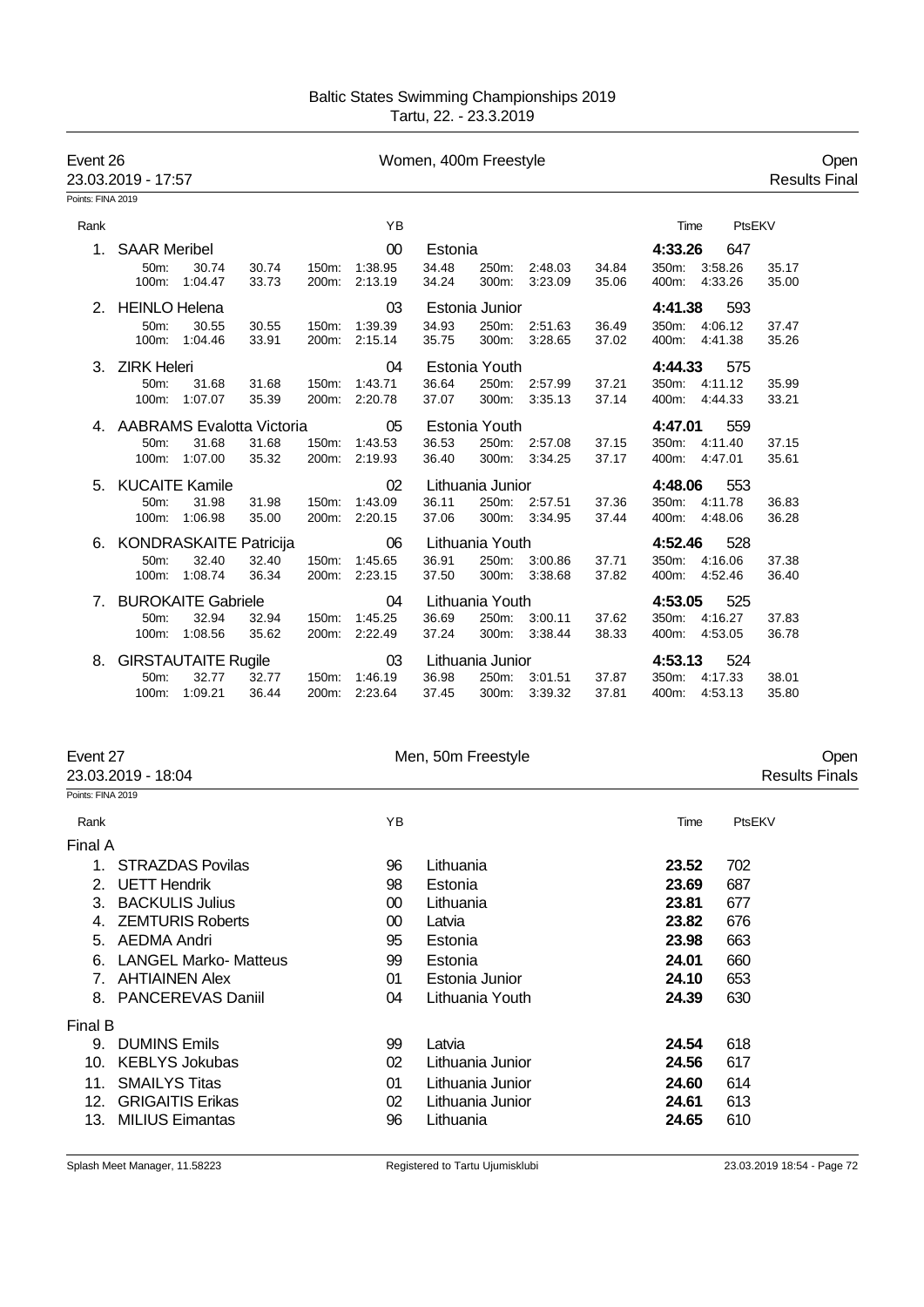Baltic States Swimming Championships 2019
Tartu, 22. - 23.3.2019

## Event 26 — Women, 400m Freestyle — Open

23.03.2019 - 17:57 — Results Final

Points: FINA 2019

| Rank | Name | YB | Club | Time | PtsEKV |
|---|---|---|---|---|---|
| 1. | SAAR Meribel | 00 | Estonia | **4:33.26** | 647 |
| | 50m: 30.74 30.74; 100m: 1:04.47 33.73; 150m: 1:38.95 34.48; 200m: 2:13.19 34.24; 250m: 2:48.03 34.84; 300m: 3:23.09 35.06; 350m: 3:58.26 35.17; 400m: 4:33.26 35.00 | | | | |
| 2. | HEINLO Helena | 03 | Estonia Junior | **4:41.38** | 593 |
| | 50m: 30.55 30.55; 100m: 1:04.46 33.91; 150m: 1:39.39 34.93; 200m: 2:15.14 35.75; 250m: 2:51.63 36.49; 300m: 3:28.65 37.02; 350m: 4:06.12 37.47; 400m: 4:41.38 35.26 | | | | |
| 3. | ZIRK Heleri | 04 | Estonia Youth | **4:44.33** | 575 |
| | 50m: 31.68 31.68; 100m: 1:07.07 35.39; 150m: 1:43.71 36.64; 200m: 2:20.78 37.07; 250m: 2:57.99 37.21; 300m: 3:35.13 37.14; 350m: 4:11.12 35.99; 400m: 4:44.33 33.21 | | | | |
| 4. | AABRAMS Evalotta Victoria | 05 | Estonia Youth | **4:47.01** | 559 |
| | 50m: 31.68 31.68; 100m: 1:07.00 35.32; 150m: 1:43.53 36.53; 200m: 2:19.93 36.40; 250m: 2:57.08 37.15; 300m: 3:34.25 37.17; 350m: 4:11.40 37.15; 400m: 4:47.01 35.61 | | | | |
| 5. | KUCAITE Kamile | 02 | Lithuania Junior | **4:48.06** | 553 |
| | 50m: 31.98 31.98; 100m: 1:06.98 35.00; 150m: 1:43.09 36.11; 200m: 2:20.15 37.06; 250m: 2:57.51 37.36; 300m: 3:34.95 37.44; 350m: 4:11.78 36.83; 400m: 4:48.06 36.28 | | | | |
| 6. | KONDRASKAITE Patricija | 06 | Lithuania Youth | **4:52.46** | 528 |
| | 50m: 32.40 32.40; 100m: 1:08.74 36.34; 150m: 1:45.65 36.91; 200m: 2:23.15 37.50; 250m: 3:00.86 37.71; 300m: 3:38.68 37.82; 350m: 4:16.06 37.38; 400m: 4:52.46 36.40 | | | | |
| 7. | BUROKAITE Gabriele | 04 | Lithuania Youth | **4:53.05** | 525 |
| | 50m: 32.94 32.94; 100m: 1:08.56 35.62; 150m: 1:45.25 36.69; 200m: 2:22.49 37.24; 250m: 3:00.11 37.62; 300m: 3:38.44 38.33; 350m: 4:16.27 37.83; 400m: 4:53.05 36.78 | | | | |
| 8. | GIRSTAUTAITE Rugile | 03 | Lithuania Junior | **4:53.13** | 524 |
| | 50m: 32.77 32.77; 100m: 1:09.21 36.44; 150m: 1:46.19 36.98; 200m: 2:23.64 37.45; 250m: 3:01.51 37.87; 300m: 3:39.32 37.81; 350m: 4:17.33 38.01; 400m: 4:53.13 35.80 | | | | |

## Event 27 — Men, 50m Freestyle — Open

23.03.2019 - 18:04 — Results Finals

Points: FINA 2019

| Rank | Name | YB | Club | Time | PtsEKV |
|---|---|---|---|---|---|
| **Final A** | | | | | |
| 1. | STRAZDAS Povilas | 96 | Lithuania | **23.52** | 702 |
| 2. | UETT Hendrik | 98 | Estonia | **23.69** | 687 |
| 3. | BACKULIS Julius | 00 | Lithuania | **23.81** | 677 |
| 4. | ZEMTURIS Roberts | 00 | Latvia | **23.82** | 676 |
| 5. | AEDMA Andri | 95 | Estonia | **23.98** | 663 |
| 6. | LANGEL Marko- Matteus | 99 | Estonia | **24.01** | 660 |
| 7. | AHTIAINEN Alex | 01 | Estonia Junior | **24.10** | 653 |
| 8. | PANCEREVAS Daniil | 04 | Lithuania Youth | **24.39** | 630 |
| **Final B** | | | | | |
| 9. | DUMINS Emils | 99 | Latvia | **24.54** | 618 |
| 10. | KEBLYS Jokubas | 02 | Lithuania Junior | **24.56** | 617 |
| 11. | SMAILYS Titas | 01 | Lithuania Junior | **24.60** | 614 |
| 12. | GRIGAITIS Erikas | 02 | Lithuania Junior | **24.61** | 613 |
| 13. | MILIUS Eimantas | 96 | Lithuania | **24.65** | 610 |

Splash Meet Manager, 11.58223 — Registered to Tartu Ujumisklubi — 23.03.2019 18:54 - Page 72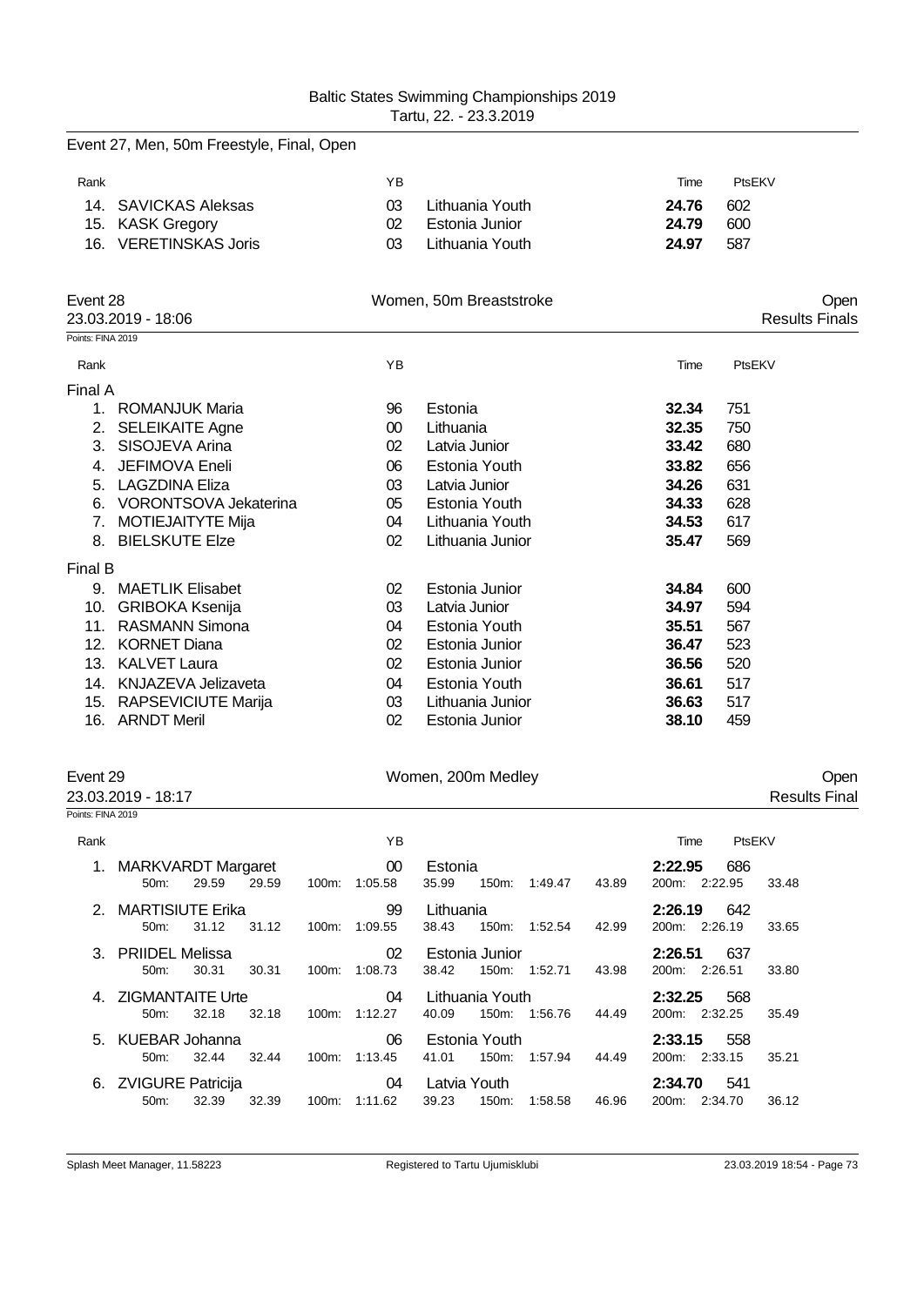Event 27, Men, 50m Freestyle, Final, Open

| Rank | | YB | | Time | PtsEKV |
|---|---|---|---|---|---|
| 14. | SAVICKAS Aleksas | 03 | Lithuania Youth | **24.76** | 602 |
| 15. | KASK Gregory | 02 | Estonia Junior | **24.79** | 600 |
| 16. | VERETINSKAS Joris | 03 | Lithuania Youth | **24.97** | 587 |

## Event 28 — Women, 50m Breaststroke — Open

23.03.2019 - 18:06 — Results Finals

Points: FINA 2019

| Rank | | YB | | Time | PtsEKV |
|---|---|---|---|---|---|
| **Final A** | | | | | |
| 1. | ROMANJUK Maria | 96 | Estonia | **32.34** | 751 |
| 2. | SELEIKAITE Agne | 00 | Lithuania | **32.35** | 750 |
| 3. | SISOJEVA Arina | 02 | Latvia Junior | **33.42** | 680 |
| 4. | JEFIMOVA Eneli | 06 | Estonia Youth | **33.82** | 656 |
| 5. | LAGZDINA Eliza | 03 | Latvia Junior | **34.26** | 631 |
| 6. | VORONTSOVA Jekaterina | 05 | Estonia Youth | **34.33** | 628 |
| 7. | MOTIEJAITYTE Mija | 04 | Lithuania Youth | **34.53** | 617 |
| 8. | BIELSKUTE Elze | 02 | Lithuania Junior | **35.47** | 569 |
| **Final B** | | | | | |
| 9. | MAETLIK Elisabet | 02 | Estonia Junior | **34.84** | 600 |
| 10. | GRIBOKA Ksenija | 03 | Latvia Junior | **34.97** | 594 |
| 11. | RASMANN Simona | 04 | Estonia Youth | **35.51** | 567 |
| 12. | KORNET Diana | 02 | Estonia Junior | **36.47** | 523 |
| 13. | KALVET Laura | 02 | Estonia Junior | **36.56** | 520 |
| 14. | KNJAZEVA Jelizaveta | 04 | Estonia Youth | **36.61** | 517 |
| 15. | RAPSEVICIUTE Marija | 03 | Lithuania Junior | **36.63** | 517 |
| 16. | ARNDT Meril | 02 | Estonia Junior | **38.10** | 459 |

## Event 29 — Women, 200m Medley — Open

23.03.2019 - 18:17 — Results Final

Points: FINA 2019

| Rank | | YB | | Time | PtsEKV |
|---|---|---|---|---|---|
| 1. | MARKVARDT Margaret | 00 | Estonia | **2:22.95** | 686 |
| | 50m: 29.59 29.59 | 100m: 1:05.58 35.99 | 150m: 1:49.47 43.89 | 200m: 2:22.95 33.48 | |
| 2. | MARTISIUTE Erika | 99 | Lithuania | **2:26.19** | 642 |
| | 50m: 31.12 31.12 | 100m: 1:09.55 38.43 | 150m: 1:52.54 42.99 | 200m: 2:26.19 33.65 | |
| 3. | PRIIDEL Melissa | 02 | Estonia Junior | **2:26.51** | 637 |
| | 50m: 30.31 30.31 | 100m: 1:08.73 38.42 | 150m: 1:52.71 43.98 | 200m: 2:26.51 33.80 | |
| 4. | ZIGMANTAITE Urte | 04 | Lithuania Youth | **2:32.25** | 568 |
| | 50m: 32.18 32.18 | 100m: 1:12.27 40.09 | 150m: 1:56.76 44.49 | 200m: 2:32.25 35.49 | |
| 5. | KUEBAR Johanna | 06 | Estonia Youth | **2:33.15** | 558 |
| | 50m: 32.44 32.44 | 100m: 1:13.45 41.01 | 150m: 1:57.94 44.49 | 200m: 2:33.15 35.21 | |
| 6. | ZVIGURE Patricija | 04 | Latvia Youth | **2:34.70** | 541 |
| | 50m: 32.39 32.39 | 100m: 1:11.62 39.23 | 150m: 1:58.58 46.96 | 200m: 2:34.70 36.12 | |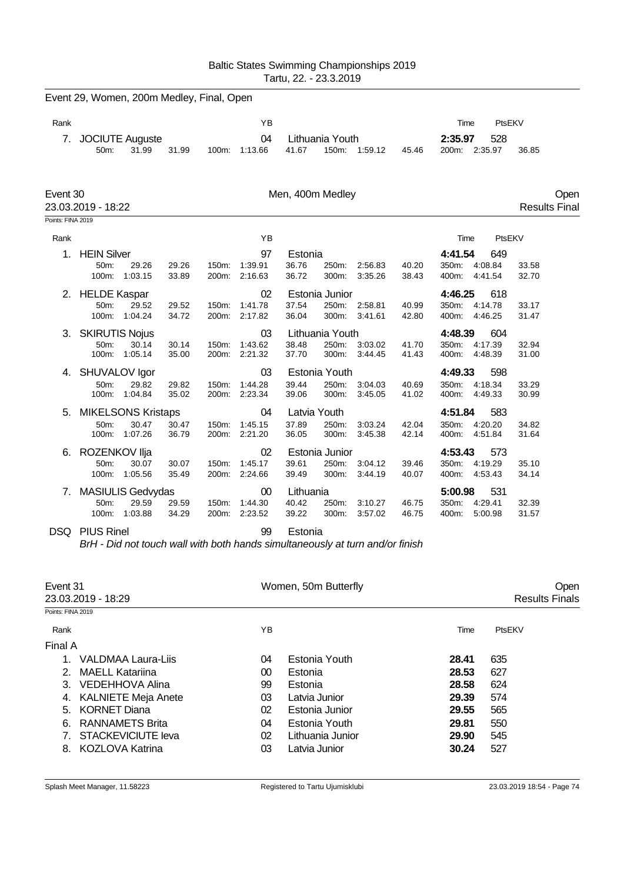Baltic States Swimming Championships 2019
Tartu, 22. - 23.3.2019

## Event 29, Women, 200m Medley, Final, Open

| Rank | | YB | | Time | PtsEKV |
|---|---|---|---|---|---|
| 7. | JOCIUTE Auguste | 04 | Lithuania Youth | **2:35.97** | 528 |
| | 50m: 31.99 31.99 / 100m: 1:13.66 41.67 / 150m: 1:59.12 45.46 / 200m: 2:35.97 36.85 | | | | |

## Event 30 — Men, 400m Medley — Open

23.03.2019 - 18:22 — Results Final

Points: FINA 2019

| Rank | Name | YB | Team | Time | PtsEKV |
|---|---|---|---|---|---|
| 1. | HEIN Silver | 97 | Estonia | **4:41.54** | 649 |
| | 50m: 29.26 29.26 / 100m: 1:03.15 33.89 / 150m: 1:39.91 36.76 / 200m: 2:16.63 36.72 / 250m: 2:56.83 40.20 / 300m: 3:35.26 38.43 / 350m: 4:08.84 33.58 / 400m: 4:41.54 32.70 | | | | |
| 2. | HELDE Kaspar | 02 | Estonia Junior | **4:46.25** | 618 |
| | 50m: 29.52 29.52 / 100m: 1:04.24 34.72 / 150m: 1:41.78 37.54 / 200m: 2:17.82 36.04 / 250m: 2:58.81 40.99 / 300m: 3:41.61 42.80 / 350m: 4:14.78 33.17 / 400m: 4:46.25 31.47 | | | | |
| 3. | SKIRUTIS Nojus | 03 | Lithuania Youth | **4:48.39** | 604 |
| | 50m: 30.14 30.14 / 100m: 1:05.14 35.00 / 150m: 1:43.62 38.48 / 200m: 2:21.32 37.70 / 250m: 3:03.02 41.70 / 300m: 3:44.45 41.43 / 350m: 4:17.39 32.94 / 400m: 4:48.39 31.00 | | | | |
| 4. | SHUVALOV Igor | 03 | Estonia Youth | **4:49.33** | 598 |
| | 50m: 29.82 29.82 / 100m: 1:04.84 35.02 / 150m: 1:44.28 39.44 / 200m: 2:23.34 39.06 / 250m: 3:04.03 40.69 / 300m: 3:45.05 41.02 / 350m: 4:18.34 33.29 / 400m: 4:49.33 30.99 | | | | |
| 5. | MIKELSONS Kristaps | 04 | Latvia Youth | **4:51.84** | 583 |
| | 50m: 30.47 30.47 / 100m: 1:07.26 36.79 / 150m: 1:45.15 37.89 / 200m: 2:21.20 36.05 / 250m: 3:03.24 42.04 / 300m: 3:45.38 42.14 / 350m: 4:20.20 34.82 / 400m: 4:51.84 31.64 | | | | |
| 6. | ROZENKOV Ilja | 02 | Estonia Junior | **4:53.43** | 573 |
| | 50m: 30.07 30.07 / 100m: 1:05.56 35.49 / 150m: 1:45.17 39.61 / 200m: 2:24.66 39.49 / 250m: 3:04.12 39.46 / 300m: 3:44.19 40.07 / 350m: 4:19.29 35.10 / 400m: 4:53.43 34.14 | | | | |
| 7. | MASIULIS Gedvydas | 00 | Lithuania | **5:00.98** | 531 |
| | 50m: 29.59 29.59 / 100m: 1:03.88 34.29 / 150m: 1:44.30 40.42 / 200m: 2:23.52 39.22 / 250m: 3:10.27 46.75 / 300m: 3:57.02 46.75 / 350m: 4:29.41 32.39 / 400m: 5:00.98 31.57 | | | | |
| DSQ | PIUS Rinel | 99 | Estonia | | |

*BrH - Did not touch wall with both hands simultaneously at turn and/or finish*

## Event 31 — Women, 50m Butterfly — Open

23.03.2019 - 18:29 — Results Finals

Points: FINA 2019

### Final A

| Rank | Name | YB | Team | Time | PtsEKV |
|---|---|---|---|---|---|
| 1. | VALDMAA Laura-Liis | 04 | Estonia Youth | **28.41** | 635 |
| 2. | MAELL Katariina | 00 | Estonia | **28.53** | 627 |
| 3. | VEDEHHOVA Alina | 99 | Estonia | **28.58** | 624 |
| 4. | KALNIETE Meja Anete | 03 | Latvia Junior | **29.39** | 574 |
| 5. | KORNET Diana | 02 | Estonia Junior | **29.55** | 565 |
| 6. | RANNAMETS Brita | 04 | Estonia Youth | **29.81** | 550 |
| 7. | STACKEVICIUTE Ieva | 02 | Lithuania Junior | **29.90** | 545 |
| 8. | KOZLOVA Katrina | 03 | Latvia Junior | **30.24** | 527 |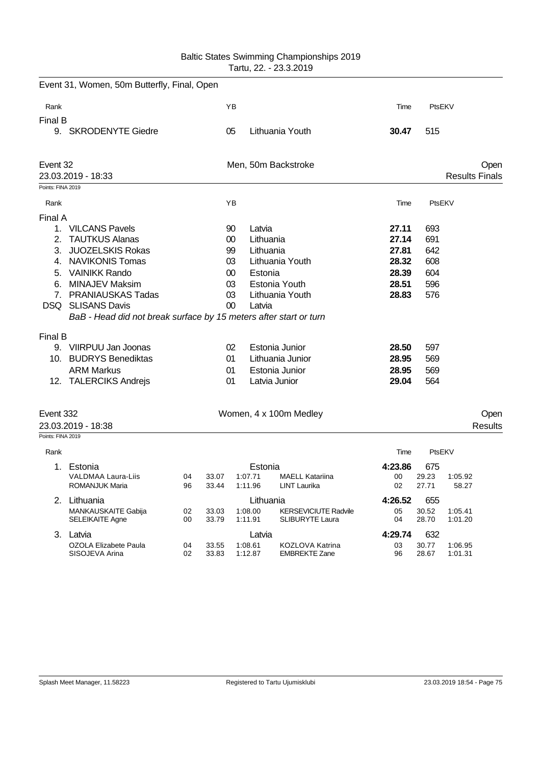## Event 31, Women, 50m Butterfly, Final, Open

| Rank | | YB | | Time | PtsEKV |
|---|---|---|---|---|---|
| **Final B** | | | | | |
| 9. | SKRODENYTE Giedre | 05 | Lithuania Youth | **30.47** | 515 |

## Event 32 — Men, 50m Backstroke — Open

23.03.2019 - 18:33 — Results Finals

Points: FINA 2019

| Rank | | YB | | Time | PtsEKV |
|---|---|---|---|---|---|
| **Final A** | | | | | |
| 1. | VILCANS Pavels | 90 | Latvia | **27.11** | 693 |
| 2. | TAUTKUS Alanas | 00 | Lithuania | **27.14** | 691 |
| 3. | JUOZELSKIS Rokas | 99 | Lithuania | **27.81** | 642 |
| 4. | NAVIKONIS Tomas | 03 | Lithuania Youth | **28.32** | 608 |
| 5. | VAINIKK Rando | 00 | Estonia | **28.39** | 604 |
| 6. | MINAJEV Maksim | 03 | Estonia Youth | **28.51** | 596 |
| 7. | PRANIAUSKAS Tadas | 03 | Lithuania Youth | **28.83** | 576 |
| DSQ | SLISANS Davis | 00 | Latvia | | |
| | *BaB - Head did not break surface by 15 meters after start or turn* | | | | |
| **Final B** | | | | | |
| 9. | VIIRPUU Jan Joonas | 02 | Estonia Junior | **28.50** | 597 |
| 10. | BUDRYS Benediktas | 01 | Lithuania Junior | **28.95** | 569 |
| | ARM Markus | 01 | Estonia Junior | **28.95** | 569 |
| 12. | TALERCIKS Andrejs | 01 | Latvia Junior | **29.04** | 564 |

## Event 332 — Women, 4 x 100m Medley — Open

23.03.2019 - 18:38 — Results

Points: FINA 2019

| Rank | | | | | | | | | Time | | PtsEKV | |
|---|---|---|---|---|---|---|---|---|---|---|---|---|
| 1. | Estonia | | | | Estonia | | | | **4:23.86** | | 675 | |
| | VALDMAA Laura-Liis | 04 | 33.07 | 1:07.71 | MAELL Katariina | 00 | 29.23 | 1:05.92 | | | | |
| | ROMANJUK Maria | 96 | 33.44 | 1:11.96 | LINT Laurika | 02 | 27.71 | 58.27 | | | | |
| 2. | Lithuania | | | | Lithuania | | | | **4:26.52** | | 655 | |
| | MANKAUSKAITE Gabija | 02 | 33.03 | 1:08.00 | KERSEVICIUTE Radvile | 05 | 30.52 | 1:05.41 | | | | |
| | SELEIKAITE Agne | 00 | 33.79 | 1:11.91 | SLIBURYTE Laura | 04 | 28.70 | 1:01.20 | | | | |
| 3. | Latvia | | | | Latvia | | | | **4:29.74** | | 632 | |
| | OZOLA Elizabete Paula | 04 | 33.55 | 1:08.61 | KOZLOVA Katrina | 03 | 30.77 | 1:06.95 | | | | |
| | SISOJEVA Arina | 02 | 33.83 | 1:12.87 | EMBREKTE Zane | 96 | 28.67 | 1:01.31 | | | | |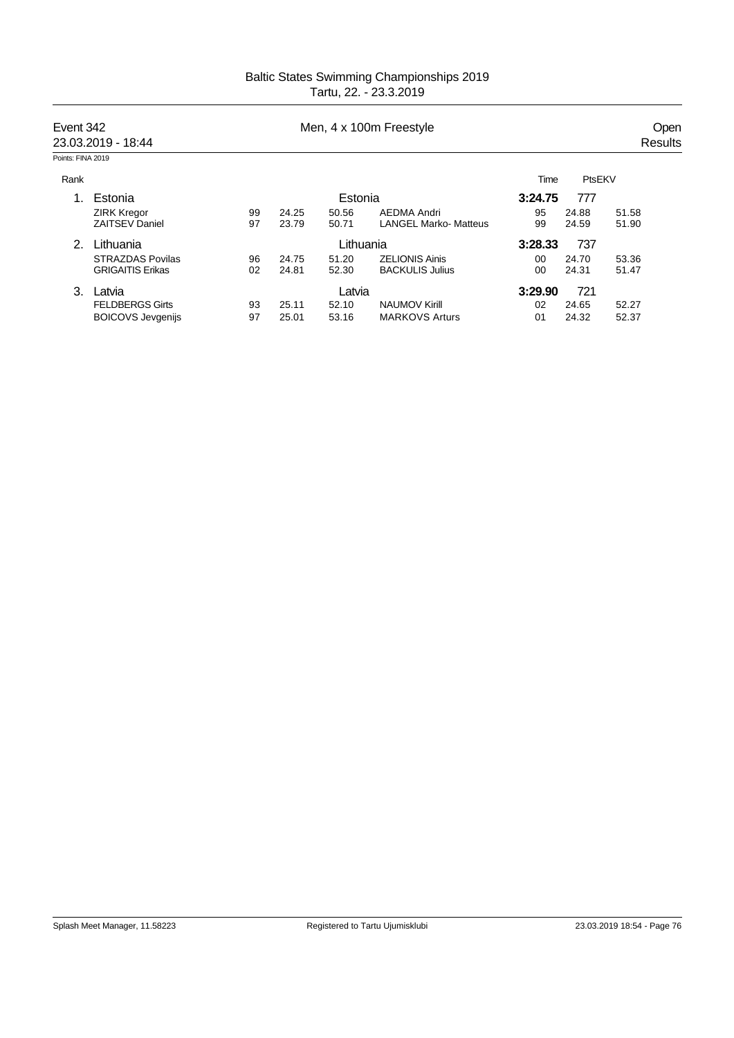# Baltic States Swimming Championships 2019

Tartu, 22. - 23.3.2019

## Event 342 — Men, 4 x 100m Freestyle — Open Results

23.03.2019 - 18:44

Points: FINA 2019

| Rank | | | | | | | Time | PtsEKV | |
|---|---|---|---|---|---|---|---|---|---|
| 1. | Estonia | | | Estonia | | | **3:24.75** | 777 | |
| | ZIRK Kregor | 99 | 24.25 | 50.56 | AEDMA Andri | | 95 | 24.88 | 51.58 |
| | ZAITSEV Daniel | 97 | 23.79 | 50.71 | LANGEL Marko- Matteus | | 99 | 24.59 | 51.90 |
| 2. | Lithuania | | | Lithuania | | | **3:28.33** | 737 | |
| | STRAZDAS Povilas | 96 | 24.75 | 51.20 | ZELIONIS Ainis | | 00 | 24.70 | 53.36 |
| | GRIGAITIS Erikas | 02 | 24.81 | 52.30 | BACKULIS Julius | | 00 | 24.31 | 51.47 |
| 3. | Latvia | | | Latvia | | | **3:29.90** | 721 | |
| | FELDBERGS Girts | 93 | 25.11 | 52.10 | NAUMOV Kirill | | 02 | 24.65 | 52.27 |
| | BOICOVS Jevgenijs | 97 | 25.01 | 53.16 | MARKOVS Arturs | | 01 | 24.32 | 52.37 |

Splash Meet Manager, 11.58223 — Registered to Tartu Ujumisklubi — 23.03.2019 18:54